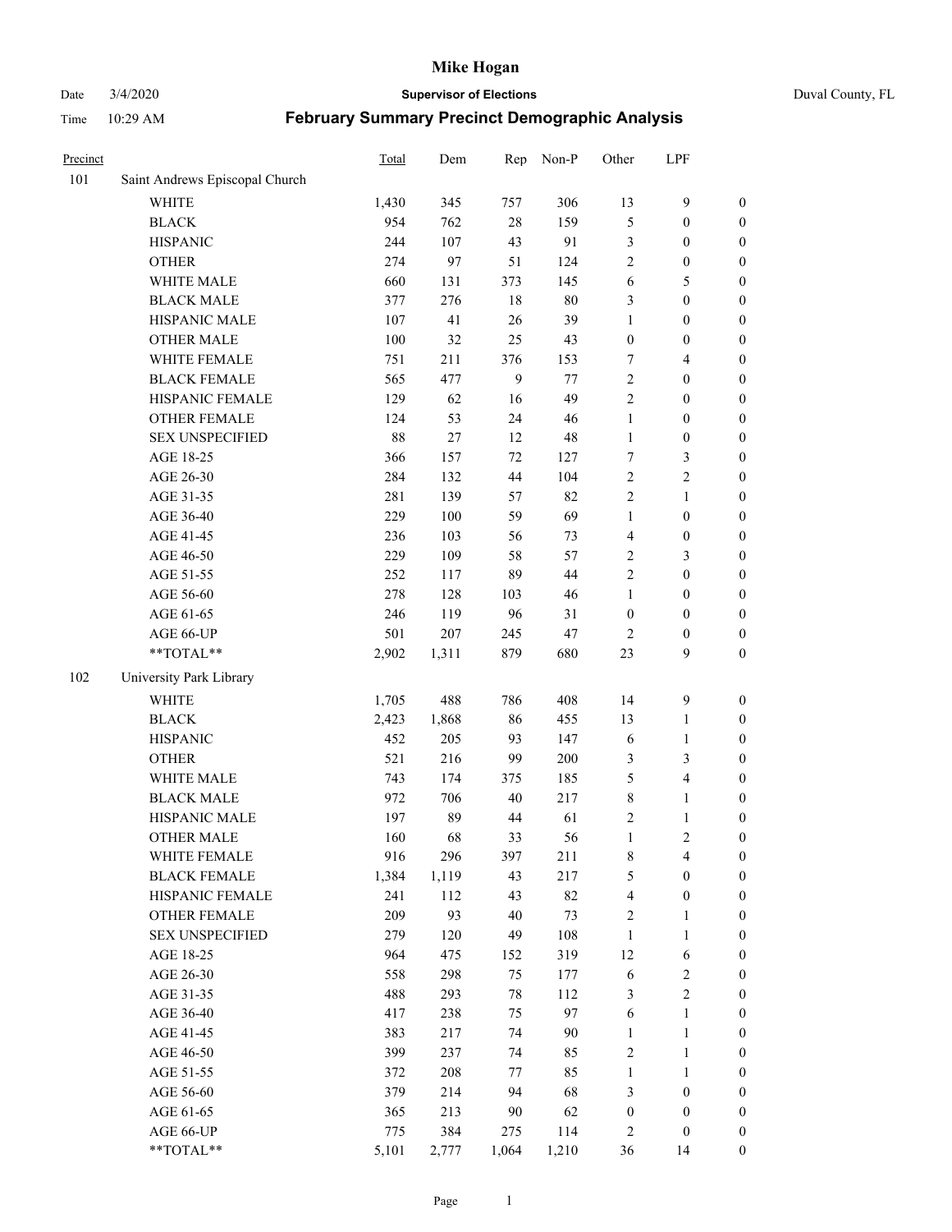# Mike Hogan

Date 3/4/2020 **Supervisor of Elections** Duval County, FL

Time 10:29 AM **February Summary Precinct Demographic Analysis**

| Precinct | | Total | Dem | Rep | Non-P | Other | LPF | |
|---|---|---|---|---|---|---|---|---|
| 101 | Saint Andrews Episcopal Church | | | | | | | |
| | WHITE | 1,430 | 345 | 757 | 306 | 13 | 9 | 0 |
| | BLACK | 954 | 762 | 28 | 159 | 5 | 0 | 0 |
| | HISPANIC | 244 | 107 | 43 | 91 | 3 | 0 | 0 |
| | OTHER | 274 | 97 | 51 | 124 | 2 | 0 | 0 |
| | WHITE MALE | 660 | 131 | 373 | 145 | 6 | 5 | 0 |
| | BLACK MALE | 377 | 276 | 18 | 80 | 3 | 0 | 0 |
| | HISPANIC MALE | 107 | 41 | 26 | 39 | 1 | 0 | 0 |
| | OTHER MALE | 100 | 32 | 25 | 43 | 0 | 0 | 0 |
| | WHITE FEMALE | 751 | 211 | 376 | 153 | 7 | 4 | 0 |
| | BLACK FEMALE | 565 | 477 | 9 | 77 | 2 | 0 | 0 |
| | HISPANIC FEMALE | 129 | 62 | 16 | 49 | 2 | 0 | 0 |
| | OTHER FEMALE | 124 | 53 | 24 | 46 | 1 | 0 | 0 |
| | SEX UNSPECIFIED | 88 | 27 | 12 | 48 | 1 | 0 | 0 |
| | AGE 18-25 | 366 | 157 | 72 | 127 | 7 | 3 | 0 |
| | AGE 26-30 | 284 | 132 | 44 | 104 | 2 | 2 | 0 |
| | AGE 31-35 | 281 | 139 | 57 | 82 | 2 | 1 | 0 |
| | AGE 36-40 | 229 | 100 | 59 | 69 | 1 | 0 | 0 |
| | AGE 41-45 | 236 | 103 | 56 | 73 | 4 | 0 | 0 |
| | AGE 46-50 | 229 | 109 | 58 | 57 | 2 | 3 | 0 |
| | AGE 51-55 | 252 | 117 | 89 | 44 | 2 | 0 | 0 |
| | AGE 56-60 | 278 | 128 | 103 | 46 | 1 | 0 | 0 |
| | AGE 61-65 | 246 | 119 | 96 | 31 | 0 | 0 | 0 |
| | AGE 66-UP | 501 | 207 | 245 | 47 | 2 | 0 | 0 |
| | **TOTAL** | 2,902 | 1,311 | 879 | 680 | 23 | 9 | 0 |
| 102 | University Park Library | | | | | | | |
| | WHITE | 1,705 | 488 | 786 | 408 | 14 | 9 | 0 |
| | BLACK | 2,423 | 1,868 | 86 | 455 | 13 | 1 | 0 |
| | HISPANIC | 452 | 205 | 93 | 147 | 6 | 1 | 0 |
| | OTHER | 521 | 216 | 99 | 200 | 3 | 3 | 0 |
| | WHITE MALE | 743 | 174 | 375 | 185 | 5 | 4 | 0 |
| | BLACK MALE | 972 | 706 | 40 | 217 | 8 | 1 | 0 |
| | HISPANIC MALE | 197 | 89 | 44 | 61 | 2 | 1 | 0 |
| | OTHER MALE | 160 | 68 | 33 | 56 | 1 | 2 | 0 |
| | WHITE FEMALE | 916 | 296 | 397 | 211 | 8 | 4 | 0 |
| | BLACK FEMALE | 1,384 | 1,119 | 43 | 217 | 5 | 0 | 0 |
| | HISPANIC FEMALE | 241 | 112 | 43 | 82 | 4 | 0 | 0 |
| | OTHER FEMALE | 209 | 93 | 40 | 73 | 2 | 1 | 0 |
| | SEX UNSPECIFIED | 279 | 120 | 49 | 108 | 1 | 1 | 0 |
| | AGE 18-25 | 964 | 475 | 152 | 319 | 12 | 6 | 0 |
| | AGE 26-30 | 558 | 298 | 75 | 177 | 6 | 2 | 0 |
| | AGE 31-35 | 488 | 293 | 78 | 112 | 3 | 2 | 0 |
| | AGE 36-40 | 417 | 238 | 75 | 97 | 6 | 1 | 0 |
| | AGE 41-45 | 383 | 217 | 74 | 90 | 1 | 1 | 0 |
| | AGE 46-50 | 399 | 237 | 74 | 85 | 2 | 1 | 0 |
| | AGE 51-55 | 372 | 208 | 77 | 85 | 1 | 1 | 0 |
| | AGE 56-60 | 379 | 214 | 94 | 68 | 3 | 0 | 0 |
| | AGE 61-65 | 365 | 213 | 90 | 62 | 0 | 0 | 0 |
| | AGE 66-UP | 775 | 384 | 275 | 114 | 2 | 0 | 0 |
| | **TOTAL** | 5,101 | 2,777 | 1,064 | 1,210 | 36 | 14 | 0 |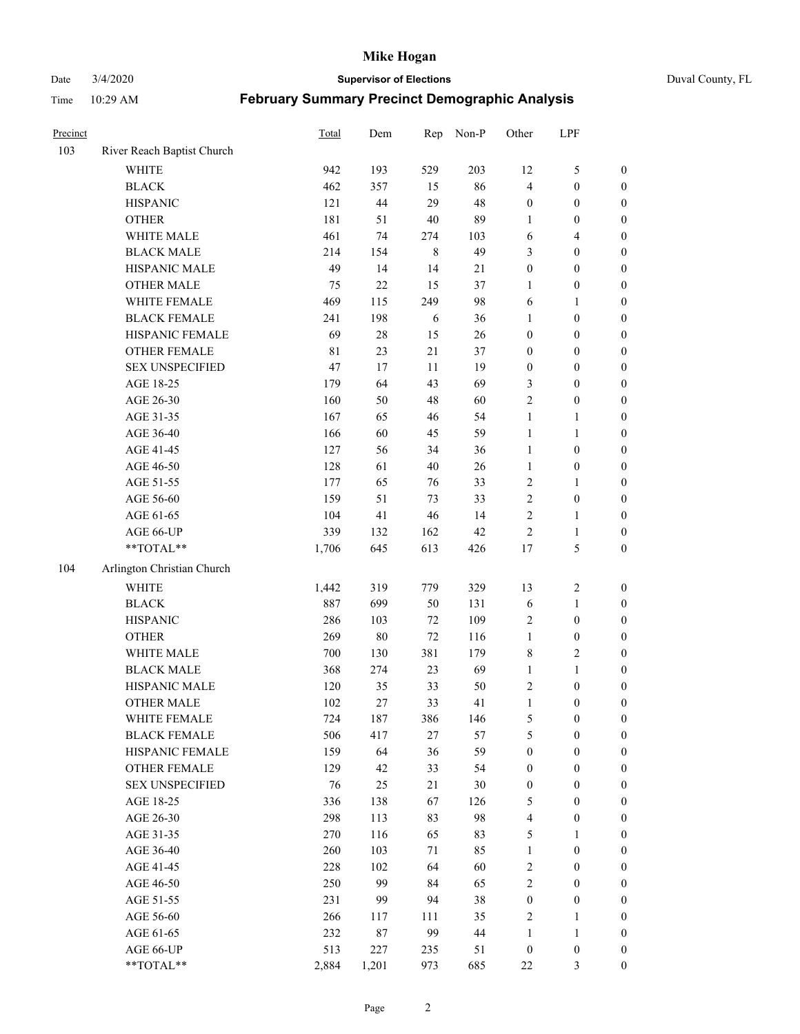# Mike Hogan

Date 3/4/2020 **Supervisor of Elections** Duval County, FL

Time 10:29 AM **February Summary Precinct Demographic Analysis**

| Precinct | | Total | Dem | Rep | Non-P | Other | LPF | |
|---|---|---|---|---|---|---|---|---|
| 103 | River Reach Baptist Church | | | | | | | |
| | WHITE | 942 | 193 | 529 | 203 | 12 | 5 | 0 |
| | BLACK | 462 | 357 | 15 | 86 | 4 | 0 | 0 |
| | HISPANIC | 121 | 44 | 29 | 48 | 0 | 0 | 0 |
| | OTHER | 181 | 51 | 40 | 89 | 1 | 0 | 0 |
| | WHITE MALE | 461 | 74 | 274 | 103 | 6 | 4 | 0 |
| | BLACK MALE | 214 | 154 | 8 | 49 | 3 | 0 | 0 |
| | HISPANIC MALE | 49 | 14 | 14 | 21 | 0 | 0 | 0 |
| | OTHER MALE | 75 | 22 | 15 | 37 | 1 | 0 | 0 |
| | WHITE FEMALE | 469 | 115 | 249 | 98 | 6 | 1 | 0 |
| | BLACK FEMALE | 241 | 198 | 6 | 36 | 1 | 0 | 0 |
| | HISPANIC FEMALE | 69 | 28 | 15 | 26 | 0 | 0 | 0 |
| | OTHER FEMALE | 81 | 23 | 21 | 37 | 0 | 0 | 0 |
| | SEX UNSPECIFIED | 47 | 17 | 11 | 19 | 0 | 0 | 0 |
| | AGE 18-25 | 179 | 64 | 43 | 69 | 3 | 0 | 0 |
| | AGE 26-30 | 160 | 50 | 48 | 60 | 2 | 0 | 0 |
| | AGE 31-35 | 167 | 65 | 46 | 54 | 1 | 1 | 0 |
| | AGE 36-40 | 166 | 60 | 45 | 59 | 1 | 1 | 0 |
| | AGE 41-45 | 127 | 56 | 34 | 36 | 1 | 0 | 0 |
| | AGE 46-50 | 128 | 61 | 40 | 26 | 1 | 0 | 0 |
| | AGE 51-55 | 177 | 65 | 76 | 33 | 2 | 1 | 0 |
| | AGE 56-60 | 159 | 51 | 73 | 33 | 2 | 0 | 0 |
| | AGE 61-65 | 104 | 41 | 46 | 14 | 2 | 1 | 0 |
| | AGE 66-UP | 339 | 132 | 162 | 42 | 2 | 1 | 0 |
| | **TOTAL** | 1,706 | 645 | 613 | 426 | 17 | 5 | 0 |
| 104 | Arlington Christian Church | | | | | | | |
| | WHITE | 1,442 | 319 | 779 | 329 | 13 | 2 | 0 |
| | BLACK | 887 | 699 | 50 | 131 | 6 | 1 | 0 |
| | HISPANIC | 286 | 103 | 72 | 109 | 2 | 0 | 0 |
| | OTHER | 269 | 80 | 72 | 116 | 1 | 0 | 0 |
| | WHITE MALE | 700 | 130 | 381 | 179 | 8 | 2 | 0 |
| | BLACK MALE | 368 | 274 | 23 | 69 | 1 | 1 | 0 |
| | HISPANIC MALE | 120 | 35 | 33 | 50 | 2 | 0 | 0 |
| | OTHER MALE | 102 | 27 | 33 | 41 | 1 | 0 | 0 |
| | WHITE FEMALE | 724 | 187 | 386 | 146 | 5 | 0 | 0 |
| | BLACK FEMALE | 506 | 417 | 27 | 57 | 5 | 0 | 0 |
| | HISPANIC FEMALE | 159 | 64 | 36 | 59 | 0 | 0 | 0 |
| | OTHER FEMALE | 129 | 42 | 33 | 54 | 0 | 0 | 0 |
| | SEX UNSPECIFIED | 76 | 25 | 21 | 30 | 0 | 0 | 0 |
| | AGE 18-25 | 336 | 138 | 67 | 126 | 5 | 0 | 0 |
| | AGE 26-30 | 298 | 113 | 83 | 98 | 4 | 0 | 0 |
| | AGE 31-35 | 270 | 116 | 65 | 83 | 5 | 1 | 0 |
| | AGE 36-40 | 260 | 103 | 71 | 85 | 1 | 0 | 0 |
| | AGE 41-45 | 228 | 102 | 64 | 60 | 2 | 0 | 0 |
| | AGE 46-50 | 250 | 99 | 84 | 65 | 2 | 0 | 0 |
| | AGE 51-55 | 231 | 99 | 94 | 38 | 0 | 0 | 0 |
| | AGE 56-60 | 266 | 117 | 111 | 35 | 2 | 1 | 0 |
| | AGE 61-65 | 232 | 87 | 99 | 44 | 1 | 1 | 0 |
| | AGE 66-UP | 513 | 227 | 235 | 51 | 0 | 0 | 0 |
| | **TOTAL** | 2,884 | 1,201 | 973 | 685 | 22 | 3 | 0 |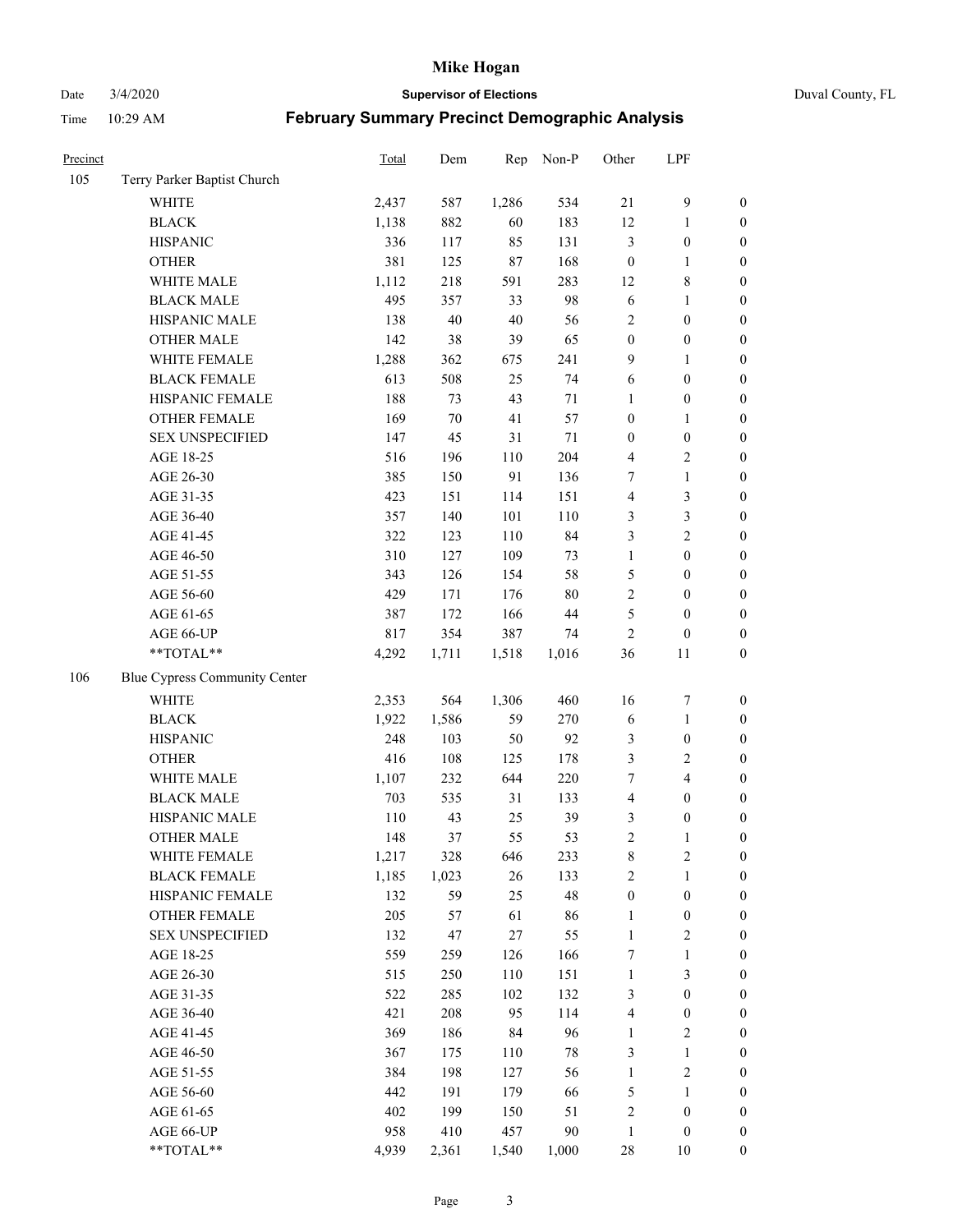# Mike Hogan

Date 3/4/2020 **Supervisor of Elections** Duval County, FL

Time 10:29 AM **February Summary Precinct Demographic Analysis**

| Precinct | | Total | Dem | Rep | Non-P | Other | LPF | |
|---|---|---|---|---|---|---|---|---|
| 105 | Terry Parker Baptist Church | | | | | | | |
| | WHITE | 2,437 | 587 | 1,286 | 534 | 21 | 9 | 0 |
| | BLACK | 1,138 | 882 | 60 | 183 | 12 | 1 | 0 |
| | HISPANIC | 336 | 117 | 85 | 131 | 3 | 0 | 0 |
| | OTHER | 381 | 125 | 87 | 168 | 0 | 1 | 0 |
| | WHITE MALE | 1,112 | 218 | 591 | 283 | 12 | 8 | 0 |
| | BLACK MALE | 495 | 357 | 33 | 98 | 6 | 1 | 0 |
| | HISPANIC MALE | 138 | 40 | 40 | 56 | 2 | 0 | 0 |
| | OTHER MALE | 142 | 38 | 39 | 65 | 0 | 0 | 0 |
| | WHITE FEMALE | 1,288 | 362 | 675 | 241 | 9 | 1 | 0 |
| | BLACK FEMALE | 613 | 508 | 25 | 74 | 6 | 0 | 0 |
| | HISPANIC FEMALE | 188 | 73 | 43 | 71 | 1 | 0 | 0 |
| | OTHER FEMALE | 169 | 70 | 41 | 57 | 0 | 1 | 0 |
| | SEX UNSPECIFIED | 147 | 45 | 31 | 71 | 0 | 0 | 0 |
| | AGE 18-25 | 516 | 196 | 110 | 204 | 4 | 2 | 0 |
| | AGE 26-30 | 385 | 150 | 91 | 136 | 7 | 1 | 0 |
| | AGE 31-35 | 423 | 151 | 114 | 151 | 4 | 3 | 0 |
| | AGE 36-40 | 357 | 140 | 101 | 110 | 3 | 3 | 0 |
| | AGE 41-45 | 322 | 123 | 110 | 84 | 3 | 2 | 0 |
| | AGE 46-50 | 310 | 127 | 109 | 73 | 1 | 0 | 0 |
| | AGE 51-55 | 343 | 126 | 154 | 58 | 5 | 0 | 0 |
| | AGE 56-60 | 429 | 171 | 176 | 80 | 2 | 0 | 0 |
| | AGE 61-65 | 387 | 172 | 166 | 44 | 5 | 0 | 0 |
| | AGE 66-UP | 817 | 354 | 387 | 74 | 2 | 0 | 0 |
| | **TOTAL** | 4,292 | 1,711 | 1,518 | 1,016 | 36 | 11 | 0 |
| 106 | Blue Cypress Community Center | | | | | | | |
| | WHITE | 2,353 | 564 | 1,306 | 460 | 16 | 7 | 0 |
| | BLACK | 1,922 | 1,586 | 59 | 270 | 6 | 1 | 0 |
| | HISPANIC | 248 | 103 | 50 | 92 | 3 | 0 | 0 |
| | OTHER | 416 | 108 | 125 | 178 | 3 | 2 | 0 |
| | WHITE MALE | 1,107 | 232 | 644 | 220 | 7 | 4 | 0 |
| | BLACK MALE | 703 | 535 | 31 | 133 | 4 | 0 | 0 |
| | HISPANIC MALE | 110 | 43 | 25 | 39 | 3 | 0 | 0 |
| | OTHER MALE | 148 | 37 | 55 | 53 | 2 | 1 | 0 |
| | WHITE FEMALE | 1,217 | 328 | 646 | 233 | 8 | 2 | 0 |
| | BLACK FEMALE | 1,185 | 1,023 | 26 | 133 | 2 | 1 | 0 |
| | HISPANIC FEMALE | 132 | 59 | 25 | 48 | 0 | 0 | 0 |
| | OTHER FEMALE | 205 | 57 | 61 | 86 | 1 | 0 | 0 |
| | SEX UNSPECIFIED | 132 | 47 | 27 | 55 | 1 | 2 | 0 |
| | AGE 18-25 | 559 | 259 | 126 | 166 | 7 | 1 | 0 |
| | AGE 26-30 | 515 | 250 | 110 | 151 | 1 | 3 | 0 |
| | AGE 31-35 | 522 | 285 | 102 | 132 | 3 | 0 | 0 |
| | AGE 36-40 | 421 | 208 | 95 | 114 | 4 | 0 | 0 |
| | AGE 41-45 | 369 | 186 | 84 | 96 | 1 | 2 | 0 |
| | AGE 46-50 | 367 | 175 | 110 | 78 | 3 | 1 | 0 |
| | AGE 51-55 | 384 | 198 | 127 | 56 | 1 | 2 | 0 |
| | AGE 56-60 | 442 | 191 | 179 | 66 | 5 | 1 | 0 |
| | AGE 61-65 | 402 | 199 | 150 | 51 | 2 | 0 | 0 |
| | AGE 66-UP | 958 | 410 | 457 | 90 | 1 | 0 | 0 |
| | **TOTAL** | 4,939 | 2,361 | 1,540 | 1,000 | 28 | 10 | 0 |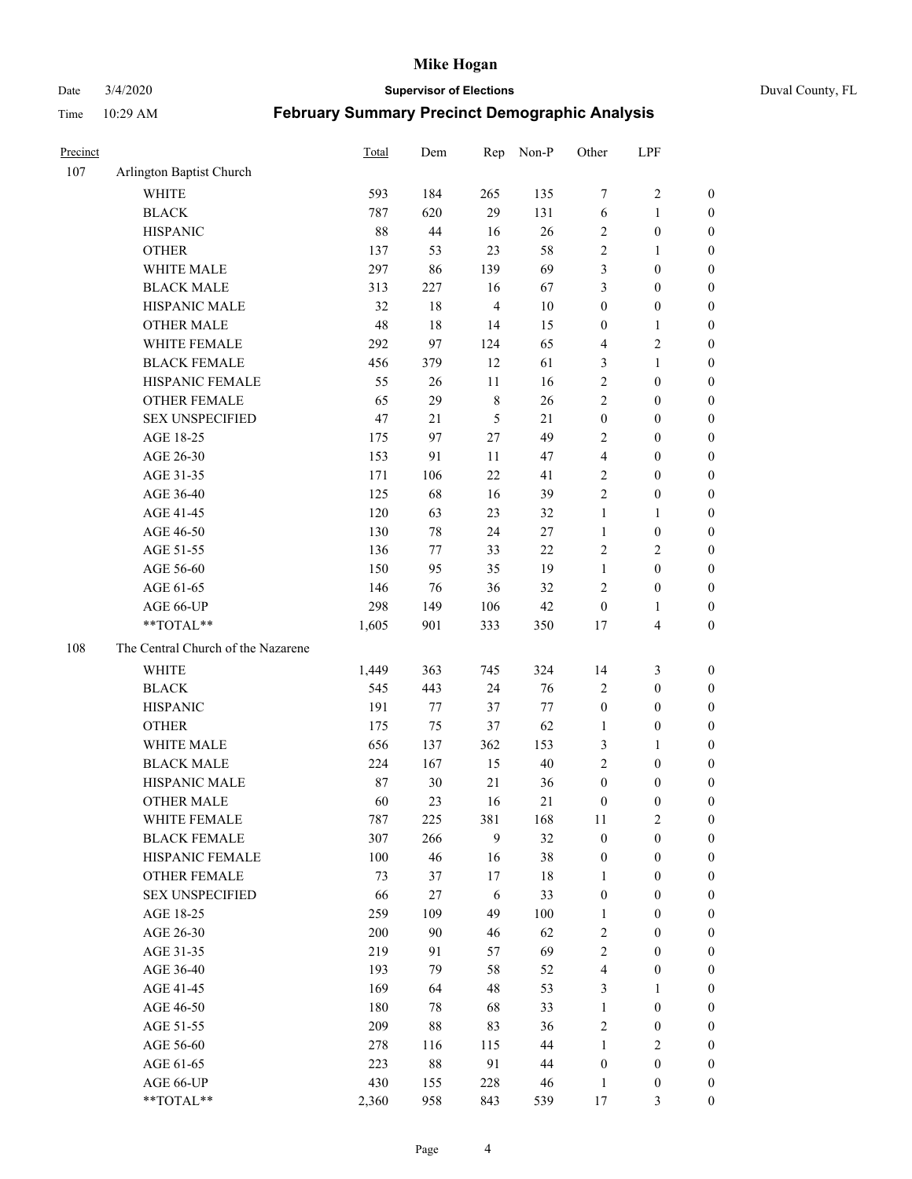# February Summary Precinct Demographic Analysis

| Precinct | | Total | Dem | Rep | Non-P | Other | LPF | |
|---|---|---|---|---|---|---|---|---|
| 107 | Arlington Baptist Church | | | | | | | |
| | WHITE | 593 | 184 | 265 | 135 | 7 | 2 | 0 |
| | BLACK | 787 | 620 | 29 | 131 | 6 | 1 | 0 |
| | HISPANIC | 88 | 44 | 16 | 26 | 2 | 0 | 0 |
| | OTHER | 137 | 53 | 23 | 58 | 2 | 1 | 0 |
| | WHITE MALE | 297 | 86 | 139 | 69 | 3 | 0 | 0 |
| | BLACK MALE | 313 | 227 | 16 | 67 | 3 | 0 | 0 |
| | HISPANIC MALE | 32 | 18 | 4 | 10 | 0 | 0 | 0 |
| | OTHER MALE | 48 | 18 | 14 | 15 | 0 | 1 | 0 |
| | WHITE FEMALE | 292 | 97 | 124 | 65 | 4 | 2 | 0 |
| | BLACK FEMALE | 456 | 379 | 12 | 61 | 3 | 1 | 0 |
| | HISPANIC FEMALE | 55 | 26 | 11 | 16 | 2 | 0 | 0 |
| | OTHER FEMALE | 65 | 29 | 8 | 26 | 2 | 0 | 0 |
| | SEX UNSPECIFIED | 47 | 21 | 5 | 21 | 0 | 0 | 0 |
| | AGE 18-25 | 175 | 97 | 27 | 49 | 2 | 0 | 0 |
| | AGE 26-30 | 153 | 91 | 11 | 47 | 4 | 0 | 0 |
| | AGE 31-35 | 171 | 106 | 22 | 41 | 2 | 0 | 0 |
| | AGE 36-40 | 125 | 68 | 16 | 39 | 2 | 0 | 0 |
| | AGE 41-45 | 120 | 63 | 23 | 32 | 1 | 1 | 0 |
| | AGE 46-50 | 130 | 78 | 24 | 27 | 1 | 0 | 0 |
| | AGE 51-55 | 136 | 77 | 33 | 22 | 2 | 2 | 0 |
| | AGE 56-60 | 150 | 95 | 35 | 19 | 1 | 0 | 0 |
| | AGE 61-65 | 146 | 76 | 36 | 32 | 2 | 0 | 0 |
| | AGE 66-UP | 298 | 149 | 106 | 42 | 0 | 1 | 0 |
| | **TOTAL** | 1,605 | 901 | 333 | 350 | 17 | 4 | 0 |
| 108 | The Central Church of the Nazarene | | | | | | | |
| | WHITE | 1,449 | 363 | 745 | 324 | 14 | 3 | 0 |
| | BLACK | 545 | 443 | 24 | 76 | 2 | 0 | 0 |
| | HISPANIC | 191 | 77 | 37 | 77 | 0 | 0 | 0 |
| | OTHER | 175 | 75 | 37 | 62 | 1 | 0 | 0 |
| | WHITE MALE | 656 | 137 | 362 | 153 | 3 | 1 | 0 |
| | BLACK MALE | 224 | 167 | 15 | 40 | 2 | 0 | 0 |
| | HISPANIC MALE | 87 | 30 | 21 | 36 | 0 | 0 | 0 |
| | OTHER MALE | 60 | 23 | 16 | 21 | 0 | 0 | 0 |
| | WHITE FEMALE | 787 | 225 | 381 | 168 | 11 | 2 | 0 |
| | BLACK FEMALE | 307 | 266 | 9 | 32 | 0 | 0 | 0 |
| | HISPANIC FEMALE | 100 | 46 | 16 | 38 | 0 | 0 | 0 |
| | OTHER FEMALE | 73 | 37 | 17 | 18 | 1 | 0 | 0 |
| | SEX UNSPECIFIED | 66 | 27 | 6 | 33 | 0 | 0 | 0 |
| | AGE 18-25 | 259 | 109 | 49 | 100 | 1 | 0 | 0 |
| | AGE 26-30 | 200 | 90 | 46 | 62 | 2 | 0 | 0 |
| | AGE 31-35 | 219 | 91 | 57 | 69 | 2 | 0 | 0 |
| | AGE 36-40 | 193 | 79 | 58 | 52 | 4 | 0 | 0 |
| | AGE 41-45 | 169 | 64 | 48 | 53 | 3 | 1 | 0 |
| | AGE 46-50 | 180 | 78 | 68 | 33 | 1 | 0 | 0 |
| | AGE 51-55 | 209 | 88 | 83 | 36 | 2 | 0 | 0 |
| | AGE 56-60 | 278 | 116 | 115 | 44 | 1 | 2 | 0 |
| | AGE 61-65 | 223 | 88 | 91 | 44 | 0 | 0 | 0 |
| | AGE 66-UP | 430 | 155 | 228 | 46 | 1 | 0 | 0 |
| | **TOTAL** | 2,360 | 958 | 843 | 539 | 17 | 3 | 0 |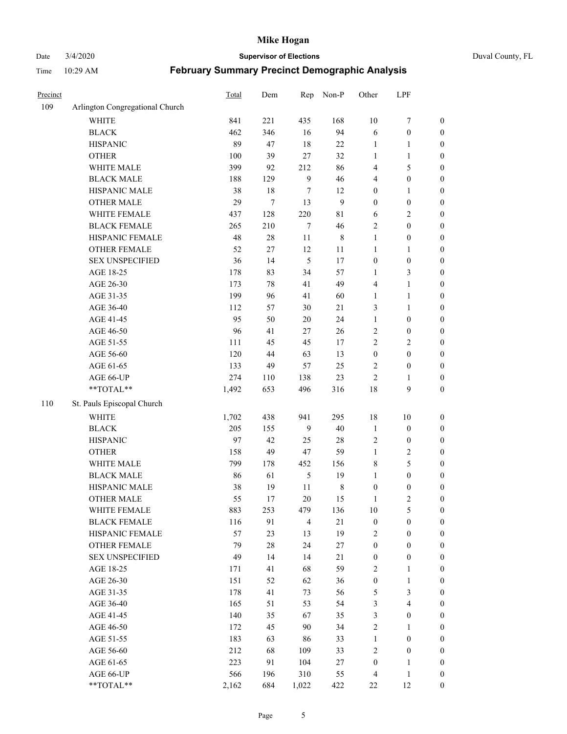| Precinct | | Total | Dem | Rep | Non-P | Other | LPF | |
|---|---|---|---|---|---|---|---|---|
| 109 | Arlington Congregational Church | | | | | | | |
| | WHITE | 841 | 221 | 435 | 168 | 10 | 7 | 0 |
| | BLACK | 462 | 346 | 16 | 94 | 6 | 0 | 0 |
| | HISPANIC | 89 | 47 | 18 | 22 | 1 | 1 | 0 |
| | OTHER | 100 | 39 | 27 | 32 | 1 | 1 | 0 |
| | WHITE MALE | 399 | 92 | 212 | 86 | 4 | 5 | 0 |
| | BLACK MALE | 188 | 129 | 9 | 46 | 4 | 0 | 0 |
| | HISPANIC MALE | 38 | 18 | 7 | 12 | 0 | 1 | 0 |
| | OTHER MALE | 29 | 7 | 13 | 9 | 0 | 0 | 0 |
| | WHITE FEMALE | 437 | 128 | 220 | 81 | 6 | 2 | 0 |
| | BLACK FEMALE | 265 | 210 | 7 | 46 | 2 | 0 | 0 |
| | HISPANIC FEMALE | 48 | 28 | 11 | 8 | 1 | 0 | 0 |
| | OTHER FEMALE | 52 | 27 | 12 | 11 | 1 | 1 | 0 |
| | SEX UNSPECIFIED | 36 | 14 | 5 | 17 | 0 | 0 | 0 |
| | AGE 18-25 | 178 | 83 | 34 | 57 | 1 | 3 | 0 |
| | AGE 26-30 | 173 | 78 | 41 | 49 | 4 | 1 | 0 |
| | AGE 31-35 | 199 | 96 | 41 | 60 | 1 | 1 | 0 |
| | AGE 36-40 | 112 | 57 | 30 | 21 | 3 | 1 | 0 |
| | AGE 41-45 | 95 | 50 | 20 | 24 | 1 | 0 | 0 |
| | AGE 46-50 | 96 | 41 | 27 | 26 | 2 | 0 | 0 |
| | AGE 51-55 | 111 | 45 | 45 | 17 | 2 | 2 | 0 |
| | AGE 56-60 | 120 | 44 | 63 | 13 | 0 | 0 | 0 |
| | AGE 61-65 | 133 | 49 | 57 | 25 | 2 | 0 | 0 |
| | AGE 66-UP | 274 | 110 | 138 | 23 | 2 | 1 | 0 |
| | **TOTAL** | 1,492 | 653 | 496 | 316 | 18 | 9 | 0 |
| 110 | St. Pauls Episcopal Church | | | | | | | |
| | WHITE | 1,702 | 438 | 941 | 295 | 18 | 10 | 0 |
| | BLACK | 205 | 155 | 9 | 40 | 1 | 0 | 0 |
| | HISPANIC | 97 | 42 | 25 | 28 | 2 | 0 | 0 |
| | OTHER | 158 | 49 | 47 | 59 | 1 | 2 | 0 |
| | WHITE MALE | 799 | 178 | 452 | 156 | 8 | 5 | 0 |
| | BLACK MALE | 86 | 61 | 5 | 19 | 1 | 0 | 0 |
| | HISPANIC MALE | 38 | 19 | 11 | 8 | 0 | 0 | 0 |
| | OTHER MALE | 55 | 17 | 20 | 15 | 1 | 2 | 0 |
| | WHITE FEMALE | 883 | 253 | 479 | 136 | 10 | 5 | 0 |
| | BLACK FEMALE | 116 | 91 | 4 | 21 | 0 | 0 | 0 |
| | HISPANIC FEMALE | 57 | 23 | 13 | 19 | 2 | 0 | 0 |
| | OTHER FEMALE | 79 | 28 | 24 | 27 | 0 | 0 | 0 |
| | SEX UNSPECIFIED | 49 | 14 | 14 | 21 | 0 | 0 | 0 |
| | AGE 18-25 | 171 | 41 | 68 | 59 | 2 | 1 | 0 |
| | AGE 26-30 | 151 | 52 | 62 | 36 | 0 | 1 | 0 |
| | AGE 31-35 | 178 | 41 | 73 | 56 | 5 | 3 | 0 |
| | AGE 36-40 | 165 | 51 | 53 | 54 | 3 | 4 | 0 |
| | AGE 41-45 | 140 | 35 | 67 | 35 | 3 | 0 | 0 |
| | AGE 46-50 | 172 | 45 | 90 | 34 | 2 | 1 | 0 |
| | AGE 51-55 | 183 | 63 | 86 | 33 | 1 | 0 | 0 |
| | AGE 56-60 | 212 | 68 | 109 | 33 | 2 | 0 | 0 |
| | AGE 61-65 | 223 | 91 | 104 | 27 | 0 | 1 | 0 |
| | AGE 66-UP | 566 | 196 | 310 | 55 | 4 | 1 | 0 |
| | **TOTAL** | 2,162 | 684 | 1,022 | 422 | 22 | 12 | 0 |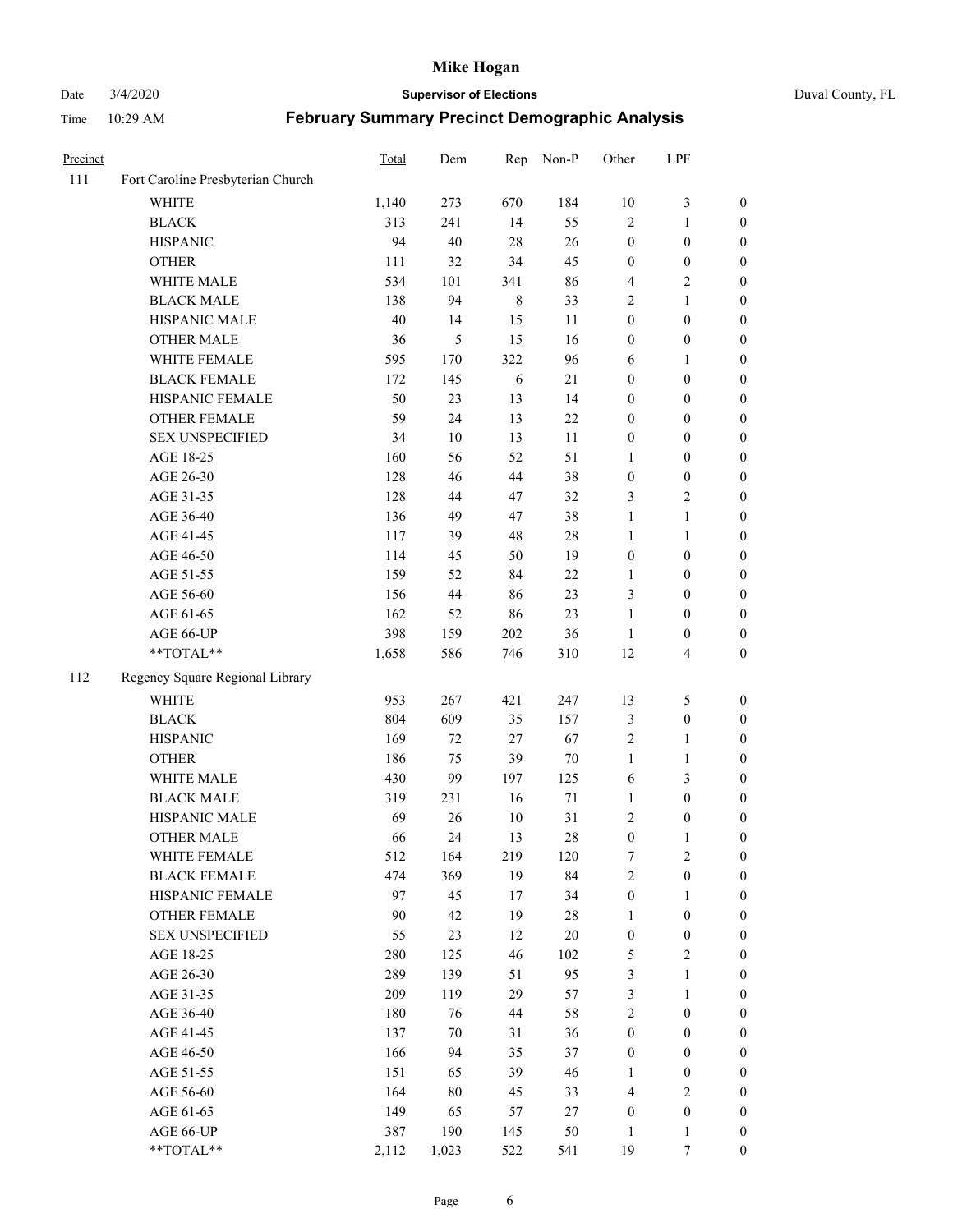# Mike Hogan

Date 3/4/2020 **Supervisor of Elections** Duval County, FL

Time 10:29 AM **February Summary Precinct Demographic Analysis**

| Precinct | | Total | Dem | Rep | Non-P | Other | LPF | |
|---|---|---|---|---|---|---|---|---|
| 111 | Fort Caroline Presbyterian Church | | | | | | | |
| | WHITE | 1,140 | 273 | 670 | 184 | 10 | 3 | 0 |
| | BLACK | 313 | 241 | 14 | 55 | 2 | 1 | 0 |
| | HISPANIC | 94 | 40 | 28 | 26 | 0 | 0 | 0 |
| | OTHER | 111 | 32 | 34 | 45 | 0 | 0 | 0 |
| | WHITE MALE | 534 | 101 | 341 | 86 | 4 | 2 | 0 |
| | BLACK MALE | 138 | 94 | 8 | 33 | 2 | 1 | 0 |
| | HISPANIC MALE | 40 | 14 | 15 | 11 | 0 | 0 | 0 |
| | OTHER MALE | 36 | 5 | 15 | 16 | 0 | 0 | 0 |
| | WHITE FEMALE | 595 | 170 | 322 | 96 | 6 | 1 | 0 |
| | BLACK FEMALE | 172 | 145 | 6 | 21 | 0 | 0 | 0 |
| | HISPANIC FEMALE | 50 | 23 | 13 | 14 | 0 | 0 | 0 |
| | OTHER FEMALE | 59 | 24 | 13 | 22 | 0 | 0 | 0 |
| | SEX UNSPECIFIED | 34 | 10 | 13 | 11 | 0 | 0 | 0 |
| | AGE 18-25 | 160 | 56 | 52 | 51 | 1 | 0 | 0 |
| | AGE 26-30 | 128 | 46 | 44 | 38 | 0 | 0 | 0 |
| | AGE 31-35 | 128 | 44 | 47 | 32 | 3 | 2 | 0 |
| | AGE 36-40 | 136 | 49 | 47 | 38 | 1 | 1 | 0 |
| | AGE 41-45 | 117 | 39 | 48 | 28 | 1 | 1 | 0 |
| | AGE 46-50 | 114 | 45 | 50 | 19 | 0 | 0 | 0 |
| | AGE 51-55 | 159 | 52 | 84 | 22 | 1 | 0 | 0 |
| | AGE 56-60 | 156 | 44 | 86 | 23 | 3 | 0 | 0 |
| | AGE 61-65 | 162 | 52 | 86 | 23 | 1 | 0 | 0 |
| | AGE 66-UP | 398 | 159 | 202 | 36 | 1 | 0 | 0 |
| | **TOTAL** | 1,658 | 586 | 746 | 310 | 12 | 4 | 0 |
| 112 | Regency Square Regional Library | | | | | | | |
| | WHITE | 953 | 267 | 421 | 247 | 13 | 5 | 0 |
| | BLACK | 804 | 609 | 35 | 157 | 3 | 0 | 0 |
| | HISPANIC | 169 | 72 | 27 | 67 | 2 | 1 | 0 |
| | OTHER | 186 | 75 | 39 | 70 | 1 | 1 | 0 |
| | WHITE MALE | 430 | 99 | 197 | 125 | 6 | 3 | 0 |
| | BLACK MALE | 319 | 231 | 16 | 71 | 1 | 0 | 0 |
| | HISPANIC MALE | 69 | 26 | 10 | 31 | 2 | 0 | 0 |
| | OTHER MALE | 66 | 24 | 13 | 28 | 0 | 1 | 0 |
| | WHITE FEMALE | 512 | 164 | 219 | 120 | 7 | 2 | 0 |
| | BLACK FEMALE | 474 | 369 | 19 | 84 | 2 | 0 | 0 |
| | HISPANIC FEMALE | 97 | 45 | 17 | 34 | 0 | 1 | 0 |
| | OTHER FEMALE | 90 | 42 | 19 | 28 | 1 | 0 | 0 |
| | SEX UNSPECIFIED | 55 | 23 | 12 | 20 | 0 | 0 | 0 |
| | AGE 18-25 | 280 | 125 | 46 | 102 | 5 | 2 | 0 |
| | AGE 26-30 | 289 | 139 | 51 | 95 | 3 | 1 | 0 |
| | AGE 31-35 | 209 | 119 | 29 | 57 | 3 | 1 | 0 |
| | AGE 36-40 | 180 | 76 | 44 | 58 | 2 | 0 | 0 |
| | AGE 41-45 | 137 | 70 | 31 | 36 | 0 | 0 | 0 |
| | AGE 46-50 | 166 | 94 | 35 | 37 | 0 | 0 | 0 |
| | AGE 51-55 | 151 | 65 | 39 | 46 | 1 | 0 | 0 |
| | AGE 56-60 | 164 | 80 | 45 | 33 | 4 | 2 | 0 |
| | AGE 61-65 | 149 | 65 | 57 | 27 | 0 | 0 | 0 |
| | AGE 66-UP | 387 | 190 | 145 | 50 | 1 | 1 | 0 |
| | **TOTAL** | 2,112 | 1,023 | 522 | 541 | 19 | 7 | 0 |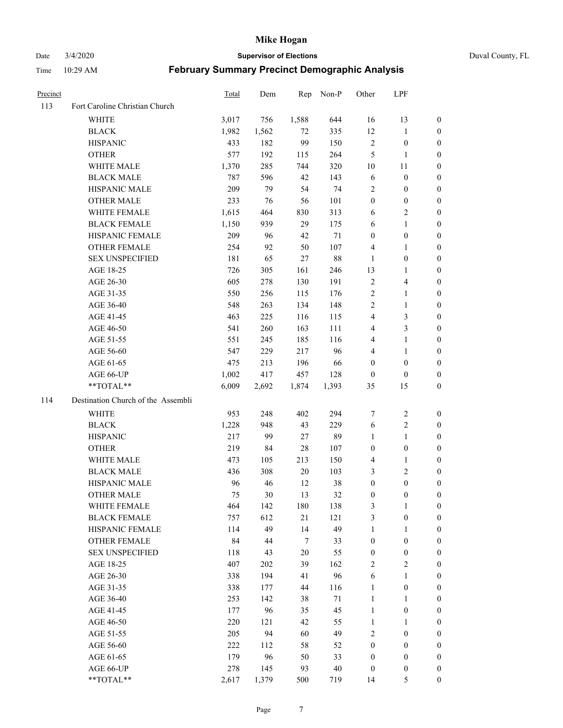# Mike Hogan

Date 3/4/2020 **Supervisor of Elections** Duval County, FL

Time 10:29 AM **February Summary Precinct Demographic Analysis**

| Precinct | | Total | Dem | Rep | Non-P | Other | LPF | |
|---|---|---|---|---|---|---|---|---|
| 113 | Fort Caroline Christian Church | | | | | | | |
| | WHITE | 3,017 | 756 | 1,588 | 644 | 16 | 13 | 0 |
| | BLACK | 1,982 | 1,562 | 72 | 335 | 12 | 1 | 0 |
| | HISPANIC | 433 | 182 | 99 | 150 | 2 | 0 | 0 |
| | OTHER | 577 | 192 | 115 | 264 | 5 | 1 | 0 |
| | WHITE MALE | 1,370 | 285 | 744 | 320 | 10 | 11 | 0 |
| | BLACK MALE | 787 | 596 | 42 | 143 | 6 | 0 | 0 |
| | HISPANIC MALE | 209 | 79 | 54 | 74 | 2 | 0 | 0 |
| | OTHER MALE | 233 | 76 | 56 | 101 | 0 | 0 | 0 |
| | WHITE FEMALE | 1,615 | 464 | 830 | 313 | 6 | 2 | 0 |
| | BLACK FEMALE | 1,150 | 939 | 29 | 175 | 6 | 1 | 0 |
| | HISPANIC FEMALE | 209 | 96 | 42 | 71 | 0 | 0 | 0 |
| | OTHER FEMALE | 254 | 92 | 50 | 107 | 4 | 1 | 0 |
| | SEX UNSPECIFIED | 181 | 65 | 27 | 88 | 1 | 0 | 0 |
| | AGE 18-25 | 726 | 305 | 161 | 246 | 13 | 1 | 0 |
| | AGE 26-30 | 605 | 278 | 130 | 191 | 2 | 4 | 0 |
| | AGE 31-35 | 550 | 256 | 115 | 176 | 2 | 1 | 0 |
| | AGE 36-40 | 548 | 263 | 134 | 148 | 2 | 1 | 0 |
| | AGE 41-45 | 463 | 225 | 116 | 115 | 4 | 3 | 0 |
| | AGE 46-50 | 541 | 260 | 163 | 111 | 4 | 3 | 0 |
| | AGE 51-55 | 551 | 245 | 185 | 116 | 4 | 1 | 0 |
| | AGE 56-60 | 547 | 229 | 217 | 96 | 4 | 1 | 0 |
| | AGE 61-65 | 475 | 213 | 196 | 66 | 0 | 0 | 0 |
| | AGE 66-UP | 1,002 | 417 | 457 | 128 | 0 | 0 | 0 |
| | **TOTAL** | 6,009 | 2,692 | 1,874 | 1,393 | 35 | 15 | 0 |
| 114 | Destination Church of the Assembli | | | | | | | |
| | WHITE | 953 | 248 | 402 | 294 | 7 | 2 | 0 |
| | BLACK | 1,228 | 948 | 43 | 229 | 6 | 2 | 0 |
| | HISPANIC | 217 | 99 | 27 | 89 | 1 | 1 | 0 |
| | OTHER | 219 | 84 | 28 | 107 | 0 | 0 | 0 |
| | WHITE MALE | 473 | 105 | 213 | 150 | 4 | 1 | 0 |
| | BLACK MALE | 436 | 308 | 20 | 103 | 3 | 2 | 0 |
| | HISPANIC MALE | 96 | 46 | 12 | 38 | 0 | 0 | 0 |
| | OTHER MALE | 75 | 30 | 13 | 32 | 0 | 0 | 0 |
| | WHITE FEMALE | 464 | 142 | 180 | 138 | 3 | 1 | 0 |
| | BLACK FEMALE | 757 | 612 | 21 | 121 | 3 | 0 | 0 |
| | HISPANIC FEMALE | 114 | 49 | 14 | 49 | 1 | 1 | 0 |
| | OTHER FEMALE | 84 | 44 | 7 | 33 | 0 | 0 | 0 |
| | SEX UNSPECIFIED | 118 | 43 | 20 | 55 | 0 | 0 | 0 |
| | AGE 18-25 | 407 | 202 | 39 | 162 | 2 | 2 | 0 |
| | AGE 26-30 | 338 | 194 | 41 | 96 | 6 | 1 | 0 |
| | AGE 31-35 | 338 | 177 | 44 | 116 | 1 | 0 | 0 |
| | AGE 36-40 | 253 | 142 | 38 | 71 | 1 | 1 | 0 |
| | AGE 41-45 | 177 | 96 | 35 | 45 | 1 | 0 | 0 |
| | AGE 46-50 | 220 | 121 | 42 | 55 | 1 | 1 | 0 |
| | AGE 51-55 | 205 | 94 | 60 | 49 | 2 | 0 | 0 |
| | AGE 56-60 | 222 | 112 | 58 | 52 | 0 | 0 | 0 |
| | AGE 61-65 | 179 | 96 | 50 | 33 | 0 | 0 | 0 |
| | AGE 66-UP | 278 | 145 | 93 | 40 | 0 | 0 | 0 |
| | **TOTAL** | 2,617 | 1,379 | 500 | 719 | 14 | 5 | 0 |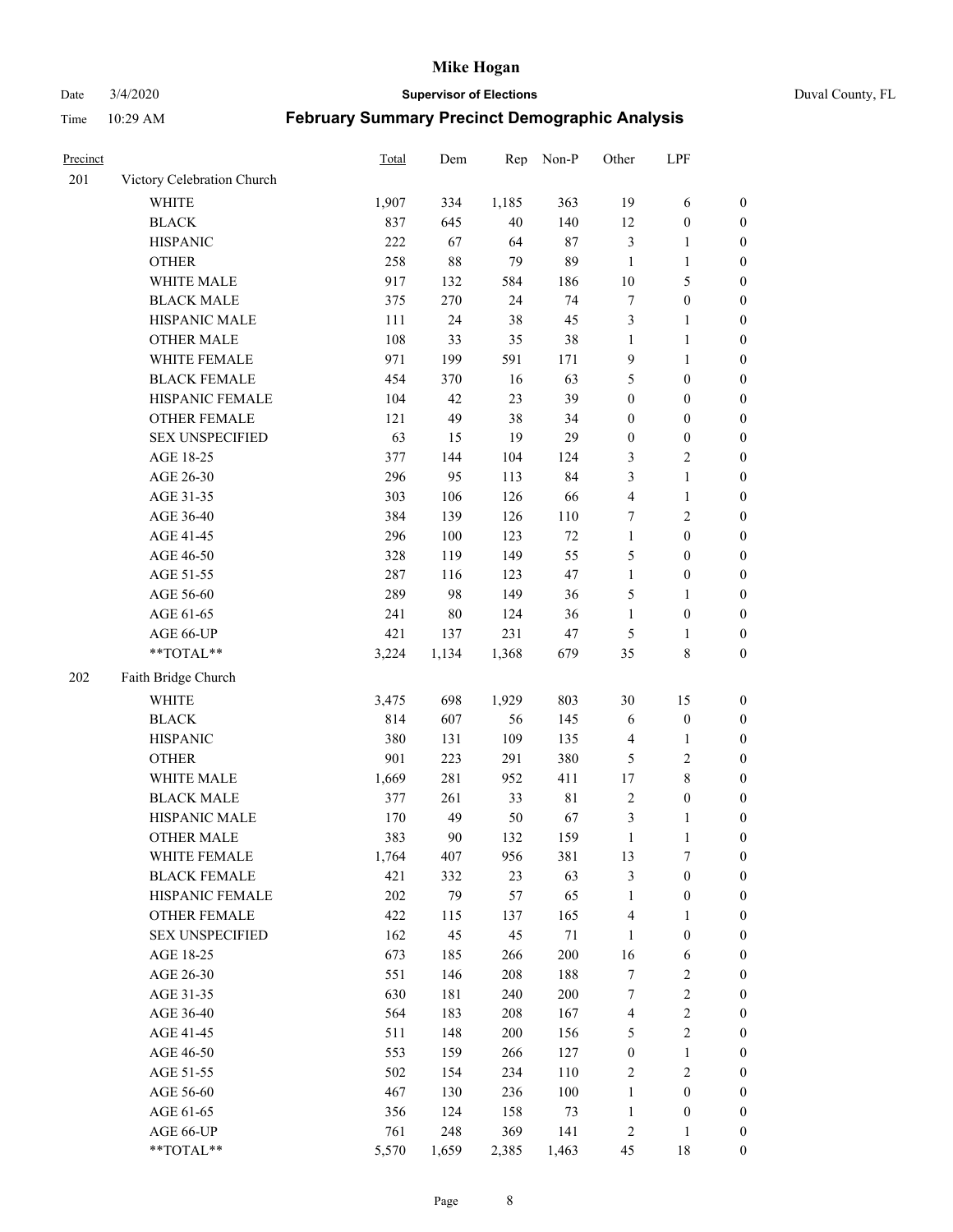| Precinct | | Total | Dem | Rep | Non-P | Other | LPF | |
|---|---|---|---|---|---|---|---|---|
| 201 | Victory Celebration Church | | | | | | | |
| | WHITE | 1,907 | 334 | 1,185 | 363 | 19 | 6 | 0 |
| | BLACK | 837 | 645 | 40 | 140 | 12 | 0 | 0 |
| | HISPANIC | 222 | 67 | 64 | 87 | 3 | 1 | 0 |
| | OTHER | 258 | 88 | 79 | 89 | 1 | 1 | 0 |
| | WHITE MALE | 917 | 132 | 584 | 186 | 10 | 5 | 0 |
| | BLACK MALE | 375 | 270 | 24 | 74 | 7 | 0 | 0 |
| | HISPANIC MALE | 111 | 24 | 38 | 45 | 3 | 1 | 0 |
| | OTHER MALE | 108 | 33 | 35 | 38 | 1 | 1 | 0 |
| | WHITE FEMALE | 971 | 199 | 591 | 171 | 9 | 1 | 0 |
| | BLACK FEMALE | 454 | 370 | 16 | 63 | 5 | 0 | 0 |
| | HISPANIC FEMALE | 104 | 42 | 23 | 39 | 0 | 0 | 0 |
| | OTHER FEMALE | 121 | 49 | 38 | 34 | 0 | 0 | 0 |
| | SEX UNSPECIFIED | 63 | 15 | 19 | 29 | 0 | 0 | 0 |
| | AGE 18-25 | 377 | 144 | 104 | 124 | 3 | 2 | 0 |
| | AGE 26-30 | 296 | 95 | 113 | 84 | 3 | 1 | 0 |
| | AGE 31-35 | 303 | 106 | 126 | 66 | 4 | 1 | 0 |
| | AGE 36-40 | 384 | 139 | 126 | 110 | 7 | 2 | 0 |
| | AGE 41-45 | 296 | 100 | 123 | 72 | 1 | 0 | 0 |
| | AGE 46-50 | 328 | 119 | 149 | 55 | 5 | 0 | 0 |
| | AGE 51-55 | 287 | 116 | 123 | 47 | 1 | 0 | 0 |
| | AGE 56-60 | 289 | 98 | 149 | 36 | 5 | 1 | 0 |
| | AGE 61-65 | 241 | 80 | 124 | 36 | 1 | 0 | 0 |
| | AGE 66-UP | 421 | 137 | 231 | 47 | 5 | 1 | 0 |
| | **TOTAL** | 3,224 | 1,134 | 1,368 | 679 | 35 | 8 | 0 |
| 202 | Faith Bridge Church | | | | | | | |
| | WHITE | 3,475 | 698 | 1,929 | 803 | 30 | 15 | 0 |
| | BLACK | 814 | 607 | 56 | 145 | 6 | 0 | 0 |
| | HISPANIC | 380 | 131 | 109 | 135 | 4 | 1 | 0 |
| | OTHER | 901 | 223 | 291 | 380 | 5 | 2 | 0 |
| | WHITE MALE | 1,669 | 281 | 952 | 411 | 17 | 8 | 0 |
| | BLACK MALE | 377 | 261 | 33 | 81 | 2 | 0 | 0 |
| | HISPANIC MALE | 170 | 49 | 50 | 67 | 3 | 1 | 0 |
| | OTHER MALE | 383 | 90 | 132 | 159 | 1 | 1 | 0 |
| | WHITE FEMALE | 1,764 | 407 | 956 | 381 | 13 | 7 | 0 |
| | BLACK FEMALE | 421 | 332 | 23 | 63 | 3 | 0 | 0 |
| | HISPANIC FEMALE | 202 | 79 | 57 | 65 | 1 | 0 | 0 |
| | OTHER FEMALE | 422 | 115 | 137 | 165 | 4 | 1 | 0 |
| | SEX UNSPECIFIED | 162 | 45 | 45 | 71 | 1 | 0 | 0 |
| | AGE 18-25 | 673 | 185 | 266 | 200 | 16 | 6 | 0 |
| | AGE 26-30 | 551 | 146 | 208 | 188 | 7 | 2 | 0 |
| | AGE 31-35 | 630 | 181 | 240 | 200 | 7 | 2 | 0 |
| | AGE 36-40 | 564 | 183 | 208 | 167 | 4 | 2 | 0 |
| | AGE 41-45 | 511 | 148 | 200 | 156 | 5 | 2 | 0 |
| | AGE 46-50 | 553 | 159 | 266 | 127 | 0 | 1 | 0 |
| | AGE 51-55 | 502 | 154 | 234 | 110 | 2 | 2 | 0 |
| | AGE 56-60 | 467 | 130 | 236 | 100 | 1 | 0 | 0 |
| | AGE 61-65 | 356 | 124 | 158 | 73 | 1 | 0 | 0 |
| | AGE 66-UP | 761 | 248 | 369 | 141 | 2 | 1 | 0 |
| | **TOTAL** | 5,570 | 1,659 | 2,385 | 1,463 | 45 | 18 | 0 |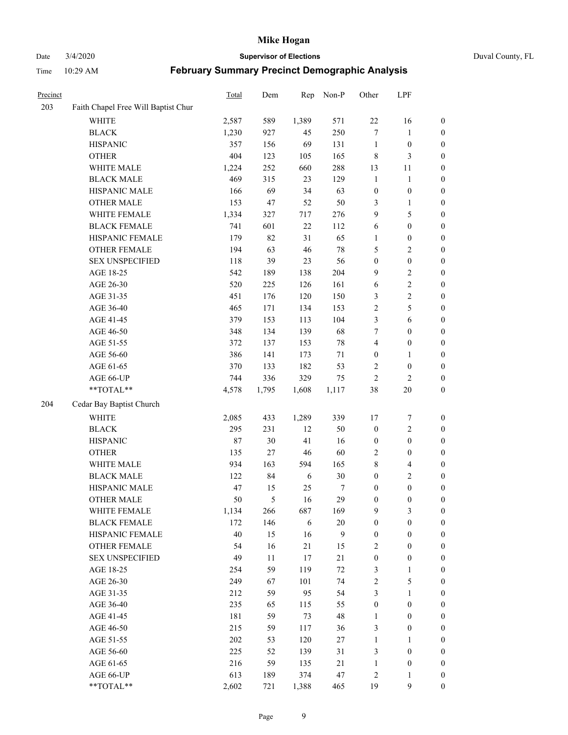| Precinct | | Total | Dem | Rep | Non-P | Other | LPF | |
|---|---|---|---|---|---|---|---|---|
| 203 | Faith Chapel Free Will Baptist Chur | | | | | | | |
| | WHITE | 2,587 | 589 | 1,389 | 571 | 22 | 16 | 0 |
| | BLACK | 1,230 | 927 | 45 | 250 | 7 | 1 | 0 |
| | HISPANIC | 357 | 156 | 69 | 131 | 1 | 0 | 0 |
| | OTHER | 404 | 123 | 105 | 165 | 8 | 3 | 0 |
| | WHITE MALE | 1,224 | 252 | 660 | 288 | 13 | 11 | 0 |
| | BLACK MALE | 469 | 315 | 23 | 129 | 1 | 1 | 0 |
| | HISPANIC MALE | 166 | 69 | 34 | 63 | 0 | 0 | 0 |
| | OTHER MALE | 153 | 47 | 52 | 50 | 3 | 1 | 0 |
| | WHITE FEMALE | 1,334 | 327 | 717 | 276 | 9 | 5 | 0 |
| | BLACK FEMALE | 741 | 601 | 22 | 112 | 6 | 0 | 0 |
| | HISPANIC FEMALE | 179 | 82 | 31 | 65 | 1 | 0 | 0 |
| | OTHER FEMALE | 194 | 63 | 46 | 78 | 5 | 2 | 0 |
| | SEX UNSPECIFIED | 118 | 39 | 23 | 56 | 0 | 0 | 0 |
| | AGE 18-25 | 542 | 189 | 138 | 204 | 9 | 2 | 0 |
| | AGE 26-30 | 520 | 225 | 126 | 161 | 6 | 2 | 0 |
| | AGE 31-35 | 451 | 176 | 120 | 150 | 3 | 2 | 0 |
| | AGE 36-40 | 465 | 171 | 134 | 153 | 2 | 5 | 0 |
| | AGE 41-45 | 379 | 153 | 113 | 104 | 3 | 6 | 0 |
| | AGE 46-50 | 348 | 134 | 139 | 68 | 7 | 0 | 0 |
| | AGE 51-55 | 372 | 137 | 153 | 78 | 4 | 0 | 0 |
| | AGE 56-60 | 386 | 141 | 173 | 71 | 0 | 1 | 0 |
| | AGE 61-65 | 370 | 133 | 182 | 53 | 2 | 0 | 0 |
| | AGE 66-UP | 744 | 336 | 329 | 75 | 2 | 2 | 0 |
| | **TOTAL** | 4,578 | 1,795 | 1,608 | 1,117 | 38 | 20 | 0 |
| 204 | Cedar Bay Baptist Church | | | | | | | |
| | WHITE | 2,085 | 433 | 1,289 | 339 | 17 | 7 | 0 |
| | BLACK | 295 | 231 | 12 | 50 | 0 | 2 | 0 |
| | HISPANIC | 87 | 30 | 41 | 16 | 0 | 0 | 0 |
| | OTHER | 135 | 27 | 46 | 60 | 2 | 0 | 0 |
| | WHITE MALE | 934 | 163 | 594 | 165 | 8 | 4 | 0 |
| | BLACK MALE | 122 | 84 | 6 | 30 | 0 | 2 | 0 |
| | HISPANIC MALE | 47 | 15 | 25 | 7 | 0 | 0 | 0 |
| | OTHER MALE | 50 | 5 | 16 | 29 | 0 | 0 | 0 |
| | WHITE FEMALE | 1,134 | 266 | 687 | 169 | 9 | 3 | 0 |
| | BLACK FEMALE | 172 | 146 | 6 | 20 | 0 | 0 | 0 |
| | HISPANIC FEMALE | 40 | 15 | 16 | 9 | 0 | 0 | 0 |
| | OTHER FEMALE | 54 | 16 | 21 | 15 | 2 | 0 | 0 |
| | SEX UNSPECIFIED | 49 | 11 | 17 | 21 | 0 | 0 | 0 |
| | AGE 18-25 | 254 | 59 | 119 | 72 | 3 | 1 | 0 |
| | AGE 26-30 | 249 | 67 | 101 | 74 | 2 | 5 | 0 |
| | AGE 31-35 | 212 | 59 | 95 | 54 | 3 | 1 | 0 |
| | AGE 36-40 | 235 | 65 | 115 | 55 | 0 | 0 | 0 |
| | AGE 41-45 | 181 | 59 | 73 | 48 | 1 | 0 | 0 |
| | AGE 46-50 | 215 | 59 | 117 | 36 | 3 | 0 | 0 |
| | AGE 51-55 | 202 | 53 | 120 | 27 | 1 | 1 | 0 |
| | AGE 56-60 | 225 | 52 | 139 | 31 | 3 | 0 | 0 |
| | AGE 61-65 | 216 | 59 | 135 | 21 | 1 | 0 | 0 |
| | AGE 66-UP | 613 | 189 | 374 | 47 | 2 | 1 | 0 |
| | **TOTAL** | 2,602 | 721 | 1,388 | 465 | 19 | 9 | 0 |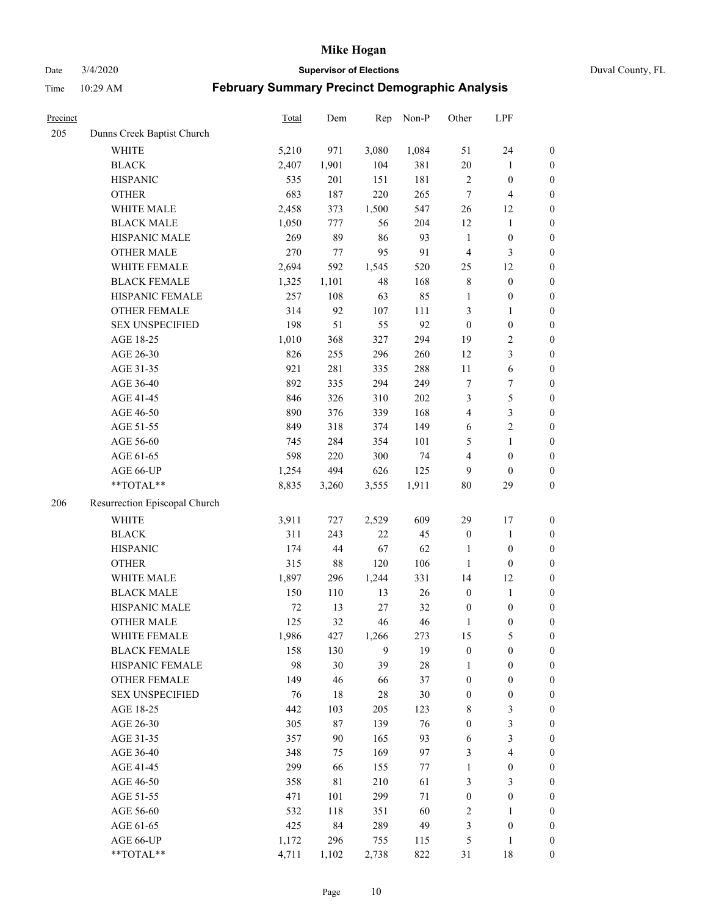# Mike Hogan

Date 3/4/2020 **Supervisor of Elections** Duval County, FL

Time 10:29 AM **February Summary Precinct Demographic Analysis**

| Precinct | | Total | Dem | Rep | Non-P | Other | LPF | |
|---|---|---|---|---|---|---|---|---|
| 205 | Dunns Creek Baptist Church | | | | | | | |
| | WHITE | 5,210 | 971 | 3,080 | 1,084 | 51 | 24 | 0 |
| | BLACK | 2,407 | 1,901 | 104 | 381 | 20 | 1 | 0 |
| | HISPANIC | 535 | 201 | 151 | 181 | 2 | 0 | 0 |
| | OTHER | 683 | 187 | 220 | 265 | 7 | 4 | 0 |
| | WHITE MALE | 2,458 | 373 | 1,500 | 547 | 26 | 12 | 0 |
| | BLACK MALE | 1,050 | 777 | 56 | 204 | 12 | 1 | 0 |
| | HISPANIC MALE | 269 | 89 | 86 | 93 | 1 | 0 | 0 |
| | OTHER MALE | 270 | 77 | 95 | 91 | 4 | 3 | 0 |
| | WHITE FEMALE | 2,694 | 592 | 1,545 | 520 | 25 | 12 | 0 |
| | BLACK FEMALE | 1,325 | 1,101 | 48 | 168 | 8 | 0 | 0 |
| | HISPANIC FEMALE | 257 | 108 | 63 | 85 | 1 | 0 | 0 |
| | OTHER FEMALE | 314 | 92 | 107 | 111 | 3 | 1 | 0 |
| | SEX UNSPECIFIED | 198 | 51 | 55 | 92 | 0 | 0 | 0 |
| | AGE 18-25 | 1,010 | 368 | 327 | 294 | 19 | 2 | 0 |
| | AGE 26-30 | 826 | 255 | 296 | 260 | 12 | 3 | 0 |
| | AGE 31-35 | 921 | 281 | 335 | 288 | 11 | 6 | 0 |
| | AGE 36-40 | 892 | 335 | 294 | 249 | 7 | 7 | 0 |
| | AGE 41-45 | 846 | 326 | 310 | 202 | 3 | 5 | 0 |
| | AGE 46-50 | 890 | 376 | 339 | 168 | 4 | 3 | 0 |
| | AGE 51-55 | 849 | 318 | 374 | 149 | 6 | 2 | 0 |
| | AGE 56-60 | 745 | 284 | 354 | 101 | 5 | 1 | 0 |
| | AGE 61-65 | 598 | 220 | 300 | 74 | 4 | 0 | 0 |
| | AGE 66-UP | 1,254 | 494 | 626 | 125 | 9 | 0 | 0 |
| | **TOTAL** | 8,835 | 3,260 | 3,555 | 1,911 | 80 | 29 | 0 |
| 206 | Resurrection Episcopal Church | | | | | | | |
| | WHITE | 3,911 | 727 | 2,529 | 609 | 29 | 17 | 0 |
| | BLACK | 311 | 243 | 22 | 45 | 0 | 1 | 0 |
| | HISPANIC | 174 | 44 | 67 | 62 | 1 | 0 | 0 |
| | OTHER | 315 | 88 | 120 | 106 | 1 | 0 | 0 |
| | WHITE MALE | 1,897 | 296 | 1,244 | 331 | 14 | 12 | 0 |
| | BLACK MALE | 150 | 110 | 13 | 26 | 0 | 1 | 0 |
| | HISPANIC MALE | 72 | 13 | 27 | 32 | 0 | 0 | 0 |
| | OTHER MALE | 125 | 32 | 46 | 46 | 1 | 0 | 0 |
| | WHITE FEMALE | 1,986 | 427 | 1,266 | 273 | 15 | 5 | 0 |
| | BLACK FEMALE | 158 | 130 | 9 | 19 | 0 | 0 | 0 |
| | HISPANIC FEMALE | 98 | 30 | 39 | 28 | 1 | 0 | 0 |
| | OTHER FEMALE | 149 | 46 | 66 | 37 | 0 | 0 | 0 |
| | SEX UNSPECIFIED | 76 | 18 | 28 | 30 | 0 | 0 | 0 |
| | AGE 18-25 | 442 | 103 | 205 | 123 | 8 | 3 | 0 |
| | AGE 26-30 | 305 | 87 | 139 | 76 | 0 | 3 | 0 |
| | AGE 31-35 | 357 | 90 | 165 | 93 | 6 | 3 | 0 |
| | AGE 36-40 | 348 | 75 | 169 | 97 | 3 | 4 | 0 |
| | AGE 41-45 | 299 | 66 | 155 | 77 | 1 | 0 | 0 |
| | AGE 46-50 | 358 | 81 | 210 | 61 | 3 | 3 | 0 |
| | AGE 51-55 | 471 | 101 | 299 | 71 | 0 | 0 | 0 |
| | AGE 56-60 | 532 | 118 | 351 | 60 | 2 | 1 | 0 |
| | AGE 61-65 | 425 | 84 | 289 | 49 | 3 | 0 | 0 |
| | AGE 66-UP | 1,172 | 296 | 755 | 115 | 5 | 1 | 0 |
| | **TOTAL** | 4,711 | 1,102 | 2,738 | 822 | 31 | 18 | 0 |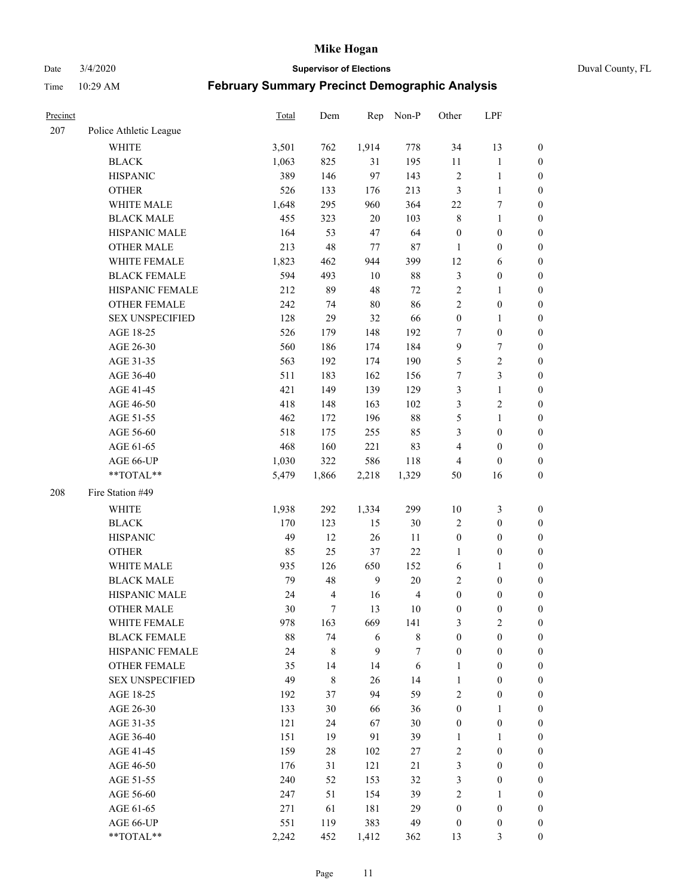# Mike Hogan

Date 3/4/2020 **Supervisor of Elections** Duval County, FL

Time 10:29 AM **February Summary Precinct Demographic Analysis**

| Precinct | | Total | Dem | Rep | Non-P | Other | LPF | |
|---|---|---|---|---|---|---|---|---|
| 207 | Police Athletic League | | | | | | | |
| | WHITE | 3,501 | 762 | 1,914 | 778 | 34 | 13 | 0 |
| | BLACK | 1,063 | 825 | 31 | 195 | 11 | 1 | 0 |
| | HISPANIC | 389 | 146 | 97 | 143 | 2 | 1 | 0 |
| | OTHER | 526 | 133 | 176 | 213 | 3 | 1 | 0 |
| | WHITE MALE | 1,648 | 295 | 960 | 364 | 22 | 7 | 0 |
| | BLACK MALE | 455 | 323 | 20 | 103 | 8 | 1 | 0 |
| | HISPANIC MALE | 164 | 53 | 47 | 64 | 0 | 0 | 0 |
| | OTHER MALE | 213 | 48 | 77 | 87 | 1 | 0 | 0 |
| | WHITE FEMALE | 1,823 | 462 | 944 | 399 | 12 | 6 | 0 |
| | BLACK FEMALE | 594 | 493 | 10 | 88 | 3 | 0 | 0 |
| | HISPANIC FEMALE | 212 | 89 | 48 | 72 | 2 | 1 | 0 |
| | OTHER FEMALE | 242 | 74 | 80 | 86 | 2 | 0 | 0 |
| | SEX UNSPECIFIED | 128 | 29 | 32 | 66 | 0 | 1 | 0 |
| | AGE 18-25 | 526 | 179 | 148 | 192 | 7 | 0 | 0 |
| | AGE 26-30 | 560 | 186 | 174 | 184 | 9 | 7 | 0 |
| | AGE 31-35 | 563 | 192 | 174 | 190 | 5 | 2 | 0 |
| | AGE 36-40 | 511 | 183 | 162 | 156 | 7 | 3 | 0 |
| | AGE 41-45 | 421 | 149 | 139 | 129 | 3 | 1 | 0 |
| | AGE 46-50 | 418 | 148 | 163 | 102 | 3 | 2 | 0 |
| | AGE 51-55 | 462 | 172 | 196 | 88 | 5 | 1 | 0 |
| | AGE 56-60 | 518 | 175 | 255 | 85 | 3 | 0 | 0 |
| | AGE 61-65 | 468 | 160 | 221 | 83 | 4 | 0 | 0 |
| | AGE 66-UP | 1,030 | 322 | 586 | 118 | 4 | 0 | 0 |
| | **TOTAL** | 5,479 | 1,866 | 2,218 | 1,329 | 50 | 16 | 0 |
| 208 | Fire Station #49 | | | | | | | |
| | WHITE | 1,938 | 292 | 1,334 | 299 | 10 | 3 | 0 |
| | BLACK | 170 | 123 | 15 | 30 | 2 | 0 | 0 |
| | HISPANIC | 49 | 12 | 26 | 11 | 0 | 0 | 0 |
| | OTHER | 85 | 25 | 37 | 22 | 1 | 0 | 0 |
| | WHITE MALE | 935 | 126 | 650 | 152 | 6 | 1 | 0 |
| | BLACK MALE | 79 | 48 | 9 | 20 | 2 | 0 | 0 |
| | HISPANIC MALE | 24 | 4 | 16 | 4 | 0 | 0 | 0 |
| | OTHER MALE | 30 | 7 | 13 | 10 | 0 | 0 | 0 |
| | WHITE FEMALE | 978 | 163 | 669 | 141 | 3 | 2 | 0 |
| | BLACK FEMALE | 88 | 74 | 6 | 8 | 0 | 0 | 0 |
| | HISPANIC FEMALE | 24 | 8 | 9 | 7 | 0 | 0 | 0 |
| | OTHER FEMALE | 35 | 14 | 14 | 6 | 1 | 0 | 0 |
| | SEX UNSPECIFIED | 49 | 8 | 26 | 14 | 1 | 0 | 0 |
| | AGE 18-25 | 192 | 37 | 94 | 59 | 2 | 0 | 0 |
| | AGE 26-30 | 133 | 30 | 66 | 36 | 0 | 1 | 0 |
| | AGE 31-35 | 121 | 24 | 67 | 30 | 0 | 0 | 0 |
| | AGE 36-40 | 151 | 19 | 91 | 39 | 1 | 1 | 0 |
| | AGE 41-45 | 159 | 28 | 102 | 27 | 2 | 0 | 0 |
| | AGE 46-50 | 176 | 31 | 121 | 21 | 3 | 0 | 0 |
| | AGE 51-55 | 240 | 52 | 153 | 32 | 3 | 0 | 0 |
| | AGE 56-60 | 247 | 51 | 154 | 39 | 2 | 1 | 0 |
| | AGE 61-65 | 271 | 61 | 181 | 29 | 0 | 0 | 0 |
| | AGE 66-UP | 551 | 119 | 383 | 49 | 0 | 0 | 0 |
| | **TOTAL** | 2,242 | 452 | 1,412 | 362 | 13 | 3 | 0 |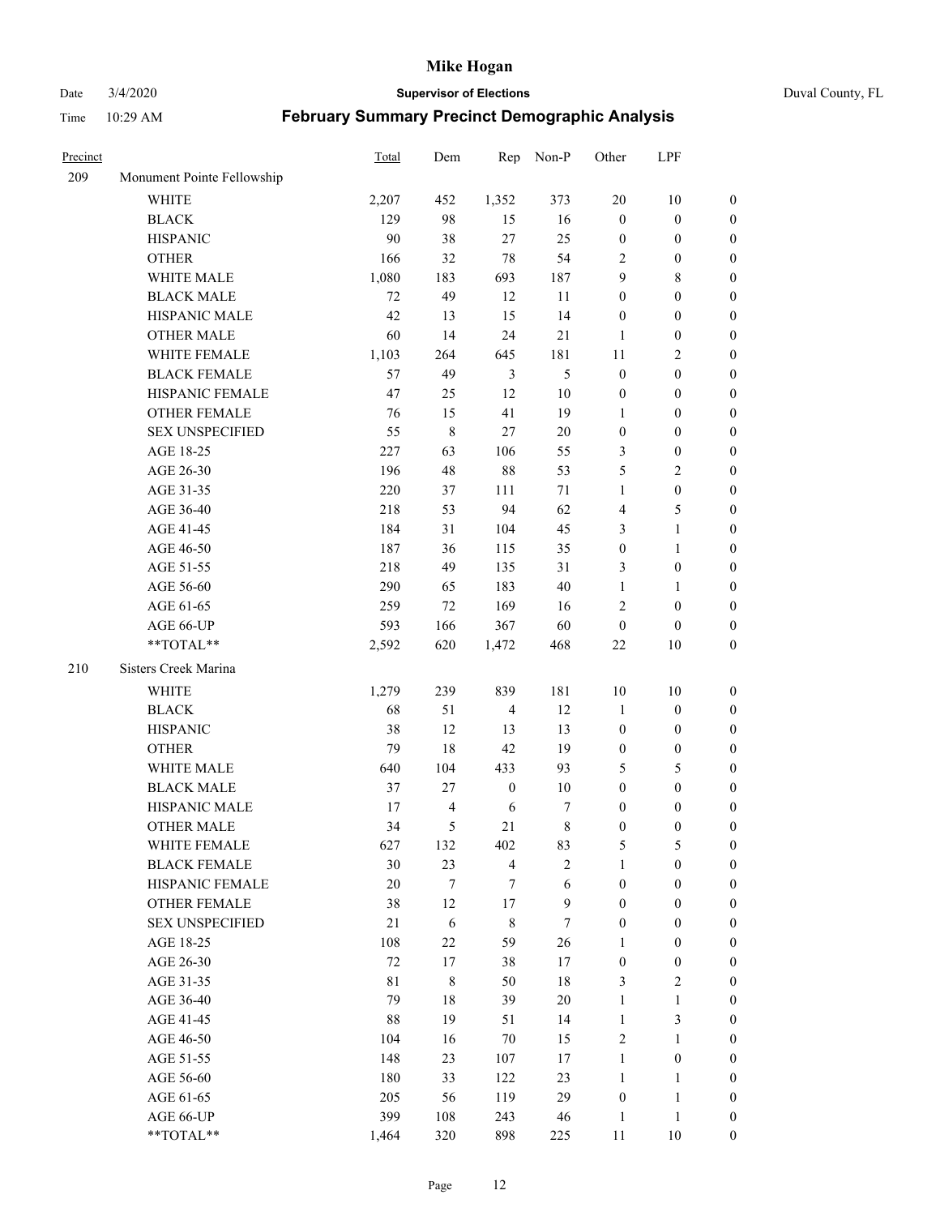| Precinct | | Total | Dem | Rep | Non-P | Other | LPF | |
|---|---|---|---|---|---|---|---|---|
| 209 | Monument Pointe Fellowship | | | | | | | |
| | WHITE | 2,207 | 452 | 1,352 | 373 | 20 | 10 | 0 |
| | BLACK | 129 | 98 | 15 | 16 | 0 | 0 | 0 |
| | HISPANIC | 90 | 38 | 27 | 25 | 0 | 0 | 0 |
| | OTHER | 166 | 32 | 78 | 54 | 2 | 0 | 0 |
| | WHITE MALE | 1,080 | 183 | 693 | 187 | 9 | 8 | 0 |
| | BLACK MALE | 72 | 49 | 12 | 11 | 0 | 0 | 0 |
| | HISPANIC MALE | 42 | 13 | 15 | 14 | 0 | 0 | 0 |
| | OTHER MALE | 60 | 14 | 24 | 21 | 1 | 0 | 0 |
| | WHITE FEMALE | 1,103 | 264 | 645 | 181 | 11 | 2 | 0 |
| | BLACK FEMALE | 57 | 49 | 3 | 5 | 0 | 0 | 0 |
| | HISPANIC FEMALE | 47 | 25 | 12 | 10 | 0 | 0 | 0 |
| | OTHER FEMALE | 76 | 15 | 41 | 19 | 1 | 0 | 0 |
| | SEX UNSPECIFIED | 55 | 8 | 27 | 20 | 0 | 0 | 0 |
| | AGE 18-25 | 227 | 63 | 106 | 55 | 3 | 0 | 0 |
| | AGE 26-30 | 196 | 48 | 88 | 53 | 5 | 2 | 0 |
| | AGE 31-35 | 220 | 37 | 111 | 71 | 1 | 0 | 0 |
| | AGE 36-40 | 218 | 53 | 94 | 62 | 4 | 5 | 0 |
| | AGE 41-45 | 184 | 31 | 104 | 45 | 3 | 1 | 0 |
| | AGE 46-50 | 187 | 36 | 115 | 35 | 0 | 1 | 0 |
| | AGE 51-55 | 218 | 49 | 135 | 31 | 3 | 0 | 0 |
| | AGE 56-60 | 290 | 65 | 183 | 40 | 1 | 1 | 0 |
| | AGE 61-65 | 259 | 72 | 169 | 16 | 2 | 0 | 0 |
| | AGE 66-UP | 593 | 166 | 367 | 60 | 0 | 0 | 0 |
| | **TOTAL** | 2,592 | 620 | 1,472 | 468 | 22 | 10 | 0 |
| 210 | Sisters Creek Marina | | | | | | | |
| | WHITE | 1,279 | 239 | 839 | 181 | 10 | 10 | 0 |
| | BLACK | 68 | 51 | 4 | 12 | 1 | 0 | 0 |
| | HISPANIC | 38 | 12 | 13 | 13 | 0 | 0 | 0 |
| | OTHER | 79 | 18 | 42 | 19 | 0 | 0 | 0 |
| | WHITE MALE | 640 | 104 | 433 | 93 | 5 | 5 | 0 |
| | BLACK MALE | 37 | 27 | 0 | 10 | 0 | 0 | 0 |
| | HISPANIC MALE | 17 | 4 | 6 | 7 | 0 | 0 | 0 |
| | OTHER MALE | 34 | 5 | 21 | 8 | 0 | 0 | 0 |
| | WHITE FEMALE | 627 | 132 | 402 | 83 | 5 | 5 | 0 |
| | BLACK FEMALE | 30 | 23 | 4 | 2 | 1 | 0 | 0 |
| | HISPANIC FEMALE | 20 | 7 | 7 | 6 | 0 | 0 | 0 |
| | OTHER FEMALE | 38 | 12 | 17 | 9 | 0 | 0 | 0 |
| | SEX UNSPECIFIED | 21 | 6 | 8 | 7 | 0 | 0 | 0 |
| | AGE 18-25 | 108 | 22 | 59 | 26 | 1 | 0 | 0 |
| | AGE 26-30 | 72 | 17 | 38 | 17 | 0 | 0 | 0 |
| | AGE 31-35 | 81 | 8 | 50 | 18 | 3 | 2 | 0 |
| | AGE 36-40 | 79 | 18 | 39 | 20 | 1 | 1 | 0 |
| | AGE 41-45 | 88 | 19 | 51 | 14 | 1 | 3 | 0 |
| | AGE 46-50 | 104 | 16 | 70 | 15 | 2 | 1 | 0 |
| | AGE 51-55 | 148 | 23 | 107 | 17 | 1 | 0 | 0 |
| | AGE 56-60 | 180 | 33 | 122 | 23 | 1 | 1 | 0 |
| | AGE 61-65 | 205 | 56 | 119 | 29 | 0 | 1 | 0 |
| | AGE 66-UP | 399 | 108 | 243 | 46 | 1 | 1 | 0 |
| | **TOTAL** | 1,464 | 320 | 898 | 225 | 11 | 10 | 0 |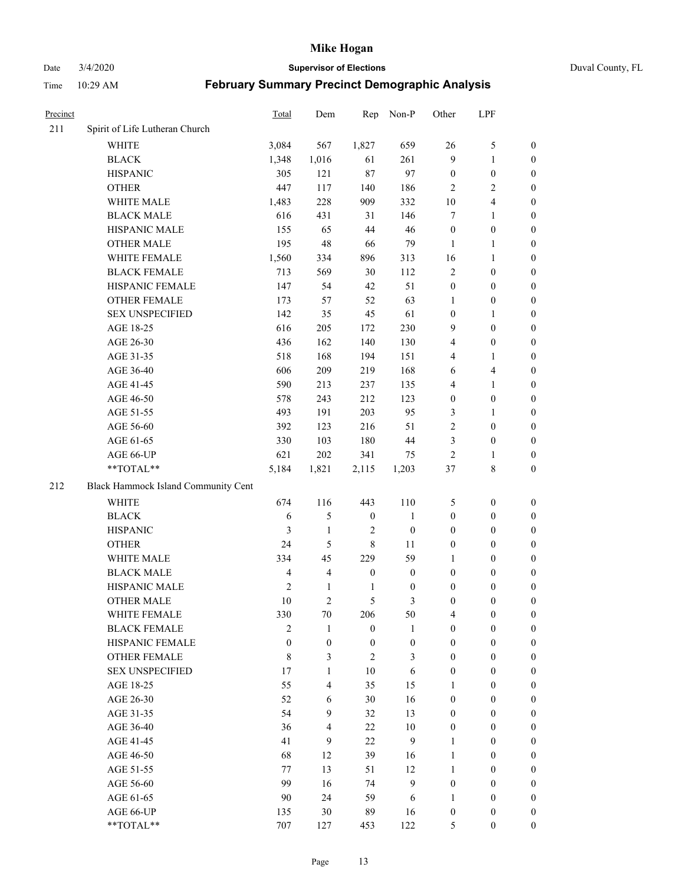# Mike Hogan

Date 3/4/2020 **Supervisor of Elections** Duval County, FL

Time 10:29 AM **February Summary Precinct Demographic Analysis**

| Precinct | | Total | Dem | Rep | Non-P | Other | LPF | |
|---|---|---|---|---|---|---|---|---|
| 211 | Spirit of Life Lutheran Church | | | | | | | |
| | WHITE | 3,084 | 567 | 1,827 | 659 | 26 | 5 | 0 |
| | BLACK | 1,348 | 1,016 | 61 | 261 | 9 | 1 | 0 |
| | HISPANIC | 305 | 121 | 87 | 97 | 0 | 0 | 0 |
| | OTHER | 447 | 117 | 140 | 186 | 2 | 2 | 0 |
| | WHITE MALE | 1,483 | 228 | 909 | 332 | 10 | 4 | 0 |
| | BLACK MALE | 616 | 431 | 31 | 146 | 7 | 1 | 0 |
| | HISPANIC MALE | 155 | 65 | 44 | 46 | 0 | 0 | 0 |
| | OTHER MALE | 195 | 48 | 66 | 79 | 1 | 1 | 0 |
| | WHITE FEMALE | 1,560 | 334 | 896 | 313 | 16 | 1 | 0 |
| | BLACK FEMALE | 713 | 569 | 30 | 112 | 2 | 0 | 0 |
| | HISPANIC FEMALE | 147 | 54 | 42 | 51 | 0 | 0 | 0 |
| | OTHER FEMALE | 173 | 57 | 52 | 63 | 1 | 0 | 0 |
| | SEX UNSPECIFIED | 142 | 35 | 45 | 61 | 0 | 1 | 0 |
| | AGE 18-25 | 616 | 205 | 172 | 230 | 9 | 0 | 0 |
| | AGE 26-30 | 436 | 162 | 140 | 130 | 4 | 0 | 0 |
| | AGE 31-35 | 518 | 168 | 194 | 151 | 4 | 1 | 0 |
| | AGE 36-40 | 606 | 209 | 219 | 168 | 6 | 4 | 0 |
| | AGE 41-45 | 590 | 213 | 237 | 135 | 4 | 1 | 0 |
| | AGE 46-50 | 578 | 243 | 212 | 123 | 0 | 0 | 0 |
| | AGE 51-55 | 493 | 191 | 203 | 95 | 3 | 1 | 0 |
| | AGE 56-60 | 392 | 123 | 216 | 51 | 2 | 0 | 0 |
| | AGE 61-65 | 330 | 103 | 180 | 44 | 3 | 0 | 0 |
| | AGE 66-UP | 621 | 202 | 341 | 75 | 2 | 1 | 0 |
| | **TOTAL** | 5,184 | 1,821 | 2,115 | 1,203 | 37 | 8 | 0 |
| 212 | Black Hammock Island Community Cent | | | | | | | |
| | WHITE | 674 | 116 | 443 | 110 | 5 | 0 | 0 |
| | BLACK | 6 | 5 | 0 | 1 | 0 | 0 | 0 |
| | HISPANIC | 3 | 1 | 2 | 0 | 0 | 0 | 0 |
| | OTHER | 24 | 5 | 8 | 11 | 0 | 0 | 0 |
| | WHITE MALE | 334 | 45 | 229 | 59 | 1 | 0 | 0 |
| | BLACK MALE | 4 | 4 | 0 | 0 | 0 | 0 | 0 |
| | HISPANIC MALE | 2 | 1 | 1 | 0 | 0 | 0 | 0 |
| | OTHER MALE | 10 | 2 | 5 | 3 | 0 | 0 | 0 |
| | WHITE FEMALE | 330 | 70 | 206 | 50 | 4 | 0 | 0 |
| | BLACK FEMALE | 2 | 1 | 0 | 1 | 0 | 0 | 0 |
| | HISPANIC FEMALE | 0 | 0 | 0 | 0 | 0 | 0 | 0 |
| | OTHER FEMALE | 8 | 3 | 2 | 3 | 0 | 0 | 0 |
| | SEX UNSPECIFIED | 17 | 1 | 10 | 6 | 0 | 0 | 0 |
| | AGE 18-25 | 55 | 4 | 35 | 15 | 1 | 0 | 0 |
| | AGE 26-30 | 52 | 6 | 30 | 16 | 0 | 0 | 0 |
| | AGE 31-35 | 54 | 9 | 32 | 13 | 0 | 0 | 0 |
| | AGE 36-40 | 36 | 4 | 22 | 10 | 0 | 0 | 0 |
| | AGE 41-45 | 41 | 9 | 22 | 9 | 1 | 0 | 0 |
| | AGE 46-50 | 68 | 12 | 39 | 16 | 1 | 0 | 0 |
| | AGE 51-55 | 77 | 13 | 51 | 12 | 1 | 0 | 0 |
| | AGE 56-60 | 99 | 16 | 74 | 9 | 0 | 0 | 0 |
| | AGE 61-65 | 90 | 24 | 59 | 6 | 1 | 0 | 0 |
| | AGE 66-UP | 135 | 30 | 89 | 16 | 0 | 0 | 0 |
| | **TOTAL** | 707 | 127 | 453 | 122 | 5 | 0 | 0 |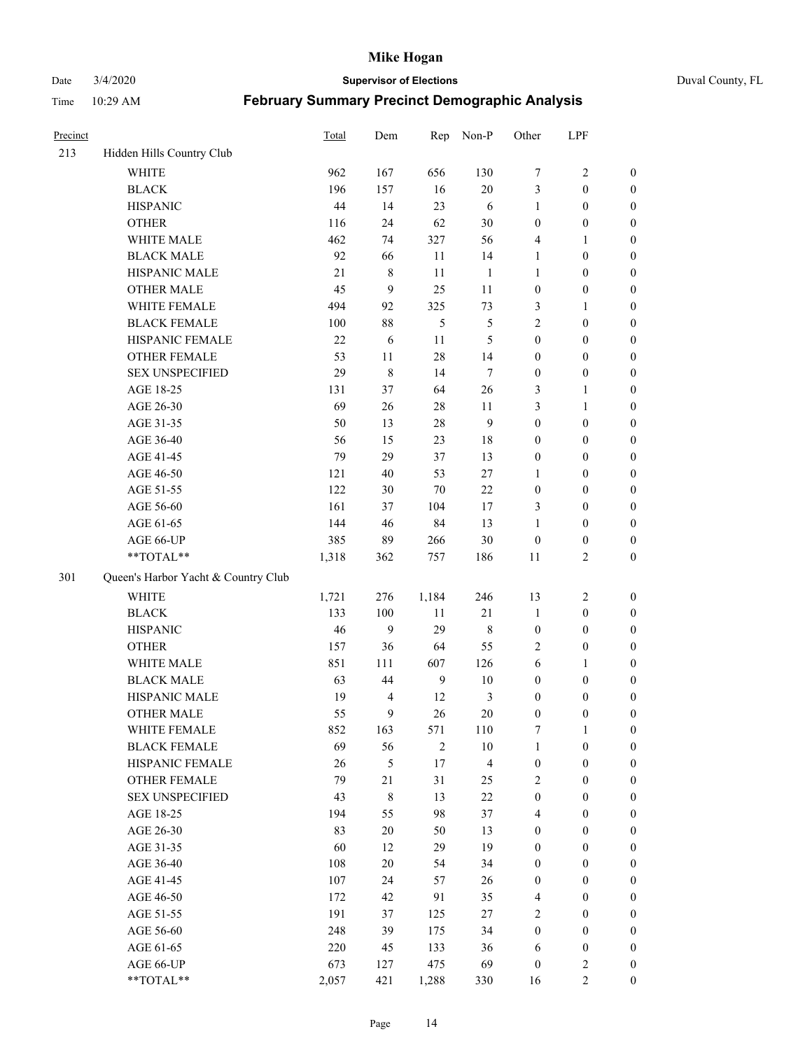# Mike Hogan

Date 3/4/2020 **Supervisor of Elections** Duval County, FL

Time 10:29 AM **February Summary Precinct Demographic Analysis**

| Precinct | | Total | Dem | Rep | Non-P | Other | LPF | |
|---|---|---|---|---|---|---|---|---|
| 213 | Hidden Hills Country Club | | | | | | | |
| | WHITE | 962 | 167 | 656 | 130 | 7 | 2 | 0 |
| | BLACK | 196 | 157 | 16 | 20 | 3 | 0 | 0 |
| | HISPANIC | 44 | 14 | 23 | 6 | 1 | 0 | 0 |
| | OTHER | 116 | 24 | 62 | 30 | 0 | 0 | 0 |
| | WHITE MALE | 462 | 74 | 327 | 56 | 4 | 1 | 0 |
| | BLACK MALE | 92 | 66 | 11 | 14 | 1 | 0 | 0 |
| | HISPANIC MALE | 21 | 8 | 11 | 1 | 1 | 0 | 0 |
| | OTHER MALE | 45 | 9 | 25 | 11 | 0 | 0 | 0 |
| | WHITE FEMALE | 494 | 92 | 325 | 73 | 3 | 1 | 0 |
| | BLACK FEMALE | 100 | 88 | 5 | 5 | 2 | 0 | 0 |
| | HISPANIC FEMALE | 22 | 6 | 11 | 5 | 0 | 0 | 0 |
| | OTHER FEMALE | 53 | 11 | 28 | 14 | 0 | 0 | 0 |
| | SEX UNSPECIFIED | 29 | 8 | 14 | 7 | 0 | 0 | 0 |
| | AGE 18-25 | 131 | 37 | 64 | 26 | 3 | 1 | 0 |
| | AGE 26-30 | 69 | 26 | 28 | 11 | 3 | 1 | 0 |
| | AGE 31-35 | 50 | 13 | 28 | 9 | 0 | 0 | 0 |
| | AGE 36-40 | 56 | 15 | 23 | 18 | 0 | 0 | 0 |
| | AGE 41-45 | 79 | 29 | 37 | 13 | 0 | 0 | 0 |
| | AGE 46-50 | 121 | 40 | 53 | 27 | 1 | 0 | 0 |
| | AGE 51-55 | 122 | 30 | 70 | 22 | 0 | 0 | 0 |
| | AGE 56-60 | 161 | 37 | 104 | 17 | 3 | 0 | 0 |
| | AGE 61-65 | 144 | 46 | 84 | 13 | 1 | 0 | 0 |
| | AGE 66-UP | 385 | 89 | 266 | 30 | 0 | 0 | 0 |
| | **TOTAL** | 1,318 | 362 | 757 | 186 | 11 | 2 | 0 |
| 301 | Queen's Harbor Yacht & Country Club | | | | | | | |
| | WHITE | 1,721 | 276 | 1,184 | 246 | 13 | 2 | 0 |
| | BLACK | 133 | 100 | 11 | 21 | 1 | 0 | 0 |
| | HISPANIC | 46 | 9 | 29 | 8 | 0 | 0 | 0 |
| | OTHER | 157 | 36 | 64 | 55 | 2 | 0 | 0 |
| | WHITE MALE | 851 | 111 | 607 | 126 | 6 | 1 | 0 |
| | BLACK MALE | 63 | 44 | 9 | 10 | 0 | 0 | 0 |
| | HISPANIC MALE | 19 | 4 | 12 | 3 | 0 | 0 | 0 |
| | OTHER MALE | 55 | 9 | 26 | 20 | 0 | 0 | 0 |
| | WHITE FEMALE | 852 | 163 | 571 | 110 | 7 | 1 | 0 |
| | BLACK FEMALE | 69 | 56 | 2 | 10 | 1 | 0 | 0 |
| | HISPANIC FEMALE | 26 | 5 | 17 | 4 | 0 | 0 | 0 |
| | OTHER FEMALE | 79 | 21 | 31 | 25 | 2 | 0 | 0 |
| | SEX UNSPECIFIED | 43 | 8 | 13 | 22 | 0 | 0 | 0 |
| | AGE 18-25 | 194 | 55 | 98 | 37 | 4 | 0 | 0 |
| | AGE 26-30 | 83 | 20 | 50 | 13 | 0 | 0 | 0 |
| | AGE 31-35 | 60 | 12 | 29 | 19 | 0 | 0 | 0 |
| | AGE 36-40 | 108 | 20 | 54 | 34 | 0 | 0 | 0 |
| | AGE 41-45 | 107 | 24 | 57 | 26 | 0 | 0 | 0 |
| | AGE 46-50 | 172 | 42 | 91 | 35 | 4 | 0 | 0 |
| | AGE 51-55 | 191 | 37 | 125 | 27 | 2 | 0 | 0 |
| | AGE 56-60 | 248 | 39 | 175 | 34 | 0 | 0 | 0 |
| | AGE 61-65 | 220 | 45 | 133 | 36 | 6 | 0 | 0 |
| | AGE 66-UP | 673 | 127 | 475 | 69 | 0 | 2 | 0 |
| | **TOTAL** | 2,057 | 421 | 1,288 | 330 | 16 | 2 | 0 |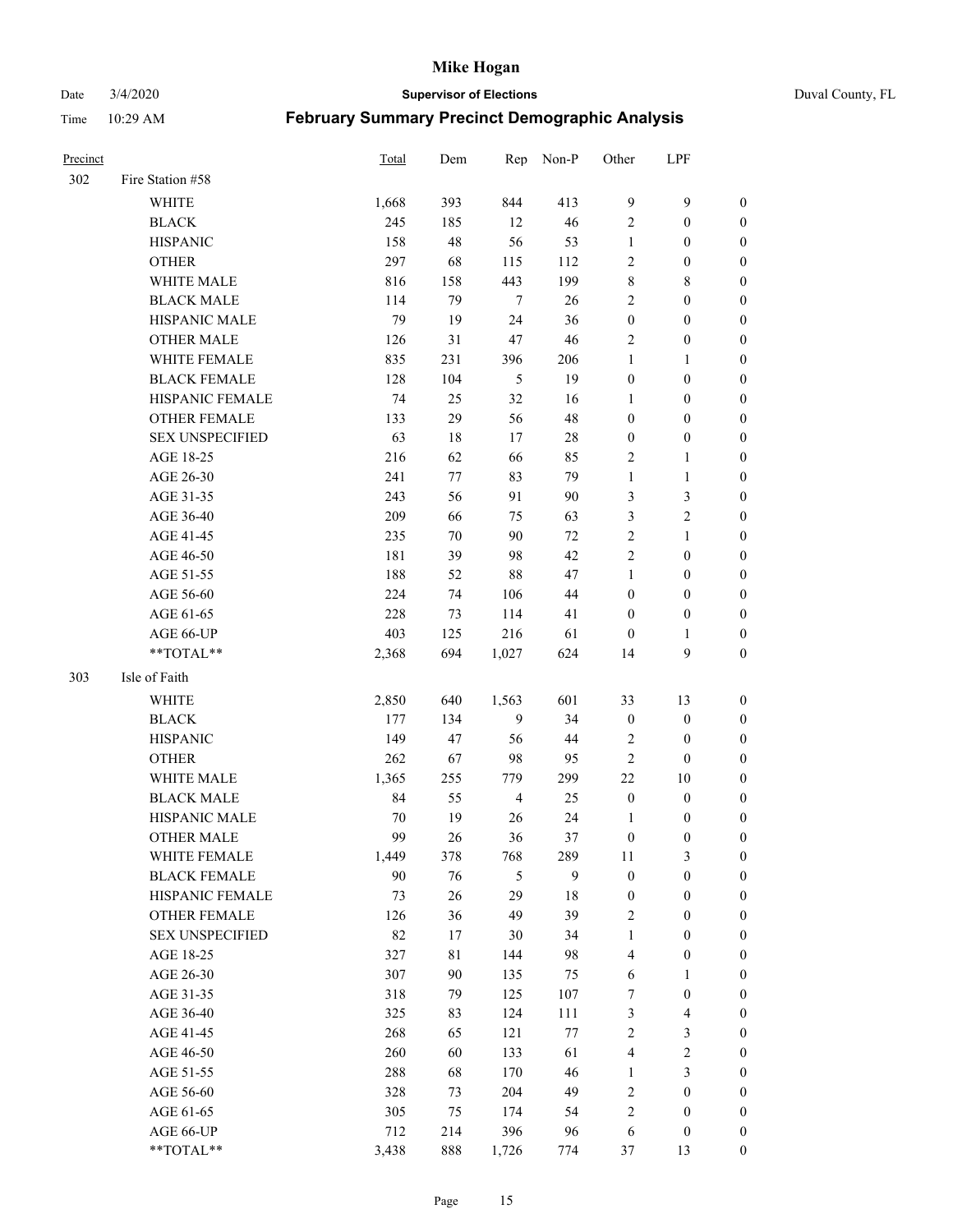# Mike Hogan

Date 3/4/2020 **Supervisor of Elections** Duval County, FL

Time 10:29 AM **February Summary Precinct Demographic Analysis**

| Precinct | | Total | Dem | Rep | Non-P | Other | LPF | |
|---|---|---|---|---|---|---|---|---|
| 302 | Fire Station #58 | | | | | | | |
| | WHITE | 1,668 | 393 | 844 | 413 | 9 | 9 | 0 |
| | BLACK | 245 | 185 | 12 | 46 | 2 | 0 | 0 |
| | HISPANIC | 158 | 48 | 56 | 53 | 1 | 0 | 0 |
| | OTHER | 297 | 68 | 115 | 112 | 2 | 0 | 0 |
| | WHITE MALE | 816 | 158 | 443 | 199 | 8 | 8 | 0 |
| | BLACK MALE | 114 | 79 | 7 | 26 | 2 | 0 | 0 |
| | HISPANIC MALE | 79 | 19 | 24 | 36 | 0 | 0 | 0 |
| | OTHER MALE | 126 | 31 | 47 | 46 | 2 | 0 | 0 |
| | WHITE FEMALE | 835 | 231 | 396 | 206 | 1 | 1 | 0 |
| | BLACK FEMALE | 128 | 104 | 5 | 19 | 0 | 0 | 0 |
| | HISPANIC FEMALE | 74 | 25 | 32 | 16 | 1 | 0 | 0 |
| | OTHER FEMALE | 133 | 29 | 56 | 48 | 0 | 0 | 0 |
| | SEX UNSPECIFIED | 63 | 18 | 17 | 28 | 0 | 0 | 0 |
| | AGE 18-25 | 216 | 62 | 66 | 85 | 2 | 1 | 0 |
| | AGE 26-30 | 241 | 77 | 83 | 79 | 1 | 1 | 0 |
| | AGE 31-35 | 243 | 56 | 91 | 90 | 3 | 3 | 0 |
| | AGE 36-40 | 209 | 66 | 75 | 63 | 3 | 2 | 0 |
| | AGE 41-45 | 235 | 70 | 90 | 72 | 2 | 1 | 0 |
| | AGE 46-50 | 181 | 39 | 98 | 42 | 2 | 0 | 0 |
| | AGE 51-55 | 188 | 52 | 88 | 47 | 1 | 0 | 0 |
| | AGE 56-60 | 224 | 74 | 106 | 44 | 0 | 0 | 0 |
| | AGE 61-65 | 228 | 73 | 114 | 41 | 0 | 0 | 0 |
| | AGE 66-UP | 403 | 125 | 216 | 61 | 0 | 1 | 0 |
| | **TOTAL** | 2,368 | 694 | 1,027 | 624 | 14 | 9 | 0 |
| 303 | Isle of Faith | | | | | | | |
| | WHITE | 2,850 | 640 | 1,563 | 601 | 33 | 13 | 0 |
| | BLACK | 177 | 134 | 9 | 34 | 0 | 0 | 0 |
| | HISPANIC | 149 | 47 | 56 | 44 | 2 | 0 | 0 |
| | OTHER | 262 | 67 | 98 | 95 | 2 | 0 | 0 |
| | WHITE MALE | 1,365 | 255 | 779 | 299 | 22 | 10 | 0 |
| | BLACK MALE | 84 | 55 | 4 | 25 | 0 | 0 | 0 |
| | HISPANIC MALE | 70 | 19 | 26 | 24 | 1 | 0 | 0 |
| | OTHER MALE | 99 | 26 | 36 | 37 | 0 | 0 | 0 |
| | WHITE FEMALE | 1,449 | 378 | 768 | 289 | 11 | 3 | 0 |
| | BLACK FEMALE | 90 | 76 | 5 | 9 | 0 | 0 | 0 |
| | HISPANIC FEMALE | 73 | 26 | 29 | 18 | 0 | 0 | 0 |
| | OTHER FEMALE | 126 | 36 | 49 | 39 | 2 | 0 | 0 |
| | SEX UNSPECIFIED | 82 | 17 | 30 | 34 | 1 | 0 | 0 |
| | AGE 18-25 | 327 | 81 | 144 | 98 | 4 | 0 | 0 |
| | AGE 26-30 | 307 | 90 | 135 | 75 | 6 | 1 | 0 |
| | AGE 31-35 | 318 | 79 | 125 | 107 | 7 | 0 | 0 |
| | AGE 36-40 | 325 | 83 | 124 | 111 | 3 | 4 | 0 |
| | AGE 41-45 | 268 | 65 | 121 | 77 | 2 | 3 | 0 |
| | AGE 46-50 | 260 | 60 | 133 | 61 | 4 | 2 | 0 |
| | AGE 51-55 | 288 | 68 | 170 | 46 | 1 | 3 | 0 |
| | AGE 56-60 | 328 | 73 | 204 | 49 | 2 | 0 | 0 |
| | AGE 61-65 | 305 | 75 | 174 | 54 | 2 | 0 | 0 |
| | AGE 66-UP | 712 | 214 | 396 | 96 | 6 | 0 | 0 |
| | **TOTAL** | 3,438 | 888 | 1,726 | 774 | 37 | 13 | 0 |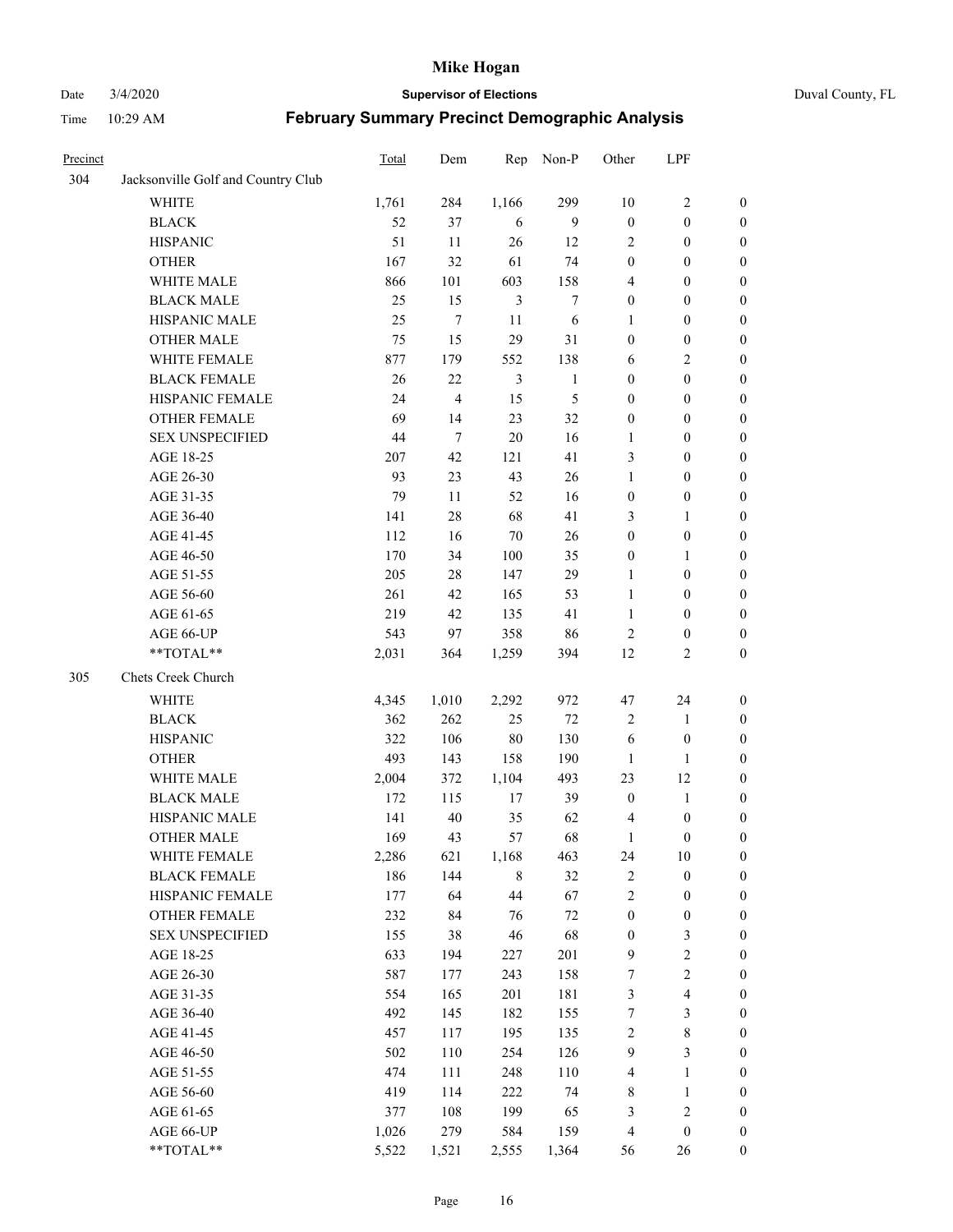# Mike Hogan

Date 3/4/2020 **Supervisor of Elections** Duval County, FL

Time 10:29 AM **February Summary Precinct Demographic Analysis**

| Precinct | | Total | Dem | Rep | Non-P | Other | LPF | |
|---|---|---|---|---|---|---|---|---|
| 304 | Jacksonville Golf and Country Club | | | | | | | |
| | WHITE | 1,761 | 284 | 1,166 | 299 | 10 | 2 | 0 |
| | BLACK | 52 | 37 | 6 | 9 | 0 | 0 | 0 |
| | HISPANIC | 51 | 11 | 26 | 12 | 2 | 0 | 0 |
| | OTHER | 167 | 32 | 61 | 74 | 0 | 0 | 0 |
| | WHITE MALE | 866 | 101 | 603 | 158 | 4 | 0 | 0 |
| | BLACK MALE | 25 | 15 | 3 | 7 | 0 | 0 | 0 |
| | HISPANIC MALE | 25 | 7 | 11 | 6 | 1 | 0 | 0 |
| | OTHER MALE | 75 | 15 | 29 | 31 | 0 | 0 | 0 |
| | WHITE FEMALE | 877 | 179 | 552 | 138 | 6 | 2 | 0 |
| | BLACK FEMALE | 26 | 22 | 3 | 1 | 0 | 0 | 0 |
| | HISPANIC FEMALE | 24 | 4 | 15 | 5 | 0 | 0 | 0 |
| | OTHER FEMALE | 69 | 14 | 23 | 32 | 0 | 0 | 0 |
| | SEX UNSPECIFIED | 44 | 7 | 20 | 16 | 1 | 0 | 0 |
| | AGE 18-25 | 207 | 42 | 121 | 41 | 3 | 0 | 0 |
| | AGE 26-30 | 93 | 23 | 43 | 26 | 1 | 0 | 0 |
| | AGE 31-35 | 79 | 11 | 52 | 16 | 0 | 0 | 0 |
| | AGE 36-40 | 141 | 28 | 68 | 41 | 3 | 1 | 0 |
| | AGE 41-45 | 112 | 16 | 70 | 26 | 0 | 0 | 0 |
| | AGE 46-50 | 170 | 34 | 100 | 35 | 0 | 1 | 0 |
| | AGE 51-55 | 205 | 28 | 147 | 29 | 1 | 0 | 0 |
| | AGE 56-60 | 261 | 42 | 165 | 53 | 1 | 0 | 0 |
| | AGE 61-65 | 219 | 42 | 135 | 41 | 1 | 0 | 0 |
| | AGE 66-UP | 543 | 97 | 358 | 86 | 2 | 0 | 0 |
| | **TOTAL** | 2,031 | 364 | 1,259 | 394 | 12 | 2 | 0 |
| 305 | Chets Creek Church | | | | | | | |
| | WHITE | 4,345 | 1,010 | 2,292 | 972 | 47 | 24 | 0 |
| | BLACK | 362 | 262 | 25 | 72 | 2 | 1 | 0 |
| | HISPANIC | 322 | 106 | 80 | 130 | 6 | 0 | 0 |
| | OTHER | 493 | 143 | 158 | 190 | 1 | 1 | 0 |
| | WHITE MALE | 2,004 | 372 | 1,104 | 493 | 23 | 12 | 0 |
| | BLACK MALE | 172 | 115 | 17 | 39 | 0 | 1 | 0 |
| | HISPANIC MALE | 141 | 40 | 35 | 62 | 4 | 0 | 0 |
| | OTHER MALE | 169 | 43 | 57 | 68 | 1 | 0 | 0 |
| | WHITE FEMALE | 2,286 | 621 | 1,168 | 463 | 24 | 10 | 0 |
| | BLACK FEMALE | 186 | 144 | 8 | 32 | 2 | 0 | 0 |
| | HISPANIC FEMALE | 177 | 64 | 44 | 67 | 2 | 0 | 0 |
| | OTHER FEMALE | 232 | 84 | 76 | 72 | 0 | 0 | 0 |
| | SEX UNSPECIFIED | 155 | 38 | 46 | 68 | 0 | 3 | 0 |
| | AGE 18-25 | 633 | 194 | 227 | 201 | 9 | 2 | 0 |
| | AGE 26-30 | 587 | 177 | 243 | 158 | 7 | 2 | 0 |
| | AGE 31-35 | 554 | 165 | 201 | 181 | 3 | 4 | 0 |
| | AGE 36-40 | 492 | 145 | 182 | 155 | 7 | 3 | 0 |
| | AGE 41-45 | 457 | 117 | 195 | 135 | 2 | 8 | 0 |
| | AGE 46-50 | 502 | 110 | 254 | 126 | 9 | 3 | 0 |
| | AGE 51-55 | 474 | 111 | 248 | 110 | 4 | 1 | 0 |
| | AGE 56-60 | 419 | 114 | 222 | 74 | 8 | 1 | 0 |
| | AGE 61-65 | 377 | 108 | 199 | 65 | 3 | 2 | 0 |
| | AGE 66-UP | 1,026 | 279 | 584 | 159 | 4 | 0 | 0 |
| | **TOTAL** | 5,522 | 1,521 | 2,555 | 1,364 | 56 | 26 | 0 |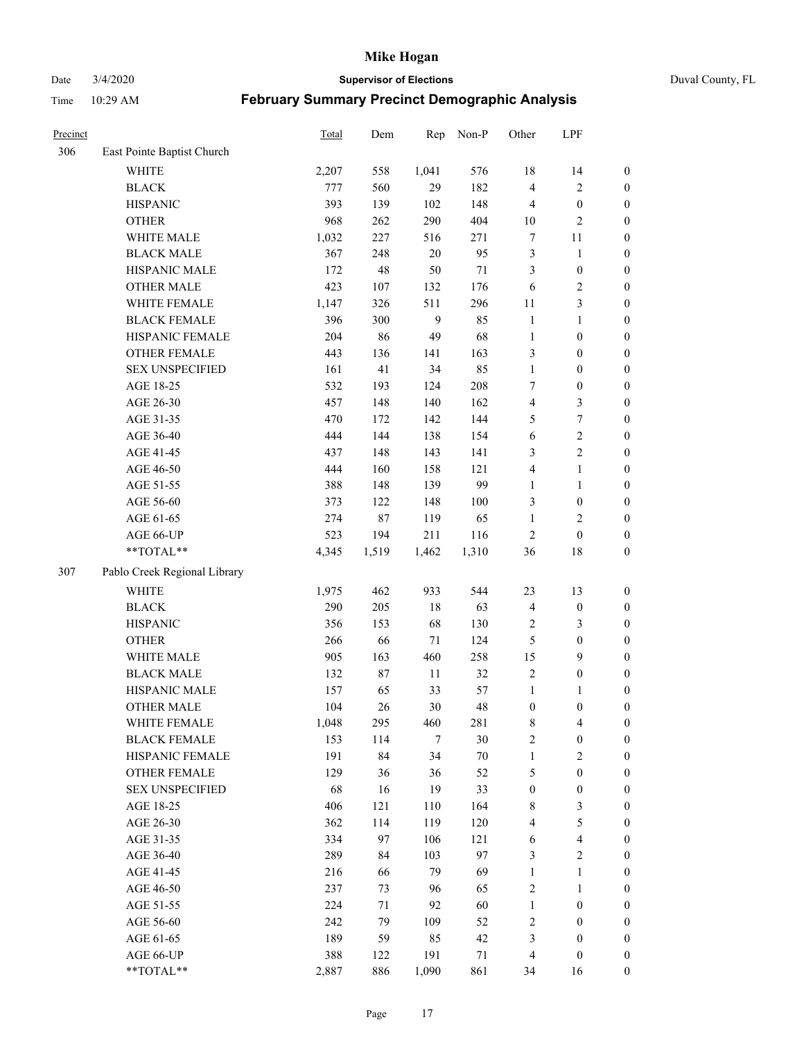| Precinct | | Total | Dem | Rep | Non-P | Other | LPF | |
|---|---|---|---|---|---|---|---|---|
| 306 | East Pointe Baptist Church | | | | | | | |
| | WHITE | 2,207 | 558 | 1,041 | 576 | 18 | 14 | 0 |
| | BLACK | 777 | 560 | 29 | 182 | 4 | 2 | 0 |
| | HISPANIC | 393 | 139 | 102 | 148 | 4 | 0 | 0 |
| | OTHER | 968 | 262 | 290 | 404 | 10 | 2 | 0 |
| | WHITE MALE | 1,032 | 227 | 516 | 271 | 7 | 11 | 0 |
| | BLACK MALE | 367 | 248 | 20 | 95 | 3 | 1 | 0 |
| | HISPANIC MALE | 172 | 48 | 50 | 71 | 3 | 0 | 0 |
| | OTHER MALE | 423 | 107 | 132 | 176 | 6 | 2 | 0 |
| | WHITE FEMALE | 1,147 | 326 | 511 | 296 | 11 | 3 | 0 |
| | BLACK FEMALE | 396 | 300 | 9 | 85 | 1 | 1 | 0 |
| | HISPANIC FEMALE | 204 | 86 | 49 | 68 | 1 | 0 | 0 |
| | OTHER FEMALE | 443 | 136 | 141 | 163 | 3 | 0 | 0 |
| | SEX UNSPECIFIED | 161 | 41 | 34 | 85 | 1 | 0 | 0 |
| | AGE 18-25 | 532 | 193 | 124 | 208 | 7 | 0 | 0 |
| | AGE 26-30 | 457 | 148 | 140 | 162 | 4 | 3 | 0 |
| | AGE 31-35 | 470 | 172 | 142 | 144 | 5 | 7 | 0 |
| | AGE 36-40 | 444 | 144 | 138 | 154 | 6 | 2 | 0 |
| | AGE 41-45 | 437 | 148 | 143 | 141 | 3 | 2 | 0 |
| | AGE 46-50 | 444 | 160 | 158 | 121 | 4 | 1 | 0 |
| | AGE 51-55 | 388 | 148 | 139 | 99 | 1 | 1 | 0 |
| | AGE 56-60 | 373 | 122 | 148 | 100 | 3 | 0 | 0 |
| | AGE 61-65 | 274 | 87 | 119 | 65 | 1 | 2 | 0 |
| | AGE 66-UP | 523 | 194 | 211 | 116 | 2 | 0 | 0 |
| | **TOTAL** | 4,345 | 1,519 | 1,462 | 1,310 | 36 | 18 | 0 |
| 307 | Pablo Creek Regional Library | | | | | | | |
| | WHITE | 1,975 | 462 | 933 | 544 | 23 | 13 | 0 |
| | BLACK | 290 | 205 | 18 | 63 | 4 | 0 | 0 |
| | HISPANIC | 356 | 153 | 68 | 130 | 2 | 3 | 0 |
| | OTHER | 266 | 66 | 71 | 124 | 5 | 0 | 0 |
| | WHITE MALE | 905 | 163 | 460 | 258 | 15 | 9 | 0 |
| | BLACK MALE | 132 | 87 | 11 | 32 | 2 | 0 | 0 |
| | HISPANIC MALE | 157 | 65 | 33 | 57 | 1 | 1 | 0 |
| | OTHER MALE | 104 | 26 | 30 | 48 | 0 | 0 | 0 |
| | WHITE FEMALE | 1,048 | 295 | 460 | 281 | 8 | 4 | 0 |
| | BLACK FEMALE | 153 | 114 | 7 | 30 | 2 | 0 | 0 |
| | HISPANIC FEMALE | 191 | 84 | 34 | 70 | 1 | 2 | 0 |
| | OTHER FEMALE | 129 | 36 | 36 | 52 | 5 | 0 | 0 |
| | SEX UNSPECIFIED | 68 | 16 | 19 | 33 | 0 | 0 | 0 |
| | AGE 18-25 | 406 | 121 | 110 | 164 | 8 | 3 | 0 |
| | AGE 26-30 | 362 | 114 | 119 | 120 | 4 | 5 | 0 |
| | AGE 31-35 | 334 | 97 | 106 | 121 | 6 | 4 | 0 |
| | AGE 36-40 | 289 | 84 | 103 | 97 | 3 | 2 | 0 |
| | AGE 41-45 | 216 | 66 | 79 | 69 | 1 | 1 | 0 |
| | AGE 46-50 | 237 | 73 | 96 | 65 | 2 | 1 | 0 |
| | AGE 51-55 | 224 | 71 | 92 | 60 | 1 | 0 | 0 |
| | AGE 56-60 | 242 | 79 | 109 | 52 | 2 | 0 | 0 |
| | AGE 61-65 | 189 | 59 | 85 | 42 | 3 | 0 | 0 |
| | AGE 66-UP | 388 | 122 | 191 | 71 | 4 | 0 | 0 |
| | **TOTAL** | 2,887 | 886 | 1,090 | 861 | 34 | 16 | 0 |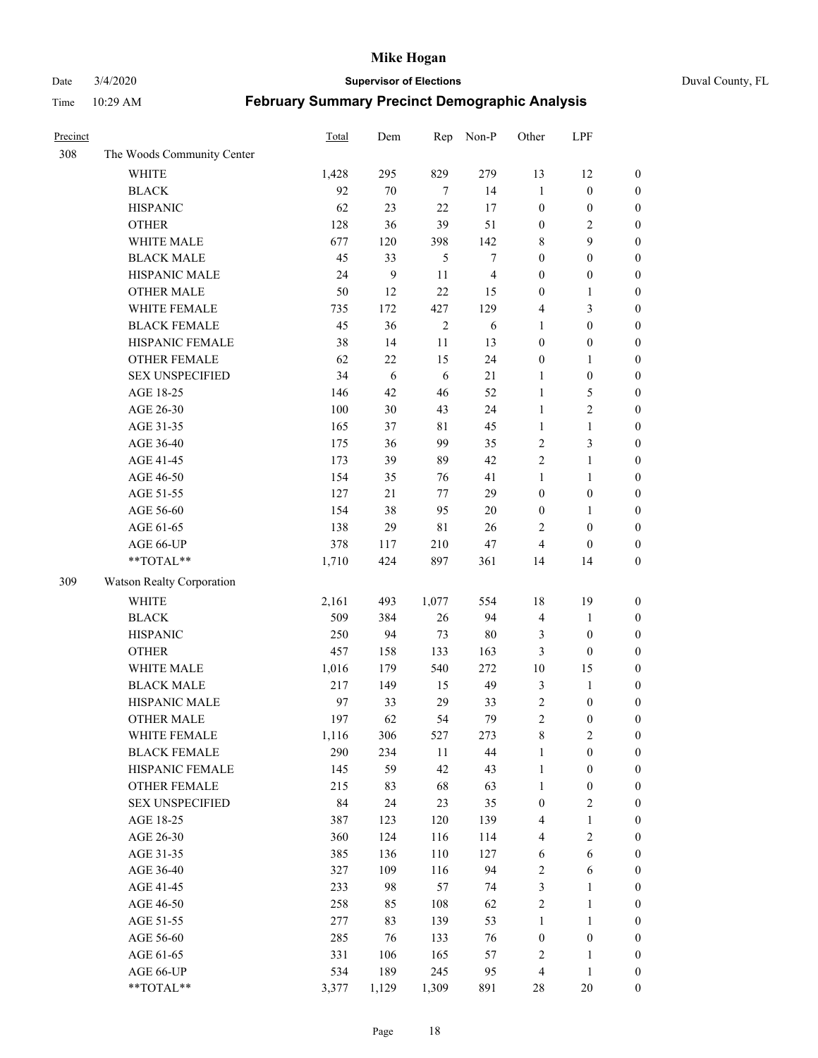# February Summary Precinct Demographic Analysis

| Precinct | | Total | Dem | Rep | Non-P | Other | LPF | |
|---|---|---|---|---|---|---|---|---|
| 308 | The Woods Community Center | | | | | | | |
| | WHITE | 1,428 | 295 | 829 | 279 | 13 | 12 | 0 |
| | BLACK | 92 | 70 | 7 | 14 | 1 | 0 | 0 |
| | HISPANIC | 62 | 23 | 22 | 17 | 0 | 0 | 0 |
| | OTHER | 128 | 36 | 39 | 51 | 0 | 2 | 0 |
| | WHITE MALE | 677 | 120 | 398 | 142 | 8 | 9 | 0 |
| | BLACK MALE | 45 | 33 | 5 | 7 | 0 | 0 | 0 |
| | HISPANIC MALE | 24 | 9 | 11 | 4 | 0 | 0 | 0 |
| | OTHER MALE | 50 | 12 | 22 | 15 | 0 | 1 | 0 |
| | WHITE FEMALE | 735 | 172 | 427 | 129 | 4 | 3 | 0 |
| | BLACK FEMALE | 45 | 36 | 2 | 6 | 1 | 0 | 0 |
| | HISPANIC FEMALE | 38 | 14 | 11 | 13 | 0 | 0 | 0 |
| | OTHER FEMALE | 62 | 22 | 15 | 24 | 0 | 1 | 0 |
| | SEX UNSPECIFIED | 34 | 6 | 6 | 21 | 1 | 0 | 0 |
| | AGE 18-25 | 146 | 42 | 46 | 52 | 1 | 5 | 0 |
| | AGE 26-30 | 100 | 30 | 43 | 24 | 1 | 2 | 0 |
| | AGE 31-35 | 165 | 37 | 81 | 45 | 1 | 1 | 0 |
| | AGE 36-40 | 175 | 36 | 99 | 35 | 2 | 3 | 0 |
| | AGE 41-45 | 173 | 39 | 89 | 42 | 2 | 1 | 0 |
| | AGE 46-50 | 154 | 35 | 76 | 41 | 1 | 1 | 0 |
| | AGE 51-55 | 127 | 21 | 77 | 29 | 0 | 0 | 0 |
| | AGE 56-60 | 154 | 38 | 95 | 20 | 0 | 1 | 0 |
| | AGE 61-65 | 138 | 29 | 81 | 26 | 2 | 0 | 0 |
| | AGE 66-UP | 378 | 117 | 210 | 47 | 4 | 0 | 0 |
| | **TOTAL** | 1,710 | 424 | 897 | 361 | 14 | 14 | 0 |
| 309 | Watson Realty Corporation | | | | | | | |
| | WHITE | 2,161 | 493 | 1,077 | 554 | 18 | 19 | 0 |
| | BLACK | 509 | 384 | 26 | 94 | 4 | 1 | 0 |
| | HISPANIC | 250 | 94 | 73 | 80 | 3 | 0 | 0 |
| | OTHER | 457 | 158 | 133 | 163 | 3 | 0 | 0 |
| | WHITE MALE | 1,016 | 179 | 540 | 272 | 10 | 15 | 0 |
| | BLACK MALE | 217 | 149 | 15 | 49 | 3 | 1 | 0 |
| | HISPANIC MALE | 97 | 33 | 29 | 33 | 2 | 0 | 0 |
| | OTHER MALE | 197 | 62 | 54 | 79 | 2 | 0 | 0 |
| | WHITE FEMALE | 1,116 | 306 | 527 | 273 | 8 | 2 | 0 |
| | BLACK FEMALE | 290 | 234 | 11 | 44 | 1 | 0 | 0 |
| | HISPANIC FEMALE | 145 | 59 | 42 | 43 | 1 | 0 | 0 |
| | OTHER FEMALE | 215 | 83 | 68 | 63 | 1 | 0 | 0 |
| | SEX UNSPECIFIED | 84 | 24 | 23 | 35 | 0 | 2 | 0 |
| | AGE 18-25 | 387 | 123 | 120 | 139 | 4 | 1 | 0 |
| | AGE 26-30 | 360 | 124 | 116 | 114 | 4 | 2 | 0 |
| | AGE 31-35 | 385 | 136 | 110 | 127 | 6 | 6 | 0 |
| | AGE 36-40 | 327 | 109 | 116 | 94 | 2 | 6 | 0 |
| | AGE 41-45 | 233 | 98 | 57 | 74 | 3 | 1 | 0 |
| | AGE 46-50 | 258 | 85 | 108 | 62 | 2 | 1 | 0 |
| | AGE 51-55 | 277 | 83 | 139 | 53 | 1 | 1 | 0 |
| | AGE 56-60 | 285 | 76 | 133 | 76 | 0 | 0 | 0 |
| | AGE 61-65 | 331 | 106 | 165 | 57 | 2 | 1 | 0 |
| | AGE 66-UP | 534 | 189 | 245 | 95 | 4 | 1 | 0 |
| | **TOTAL** | 3,377 | 1,129 | 1,309 | 891 | 28 | 20 | 0 |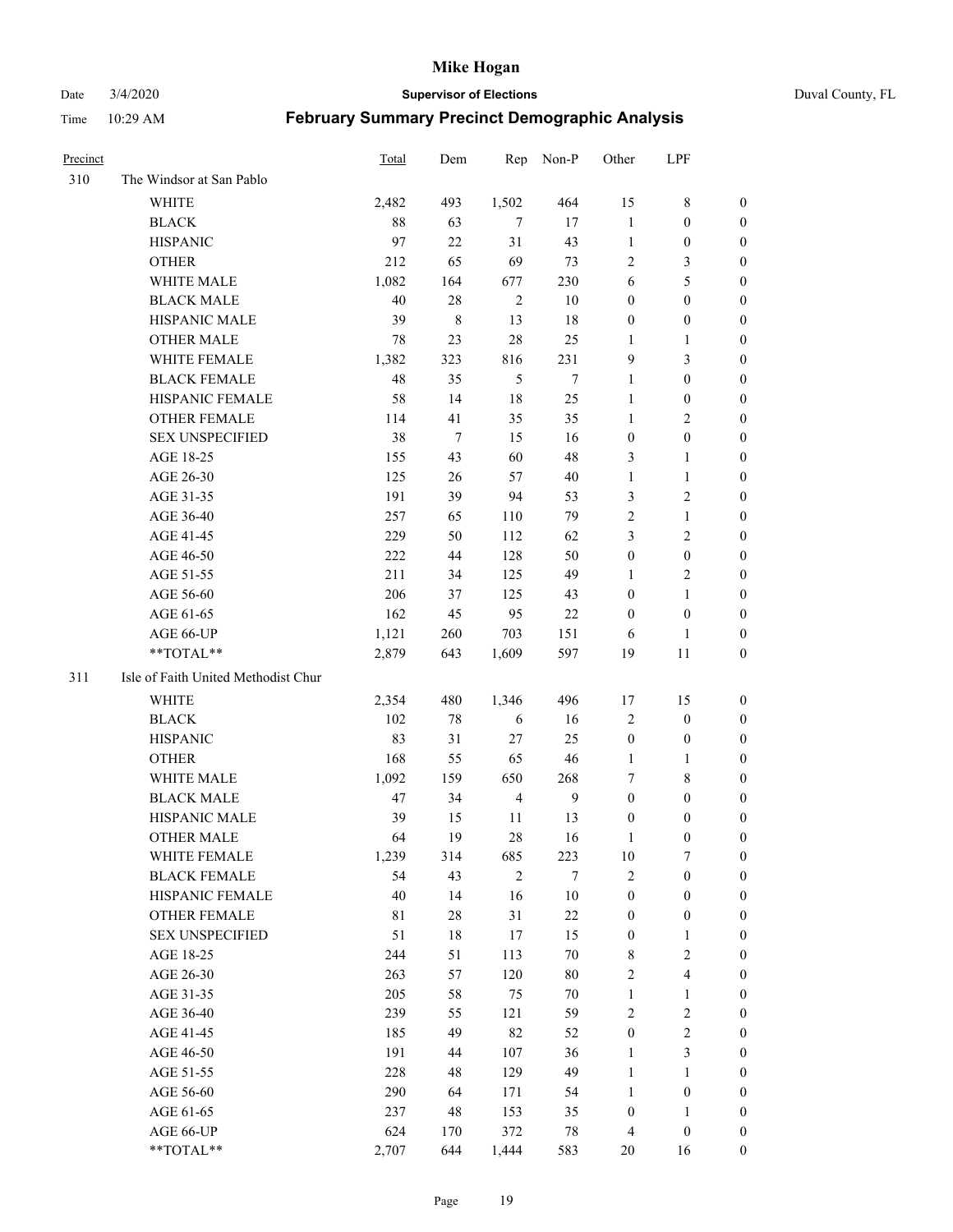# Mike Hogan

Date 3/4/2020 **Supervisor of Elections** Duval County, FL

Time 10:29 AM **February Summary Precinct Demographic Analysis**

| Precinct | | Total | Dem | Rep | Non-P | Other | LPF | |
|---|---|---|---|---|---|---|---|---|
| 310 | The Windsor at San Pablo | | | | | | | |
| | WHITE | 2,482 | 493 | 1,502 | 464 | 15 | 8 | 0 |
| | BLACK | 88 | 63 | 7 | 17 | 1 | 0 | 0 |
| | HISPANIC | 97 | 22 | 31 | 43 | 1 | 0 | 0 |
| | OTHER | 212 | 65 | 69 | 73 | 2 | 3 | 0 |
| | WHITE MALE | 1,082 | 164 | 677 | 230 | 6 | 5 | 0 |
| | BLACK MALE | 40 | 28 | 2 | 10 | 0 | 0 | 0 |
| | HISPANIC MALE | 39 | 8 | 13 | 18 | 0 | 0 | 0 |
| | OTHER MALE | 78 | 23 | 28 | 25 | 1 | 1 | 0 |
| | WHITE FEMALE | 1,382 | 323 | 816 | 231 | 9 | 3 | 0 |
| | BLACK FEMALE | 48 | 35 | 5 | 7 | 1 | 0 | 0 |
| | HISPANIC FEMALE | 58 | 14 | 18 | 25 | 1 | 0 | 0 |
| | OTHER FEMALE | 114 | 41 | 35 | 35 | 1 | 2 | 0 |
| | SEX UNSPECIFIED | 38 | 7 | 15 | 16 | 0 | 0 | 0 |
| | AGE 18-25 | 155 | 43 | 60 | 48 | 3 | 1 | 0 |
| | AGE 26-30 | 125 | 26 | 57 | 40 | 1 | 1 | 0 |
| | AGE 31-35 | 191 | 39 | 94 | 53 | 3 | 2 | 0 |
| | AGE 36-40 | 257 | 65 | 110 | 79 | 2 | 1 | 0 |
| | AGE 41-45 | 229 | 50 | 112 | 62 | 3 | 2 | 0 |
| | AGE 46-50 | 222 | 44 | 128 | 50 | 0 | 0 | 0 |
| | AGE 51-55 | 211 | 34 | 125 | 49 | 1 | 2 | 0 |
| | AGE 56-60 | 206 | 37 | 125 | 43 | 0 | 1 | 0 |
| | AGE 61-65 | 162 | 45 | 95 | 22 | 0 | 0 | 0 |
| | AGE 66-UP | 1,121 | 260 | 703 | 151 | 6 | 1 | 0 |
| | **TOTAL** | 2,879 | 643 | 1,609 | 597 | 19 | 11 | 0 |
| 311 | Isle of Faith United Methodist Chur | | | | | | | |
| | WHITE | 2,354 | 480 | 1,346 | 496 | 17 | 15 | 0 |
| | BLACK | 102 | 78 | 6 | 16 | 2 | 0 | 0 |
| | HISPANIC | 83 | 31 | 27 | 25 | 0 | 0 | 0 |
| | OTHER | 168 | 55 | 65 | 46 | 1 | 1 | 0 |
| | WHITE MALE | 1,092 | 159 | 650 | 268 | 7 | 8 | 0 |
| | BLACK MALE | 47 | 34 | 4 | 9 | 0 | 0 | 0 |
| | HISPANIC MALE | 39 | 15 | 11 | 13 | 0 | 0 | 0 |
| | OTHER MALE | 64 | 19 | 28 | 16 | 1 | 0 | 0 |
| | WHITE FEMALE | 1,239 | 314 | 685 | 223 | 10 | 7 | 0 |
| | BLACK FEMALE | 54 | 43 | 2 | 7 | 2 | 0 | 0 |
| | HISPANIC FEMALE | 40 | 14 | 16 | 10 | 0 | 0 | 0 |
| | OTHER FEMALE | 81 | 28 | 31 | 22 | 0 | 0 | 0 |
| | SEX UNSPECIFIED | 51 | 18 | 17 | 15 | 0 | 1 | 0 |
| | AGE 18-25 | 244 | 51 | 113 | 70 | 8 | 2 | 0 |
| | AGE 26-30 | 263 | 57 | 120 | 80 | 2 | 4 | 0 |
| | AGE 31-35 | 205 | 58 | 75 | 70 | 1 | 1 | 0 |
| | AGE 36-40 | 239 | 55 | 121 | 59 | 2 | 2 | 0 |
| | AGE 41-45 | 185 | 49 | 82 | 52 | 0 | 2 | 0 |
| | AGE 46-50 | 191 | 44 | 107 | 36 | 1 | 3 | 0 |
| | AGE 51-55 | 228 | 48 | 129 | 49 | 1 | 1 | 0 |
| | AGE 56-60 | 290 | 64 | 171 | 54 | 1 | 0 | 0 |
| | AGE 61-65 | 237 | 48 | 153 | 35 | 0 | 1 | 0 |
| | AGE 66-UP | 624 | 170 | 372 | 78 | 4 | 0 | 0 |
| | **TOTAL** | 2,707 | 644 | 1,444 | 583 | 20 | 16 | 0 |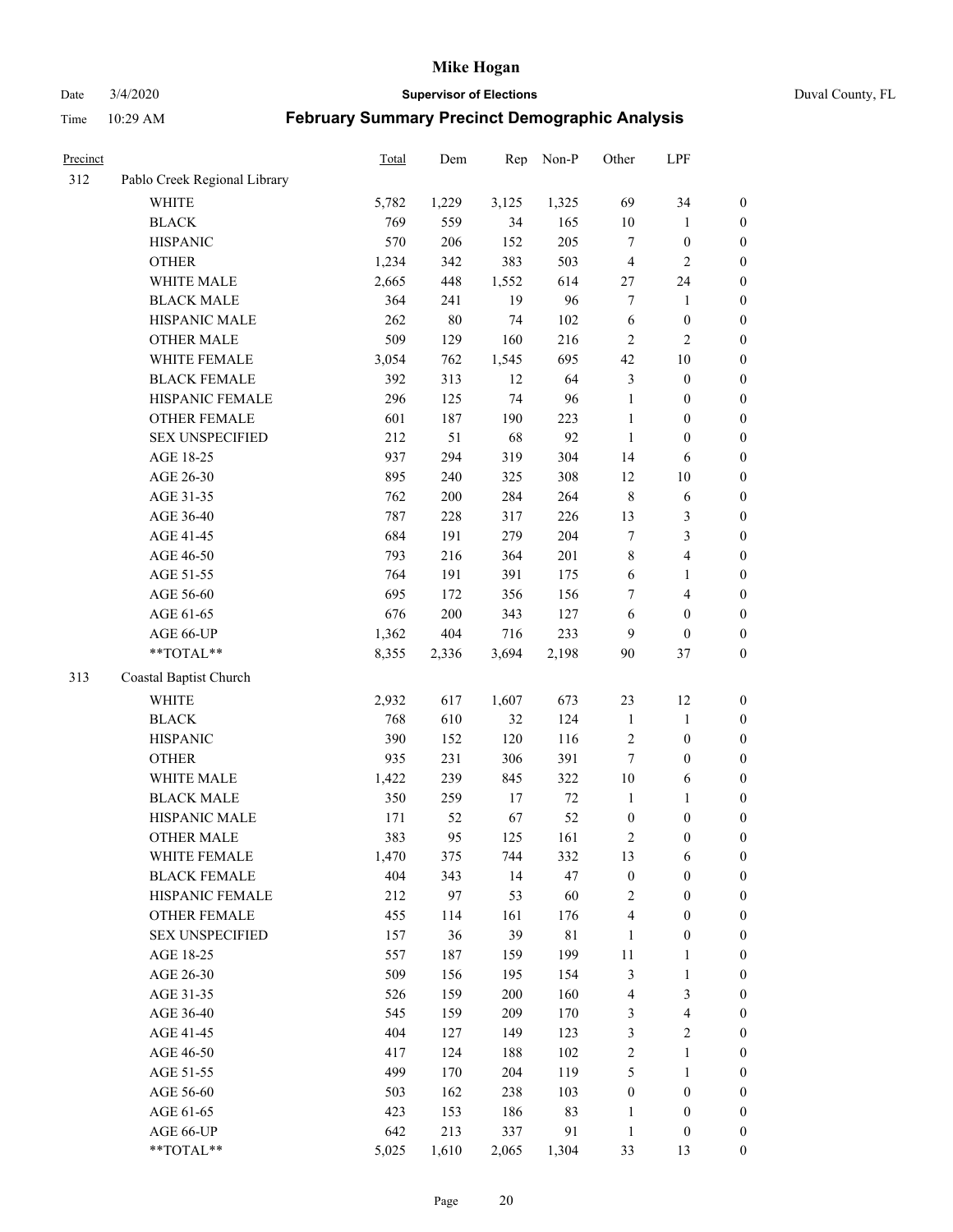# Mike Hogan

Date 3/4/2020 **Supervisor of Elections** Duval County, FL

Time 10:29 AM **February Summary Precinct Demographic Analysis**

| Precinct | | Total | Dem | Rep | Non-P | Other | LPF | |
|---|---|---|---|---|---|---|---|---|
| 312 | Pablo Creek Regional Library | | | | | | | |
| | WHITE | 5,782 | 1,229 | 3,125 | 1,325 | 69 | 34 | 0 |
| | BLACK | 769 | 559 | 34 | 165 | 10 | 1 | 0 |
| | HISPANIC | 570 | 206 | 152 | 205 | 7 | 0 | 0 |
| | OTHER | 1,234 | 342 | 383 | 503 | 4 | 2 | 0 |
| | WHITE MALE | 2,665 | 448 | 1,552 | 614 | 27 | 24 | 0 |
| | BLACK MALE | 364 | 241 | 19 | 96 | 7 | 1 | 0 |
| | HISPANIC MALE | 262 | 80 | 74 | 102 | 6 | 0 | 0 |
| | OTHER MALE | 509 | 129 | 160 | 216 | 2 | 2 | 0 |
| | WHITE FEMALE | 3,054 | 762 | 1,545 | 695 | 42 | 10 | 0 |
| | BLACK FEMALE | 392 | 313 | 12 | 64 | 3 | 0 | 0 |
| | HISPANIC FEMALE | 296 | 125 | 74 | 96 | 1 | 0 | 0 |
| | OTHER FEMALE | 601 | 187 | 190 | 223 | 1 | 0 | 0 |
| | SEX UNSPECIFIED | 212 | 51 | 68 | 92 | 1 | 0 | 0 |
| | AGE 18-25 | 937 | 294 | 319 | 304 | 14 | 6 | 0 |
| | AGE 26-30 | 895 | 240 | 325 | 308 | 12 | 10 | 0 |
| | AGE 31-35 | 762 | 200 | 284 | 264 | 8 | 6 | 0 |
| | AGE 36-40 | 787 | 228 | 317 | 226 | 13 | 3 | 0 |
| | AGE 41-45 | 684 | 191 | 279 | 204 | 7 | 3 | 0 |
| | AGE 46-50 | 793 | 216 | 364 | 201 | 8 | 4 | 0 |
| | AGE 51-55 | 764 | 191 | 391 | 175 | 6 | 1 | 0 |
| | AGE 56-60 | 695 | 172 | 356 | 156 | 7 | 4 | 0 |
| | AGE 61-65 | 676 | 200 | 343 | 127 | 6 | 0 | 0 |
| | AGE 66-UP | 1,362 | 404 | 716 | 233 | 9 | 0 | 0 |
| | **TOTAL** | 8,355 | 2,336 | 3,694 | 2,198 | 90 | 37 | 0 |
| 313 | Coastal Baptist Church | | | | | | | |
| | WHITE | 2,932 | 617 | 1,607 | 673 | 23 | 12 | 0 |
| | BLACK | 768 | 610 | 32 | 124 | 1 | 1 | 0 |
| | HISPANIC | 390 | 152 | 120 | 116 | 2 | 0 | 0 |
| | OTHER | 935 | 231 | 306 | 391 | 7 | 0 | 0 |
| | WHITE MALE | 1,422 | 239 | 845 | 322 | 10 | 6 | 0 |
| | BLACK MALE | 350 | 259 | 17 | 72 | 1 | 1 | 0 |
| | HISPANIC MALE | 171 | 52 | 67 | 52 | 0 | 0 | 0 |
| | OTHER MALE | 383 | 95 | 125 | 161 | 2 | 0 | 0 |
| | WHITE FEMALE | 1,470 | 375 | 744 | 332 | 13 | 6 | 0 |
| | BLACK FEMALE | 404 | 343 | 14 | 47 | 0 | 0 | 0 |
| | HISPANIC FEMALE | 212 | 97 | 53 | 60 | 2 | 0 | 0 |
| | OTHER FEMALE | 455 | 114 | 161 | 176 | 4 | 0 | 0 |
| | SEX UNSPECIFIED | 157 | 36 | 39 | 81 | 1 | 0 | 0 |
| | AGE 18-25 | 557 | 187 | 159 | 199 | 11 | 1 | 0 |
| | AGE 26-30 | 509 | 156 | 195 | 154 | 3 | 1 | 0 |
| | AGE 31-35 | 526 | 159 | 200 | 160 | 4 | 3 | 0 |
| | AGE 36-40 | 545 | 159 | 209 | 170 | 3 | 4 | 0 |
| | AGE 41-45 | 404 | 127 | 149 | 123 | 3 | 2 | 0 |
| | AGE 46-50 | 417 | 124 | 188 | 102 | 2 | 1 | 0 |
| | AGE 51-55 | 499 | 170 | 204 | 119 | 5 | 1 | 0 |
| | AGE 56-60 | 503 | 162 | 238 | 103 | 0 | 0 | 0 |
| | AGE 61-65 | 423 | 153 | 186 | 83 | 1 | 0 | 0 |
| | AGE 66-UP | 642 | 213 | 337 | 91 | 1 | 0 | 0 |
| | **TOTAL** | 5,025 | 1,610 | 2,065 | 1,304 | 33 | 13 | 0 |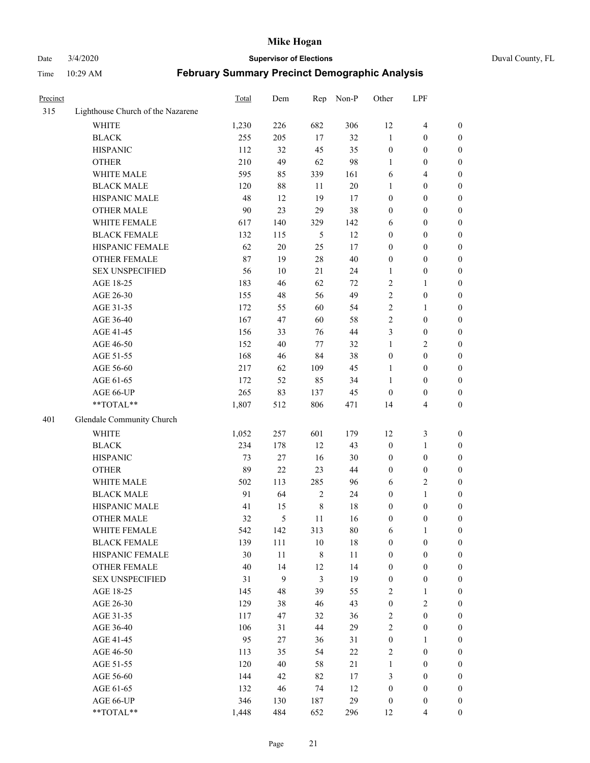| Precinct | | Total | Dem | Rep | Non-P | Other | LPF | |
|---|---|---|---|---|---|---|---|---|
| 315 | Lighthouse Church of the Nazarene | | | | | | | |
| | WHITE | 1,230 | 226 | 682 | 306 | 12 | 4 | 0 |
| | BLACK | 255 | 205 | 17 | 32 | 1 | 0 | 0 |
| | HISPANIC | 112 | 32 | 45 | 35 | 0 | 0 | 0 |
| | OTHER | 210 | 49 | 62 | 98 | 1 | 0 | 0 |
| | WHITE MALE | 595 | 85 | 339 | 161 | 6 | 4 | 0 |
| | BLACK MALE | 120 | 88 | 11 | 20 | 1 | 0 | 0 |
| | HISPANIC MALE | 48 | 12 | 19 | 17 | 0 | 0 | 0 |
| | OTHER MALE | 90 | 23 | 29 | 38 | 0 | 0 | 0 |
| | WHITE FEMALE | 617 | 140 | 329 | 142 | 6 | 0 | 0 |
| | BLACK FEMALE | 132 | 115 | 5 | 12 | 0 | 0 | 0 |
| | HISPANIC FEMALE | 62 | 20 | 25 | 17 | 0 | 0 | 0 |
| | OTHER FEMALE | 87 | 19 | 28 | 40 | 0 | 0 | 0 |
| | SEX UNSPECIFIED | 56 | 10 | 21 | 24 | 1 | 0 | 0 |
| | AGE 18-25 | 183 | 46 | 62 | 72 | 2 | 1 | 0 |
| | AGE 26-30 | 155 | 48 | 56 | 49 | 2 | 0 | 0 |
| | AGE 31-35 | 172 | 55 | 60 | 54 | 2 | 1 | 0 |
| | AGE 36-40 | 167 | 47 | 60 | 58 | 2 | 0 | 0 |
| | AGE 41-45 | 156 | 33 | 76 | 44 | 3 | 0 | 0 |
| | AGE 46-50 | 152 | 40 | 77 | 32 | 1 | 2 | 0 |
| | AGE 51-55 | 168 | 46 | 84 | 38 | 0 | 0 | 0 |
| | AGE 56-60 | 217 | 62 | 109 | 45 | 1 | 0 | 0 |
| | AGE 61-65 | 172 | 52 | 85 | 34 | 1 | 0 | 0 |
| | AGE 66-UP | 265 | 83 | 137 | 45 | 0 | 0 | 0 |
| | **TOTAL** | 1,807 | 512 | 806 | 471 | 14 | 4 | 0 |
| 401 | Glendale Community Church | | | | | | | |
| | WHITE | 1,052 | 257 | 601 | 179 | 12 | 3 | 0 |
| | BLACK | 234 | 178 | 12 | 43 | 0 | 1 | 0 |
| | HISPANIC | 73 | 27 | 16 | 30 | 0 | 0 | 0 |
| | OTHER | 89 | 22 | 23 | 44 | 0 | 0 | 0 |
| | WHITE MALE | 502 | 113 | 285 | 96 | 6 | 2 | 0 |
| | BLACK MALE | 91 | 64 | 2 | 24 | 0 | 1 | 0 |
| | HISPANIC MALE | 41 | 15 | 8 | 18 | 0 | 0 | 0 |
| | OTHER MALE | 32 | 5 | 11 | 16 | 0 | 0 | 0 |
| | WHITE FEMALE | 542 | 142 | 313 | 80 | 6 | 1 | 0 |
| | BLACK FEMALE | 139 | 111 | 10 | 18 | 0 | 0 | 0 |
| | HISPANIC FEMALE | 30 | 11 | 8 | 11 | 0 | 0 | 0 |
| | OTHER FEMALE | 40 | 14 | 12 | 14 | 0 | 0 | 0 |
| | SEX UNSPECIFIED | 31 | 9 | 3 | 19 | 0 | 0 | 0 |
| | AGE 18-25 | 145 | 48 | 39 | 55 | 2 | 1 | 0 |
| | AGE 26-30 | 129 | 38 | 46 | 43 | 0 | 2 | 0 |
| | AGE 31-35 | 117 | 47 | 32 | 36 | 2 | 0 | 0 |
| | AGE 36-40 | 106 | 31 | 44 | 29 | 2 | 0 | 0 |
| | AGE 41-45 | 95 | 27 | 36 | 31 | 0 | 1 | 0 |
| | AGE 46-50 | 113 | 35 | 54 | 22 | 2 | 0 | 0 |
| | AGE 51-55 | 120 | 40 | 58 | 21 | 1 | 0 | 0 |
| | AGE 56-60 | 144 | 42 | 82 | 17 | 3 | 0 | 0 |
| | AGE 61-65 | 132 | 46 | 74 | 12 | 0 | 0 | 0 |
| | AGE 66-UP | 346 | 130 | 187 | 29 | 0 | 0 | 0 |
| | **TOTAL** | 1,448 | 484 | 652 | 296 | 12 | 4 | 0 |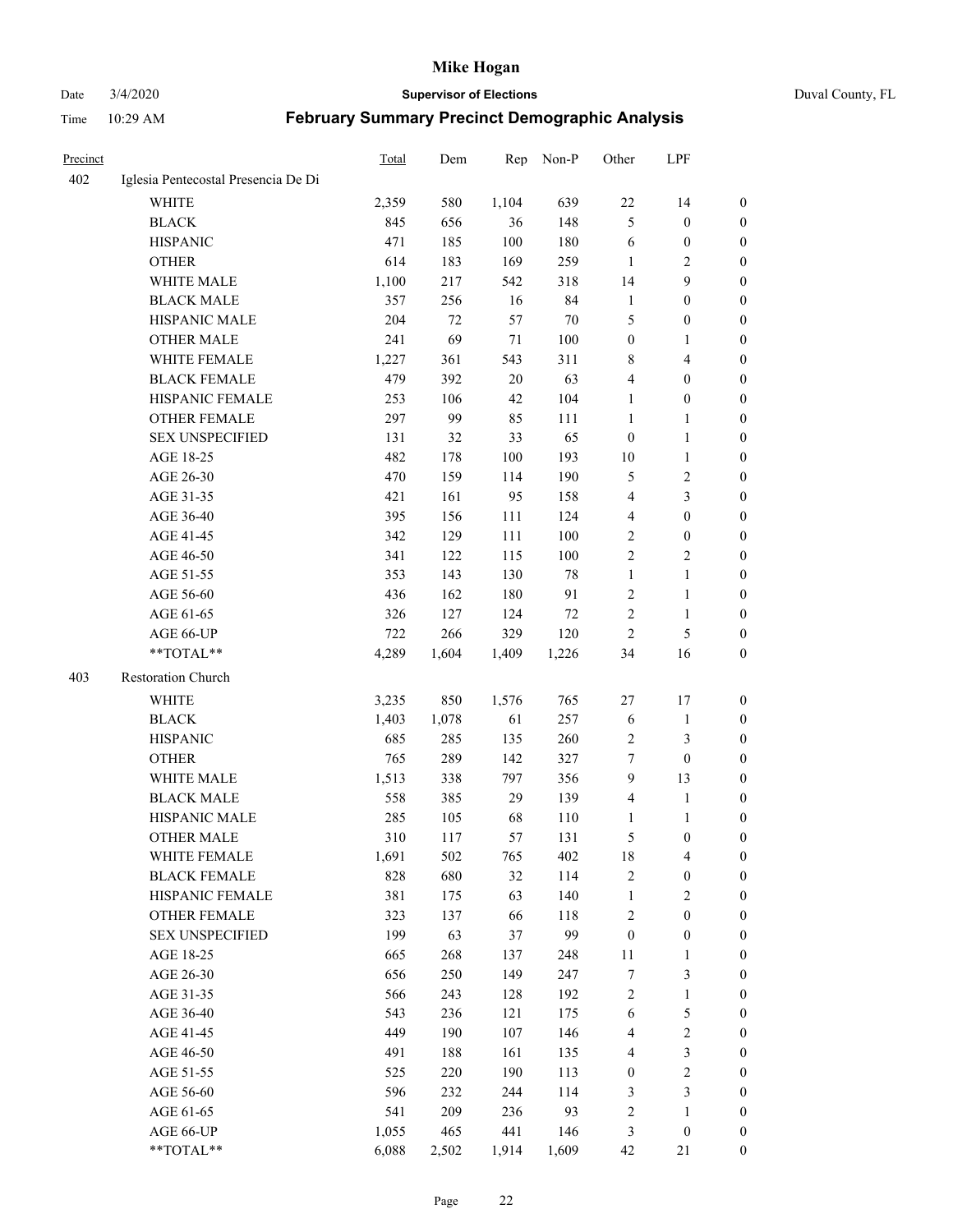# Mike Hogan

Date 3/4/2020 **Supervisor of Elections** Duval County, FL

Time 10:29 AM **February Summary Precinct Demographic Analysis**

| Precinct | | Total | Dem | Rep | Non-P | Other | LPF | |
|---|---|---|---|---|---|---|---|---|
| 402 | Iglesia Pentecostal Presencia De Di | | | | | | | |
| | WHITE | 2,359 | 580 | 1,104 | 639 | 22 | 14 | 0 |
| | BLACK | 845 | 656 | 36 | 148 | 5 | 0 | 0 |
| | HISPANIC | 471 | 185 | 100 | 180 | 6 | 0 | 0 |
| | OTHER | 614 | 183 | 169 | 259 | 1 | 2 | 0 |
| | WHITE MALE | 1,100 | 217 | 542 | 318 | 14 | 9 | 0 |
| | BLACK MALE | 357 | 256 | 16 | 84 | 1 | 0 | 0 |
| | HISPANIC MALE | 204 | 72 | 57 | 70 | 5 | 0 | 0 |
| | OTHER MALE | 241 | 69 | 71 | 100 | 0 | 1 | 0 |
| | WHITE FEMALE | 1,227 | 361 | 543 | 311 | 8 | 4 | 0 |
| | BLACK FEMALE | 479 | 392 | 20 | 63 | 4 | 0 | 0 |
| | HISPANIC FEMALE | 253 | 106 | 42 | 104 | 1 | 0 | 0 |
| | OTHER FEMALE | 297 | 99 | 85 | 111 | 1 | 1 | 0 |
| | SEX UNSPECIFIED | 131 | 32 | 33 | 65 | 0 | 1 | 0 |
| | AGE 18-25 | 482 | 178 | 100 | 193 | 10 | 1 | 0 |
| | AGE 26-30 | 470 | 159 | 114 | 190 | 5 | 2 | 0 |
| | AGE 31-35 | 421 | 161 | 95 | 158 | 4 | 3 | 0 |
| | AGE 36-40 | 395 | 156 | 111 | 124 | 4 | 0 | 0 |
| | AGE 41-45 | 342 | 129 | 111 | 100 | 2 | 0 | 0 |
| | AGE 46-50 | 341 | 122 | 115 | 100 | 2 | 2 | 0 |
| | AGE 51-55 | 353 | 143 | 130 | 78 | 1 | 1 | 0 |
| | AGE 56-60 | 436 | 162 | 180 | 91 | 2 | 1 | 0 |
| | AGE 61-65 | 326 | 127 | 124 | 72 | 2 | 1 | 0 |
| | AGE 66-UP | 722 | 266 | 329 | 120 | 2 | 5 | 0 |
| | **TOTAL** | 4,289 | 1,604 | 1,409 | 1,226 | 34 | 16 | 0 |
| 403 | Restoration Church | | | | | | | |
| | WHITE | 3,235 | 850 | 1,576 | 765 | 27 | 17 | 0 |
| | BLACK | 1,403 | 1,078 | 61 | 257 | 6 | 1 | 0 |
| | HISPANIC | 685 | 285 | 135 | 260 | 2 | 3 | 0 |
| | OTHER | 765 | 289 | 142 | 327 | 7 | 0 | 0 |
| | WHITE MALE | 1,513 | 338 | 797 | 356 | 9 | 13 | 0 |
| | BLACK MALE | 558 | 385 | 29 | 139 | 4 | 1 | 0 |
| | HISPANIC MALE | 285 | 105 | 68 | 110 | 1 | 1 | 0 |
| | OTHER MALE | 310 | 117 | 57 | 131 | 5 | 0 | 0 |
| | WHITE FEMALE | 1,691 | 502 | 765 | 402 | 18 | 4 | 0 |
| | BLACK FEMALE | 828 | 680 | 32 | 114 | 2 | 0 | 0 |
| | HISPANIC FEMALE | 381 | 175 | 63 | 140 | 1 | 2 | 0 |
| | OTHER FEMALE | 323 | 137 | 66 | 118 | 2 | 0 | 0 |
| | SEX UNSPECIFIED | 199 | 63 | 37 | 99 | 0 | 0 | 0 |
| | AGE 18-25 | 665 | 268 | 137 | 248 | 11 | 1 | 0 |
| | AGE 26-30 | 656 | 250 | 149 | 247 | 7 | 3 | 0 |
| | AGE 31-35 | 566 | 243 | 128 | 192 | 2 | 1 | 0 |
| | AGE 36-40 | 543 | 236 | 121 | 175 | 6 | 5 | 0 |
| | AGE 41-45 | 449 | 190 | 107 | 146 | 4 | 2 | 0 |
| | AGE 46-50 | 491 | 188 | 161 | 135 | 4 | 3 | 0 |
| | AGE 51-55 | 525 | 220 | 190 | 113 | 0 | 2 | 0 |
| | AGE 56-60 | 596 | 232 | 244 | 114 | 3 | 3 | 0 |
| | AGE 61-65 | 541 | 209 | 236 | 93 | 2 | 1 | 0 |
| | AGE 66-UP | 1,055 | 465 | 441 | 146 | 3 | 0 | 0 |
| | **TOTAL** | 6,088 | 2,502 | 1,914 | 1,609 | 42 | 21 | 0 |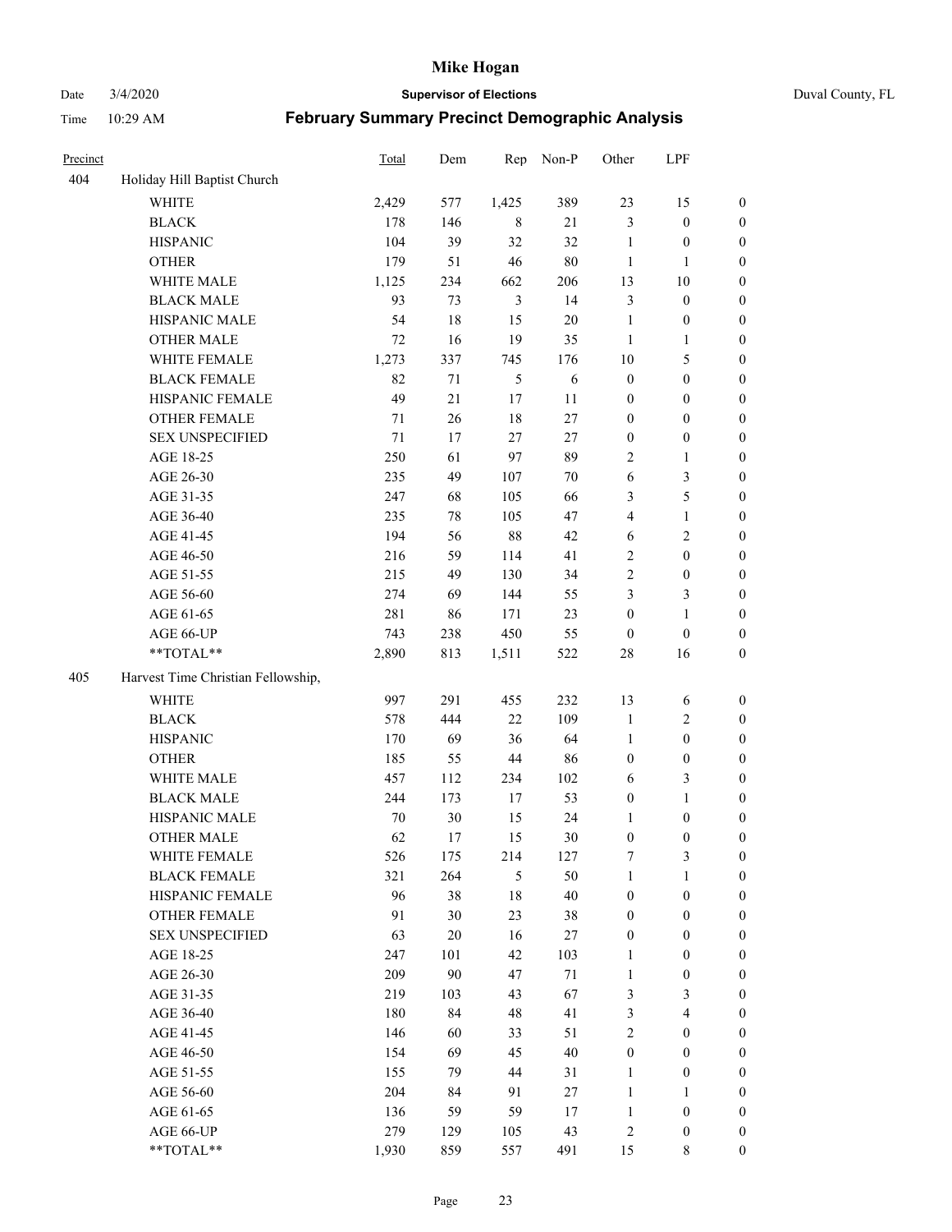# Mike Hogan

Date 3/4/2020 **Supervisor of Elections** Duval County, FL

Time 10:29 AM **February Summary Precinct Demographic Analysis**

| Precinct | | Total | Dem | Rep | Non-P | Other | LPF | |
|---|---|---|---|---|---|---|---|---|
| 404 | Holiday Hill Baptist Church | | | | | | | |
| | WHITE | 2,429 | 577 | 1,425 | 389 | 23 | 15 | 0 |
| | BLACK | 178 | 146 | 8 | 21 | 3 | 0 | 0 |
| | HISPANIC | 104 | 39 | 32 | 32 | 1 | 0 | 0 |
| | OTHER | 179 | 51 | 46 | 80 | 1 | 1 | 0 |
| | WHITE MALE | 1,125 | 234 | 662 | 206 | 13 | 10 | 0 |
| | BLACK MALE | 93 | 73 | 3 | 14 | 3 | 0 | 0 |
| | HISPANIC MALE | 54 | 18 | 15 | 20 | 1 | 0 | 0 |
| | OTHER MALE | 72 | 16 | 19 | 35 | 1 | 1 | 0 |
| | WHITE FEMALE | 1,273 | 337 | 745 | 176 | 10 | 5 | 0 |
| | BLACK FEMALE | 82 | 71 | 5 | 6 | 0 | 0 | 0 |
| | HISPANIC FEMALE | 49 | 21 | 17 | 11 | 0 | 0 | 0 |
| | OTHER FEMALE | 71 | 26 | 18 | 27 | 0 | 0 | 0 |
| | SEX UNSPECIFIED | 71 | 17 | 27 | 27 | 0 | 0 | 0 |
| | AGE 18-25 | 250 | 61 | 97 | 89 | 2 | 1 | 0 |
| | AGE 26-30 | 235 | 49 | 107 | 70 | 6 | 3 | 0 |
| | AGE 31-35 | 247 | 68 | 105 | 66 | 3 | 5 | 0 |
| | AGE 36-40 | 235 | 78 | 105 | 47 | 4 | 1 | 0 |
| | AGE 41-45 | 194 | 56 | 88 | 42 | 6 | 2 | 0 |
| | AGE 46-50 | 216 | 59 | 114 | 41 | 2 | 0 | 0 |
| | AGE 51-55 | 215 | 49 | 130 | 34 | 2 | 0 | 0 |
| | AGE 56-60 | 274 | 69 | 144 | 55 | 3 | 3 | 0 |
| | AGE 61-65 | 281 | 86 | 171 | 23 | 0 | 1 | 0 |
| | AGE 66-UP | 743 | 238 | 450 | 55 | 0 | 0 | 0 |
| | **TOTAL** | 2,890 | 813 | 1,511 | 522 | 28 | 16 | 0 |
| 405 | Harvest Time Christian Fellowship, | | | | | | | |
| | WHITE | 997 | 291 | 455 | 232 | 13 | 6 | 0 |
| | BLACK | 578 | 444 | 22 | 109 | 1 | 2 | 0 |
| | HISPANIC | 170 | 69 | 36 | 64 | 1 | 0 | 0 |
| | OTHER | 185 | 55 | 44 | 86 | 0 | 0 | 0 |
| | WHITE MALE | 457 | 112 | 234 | 102 | 6 | 3 | 0 |
| | BLACK MALE | 244 | 173 | 17 | 53 | 0 | 1 | 0 |
| | HISPANIC MALE | 70 | 30 | 15 | 24 | 1 | 0 | 0 |
| | OTHER MALE | 62 | 17 | 15 | 30 | 0 | 0 | 0 |
| | WHITE FEMALE | 526 | 175 | 214 | 127 | 7 | 3 | 0 |
| | BLACK FEMALE | 321 | 264 | 5 | 50 | 1 | 1 | 0 |
| | HISPANIC FEMALE | 96 | 38 | 18 | 40 | 0 | 0 | 0 |
| | OTHER FEMALE | 91 | 30 | 23 | 38 | 0 | 0 | 0 |
| | SEX UNSPECIFIED | 63 | 20 | 16 | 27 | 0 | 0 | 0 |
| | AGE 18-25 | 247 | 101 | 42 | 103 | 1 | 0 | 0 |
| | AGE 26-30 | 209 | 90 | 47 | 71 | 1 | 0 | 0 |
| | AGE 31-35 | 219 | 103 | 43 | 67 | 3 | 3 | 0 |
| | AGE 36-40 | 180 | 84 | 48 | 41 | 3 | 4 | 0 |
| | AGE 41-45 | 146 | 60 | 33 | 51 | 2 | 0 | 0 |
| | AGE 46-50 | 154 | 69 | 45 | 40 | 0 | 0 | 0 |
| | AGE 51-55 | 155 | 79 | 44 | 31 | 1 | 0 | 0 |
| | AGE 56-60 | 204 | 84 | 91 | 27 | 1 | 1 | 0 |
| | AGE 61-65 | 136 | 59 | 59 | 17 | 1 | 0 | 0 |
| | AGE 66-UP | 279 | 129 | 105 | 43 | 2 | 0 | 0 |
| | **TOTAL** | 1,930 | 859 | 557 | 491 | 15 | 8 | 0 |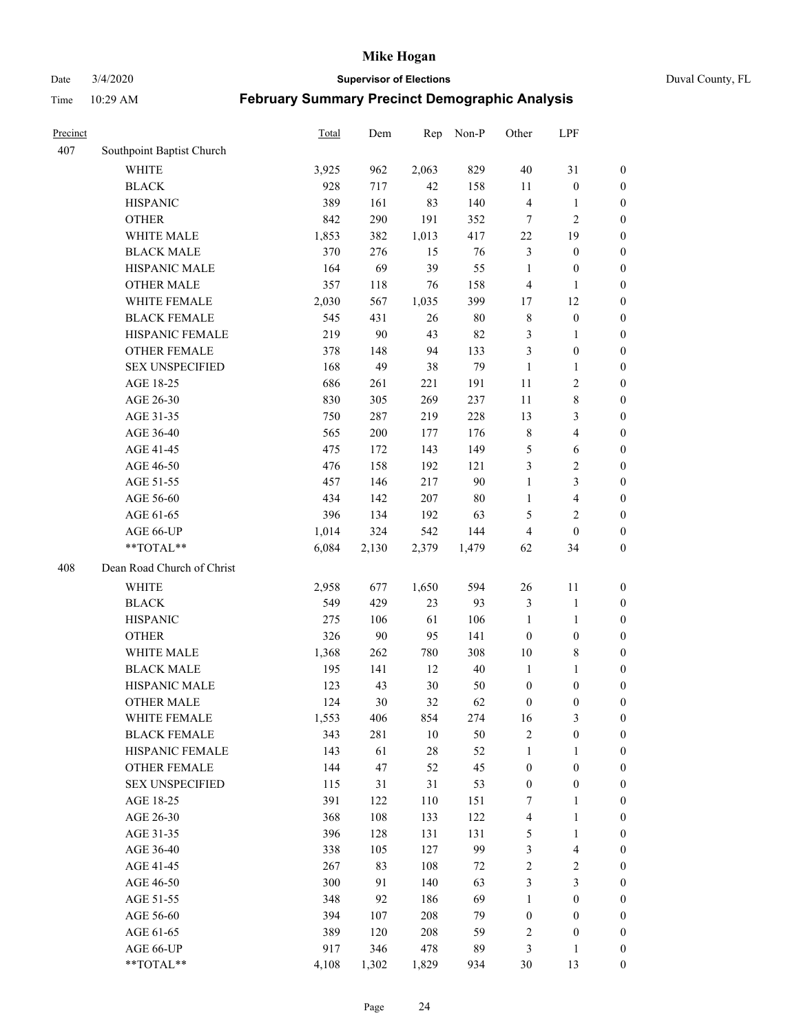| Precinct | | Total | Dem | Rep | Non-P | Other | LPF | |
|---|---|---|---|---|---|---|---|---|
| 407 | Southpoint Baptist Church | | | | | | | |
| | WHITE | 3,925 | 962 | 2,063 | 829 | 40 | 31 | 0 |
| | BLACK | 928 | 717 | 42 | 158 | 11 | 0 | 0 |
| | HISPANIC | 389 | 161 | 83 | 140 | 4 | 1 | 0 |
| | OTHER | 842 | 290 | 191 | 352 | 7 | 2 | 0 |
| | WHITE MALE | 1,853 | 382 | 1,013 | 417 | 22 | 19 | 0 |
| | BLACK MALE | 370 | 276 | 15 | 76 | 3 | 0 | 0 |
| | HISPANIC MALE | 164 | 69 | 39 | 55 | 1 | 0 | 0 |
| | OTHER MALE | 357 | 118 | 76 | 158 | 4 | 1 | 0 |
| | WHITE FEMALE | 2,030 | 567 | 1,035 | 399 | 17 | 12 | 0 |
| | BLACK FEMALE | 545 | 431 | 26 | 80 | 8 | 0 | 0 |
| | HISPANIC FEMALE | 219 | 90 | 43 | 82 | 3 | 1 | 0 |
| | OTHER FEMALE | 378 | 148 | 94 | 133 | 3 | 0 | 0 |
| | SEX UNSPECIFIED | 168 | 49 | 38 | 79 | 1 | 1 | 0 |
| | AGE 18-25 | 686 | 261 | 221 | 191 | 11 | 2 | 0 |
| | AGE 26-30 | 830 | 305 | 269 | 237 | 11 | 8 | 0 |
| | AGE 31-35 | 750 | 287 | 219 | 228 | 13 | 3 | 0 |
| | AGE 36-40 | 565 | 200 | 177 | 176 | 8 | 4 | 0 |
| | AGE 41-45 | 475 | 172 | 143 | 149 | 5 | 6 | 0 |
| | AGE 46-50 | 476 | 158 | 192 | 121 | 3 | 2 | 0 |
| | AGE 51-55 | 457 | 146 | 217 | 90 | 1 | 3 | 0 |
| | AGE 56-60 | 434 | 142 | 207 | 80 | 1 | 4 | 0 |
| | AGE 61-65 | 396 | 134 | 192 | 63 | 5 | 2 | 0 |
| | AGE 66-UP | 1,014 | 324 | 542 | 144 | 4 | 0 | 0 |
| | **TOTAL** | 6,084 | 2,130 | 2,379 | 1,479 | 62 | 34 | 0 |
| 408 | Dean Road Church of Christ | | | | | | | |
| | WHITE | 2,958 | 677 | 1,650 | 594 | 26 | 11 | 0 |
| | BLACK | 549 | 429 | 23 | 93 | 3 | 1 | 0 |
| | HISPANIC | 275 | 106 | 61 | 106 | 1 | 1 | 0 |
| | OTHER | 326 | 90 | 95 | 141 | 0 | 0 | 0 |
| | WHITE MALE | 1,368 | 262 | 780 | 308 | 10 | 8 | 0 |
| | BLACK MALE | 195 | 141 | 12 | 40 | 1 | 1 | 0 |
| | HISPANIC MALE | 123 | 43 | 30 | 50 | 0 | 0 | 0 |
| | OTHER MALE | 124 | 30 | 32 | 62 | 0 | 0 | 0 |
| | WHITE FEMALE | 1,553 | 406 | 854 | 274 | 16 | 3 | 0 |
| | BLACK FEMALE | 343 | 281 | 10 | 50 | 2 | 0 | 0 |
| | HISPANIC FEMALE | 143 | 61 | 28 | 52 | 1 | 1 | 0 |
| | OTHER FEMALE | 144 | 47 | 52 | 45 | 0 | 0 | 0 |
| | SEX UNSPECIFIED | 115 | 31 | 31 | 53 | 0 | 0 | 0 |
| | AGE 18-25 | 391 | 122 | 110 | 151 | 7 | 1 | 0 |
| | AGE 26-30 | 368 | 108 | 133 | 122 | 4 | 1 | 0 |
| | AGE 31-35 | 396 | 128 | 131 | 131 | 5 | 1 | 0 |
| | AGE 36-40 | 338 | 105 | 127 | 99 | 3 | 4 | 0 |
| | AGE 41-45 | 267 | 83 | 108 | 72 | 2 | 2 | 0 |
| | AGE 46-50 | 300 | 91 | 140 | 63 | 3 | 3 | 0 |
| | AGE 51-55 | 348 | 92 | 186 | 69 | 1 | 0 | 0 |
| | AGE 56-60 | 394 | 107 | 208 | 79 | 0 | 0 | 0 |
| | AGE 61-65 | 389 | 120 | 208 | 59 | 2 | 0 | 0 |
| | AGE 66-UP | 917 | 346 | 478 | 89 | 3 | 1 | 0 |
| | **TOTAL** | 4,108 | 1,302 | 1,829 | 934 | 30 | 13 | 0 |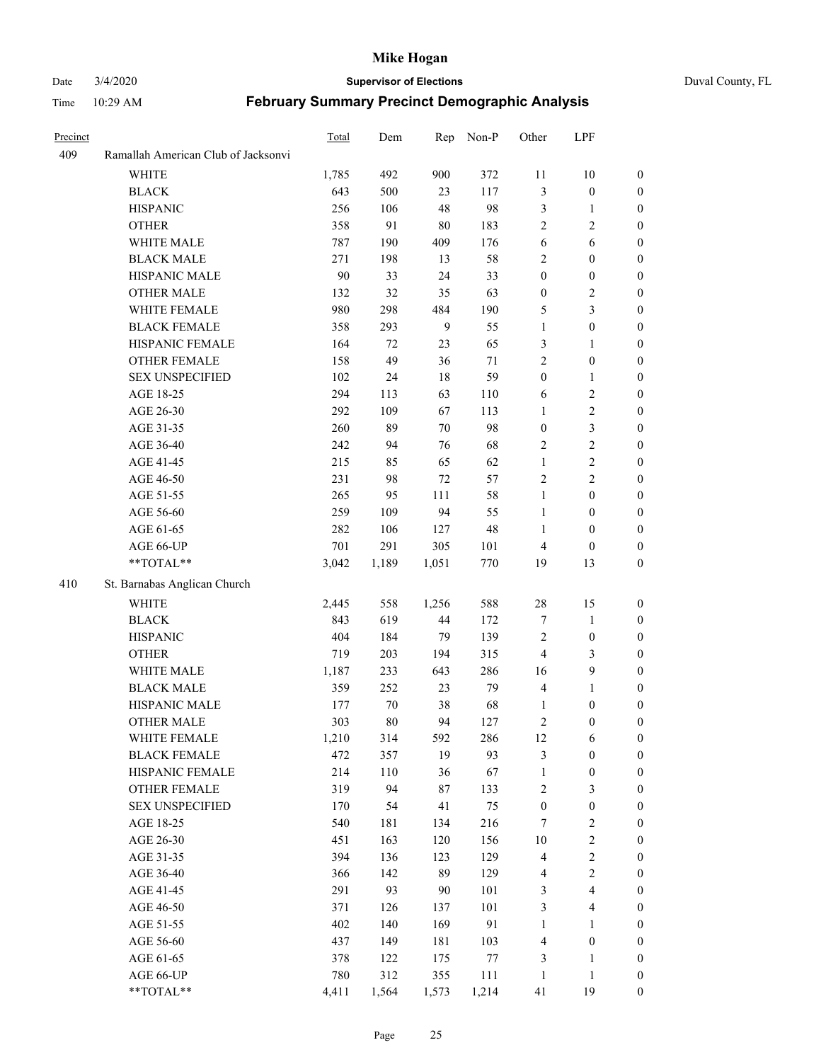| Precinct | | Total | Dem | Rep | Non-P | Other | LPF | |
|---|---|---|---|---|---|---|---|---|
| 409 | Ramallah American Club of Jacksonvi | | | | | | | |
| | WHITE | 1,785 | 492 | 900 | 372 | 11 | 10 | 0 |
| | BLACK | 643 | 500 | 23 | 117 | 3 | 0 | 0 |
| | HISPANIC | 256 | 106 | 48 | 98 | 3 | 1 | 0 |
| | OTHER | 358 | 91 | 80 | 183 | 2 | 2 | 0 |
| | WHITE MALE | 787 | 190 | 409 | 176 | 6 | 6 | 0 |
| | BLACK MALE | 271 | 198 | 13 | 58 | 2 | 0 | 0 |
| | HISPANIC MALE | 90 | 33 | 24 | 33 | 0 | 0 | 0 |
| | OTHER MALE | 132 | 32 | 35 | 63 | 0 | 2 | 0 |
| | WHITE FEMALE | 980 | 298 | 484 | 190 | 5 | 3 | 0 |
| | BLACK FEMALE | 358 | 293 | 9 | 55 | 1 | 0 | 0 |
| | HISPANIC FEMALE | 164 | 72 | 23 | 65 | 3 | 1 | 0 |
| | OTHER FEMALE | 158 | 49 | 36 | 71 | 2 | 0 | 0 |
| | SEX UNSPECIFIED | 102 | 24 | 18 | 59 | 0 | 1 | 0 |
| | AGE 18-25 | 294 | 113 | 63 | 110 | 6 | 2 | 0 |
| | AGE 26-30 | 292 | 109 | 67 | 113 | 1 | 2 | 0 |
| | AGE 31-35 | 260 | 89 | 70 | 98 | 0 | 3 | 0 |
| | AGE 36-40 | 242 | 94 | 76 | 68 | 2 | 2 | 0 |
| | AGE 41-45 | 215 | 85 | 65 | 62 | 1 | 2 | 0 |
| | AGE 46-50 | 231 | 98 | 72 | 57 | 2 | 2 | 0 |
| | AGE 51-55 | 265 | 95 | 111 | 58 | 1 | 0 | 0 |
| | AGE 56-60 | 259 | 109 | 94 | 55 | 1 | 0 | 0 |
| | AGE 61-65 | 282 | 106 | 127 | 48 | 1 | 0 | 0 |
| | AGE 66-UP | 701 | 291 | 305 | 101 | 4 | 0 | 0 |
| | **TOTAL** | 3,042 | 1,189 | 1,051 | 770 | 19 | 13 | 0 |
| 410 | St. Barnabas Anglican Church | | | | | | | |
| | WHITE | 2,445 | 558 | 1,256 | 588 | 28 | 15 | 0 |
| | BLACK | 843 | 619 | 44 | 172 | 7 | 1 | 0 |
| | HISPANIC | 404 | 184 | 79 | 139 | 2 | 0 | 0 |
| | OTHER | 719 | 203 | 194 | 315 | 4 | 3 | 0 |
| | WHITE MALE | 1,187 | 233 | 643 | 286 | 16 | 9 | 0 |
| | BLACK MALE | 359 | 252 | 23 | 79 | 4 | 1 | 0 |
| | HISPANIC MALE | 177 | 70 | 38 | 68 | 1 | 0 | 0 |
| | OTHER MALE | 303 | 80 | 94 | 127 | 2 | 0 | 0 |
| | WHITE FEMALE | 1,210 | 314 | 592 | 286 | 12 | 6 | 0 |
| | BLACK FEMALE | 472 | 357 | 19 | 93 | 3 | 0 | 0 |
| | HISPANIC FEMALE | 214 | 110 | 36 | 67 | 1 | 0 | 0 |
| | OTHER FEMALE | 319 | 94 | 87 | 133 | 2 | 3 | 0 |
| | SEX UNSPECIFIED | 170 | 54 | 41 | 75 | 0 | 0 | 0 |
| | AGE 18-25 | 540 | 181 | 134 | 216 | 7 | 2 | 0 |
| | AGE 26-30 | 451 | 163 | 120 | 156 | 10 | 2 | 0 |
| | AGE 31-35 | 394 | 136 | 123 | 129 | 4 | 2 | 0 |
| | AGE 36-40 | 366 | 142 | 89 | 129 | 4 | 2 | 0 |
| | AGE 41-45 | 291 | 93 | 90 | 101 | 3 | 4 | 0 |
| | AGE 46-50 | 371 | 126 | 137 | 101 | 3 | 4 | 0 |
| | AGE 51-55 | 402 | 140 | 169 | 91 | 1 | 1 | 0 |
| | AGE 56-60 | 437 | 149 | 181 | 103 | 4 | 0 | 0 |
| | AGE 61-65 | 378 | 122 | 175 | 77 | 3 | 1 | 0 |
| | AGE 66-UP | 780 | 312 | 355 | 111 | 1 | 1 | 0 |
| | **TOTAL** | 4,411 | 1,564 | 1,573 | 1,214 | 41 | 19 | 0 |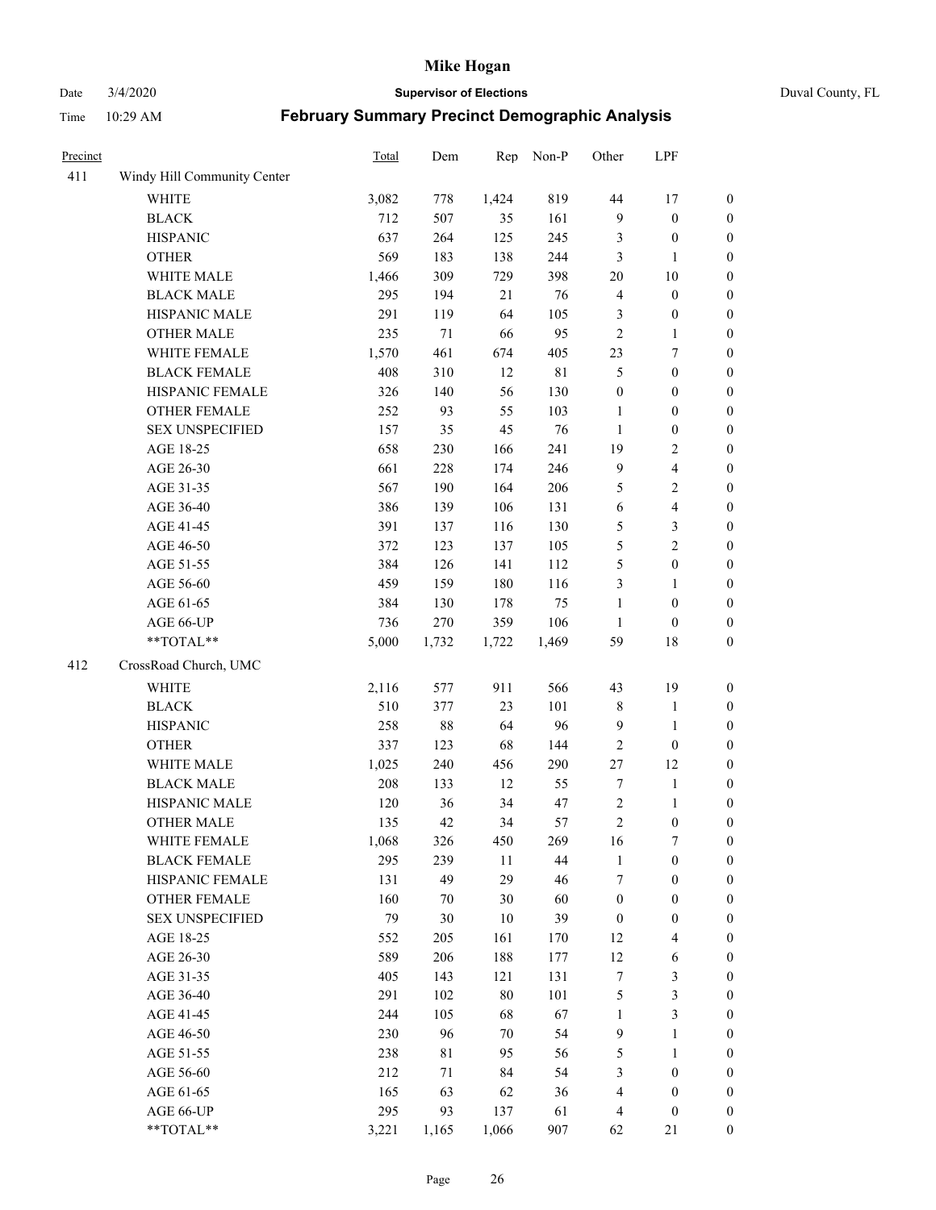# Mike Hogan

Date 3/4/2020 **Supervisor of Elections** Duval County, FL

Time 10:29 AM **February Summary Precinct Demographic Analysis**

| Precinct | | Total | Dem | Rep | Non-P | Other | LPF | |
|---|---|---|---|---|---|---|---|---|
| 411 | Windy Hill Community Center | | | | | | | |
| | WHITE | 3,082 | 778 | 1,424 | 819 | 44 | 17 | 0 |
| | BLACK | 712 | 507 | 35 | 161 | 9 | 0 | 0 |
| | HISPANIC | 637 | 264 | 125 | 245 | 3 | 0 | 0 |
| | OTHER | 569 | 183 | 138 | 244 | 3 | 1 | 0 |
| | WHITE MALE | 1,466 | 309 | 729 | 398 | 20 | 10 | 0 |
| | BLACK MALE | 295 | 194 | 21 | 76 | 4 | 0 | 0 |
| | HISPANIC MALE | 291 | 119 | 64 | 105 | 3 | 0 | 0 |
| | OTHER MALE | 235 | 71 | 66 | 95 | 2 | 1 | 0 |
| | WHITE FEMALE | 1,570 | 461 | 674 | 405 | 23 | 7 | 0 |
| | BLACK FEMALE | 408 | 310 | 12 | 81 | 5 | 0 | 0 |
| | HISPANIC FEMALE | 326 | 140 | 56 | 130 | 0 | 0 | 0 |
| | OTHER FEMALE | 252 | 93 | 55 | 103 | 1 | 0 | 0 |
| | SEX UNSPECIFIED | 157 | 35 | 45 | 76 | 1 | 0 | 0 |
| | AGE 18-25 | 658 | 230 | 166 | 241 | 19 | 2 | 0 |
| | AGE 26-30 | 661 | 228 | 174 | 246 | 9 | 4 | 0 |
| | AGE 31-35 | 567 | 190 | 164 | 206 | 5 | 2 | 0 |
| | AGE 36-40 | 386 | 139 | 106 | 131 | 6 | 4 | 0 |
| | AGE 41-45 | 391 | 137 | 116 | 130 | 5 | 3 | 0 |
| | AGE 46-50 | 372 | 123 | 137 | 105 | 5 | 2 | 0 |
| | AGE 51-55 | 384 | 126 | 141 | 112 | 5 | 0 | 0 |
| | AGE 56-60 | 459 | 159 | 180 | 116 | 3 | 1 | 0 |
| | AGE 61-65 | 384 | 130 | 178 | 75 | 1 | 0 | 0 |
| | AGE 66-UP | 736 | 270 | 359 | 106 | 1 | 0 | 0 |
| | **TOTAL** | 5,000 | 1,732 | 1,722 | 1,469 | 59 | 18 | 0 |
| 412 | CrossRoad Church, UMC | | | | | | | |
| | WHITE | 2,116 | 577 | 911 | 566 | 43 | 19 | 0 |
| | BLACK | 510 | 377 | 23 | 101 | 8 | 1 | 0 |
| | HISPANIC | 258 | 88 | 64 | 96 | 9 | 1 | 0 |
| | OTHER | 337 | 123 | 68 | 144 | 2 | 0 | 0 |
| | WHITE MALE | 1,025 | 240 | 456 | 290 | 27 | 12 | 0 |
| | BLACK MALE | 208 | 133 | 12 | 55 | 7 | 1 | 0 |
| | HISPANIC MALE | 120 | 36 | 34 | 47 | 2 | 1 | 0 |
| | OTHER MALE | 135 | 42 | 34 | 57 | 2 | 0 | 0 |
| | WHITE FEMALE | 1,068 | 326 | 450 | 269 | 16 | 7 | 0 |
| | BLACK FEMALE | 295 | 239 | 11 | 44 | 1 | 0 | 0 |
| | HISPANIC FEMALE | 131 | 49 | 29 | 46 | 7 | 0 | 0 |
| | OTHER FEMALE | 160 | 70 | 30 | 60 | 0 | 0 | 0 |
| | SEX UNSPECIFIED | 79 | 30 | 10 | 39 | 0 | 0 | 0 |
| | AGE 18-25 | 552 | 205 | 161 | 170 | 12 | 4 | 0 |
| | AGE 26-30 | 589 | 206 | 188 | 177 | 12 | 6 | 0 |
| | AGE 31-35 | 405 | 143 | 121 | 131 | 7 | 3 | 0 |
| | AGE 36-40 | 291 | 102 | 80 | 101 | 5 | 3 | 0 |
| | AGE 41-45 | 244 | 105 | 68 | 67 | 1 | 3 | 0 |
| | AGE 46-50 | 230 | 96 | 70 | 54 | 9 | 1 | 0 |
| | AGE 51-55 | 238 | 81 | 95 | 56 | 5 | 1 | 0 |
| | AGE 56-60 | 212 | 71 | 84 | 54 | 3 | 0 | 0 |
| | AGE 61-65 | 165 | 63 | 62 | 36 | 4 | 0 | 0 |
| | AGE 66-UP | 295 | 93 | 137 | 61 | 4 | 0 | 0 |
| | **TOTAL** | 3,221 | 1,165 | 1,066 | 907 | 62 | 21 | 0 |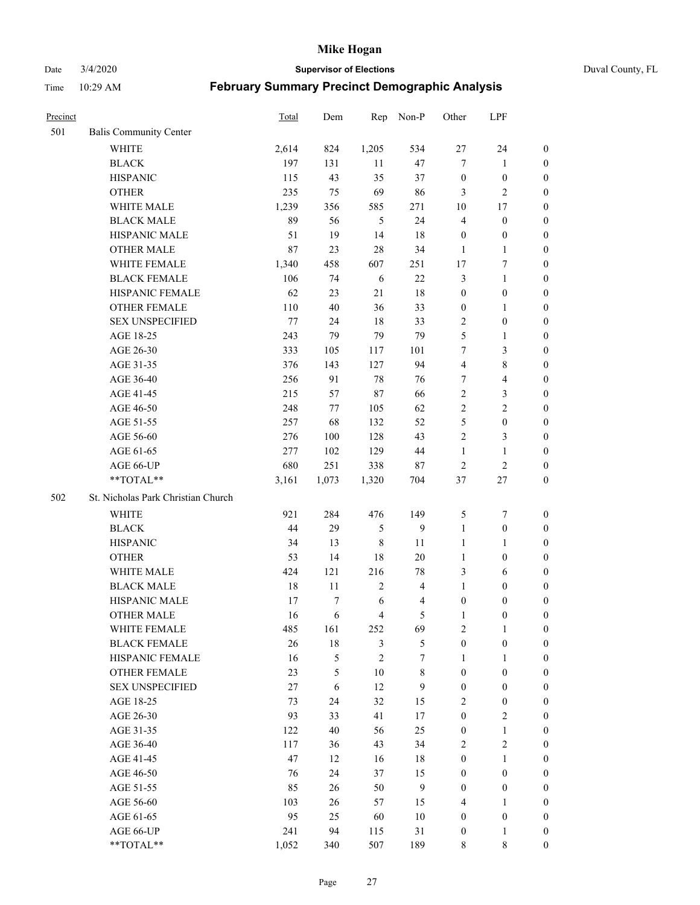# Mike Hogan

**Supervisor of Elections**

**February Summary Precinct Demographic Analysis**

Date 3/4/2020 | Time 10:29 AM | Duval County, FL

| Precinct | | Total | Dem | Rep | Non-P | Other | LPF | |
|---|---|---|---|---|---|---|---|---|
| 501 | Balis Community Center | | | | | | | |
| | WHITE | 2,614 | 824 | 1,205 | 534 | 27 | 24 | 0 |
| | BLACK | 197 | 131 | 11 | 47 | 7 | 1 | 0 |
| | HISPANIC | 115 | 43 | 35 | 37 | 0 | 0 | 0 |
| | OTHER | 235 | 75 | 69 | 86 | 3 | 2 | 0 |
| | WHITE MALE | 1,239 | 356 | 585 | 271 | 10 | 17 | 0 |
| | BLACK MALE | 89 | 56 | 5 | 24 | 4 | 0 | 0 |
| | HISPANIC MALE | 51 | 19 | 14 | 18 | 0 | 0 | 0 |
| | OTHER MALE | 87 | 23 | 28 | 34 | 1 | 1 | 0 |
| | WHITE FEMALE | 1,340 | 458 | 607 | 251 | 17 | 7 | 0 |
| | BLACK FEMALE | 106 | 74 | 6 | 22 | 3 | 1 | 0 |
| | HISPANIC FEMALE | 62 | 23 | 21 | 18 | 0 | 0 | 0 |
| | OTHER FEMALE | 110 | 40 | 36 | 33 | 0 | 1 | 0 |
| | SEX UNSPECIFIED | 77 | 24 | 18 | 33 | 2 | 0 | 0 |
| | AGE 18-25 | 243 | 79 | 79 | 79 | 5 | 1 | 0 |
| | AGE 26-30 | 333 | 105 | 117 | 101 | 7 | 3 | 0 |
| | AGE 31-35 | 376 | 143 | 127 | 94 | 4 | 8 | 0 |
| | AGE 36-40 | 256 | 91 | 78 | 76 | 7 | 4 | 0 |
| | AGE 41-45 | 215 | 57 | 87 | 66 | 2 | 3 | 0 |
| | AGE 46-50 | 248 | 77 | 105 | 62 | 2 | 2 | 0 |
| | AGE 51-55 | 257 | 68 | 132 | 52 | 5 | 0 | 0 |
| | AGE 56-60 | 276 | 100 | 128 | 43 | 2 | 3 | 0 |
| | AGE 61-65 | 277 | 102 | 129 | 44 | 1 | 1 | 0 |
| | AGE 66-UP | 680 | 251 | 338 | 87 | 2 | 2 | 0 |
| | **TOTAL** | 3,161 | 1,073 | 1,320 | 704 | 37 | 27 | 0 |
| 502 | St. Nicholas Park Christian Church | | | | | | | |
| | WHITE | 921 | 284 | 476 | 149 | 5 | 7 | 0 |
| | BLACK | 44 | 29 | 5 | 9 | 1 | 0 | 0 |
| | HISPANIC | 34 | 13 | 8 | 11 | 1 | 1 | 0 |
| | OTHER | 53 | 14 | 18 | 20 | 1 | 0 | 0 |
| | WHITE MALE | 424 | 121 | 216 | 78 | 3 | 6 | 0 |
| | BLACK MALE | 18 | 11 | 2 | 4 | 1 | 0 | 0 |
| | HISPANIC MALE | 17 | 7 | 6 | 4 | 0 | 0 | 0 |
| | OTHER MALE | 16 | 6 | 4 | 5 | 1 | 0 | 0 |
| | WHITE FEMALE | 485 | 161 | 252 | 69 | 2 | 1 | 0 |
| | BLACK FEMALE | 26 | 18 | 3 | 5 | 0 | 0 | 0 |
| | HISPANIC FEMALE | 16 | 5 | 2 | 7 | 1 | 1 | 0 |
| | OTHER FEMALE | 23 | 5 | 10 | 8 | 0 | 0 | 0 |
| | SEX UNSPECIFIED | 27 | 6 | 12 | 9 | 0 | 0 | 0 |
| | AGE 18-25 | 73 | 24 | 32 | 15 | 2 | 0 | 0 |
| | AGE 26-30 | 93 | 33 | 41 | 17 | 0 | 2 | 0 |
| | AGE 31-35 | 122 | 40 | 56 | 25 | 0 | 1 | 0 |
| | AGE 36-40 | 117 | 36 | 43 | 34 | 2 | 2 | 0 |
| | AGE 41-45 | 47 | 12 | 16 | 18 | 0 | 1 | 0 |
| | AGE 46-50 | 76 | 24 | 37 | 15 | 0 | 0 | 0 |
| | AGE 51-55 | 85 | 26 | 50 | 9 | 0 | 0 | 0 |
| | AGE 56-60 | 103 | 26 | 57 | 15 | 4 | 1 | 0 |
| | AGE 61-65 | 95 | 25 | 60 | 10 | 0 | 0 | 0 |
| | AGE 66-UP | 241 | 94 | 115 | 31 | 0 | 1 | 0 |
| | **TOTAL** | 1,052 | 340 | 507 | 189 | 8 | 8 | 0 |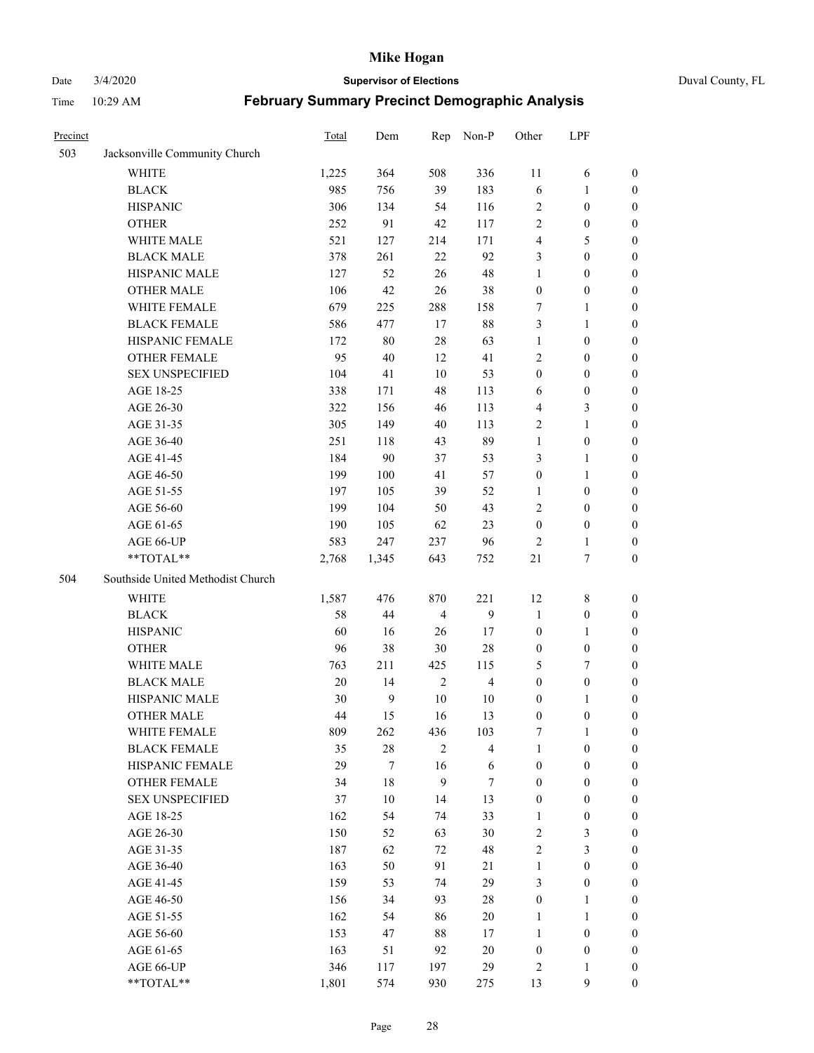# Mike Hogan

Date 3/4/2020 **Supervisor of Elections** Duval County, FL

Time 10:29 AM **February Summary Precinct Demographic Analysis**

| Precinct | | Total | Dem | Rep | Non-P | Other | LPF | |
|---|---|---|---|---|---|---|---|---|
| 503 | Jacksonville Community Church | | | | | | | |
| | WHITE | 1,225 | 364 | 508 | 336 | 11 | 6 | 0 |
| | BLACK | 985 | 756 | 39 | 183 | 6 | 1 | 0 |
| | HISPANIC | 306 | 134 | 54 | 116 | 2 | 0 | 0 |
| | OTHER | 252 | 91 | 42 | 117 | 2 | 0 | 0 |
| | WHITE MALE | 521 | 127 | 214 | 171 | 4 | 5 | 0 |
| | BLACK MALE | 378 | 261 | 22 | 92 | 3 | 0 | 0 |
| | HISPANIC MALE | 127 | 52 | 26 | 48 | 1 | 0 | 0 |
| | OTHER MALE | 106 | 42 | 26 | 38 | 0 | 0 | 0 |
| | WHITE FEMALE | 679 | 225 | 288 | 158 | 7 | 1 | 0 |
| | BLACK FEMALE | 586 | 477 | 17 | 88 | 3 | 1 | 0 |
| | HISPANIC FEMALE | 172 | 80 | 28 | 63 | 1 | 0 | 0 |
| | OTHER FEMALE | 95 | 40 | 12 | 41 | 2 | 0 | 0 |
| | SEX UNSPECIFIED | 104 | 41 | 10 | 53 | 0 | 0 | 0 |
| | AGE 18-25 | 338 | 171 | 48 | 113 | 6 | 0 | 0 |
| | AGE 26-30 | 322 | 156 | 46 | 113 | 4 | 3 | 0 |
| | AGE 31-35 | 305 | 149 | 40 | 113 | 2 | 1 | 0 |
| | AGE 36-40 | 251 | 118 | 43 | 89 | 1 | 0 | 0 |
| | AGE 41-45 | 184 | 90 | 37 | 53 | 3 | 1 | 0 |
| | AGE 46-50 | 199 | 100 | 41 | 57 | 0 | 1 | 0 |
| | AGE 51-55 | 197 | 105 | 39 | 52 | 1 | 0 | 0 |
| | AGE 56-60 | 199 | 104 | 50 | 43 | 2 | 0 | 0 |
| | AGE 61-65 | 190 | 105 | 62 | 23 | 0 | 0 | 0 |
| | AGE 66-UP | 583 | 247 | 237 | 96 | 2 | 1 | 0 |
| | **TOTAL** | 2,768 | 1,345 | 643 | 752 | 21 | 7 | 0 |
| 504 | Southside United Methodist Church | | | | | | | |
| | WHITE | 1,587 | 476 | 870 | 221 | 12 | 8 | 0 |
| | BLACK | 58 | 44 | 4 | 9 | 1 | 0 | 0 |
| | HISPANIC | 60 | 16 | 26 | 17 | 0 | 1 | 0 |
| | OTHER | 96 | 38 | 30 | 28 | 0 | 0 | 0 |
| | WHITE MALE | 763 | 211 | 425 | 115 | 5 | 7 | 0 |
| | BLACK MALE | 20 | 14 | 2 | 4 | 0 | 0 | 0 |
| | HISPANIC MALE | 30 | 9 | 10 | 10 | 0 | 1 | 0 |
| | OTHER MALE | 44 | 15 | 16 | 13 | 0 | 0 | 0 |
| | WHITE FEMALE | 809 | 262 | 436 | 103 | 7 | 1 | 0 |
| | BLACK FEMALE | 35 | 28 | 2 | 4 | 1 | 0 | 0 |
| | HISPANIC FEMALE | 29 | 7 | 16 | 6 | 0 | 0 | 0 |
| | OTHER FEMALE | 34 | 18 | 9 | 7 | 0 | 0 | 0 |
| | SEX UNSPECIFIED | 37 | 10 | 14 | 13 | 0 | 0 | 0 |
| | AGE 18-25 | 162 | 54 | 74 | 33 | 1 | 0 | 0 |
| | AGE 26-30 | 150 | 52 | 63 | 30 | 2 | 3 | 0 |
| | AGE 31-35 | 187 | 62 | 72 | 48 | 2 | 3 | 0 |
| | AGE 36-40 | 163 | 50 | 91 | 21 | 1 | 0 | 0 |
| | AGE 41-45 | 159 | 53 | 74 | 29 | 3 | 0 | 0 |
| | AGE 46-50 | 156 | 34 | 93 | 28 | 0 | 1 | 0 |
| | AGE 51-55 | 162 | 54 | 86 | 20 | 1 | 1 | 0 |
| | AGE 56-60 | 153 | 47 | 88 | 17 | 1 | 0 | 0 |
| | AGE 61-65 | 163 | 51 | 92 | 20 | 0 | 0 | 0 |
| | AGE 66-UP | 346 | 117 | 197 | 29 | 2 | 1 | 0 |
| | **TOTAL** | 1,801 | 574 | 930 | 275 | 13 | 9 | 0 |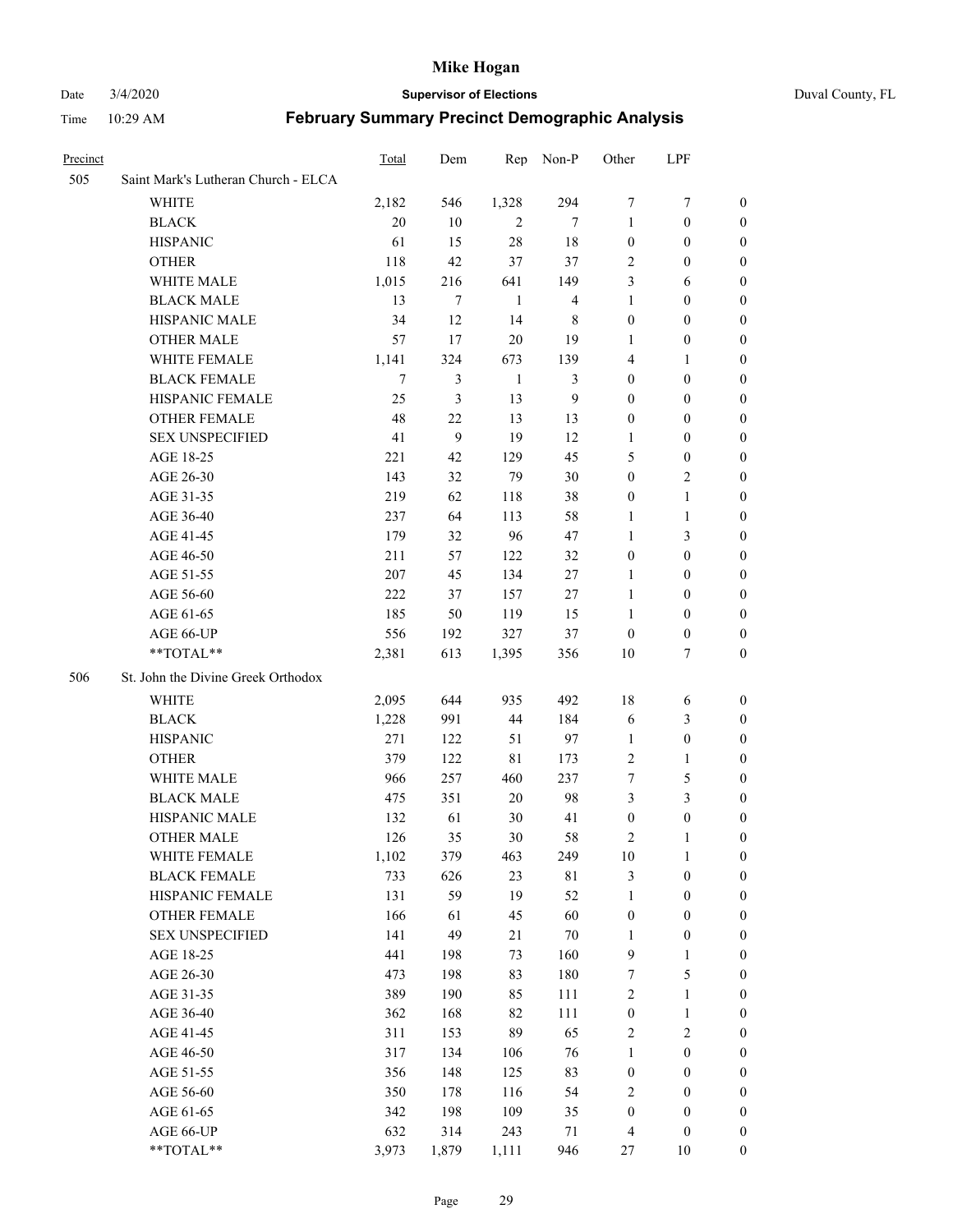# Mike Hogan

Date 3/4/2020 **Supervisor of Elections** Duval County, FL

Time 10:29 AM **February Summary Precinct Demographic Analysis**

| Precinct | | Total | Dem | Rep | Non-P | Other | LPF | |
|---|---|---|---|---|---|---|---|---|
| 505 | Saint Mark's Lutheran Church - ELCA | | | | | | | |
| | WHITE | 2,182 | 546 | 1,328 | 294 | 7 | 7 | 0 |
| | BLACK | 20 | 10 | 2 | 7 | 1 | 0 | 0 |
| | HISPANIC | 61 | 15 | 28 | 18 | 0 | 0 | 0 |
| | OTHER | 118 | 42 | 37 | 37 | 2 | 0 | 0 |
| | WHITE MALE | 1,015 | 216 | 641 | 149 | 3 | 6 | 0 |
| | BLACK MALE | 13 | 7 | 1 | 4 | 1 | 0 | 0 |
| | HISPANIC MALE | 34 | 12 | 14 | 8 | 0 | 0 | 0 |
| | OTHER MALE | 57 | 17 | 20 | 19 | 1 | 0 | 0 |
| | WHITE FEMALE | 1,141 | 324 | 673 | 139 | 4 | 1 | 0 |
| | BLACK FEMALE | 7 | 3 | 1 | 3 | 0 | 0 | 0 |
| | HISPANIC FEMALE | 25 | 3 | 13 | 9 | 0 | 0 | 0 |
| | OTHER FEMALE | 48 | 22 | 13 | 13 | 0 | 0 | 0 |
| | SEX UNSPECIFIED | 41 | 9 | 19 | 12 | 1 | 0 | 0 |
| | AGE 18-25 | 221 | 42 | 129 | 45 | 5 | 0 | 0 |
| | AGE 26-30 | 143 | 32 | 79 | 30 | 0 | 2 | 0 |
| | AGE 31-35 | 219 | 62 | 118 | 38 | 0 | 1 | 0 |
| | AGE 36-40 | 237 | 64 | 113 | 58 | 1 | 1 | 0 |
| | AGE 41-45 | 179 | 32 | 96 | 47 | 1 | 3 | 0 |
| | AGE 46-50 | 211 | 57 | 122 | 32 | 0 | 0 | 0 |
| | AGE 51-55 | 207 | 45 | 134 | 27 | 1 | 0 | 0 |
| | AGE 56-60 | 222 | 37 | 157 | 27 | 1 | 0 | 0 |
| | AGE 61-65 | 185 | 50 | 119 | 15 | 1 | 0 | 0 |
| | AGE 66-UP | 556 | 192 | 327 | 37 | 0 | 0 | 0 |
| | **TOTAL** | 2,381 | 613 | 1,395 | 356 | 10 | 7 | 0 |
| 506 | St. John the Divine Greek Orthodox | | | | | | | |
| | WHITE | 2,095 | 644 | 935 | 492 | 18 | 6 | 0 |
| | BLACK | 1,228 | 991 | 44 | 184 | 6 | 3 | 0 |
| | HISPANIC | 271 | 122 | 51 | 97 | 1 | 0 | 0 |
| | OTHER | 379 | 122 | 81 | 173 | 2 | 1 | 0 |
| | WHITE MALE | 966 | 257 | 460 | 237 | 7 | 5 | 0 |
| | BLACK MALE | 475 | 351 | 20 | 98 | 3 | 3 | 0 |
| | HISPANIC MALE | 132 | 61 | 30 | 41 | 0 | 0 | 0 |
| | OTHER MALE | 126 | 35 | 30 | 58 | 2 | 1 | 0 |
| | WHITE FEMALE | 1,102 | 379 | 463 | 249 | 10 | 1 | 0 |
| | BLACK FEMALE | 733 | 626 | 23 | 81 | 3 | 0 | 0 |
| | HISPANIC FEMALE | 131 | 59 | 19 | 52 | 1 | 0 | 0 |
| | OTHER FEMALE | 166 | 61 | 45 | 60 | 0 | 0 | 0 |
| | SEX UNSPECIFIED | 141 | 49 | 21 | 70 | 1 | 0 | 0 |
| | AGE 18-25 | 441 | 198 | 73 | 160 | 9 | 1 | 0 |
| | AGE 26-30 | 473 | 198 | 83 | 180 | 7 | 5 | 0 |
| | AGE 31-35 | 389 | 190 | 85 | 111 | 2 | 1 | 0 |
| | AGE 36-40 | 362 | 168 | 82 | 111 | 0 | 1 | 0 |
| | AGE 41-45 | 311 | 153 | 89 | 65 | 2 | 2 | 0 |
| | AGE 46-50 | 317 | 134 | 106 | 76 | 1 | 0 | 0 |
| | AGE 51-55 | 356 | 148 | 125 | 83 | 0 | 0 | 0 |
| | AGE 56-60 | 350 | 178 | 116 | 54 | 2 | 0 | 0 |
| | AGE 61-65 | 342 | 198 | 109 | 35 | 0 | 0 | 0 |
| | AGE 66-UP | 632 | 314 | 243 | 71 | 4 | 0 | 0 |
| | **TOTAL** | 3,973 | 1,879 | 1,111 | 946 | 27 | 10 | 0 |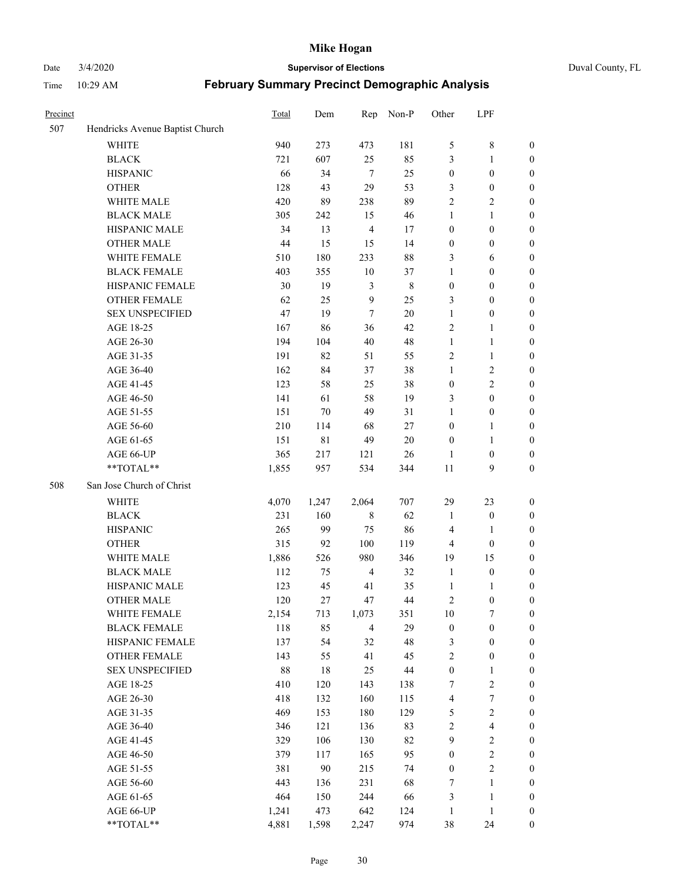# Mike Hogan

Date 3/4/2020 **Supervisor of Elections** Duval County, FL

Time 10:29 AM **February Summary Precinct Demographic Analysis**

| Precinct | | Total | Dem | Rep | Non-P | Other | LPF | |
|---|---|---|---|---|---|---|---|---|
| 507 | Hendricks Avenue Baptist Church | | | | | | | |
| | WHITE | 940 | 273 | 473 | 181 | 5 | 8 | 0 |
| | BLACK | 721 | 607 | 25 | 85 | 3 | 1 | 0 |
| | HISPANIC | 66 | 34 | 7 | 25 | 0 | 0 | 0 |
| | OTHER | 128 | 43 | 29 | 53 | 3 | 0 | 0 |
| | WHITE MALE | 420 | 89 | 238 | 89 | 2 | 2 | 0 |
| | BLACK MALE | 305 | 242 | 15 | 46 | 1 | 1 | 0 |
| | HISPANIC MALE | 34 | 13 | 4 | 17 | 0 | 0 | 0 |
| | OTHER MALE | 44 | 15 | 15 | 14 | 0 | 0 | 0 |
| | WHITE FEMALE | 510 | 180 | 233 | 88 | 3 | 6 | 0 |
| | BLACK FEMALE | 403 | 355 | 10 | 37 | 1 | 0 | 0 |
| | HISPANIC FEMALE | 30 | 19 | 3 | 8 | 0 | 0 | 0 |
| | OTHER FEMALE | 62 | 25 | 9 | 25 | 3 | 0 | 0 |
| | SEX UNSPECIFIED | 47 | 19 | 7 | 20 | 1 | 0 | 0 |
| | AGE 18-25 | 167 | 86 | 36 | 42 | 2 | 1 | 0 |
| | AGE 26-30 | 194 | 104 | 40 | 48 | 1 | 1 | 0 |
| | AGE 31-35 | 191 | 82 | 51 | 55 | 2 | 1 | 0 |
| | AGE 36-40 | 162 | 84 | 37 | 38 | 1 | 2 | 0 |
| | AGE 41-45 | 123 | 58 | 25 | 38 | 0 | 2 | 0 |
| | AGE 46-50 | 141 | 61 | 58 | 19 | 3 | 0 | 0 |
| | AGE 51-55 | 151 | 70 | 49 | 31 | 1 | 0 | 0 |
| | AGE 56-60 | 210 | 114 | 68 | 27 | 0 | 1 | 0 |
| | AGE 61-65 | 151 | 81 | 49 | 20 | 0 | 1 | 0 |
| | AGE 66-UP | 365 | 217 | 121 | 26 | 1 | 0 | 0 |
| | **TOTAL** | 1,855 | 957 | 534 | 344 | 11 | 9 | 0 |
| 508 | San Jose Church of Christ | | | | | | | |
| | WHITE | 4,070 | 1,247 | 2,064 | 707 | 29 | 23 | 0 |
| | BLACK | 231 | 160 | 8 | 62 | 1 | 0 | 0 |
| | HISPANIC | 265 | 99 | 75 | 86 | 4 | 1 | 0 |
| | OTHER | 315 | 92 | 100 | 119 | 4 | 0 | 0 |
| | WHITE MALE | 1,886 | 526 | 980 | 346 | 19 | 15 | 0 |
| | BLACK MALE | 112 | 75 | 4 | 32 | 1 | 0 | 0 |
| | HISPANIC MALE | 123 | 45 | 41 | 35 | 1 | 1 | 0 |
| | OTHER MALE | 120 | 27 | 47 | 44 | 2 | 0 | 0 |
| | WHITE FEMALE | 2,154 | 713 | 1,073 | 351 | 10 | 7 | 0 |
| | BLACK FEMALE | 118 | 85 | 4 | 29 | 0 | 0 | 0 |
| | HISPANIC FEMALE | 137 | 54 | 32 | 48 | 3 | 0 | 0 |
| | OTHER FEMALE | 143 | 55 | 41 | 45 | 2 | 0 | 0 |
| | SEX UNSPECIFIED | 88 | 18 | 25 | 44 | 0 | 1 | 0 |
| | AGE 18-25 | 410 | 120 | 143 | 138 | 7 | 2 | 0 |
| | AGE 26-30 | 418 | 132 | 160 | 115 | 4 | 7 | 0 |
| | AGE 31-35 | 469 | 153 | 180 | 129 | 5 | 2 | 0 |
| | AGE 36-40 | 346 | 121 | 136 | 83 | 2 | 4 | 0 |
| | AGE 41-45 | 329 | 106 | 130 | 82 | 9 | 2 | 0 |
| | AGE 46-50 | 379 | 117 | 165 | 95 | 0 | 2 | 0 |
| | AGE 51-55 | 381 | 90 | 215 | 74 | 0 | 2 | 0 |
| | AGE 56-60 | 443 | 136 | 231 | 68 | 7 | 1 | 0 |
| | AGE 61-65 | 464 | 150 | 244 | 66 | 3 | 1 | 0 |
| | AGE 66-UP | 1,241 | 473 | 642 | 124 | 1 | 1 | 0 |
| | **TOTAL** | 4,881 | 1,598 | 2,247 | 974 | 38 | 24 | 0 |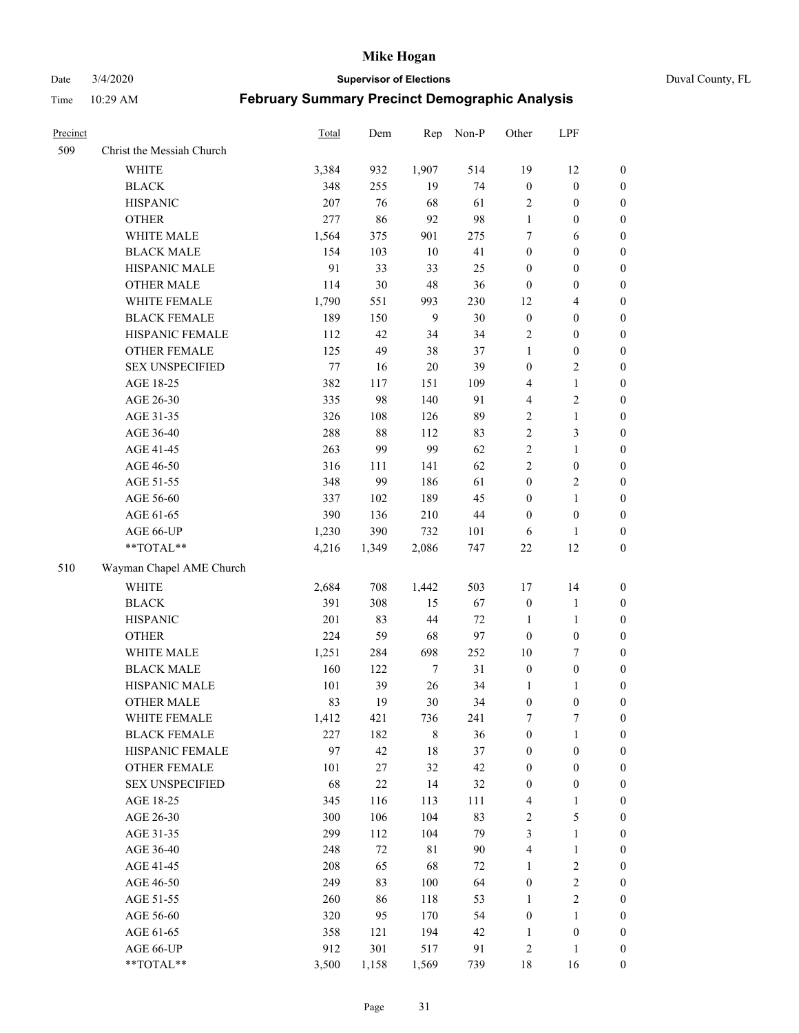| Precinct | | Total | Dem | Rep | Non-P | Other | LPF | |
|---|---|---|---|---|---|---|---|---|
| 509 | Christ the Messiah Church | | | | | | | |
| | WHITE | 3,384 | 932 | 1,907 | 514 | 19 | 12 | 0 |
| | BLACK | 348 | 255 | 19 | 74 | 0 | 0 | 0 |
| | HISPANIC | 207 | 76 | 68 | 61 | 2 | 0 | 0 |
| | OTHER | 277 | 86 | 92 | 98 | 1 | 0 | 0 |
| | WHITE MALE | 1,564 | 375 | 901 | 275 | 7 | 6 | 0 |
| | BLACK MALE | 154 | 103 | 10 | 41 | 0 | 0 | 0 |
| | HISPANIC MALE | 91 | 33 | 33 | 25 | 0 | 0 | 0 |
| | OTHER MALE | 114 | 30 | 48 | 36 | 0 | 0 | 0 |
| | WHITE FEMALE | 1,790 | 551 | 993 | 230 | 12 | 4 | 0 |
| | BLACK FEMALE | 189 | 150 | 9 | 30 | 0 | 0 | 0 |
| | HISPANIC FEMALE | 112 | 42 | 34 | 34 | 2 | 0 | 0 |
| | OTHER FEMALE | 125 | 49 | 38 | 37 | 1 | 0 | 0 |
| | SEX UNSPECIFIED | 77 | 16 | 20 | 39 | 0 | 2 | 0 |
| | AGE 18-25 | 382 | 117 | 151 | 109 | 4 | 1 | 0 |
| | AGE 26-30 | 335 | 98 | 140 | 91 | 4 | 2 | 0 |
| | AGE 31-35 | 326 | 108 | 126 | 89 | 2 | 1 | 0 |
| | AGE 36-40 | 288 | 88 | 112 | 83 | 2 | 3 | 0 |
| | AGE 41-45 | 263 | 99 | 99 | 62 | 2 | 1 | 0 |
| | AGE 46-50 | 316 | 111 | 141 | 62 | 2 | 0 | 0 |
| | AGE 51-55 | 348 | 99 | 186 | 61 | 0 | 2 | 0 |
| | AGE 56-60 | 337 | 102 | 189 | 45 | 0 | 1 | 0 |
| | AGE 61-65 | 390 | 136 | 210 | 44 | 0 | 0 | 0 |
| | AGE 66-UP | 1,230 | 390 | 732 | 101 | 6 | 1 | 0 |
| | **TOTAL** | 4,216 | 1,349 | 2,086 | 747 | 22 | 12 | 0 |
| 510 | Wayman Chapel AME Church | | | | | | | |
| | WHITE | 2,684 | 708 | 1,442 | 503 | 17 | 14 | 0 |
| | BLACK | 391 | 308 | 15 | 67 | 0 | 1 | 0 |
| | HISPANIC | 201 | 83 | 44 | 72 | 1 | 1 | 0 |
| | OTHER | 224 | 59 | 68 | 97 | 0 | 0 | 0 |
| | WHITE MALE | 1,251 | 284 | 698 | 252 | 10 | 7 | 0 |
| | BLACK MALE | 160 | 122 | 7 | 31 | 0 | 0 | 0 |
| | HISPANIC MALE | 101 | 39 | 26 | 34 | 1 | 1 | 0 |
| | OTHER MALE | 83 | 19 | 30 | 34 | 0 | 0 | 0 |
| | WHITE FEMALE | 1,412 | 421 | 736 | 241 | 7 | 7 | 0 |
| | BLACK FEMALE | 227 | 182 | 8 | 36 | 0 | 1 | 0 |
| | HISPANIC FEMALE | 97 | 42 | 18 | 37 | 0 | 0 | 0 |
| | OTHER FEMALE | 101 | 27 | 32 | 42 | 0 | 0 | 0 |
| | SEX UNSPECIFIED | 68 | 22 | 14 | 32 | 0 | 0 | 0 |
| | AGE 18-25 | 345 | 116 | 113 | 111 | 4 | 1 | 0 |
| | AGE 26-30 | 300 | 106 | 104 | 83 | 2 | 5 | 0 |
| | AGE 31-35 | 299 | 112 | 104 | 79 | 3 | 1 | 0 |
| | AGE 36-40 | 248 | 72 | 81 | 90 | 4 | 1 | 0 |
| | AGE 41-45 | 208 | 65 | 68 | 72 | 1 | 2 | 0 |
| | AGE 46-50 | 249 | 83 | 100 | 64 | 0 | 2 | 0 |
| | AGE 51-55 | 260 | 86 | 118 | 53 | 1 | 2 | 0 |
| | AGE 56-60 | 320 | 95 | 170 | 54 | 0 | 1 | 0 |
| | AGE 61-65 | 358 | 121 | 194 | 42 | 1 | 0 | 0 |
| | AGE 66-UP | 912 | 301 | 517 | 91 | 2 | 1 | 0 |
| | **TOTAL** | 3,500 | 1,158 | 1,569 | 739 | 18 | 16 | 0 |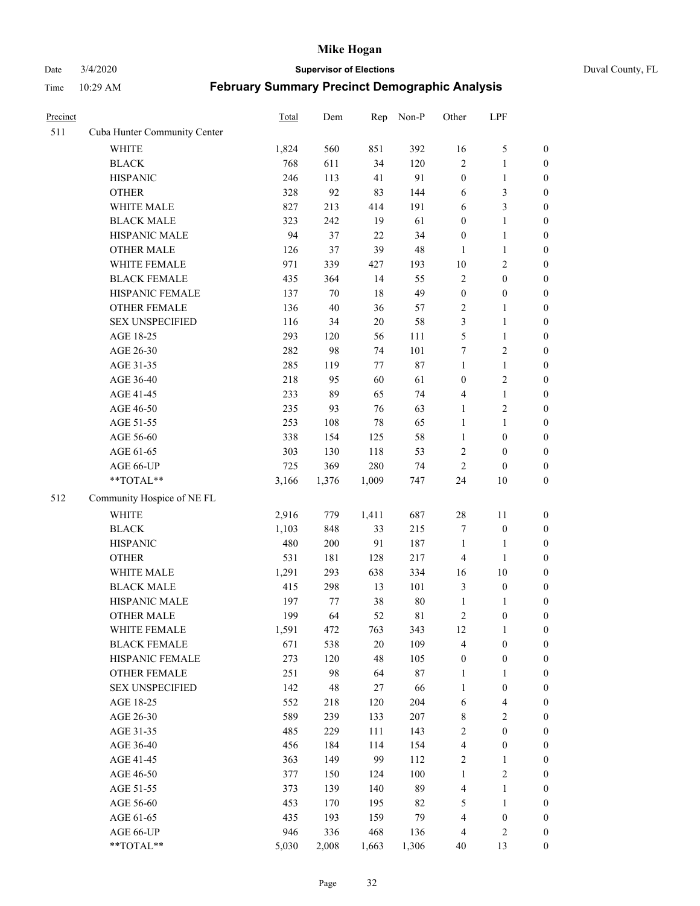# Mike Hogan

Date 3/4/2020 **Supervisor of Elections** Duval County, FL

Time 10:29 AM **February Summary Precinct Demographic Analysis**

| Precinct | | Total | Dem | Rep | Non-P | Other | LPF | |
|---|---|---|---|---|---|---|---|---|
| 511 | Cuba Hunter Community Center | | | | | | | |
| | WHITE | 1,824 | 560 | 851 | 392 | 16 | 5 | 0 |
| | BLACK | 768 | 611 | 34 | 120 | 2 | 1 | 0 |
| | HISPANIC | 246 | 113 | 41 | 91 | 0 | 1 | 0 |
| | OTHER | 328 | 92 | 83 | 144 | 6 | 3 | 0 |
| | WHITE MALE | 827 | 213 | 414 | 191 | 6 | 3 | 0 |
| | BLACK MALE | 323 | 242 | 19 | 61 | 0 | 1 | 0 |
| | HISPANIC MALE | 94 | 37 | 22 | 34 | 0 | 1 | 0 |
| | OTHER MALE | 126 | 37 | 39 | 48 | 1 | 1 | 0 |
| | WHITE FEMALE | 971 | 339 | 427 | 193 | 10 | 2 | 0 |
| | BLACK FEMALE | 435 | 364 | 14 | 55 | 2 | 0 | 0 |
| | HISPANIC FEMALE | 137 | 70 | 18 | 49 | 0 | 0 | 0 |
| | OTHER FEMALE | 136 | 40 | 36 | 57 | 2 | 1 | 0 |
| | SEX UNSPECIFIED | 116 | 34 | 20 | 58 | 3 | 1 | 0 |
| | AGE 18-25 | 293 | 120 | 56 | 111 | 5 | 1 | 0 |
| | AGE 26-30 | 282 | 98 | 74 | 101 | 7 | 2 | 0 |
| | AGE 31-35 | 285 | 119 | 77 | 87 | 1 | 1 | 0 |
| | AGE 36-40 | 218 | 95 | 60 | 61 | 0 | 2 | 0 |
| | AGE 41-45 | 233 | 89 | 65 | 74 | 4 | 1 | 0 |
| | AGE 46-50 | 235 | 93 | 76 | 63 | 1 | 2 | 0 |
| | AGE 51-55 | 253 | 108 | 78 | 65 | 1 | 1 | 0 |
| | AGE 56-60 | 338 | 154 | 125 | 58 | 1 | 0 | 0 |
| | AGE 61-65 | 303 | 130 | 118 | 53 | 2 | 0 | 0 |
| | AGE 66-UP | 725 | 369 | 280 | 74 | 2 | 0 | 0 |
| | **TOTAL** | 3,166 | 1,376 | 1,009 | 747 | 24 | 10 | 0 |
| 512 | Community Hospice of NE FL | | | | | | | |
| | WHITE | 2,916 | 779 | 1,411 | 687 | 28 | 11 | 0 |
| | BLACK | 1,103 | 848 | 33 | 215 | 7 | 0 | 0 |
| | HISPANIC | 480 | 200 | 91 | 187 | 1 | 1 | 0 |
| | OTHER | 531 | 181 | 128 | 217 | 4 | 1 | 0 |
| | WHITE MALE | 1,291 | 293 | 638 | 334 | 16 | 10 | 0 |
| | BLACK MALE | 415 | 298 | 13 | 101 | 3 | 0 | 0 |
| | HISPANIC MALE | 197 | 77 | 38 | 80 | 1 | 1 | 0 |
| | OTHER MALE | 199 | 64 | 52 | 81 | 2 | 0 | 0 |
| | WHITE FEMALE | 1,591 | 472 | 763 | 343 | 12 | 1 | 0 |
| | BLACK FEMALE | 671 | 538 | 20 | 109 | 4 | 0 | 0 |
| | HISPANIC FEMALE | 273 | 120 | 48 | 105 | 0 | 0 | 0 |
| | OTHER FEMALE | 251 | 98 | 64 | 87 | 1 | 1 | 0 |
| | SEX UNSPECIFIED | 142 | 48 | 27 | 66 | 1 | 0 | 0 |
| | AGE 18-25 | 552 | 218 | 120 | 204 | 6 | 4 | 0 |
| | AGE 26-30 | 589 | 239 | 133 | 207 | 8 | 2 | 0 |
| | AGE 31-35 | 485 | 229 | 111 | 143 | 2 | 0 | 0 |
| | AGE 36-40 | 456 | 184 | 114 | 154 | 4 | 0 | 0 |
| | AGE 41-45 | 363 | 149 | 99 | 112 | 2 | 1 | 0 |
| | AGE 46-50 | 377 | 150 | 124 | 100 | 1 | 2 | 0 |
| | AGE 51-55 | 373 | 139 | 140 | 89 | 4 | 1 | 0 |
| | AGE 56-60 | 453 | 170 | 195 | 82 | 5 | 1 | 0 |
| | AGE 61-65 | 435 | 193 | 159 | 79 | 4 | 0 | 0 |
| | AGE 66-UP | 946 | 336 | 468 | 136 | 4 | 2 | 0 |
| | **TOTAL** | 5,030 | 2,008 | 1,663 | 1,306 | 40 | 13 | 0 |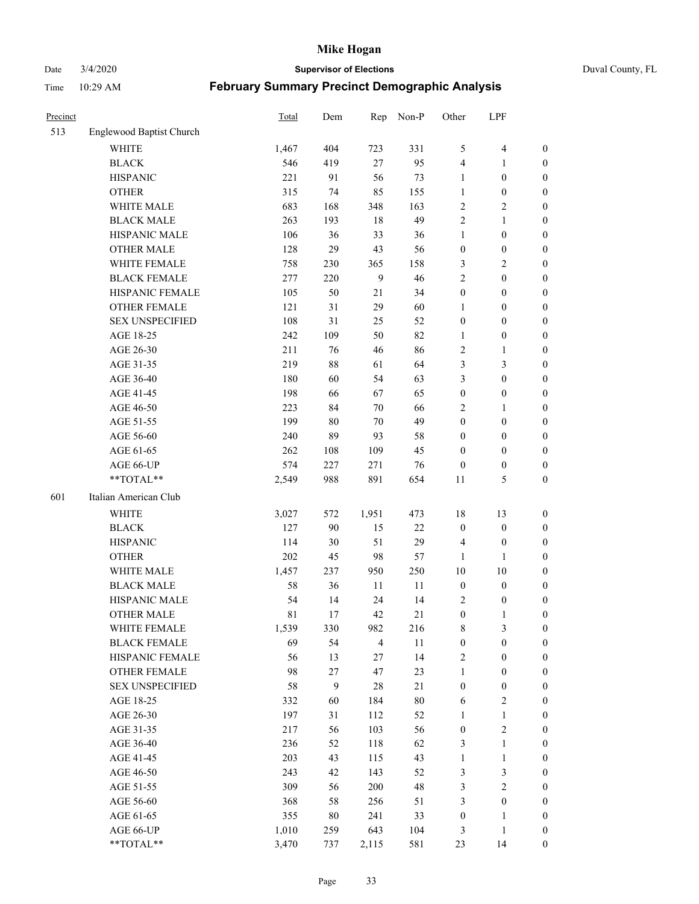| Precinct | | Total | Dem | Rep | Non-P | Other | LPF | |
|---|---|---|---|---|---|---|---|---|
| 513 | Englewood Baptist Church | | | | | | | |
| | WHITE | 1,467 | 404 | 723 | 331 | 5 | 4 | 0 |
| | BLACK | 546 | 419 | 27 | 95 | 4 | 1 | 0 |
| | HISPANIC | 221 | 91 | 56 | 73 | 1 | 0 | 0 |
| | OTHER | 315 | 74 | 85 | 155 | 1 | 0 | 0 |
| | WHITE MALE | 683 | 168 | 348 | 163 | 2 | 2 | 0 |
| | BLACK MALE | 263 | 193 | 18 | 49 | 2 | 1 | 0 |
| | HISPANIC MALE | 106 | 36 | 33 | 36 | 1 | 0 | 0 |
| | OTHER MALE | 128 | 29 | 43 | 56 | 0 | 0 | 0 |
| | WHITE FEMALE | 758 | 230 | 365 | 158 | 3 | 2 | 0 |
| | BLACK FEMALE | 277 | 220 | 9 | 46 | 2 | 0 | 0 |
| | HISPANIC FEMALE | 105 | 50 | 21 | 34 | 0 | 0 | 0 |
| | OTHER FEMALE | 121 | 31 | 29 | 60 | 1 | 0 | 0 |
| | SEX UNSPECIFIED | 108 | 31 | 25 | 52 | 0 | 0 | 0 |
| | AGE 18-25 | 242 | 109 | 50 | 82 | 1 | 0 | 0 |
| | AGE 26-30 | 211 | 76 | 46 | 86 | 2 | 1 | 0 |
| | AGE 31-35 | 219 | 88 | 61 | 64 | 3 | 3 | 0 |
| | AGE 36-40 | 180 | 60 | 54 | 63 | 3 | 0 | 0 |
| | AGE 41-45 | 198 | 66 | 67 | 65 | 0 | 0 | 0 |
| | AGE 46-50 | 223 | 84 | 70 | 66 | 2 | 1 | 0 |
| | AGE 51-55 | 199 | 80 | 70 | 49 | 0 | 0 | 0 |
| | AGE 56-60 | 240 | 89 | 93 | 58 | 0 | 0 | 0 |
| | AGE 61-65 | 262 | 108 | 109 | 45 | 0 | 0 | 0 |
| | AGE 66-UP | 574 | 227 | 271 | 76 | 0 | 0 | 0 |
| | **TOTAL** | 2,549 | 988 | 891 | 654 | 11 | 5 | 0 |
| 601 | Italian American Club | | | | | | | |
| | WHITE | 3,027 | 572 | 1,951 | 473 | 18 | 13 | 0 |
| | BLACK | 127 | 90 | 15 | 22 | 0 | 0 | 0 |
| | HISPANIC | 114 | 30 | 51 | 29 | 4 | 0 | 0 |
| | OTHER | 202 | 45 | 98 | 57 | 1 | 1 | 0 |
| | WHITE MALE | 1,457 | 237 | 950 | 250 | 10 | 10 | 0 |
| | BLACK MALE | 58 | 36 | 11 | 11 | 0 | 0 | 0 |
| | HISPANIC MALE | 54 | 14 | 24 | 14 | 2 | 0 | 0 |
| | OTHER MALE | 81 | 17 | 42 | 21 | 0 | 1 | 0 |
| | WHITE FEMALE | 1,539 | 330 | 982 | 216 | 8 | 3 | 0 |
| | BLACK FEMALE | 69 | 54 | 4 | 11 | 0 | 0 | 0 |
| | HISPANIC FEMALE | 56 | 13 | 27 | 14 | 2 | 0 | 0 |
| | OTHER FEMALE | 98 | 27 | 47 | 23 | 1 | 0 | 0 |
| | SEX UNSPECIFIED | 58 | 9 | 28 | 21 | 0 | 0 | 0 |
| | AGE 18-25 | 332 | 60 | 184 | 80 | 6 | 2 | 0 |
| | AGE 26-30 | 197 | 31 | 112 | 52 | 1 | 1 | 0 |
| | AGE 31-35 | 217 | 56 | 103 | 56 | 0 | 2 | 0 |
| | AGE 36-40 | 236 | 52 | 118 | 62 | 3 | 1 | 0 |
| | AGE 41-45 | 203 | 43 | 115 | 43 | 1 | 1 | 0 |
| | AGE 46-50 | 243 | 42 | 143 | 52 | 3 | 3 | 0 |
| | AGE 51-55 | 309 | 56 | 200 | 48 | 3 | 2 | 0 |
| | AGE 56-60 | 368 | 58 | 256 | 51 | 3 | 0 | 0 |
| | AGE 61-65 | 355 | 80 | 241 | 33 | 0 | 1 | 0 |
| | AGE 66-UP | 1,010 | 259 | 643 | 104 | 3 | 1 | 0 |
| | **TOTAL** | 3,470 | 737 | 2,115 | 581 | 23 | 14 | 0 |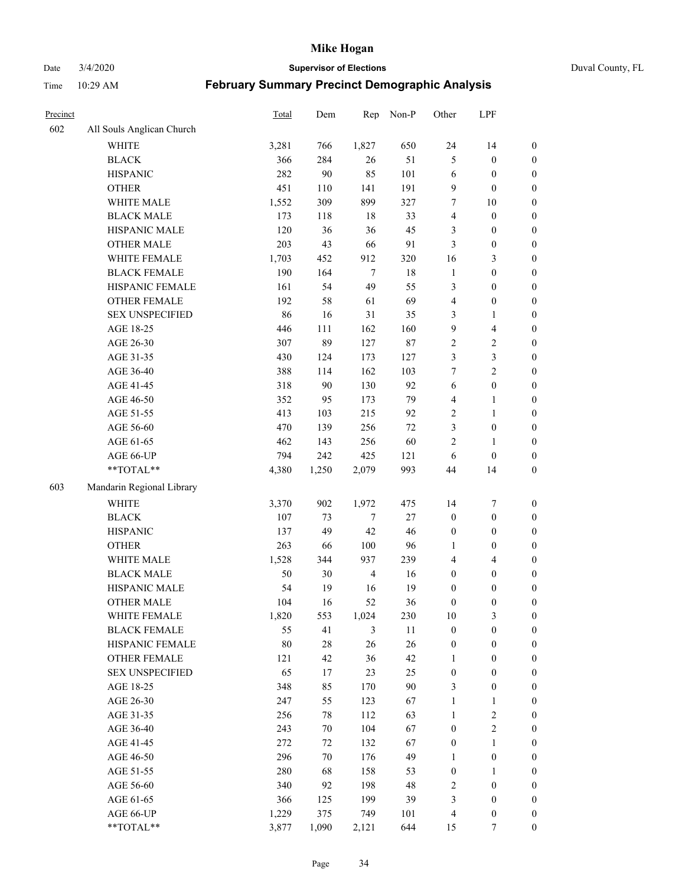# Mike Hogan

Date 3/4/2020 **Supervisor of Elections** Duval County, FL

Time 10:29 AM **February Summary Precinct Demographic Analysis**

| Precinct | | Total | Dem | Rep | Non-P | Other | LPF | |
|---|---|---|---|---|---|---|---|---|
| 602 | All Souls Anglican Church | | | | | | | |
| | WHITE | 3,281 | 766 | 1,827 | 650 | 24 | 14 | 0 |
| | BLACK | 366 | 284 | 26 | 51 | 5 | 0 | 0 |
| | HISPANIC | 282 | 90 | 85 | 101 | 6 | 0 | 0 |
| | OTHER | 451 | 110 | 141 | 191 | 9 | 0 | 0 |
| | WHITE MALE | 1,552 | 309 | 899 | 327 | 7 | 10 | 0 |
| | BLACK MALE | 173 | 118 | 18 | 33 | 4 | 0 | 0 |
| | HISPANIC MALE | 120 | 36 | 36 | 45 | 3 | 0 | 0 |
| | OTHER MALE | 203 | 43 | 66 | 91 | 3 | 0 | 0 |
| | WHITE FEMALE | 1,703 | 452 | 912 | 320 | 16 | 3 | 0 |
| | BLACK FEMALE | 190 | 164 | 7 | 18 | 1 | 0 | 0 |
| | HISPANIC FEMALE | 161 | 54 | 49 | 55 | 3 | 0 | 0 |
| | OTHER FEMALE | 192 | 58 | 61 | 69 | 4 | 0 | 0 |
| | SEX UNSPECIFIED | 86 | 16 | 31 | 35 | 3 | 1 | 0 |
| | AGE 18-25 | 446 | 111 | 162 | 160 | 9 | 4 | 0 |
| | AGE 26-30 | 307 | 89 | 127 | 87 | 2 | 2 | 0 |
| | AGE 31-35 | 430 | 124 | 173 | 127 | 3 | 3 | 0 |
| | AGE 36-40 | 388 | 114 | 162 | 103 | 7 | 2 | 0 |
| | AGE 41-45 | 318 | 90 | 130 | 92 | 6 | 0 | 0 |
| | AGE 46-50 | 352 | 95 | 173 | 79 | 4 | 1 | 0 |
| | AGE 51-55 | 413 | 103 | 215 | 92 | 2 | 1 | 0 |
| | AGE 56-60 | 470 | 139 | 256 | 72 | 3 | 0 | 0 |
| | AGE 61-65 | 462 | 143 | 256 | 60 | 2 | 1 | 0 |
| | AGE 66-UP | 794 | 242 | 425 | 121 | 6 | 0 | 0 |
| | **TOTAL** | 4,380 | 1,250 | 2,079 | 993 | 44 | 14 | 0 |
| 603 | Mandarin Regional Library | | | | | | | |
| | WHITE | 3,370 | 902 | 1,972 | 475 | 14 | 7 | 0 |
| | BLACK | 107 | 73 | 7 | 27 | 0 | 0 | 0 |
| | HISPANIC | 137 | 49 | 42 | 46 | 0 | 0 | 0 |
| | OTHER | 263 | 66 | 100 | 96 | 1 | 0 | 0 |
| | WHITE MALE | 1,528 | 344 | 937 | 239 | 4 | 4 | 0 |
| | BLACK MALE | 50 | 30 | 4 | 16 | 0 | 0 | 0 |
| | HISPANIC MALE | 54 | 19 | 16 | 19 | 0 | 0 | 0 |
| | OTHER MALE | 104 | 16 | 52 | 36 | 0 | 0 | 0 |
| | WHITE FEMALE | 1,820 | 553 | 1,024 | 230 | 10 | 3 | 0 |
| | BLACK FEMALE | 55 | 41 | 3 | 11 | 0 | 0 | 0 |
| | HISPANIC FEMALE | 80 | 28 | 26 | 26 | 0 | 0 | 0 |
| | OTHER FEMALE | 121 | 42 | 36 | 42 | 1 | 0 | 0 |
| | SEX UNSPECIFIED | 65 | 17 | 23 | 25 | 0 | 0 | 0 |
| | AGE 18-25 | 348 | 85 | 170 | 90 | 3 | 0 | 0 |
| | AGE 26-30 | 247 | 55 | 123 | 67 | 1 | 1 | 0 |
| | AGE 31-35 | 256 | 78 | 112 | 63 | 1 | 2 | 0 |
| | AGE 36-40 | 243 | 70 | 104 | 67 | 0 | 2 | 0 |
| | AGE 41-45 | 272 | 72 | 132 | 67 | 0 | 1 | 0 |
| | AGE 46-50 | 296 | 70 | 176 | 49 | 1 | 0 | 0 |
| | AGE 51-55 | 280 | 68 | 158 | 53 | 0 | 1 | 0 |
| | AGE 56-60 | 340 | 92 | 198 | 48 | 2 | 0 | 0 |
| | AGE 61-65 | 366 | 125 | 199 | 39 | 3 | 0 | 0 |
| | AGE 66-UP | 1,229 | 375 | 749 | 101 | 4 | 0 | 0 |
| | **TOTAL** | 3,877 | 1,090 | 2,121 | 644 | 15 | 7 | 0 |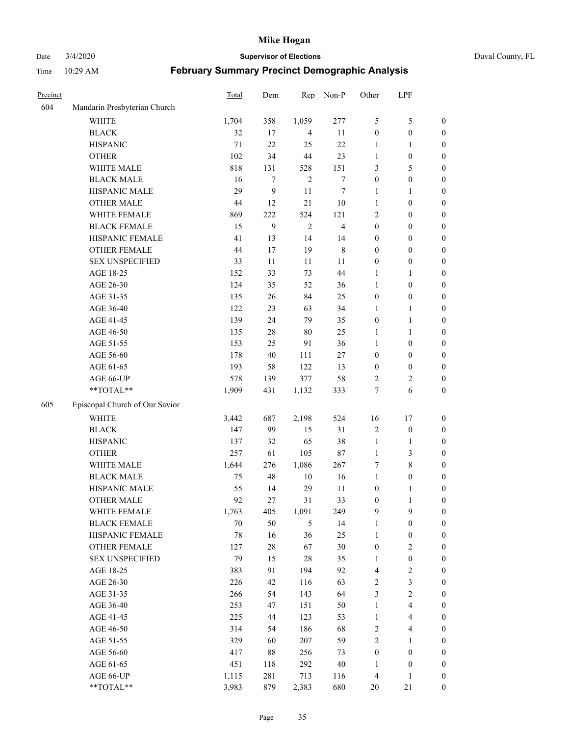| Precinct | | Total | Dem | Rep | Non-P | Other | LPF | |
|---|---|---|---|---|---|---|---|---|
| 604 | Mandarin Presbyterian Church | | | | | | | |
| | WHITE | 1,704 | 358 | 1,059 | 277 | 5 | 5 | 0 |
| | BLACK | 32 | 17 | 4 | 11 | 0 | 0 | 0 |
| | HISPANIC | 71 | 22 | 25 | 22 | 1 | 1 | 0 |
| | OTHER | 102 | 34 | 44 | 23 | 1 | 0 | 0 |
| | WHITE MALE | 818 | 131 | 528 | 151 | 3 | 5 | 0 |
| | BLACK MALE | 16 | 7 | 2 | 7 | 0 | 0 | 0 |
| | HISPANIC MALE | 29 | 9 | 11 | 7 | 1 | 1 | 0 |
| | OTHER MALE | 44 | 12 | 21 | 10 | 1 | 0 | 0 |
| | WHITE FEMALE | 869 | 222 | 524 | 121 | 2 | 0 | 0 |
| | BLACK FEMALE | 15 | 9 | 2 | 4 | 0 | 0 | 0 |
| | HISPANIC FEMALE | 41 | 13 | 14 | 14 | 0 | 0 | 0 |
| | OTHER FEMALE | 44 | 17 | 19 | 8 | 0 | 0 | 0 |
| | SEX UNSPECIFIED | 33 | 11 | 11 | 11 | 0 | 0 | 0 |
| | AGE 18-25 | 152 | 33 | 73 | 44 | 1 | 1 | 0 |
| | AGE 26-30 | 124 | 35 | 52 | 36 | 1 | 0 | 0 |
| | AGE 31-35 | 135 | 26 | 84 | 25 | 0 | 0 | 0 |
| | AGE 36-40 | 122 | 23 | 63 | 34 | 1 | 1 | 0 |
| | AGE 41-45 | 139 | 24 | 79 | 35 | 0 | 1 | 0 |
| | AGE 46-50 | 135 | 28 | 80 | 25 | 1 | 1 | 0 |
| | AGE 51-55 | 153 | 25 | 91 | 36 | 1 | 0 | 0 |
| | AGE 56-60 | 178 | 40 | 111 | 27 | 0 | 0 | 0 |
| | AGE 61-65 | 193 | 58 | 122 | 13 | 0 | 0 | 0 |
| | AGE 66-UP | 578 | 139 | 377 | 58 | 2 | 2 | 0 |
| | **TOTAL** | 1,909 | 431 | 1,132 | 333 | 7 | 6 | 0 |
| 605 | Episcopal Church of Our Savior | | | | | | | |
| | WHITE | 3,442 | 687 | 2,198 | 524 | 16 | 17 | 0 |
| | BLACK | 147 | 99 | 15 | 31 | 2 | 0 | 0 |
| | HISPANIC | 137 | 32 | 65 | 38 | 1 | 1 | 0 |
| | OTHER | 257 | 61 | 105 | 87 | 1 | 3 | 0 |
| | WHITE MALE | 1,644 | 276 | 1,086 | 267 | 7 | 8 | 0 |
| | BLACK MALE | 75 | 48 | 10 | 16 | 1 | 0 | 0 |
| | HISPANIC MALE | 55 | 14 | 29 | 11 | 0 | 1 | 0 |
| | OTHER MALE | 92 | 27 | 31 | 33 | 0 | 1 | 0 |
| | WHITE FEMALE | 1,763 | 405 | 1,091 | 249 | 9 | 9 | 0 |
| | BLACK FEMALE | 70 | 50 | 5 | 14 | 1 | 0 | 0 |
| | HISPANIC FEMALE | 78 | 16 | 36 | 25 | 1 | 0 | 0 |
| | OTHER FEMALE | 127 | 28 | 67 | 30 | 0 | 2 | 0 |
| | SEX UNSPECIFIED | 79 | 15 | 28 | 35 | 1 | 0 | 0 |
| | AGE 18-25 | 383 | 91 | 194 | 92 | 4 | 2 | 0 |
| | AGE 26-30 | 226 | 42 | 116 | 63 | 2 | 3 | 0 |
| | AGE 31-35 | 266 | 54 | 143 | 64 | 3 | 2 | 0 |
| | AGE 36-40 | 253 | 47 | 151 | 50 | 1 | 4 | 0 |
| | AGE 41-45 | 225 | 44 | 123 | 53 | 1 | 4 | 0 |
| | AGE 46-50 | 314 | 54 | 186 | 68 | 2 | 4 | 0 |
| | AGE 51-55 | 329 | 60 | 207 | 59 | 2 | 1 | 0 |
| | AGE 56-60 | 417 | 88 | 256 | 73 | 0 | 0 | 0 |
| | AGE 61-65 | 451 | 118 | 292 | 40 | 1 | 0 | 0 |
| | AGE 66-UP | 1,115 | 281 | 713 | 116 | 4 | 1 | 0 |
| | **TOTAL** | 3,983 | 879 | 2,383 | 680 | 20 | 21 | 0 |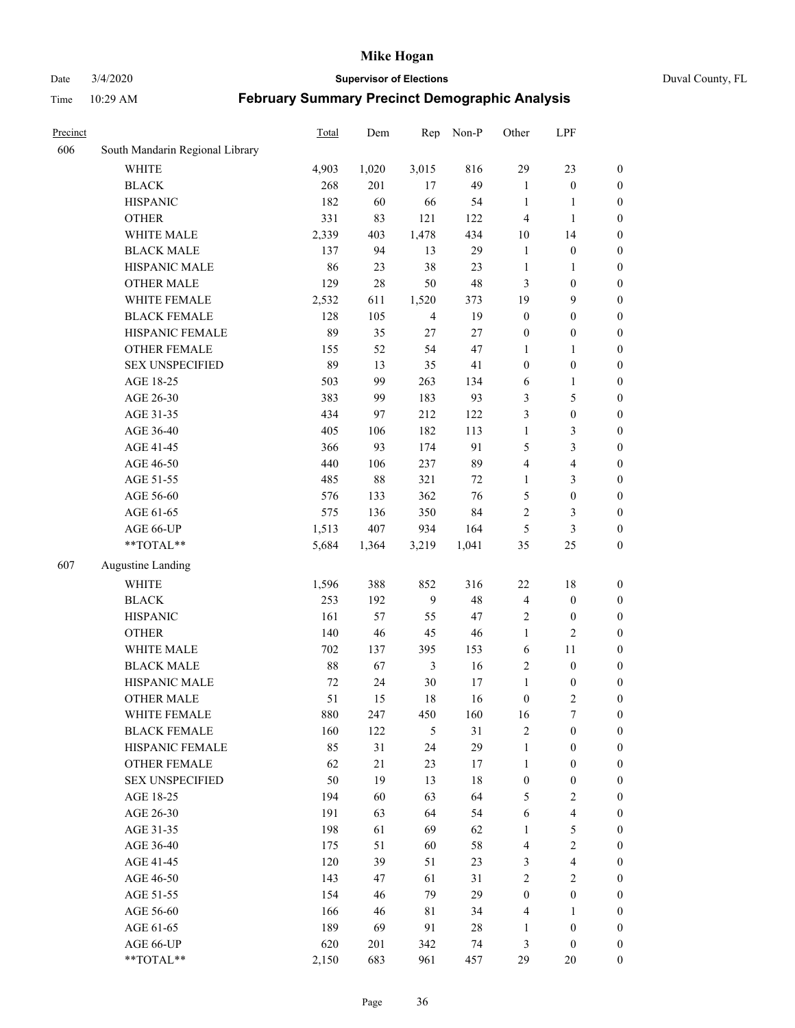| Precinct | | Total | Dem | Rep | Non-P | Other | LPF | |
|---|---|---|---|---|---|---|---|---|
| 606 | South Mandarin Regional Library | | | | | | | |
| | WHITE | 4,903 | 1,020 | 3,015 | 816 | 29 | 23 | 0 |
| | BLACK | 268 | 201 | 17 | 49 | 1 | 0 | 0 |
| | HISPANIC | 182 | 60 | 66 | 54 | 1 | 1 | 0 |
| | OTHER | 331 | 83 | 121 | 122 | 4 | 1 | 0 |
| | WHITE MALE | 2,339 | 403 | 1,478 | 434 | 10 | 14 | 0 |
| | BLACK MALE | 137 | 94 | 13 | 29 | 1 | 0 | 0 |
| | HISPANIC MALE | 86 | 23 | 38 | 23 | 1 | 1 | 0 |
| | OTHER MALE | 129 | 28 | 50 | 48 | 3 | 0 | 0 |
| | WHITE FEMALE | 2,532 | 611 | 1,520 | 373 | 19 | 9 | 0 |
| | BLACK FEMALE | 128 | 105 | 4 | 19 | 0 | 0 | 0 |
| | HISPANIC FEMALE | 89 | 35 | 27 | 27 | 0 | 0 | 0 |
| | OTHER FEMALE | 155 | 52 | 54 | 47 | 1 | 1 | 0 |
| | SEX UNSPECIFIED | 89 | 13 | 35 | 41 | 0 | 0 | 0 |
| | AGE 18-25 | 503 | 99 | 263 | 134 | 6 | 1 | 0 |
| | AGE 26-30 | 383 | 99 | 183 | 93 | 3 | 5 | 0 |
| | AGE 31-35 | 434 | 97 | 212 | 122 | 3 | 0 | 0 |
| | AGE 36-40 | 405 | 106 | 182 | 113 | 1 | 3 | 0 |
| | AGE 41-45 | 366 | 93 | 174 | 91 | 5 | 3 | 0 |
| | AGE 46-50 | 440 | 106 | 237 | 89 | 4 | 4 | 0 |
| | AGE 51-55 | 485 | 88 | 321 | 72 | 1 | 3 | 0 |
| | AGE 56-60 | 576 | 133 | 362 | 76 | 5 | 0 | 0 |
| | AGE 61-65 | 575 | 136 | 350 | 84 | 2 | 3 | 0 |
| | AGE 66-UP | 1,513 | 407 | 934 | 164 | 5 | 3 | 0 |
| | **TOTAL** | 5,684 | 1,364 | 3,219 | 1,041 | 35 | 25 | 0 |
| 607 | Augustine Landing | | | | | | | |
| | WHITE | 1,596 | 388 | 852 | 316 | 22 | 18 | 0 |
| | BLACK | 253 | 192 | 9 | 48 | 4 | 0 | 0 |
| | HISPANIC | 161 | 57 | 55 | 47 | 2 | 0 | 0 |
| | OTHER | 140 | 46 | 45 | 46 | 1 | 2 | 0 |
| | WHITE MALE | 702 | 137 | 395 | 153 | 6 | 11 | 0 |
| | BLACK MALE | 88 | 67 | 3 | 16 | 2 | 0 | 0 |
| | HISPANIC MALE | 72 | 24 | 30 | 17 | 1 | 0 | 0 |
| | OTHER MALE | 51 | 15 | 18 | 16 | 0 | 2 | 0 |
| | WHITE FEMALE | 880 | 247 | 450 | 160 | 16 | 7 | 0 |
| | BLACK FEMALE | 160 | 122 | 5 | 31 | 2 | 0 | 0 |
| | HISPANIC FEMALE | 85 | 31 | 24 | 29 | 1 | 0 | 0 |
| | OTHER FEMALE | 62 | 21 | 23 | 17 | 1 | 0 | 0 |
| | SEX UNSPECIFIED | 50 | 19 | 13 | 18 | 0 | 0 | 0 |
| | AGE 18-25 | 194 | 60 | 63 | 64 | 5 | 2 | 0 |
| | AGE 26-30 | 191 | 63 | 64 | 54 | 6 | 4 | 0 |
| | AGE 31-35 | 198 | 61 | 69 | 62 | 1 | 5 | 0 |
| | AGE 36-40 | 175 | 51 | 60 | 58 | 4 | 2 | 0 |
| | AGE 41-45 | 120 | 39 | 51 | 23 | 3 | 4 | 0 |
| | AGE 46-50 | 143 | 47 | 61 | 31 | 2 | 2 | 0 |
| | AGE 51-55 | 154 | 46 | 79 | 29 | 0 | 0 | 0 |
| | AGE 56-60 | 166 | 46 | 81 | 34 | 4 | 1 | 0 |
| | AGE 61-65 | 189 | 69 | 91 | 28 | 1 | 0 | 0 |
| | AGE 66-UP | 620 | 201 | 342 | 74 | 3 | 0 | 0 |
| | **TOTAL** | 2,150 | 683 | 961 | 457 | 29 | 20 | 0 |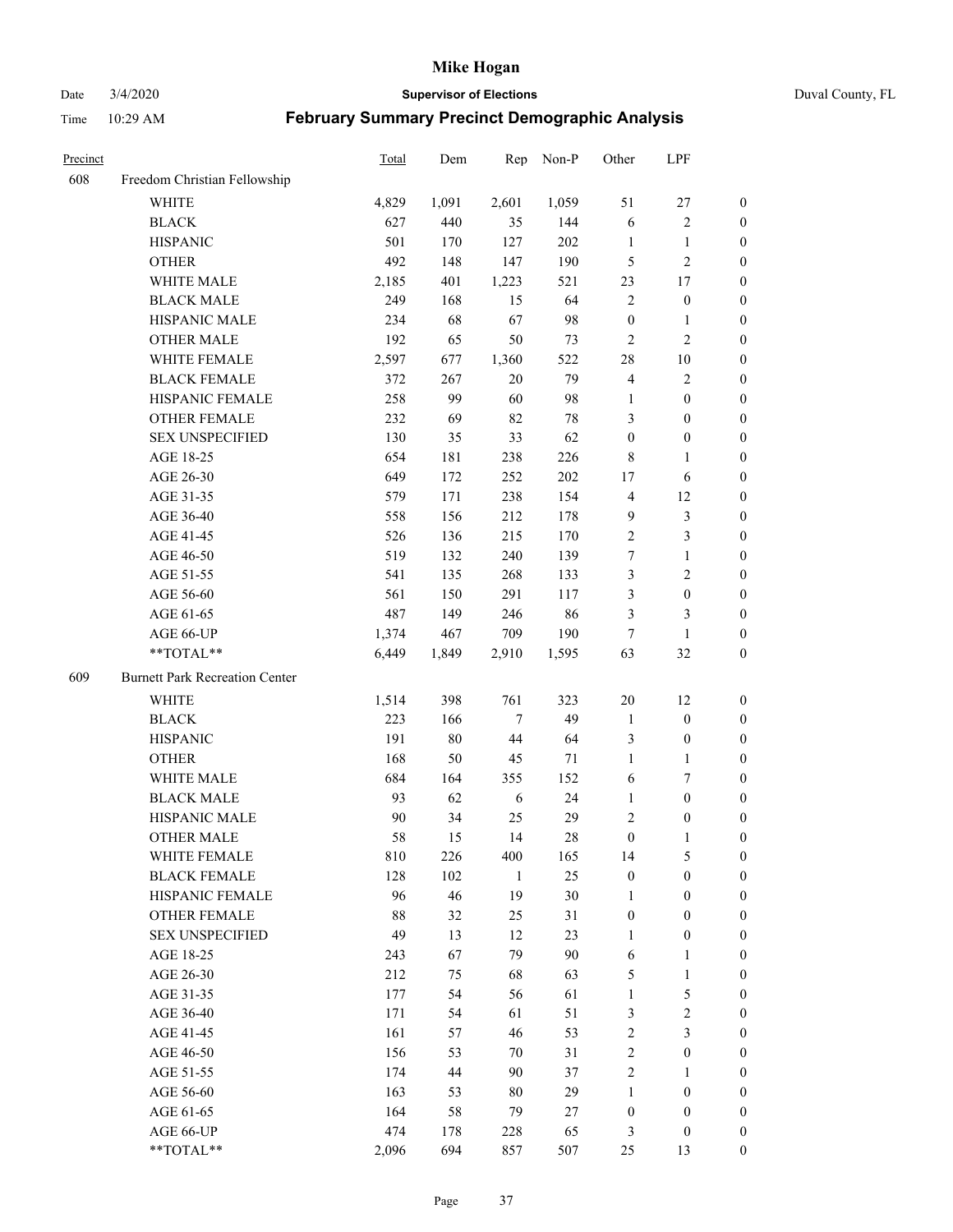# Mike Hogan

Date 3/4/2020 **Supervisor of Elections** Duval County, FL

Time 10:29 AM **February Summary Precinct Demographic Analysis**

| Precinct | | Total | Dem | Rep | Non-P | Other | LPF | |
|---|---|---|---|---|---|---|---|---|
| 608 | Freedom Christian Fellowship | | | | | | | |
| | WHITE | 4,829 | 1,091 | 2,601 | 1,059 | 51 | 27 | 0 |
| | BLACK | 627 | 440 | 35 | 144 | 6 | 2 | 0 |
| | HISPANIC | 501 | 170 | 127 | 202 | 1 | 1 | 0 |
| | OTHER | 492 | 148 | 147 | 190 | 5 | 2 | 0 |
| | WHITE MALE | 2,185 | 401 | 1,223 | 521 | 23 | 17 | 0 |
| | BLACK MALE | 249 | 168 | 15 | 64 | 2 | 0 | 0 |
| | HISPANIC MALE | 234 | 68 | 67 | 98 | 0 | 1 | 0 |
| | OTHER MALE | 192 | 65 | 50 | 73 | 2 | 2 | 0 |
| | WHITE FEMALE | 2,597 | 677 | 1,360 | 522 | 28 | 10 | 0 |
| | BLACK FEMALE | 372 | 267 | 20 | 79 | 4 | 2 | 0 |
| | HISPANIC FEMALE | 258 | 99 | 60 | 98 | 1 | 0 | 0 |
| | OTHER FEMALE | 232 | 69 | 82 | 78 | 3 | 0 | 0 |
| | SEX UNSPECIFIED | 130 | 35 | 33 | 62 | 0 | 0 | 0 |
| | AGE 18-25 | 654 | 181 | 238 | 226 | 8 | 1 | 0 |
| | AGE 26-30 | 649 | 172 | 252 | 202 | 17 | 6 | 0 |
| | AGE 31-35 | 579 | 171 | 238 | 154 | 4 | 12 | 0 |
| | AGE 36-40 | 558 | 156 | 212 | 178 | 9 | 3 | 0 |
| | AGE 41-45 | 526 | 136 | 215 | 170 | 2 | 3 | 0 |
| | AGE 46-50 | 519 | 132 | 240 | 139 | 7 | 1 | 0 |
| | AGE 51-55 | 541 | 135 | 268 | 133 | 3 | 2 | 0 |
| | AGE 56-60 | 561 | 150 | 291 | 117 | 3 | 0 | 0 |
| | AGE 61-65 | 487 | 149 | 246 | 86 | 3 | 3 | 0 |
| | AGE 66-UP | 1,374 | 467 | 709 | 190 | 7 | 1 | 0 |
| | **TOTAL** | 6,449 | 1,849 | 2,910 | 1,595 | 63 | 32 | 0 |
| 609 | Burnett Park Recreation Center | | | | | | | |
| | WHITE | 1,514 | 398 | 761 | 323 | 20 | 12 | 0 |
| | BLACK | 223 | 166 | 7 | 49 | 1 | 0 | 0 |
| | HISPANIC | 191 | 80 | 44 | 64 | 3 | 0 | 0 |
| | OTHER | 168 | 50 | 45 | 71 | 1 | 1 | 0 |
| | WHITE MALE | 684 | 164 | 355 | 152 | 6 | 7 | 0 |
| | BLACK MALE | 93 | 62 | 6 | 24 | 1 | 0 | 0 |
| | HISPANIC MALE | 90 | 34 | 25 | 29 | 2 | 0 | 0 |
| | OTHER MALE | 58 | 15 | 14 | 28 | 0 | 1 | 0 |
| | WHITE FEMALE | 810 | 226 | 400 | 165 | 14 | 5 | 0 |
| | BLACK FEMALE | 128 | 102 | 1 | 25 | 0 | 0 | 0 |
| | HISPANIC FEMALE | 96 | 46 | 19 | 30 | 1 | 0 | 0 |
| | OTHER FEMALE | 88 | 32 | 25 | 31 | 0 | 0 | 0 |
| | SEX UNSPECIFIED | 49 | 13 | 12 | 23 | 1 | 0 | 0 |
| | AGE 18-25 | 243 | 67 | 79 | 90 | 6 | 1 | 0 |
| | AGE 26-30 | 212 | 75 | 68 | 63 | 5 | 1 | 0 |
| | AGE 31-35 | 177 | 54 | 56 | 61 | 1 | 5 | 0 |
| | AGE 36-40 | 171 | 54 | 61 | 51 | 3 | 2 | 0 |
| | AGE 41-45 | 161 | 57 | 46 | 53 | 2 | 3 | 0 |
| | AGE 46-50 | 156 | 53 | 70 | 31 | 2 | 0 | 0 |
| | AGE 51-55 | 174 | 44 | 90 | 37 | 2 | 1 | 0 |
| | AGE 56-60 | 163 | 53 | 80 | 29 | 1 | 0 | 0 |
| | AGE 61-65 | 164 | 58 | 79 | 27 | 0 | 0 | 0 |
| | AGE 66-UP | 474 | 178 | 228 | 65 | 3 | 0 | 0 |
| | **TOTAL** | 2,096 | 694 | 857 | 507 | 25 | 13 | 0 |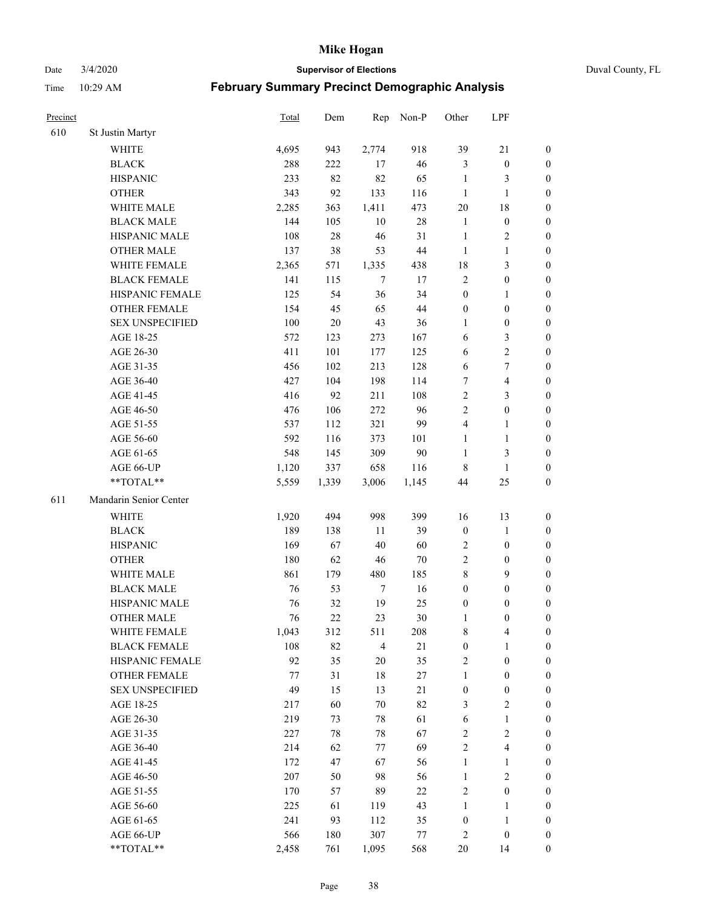# Mike Hogan

Date 3/4/2020 **Supervisor of Elections** Duval County, FL

Time 10:29 AM **February Summary Precinct Demographic Analysis**

| Precinct | | Total | Dem | Rep | Non-P | Other | LPF | |
|---|---|---|---|---|---|---|---|---|
| 610 | St Justin Martyr | | | | | | | |
| | WHITE | 4,695 | 943 | 2,774 | 918 | 39 | 21 | 0 |
| | BLACK | 288 | 222 | 17 | 46 | 3 | 0 | 0 |
| | HISPANIC | 233 | 82 | 82 | 65 | 1 | 3 | 0 |
| | OTHER | 343 | 92 | 133 | 116 | 1 | 1 | 0 |
| | WHITE MALE | 2,285 | 363 | 1,411 | 473 | 20 | 18 | 0 |
| | BLACK MALE | 144 | 105 | 10 | 28 | 1 | 0 | 0 |
| | HISPANIC MALE | 108 | 28 | 46 | 31 | 1 | 2 | 0 |
| | OTHER MALE | 137 | 38 | 53 | 44 | 1 | 1 | 0 |
| | WHITE FEMALE | 2,365 | 571 | 1,335 | 438 | 18 | 3 | 0 |
| | BLACK FEMALE | 141 | 115 | 7 | 17 | 2 | 0 | 0 |
| | HISPANIC FEMALE | 125 | 54 | 36 | 34 | 0 | 1 | 0 |
| | OTHER FEMALE | 154 | 45 | 65 | 44 | 0 | 0 | 0 |
| | SEX UNSPECIFIED | 100 | 20 | 43 | 36 | 1 | 0 | 0 |
| | AGE 18-25 | 572 | 123 | 273 | 167 | 6 | 3 | 0 |
| | AGE 26-30 | 411 | 101 | 177 | 125 | 6 | 2 | 0 |
| | AGE 31-35 | 456 | 102 | 213 | 128 | 6 | 7 | 0 |
| | AGE 36-40 | 427 | 104 | 198 | 114 | 7 | 4 | 0 |
| | AGE 41-45 | 416 | 92 | 211 | 108 | 2 | 3 | 0 |
| | AGE 46-50 | 476 | 106 | 272 | 96 | 2 | 0 | 0 |
| | AGE 51-55 | 537 | 112 | 321 | 99 | 4 | 1 | 0 |
| | AGE 56-60 | 592 | 116 | 373 | 101 | 1 | 1 | 0 |
| | AGE 61-65 | 548 | 145 | 309 | 90 | 1 | 3 | 0 |
| | AGE 66-UP | 1,120 | 337 | 658 | 116 | 8 | 1 | 0 |
| | **TOTAL** | 5,559 | 1,339 | 3,006 | 1,145 | 44 | 25 | 0 |
| 611 | Mandarin Senior Center | | | | | | | |
| | WHITE | 1,920 | 494 | 998 | 399 | 16 | 13 | 0 |
| | BLACK | 189 | 138 | 11 | 39 | 0 | 1 | 0 |
| | HISPANIC | 169 | 67 | 40 | 60 | 2 | 0 | 0 |
| | OTHER | 180 | 62 | 46 | 70 | 2 | 0 | 0 |
| | WHITE MALE | 861 | 179 | 480 | 185 | 8 | 9 | 0 |
| | BLACK MALE | 76 | 53 | 7 | 16 | 0 | 0 | 0 |
| | HISPANIC MALE | 76 | 32 | 19 | 25 | 0 | 0 | 0 |
| | OTHER MALE | 76 | 22 | 23 | 30 | 1 | 0 | 0 |
| | WHITE FEMALE | 1,043 | 312 | 511 | 208 | 8 | 4 | 0 |
| | BLACK FEMALE | 108 | 82 | 4 | 21 | 0 | 1 | 0 |
| | HISPANIC FEMALE | 92 | 35 | 20 | 35 | 2 | 0 | 0 |
| | OTHER FEMALE | 77 | 31 | 18 | 27 | 1 | 0 | 0 |
| | SEX UNSPECIFIED | 49 | 15 | 13 | 21 | 0 | 0 | 0 |
| | AGE 18-25 | 217 | 60 | 70 | 82 | 3 | 2 | 0 |
| | AGE 26-30 | 219 | 73 | 78 | 61 | 6 | 1 | 0 |
| | AGE 31-35 | 227 | 78 | 78 | 67 | 2 | 2 | 0 |
| | AGE 36-40 | 214 | 62 | 77 | 69 | 2 | 4 | 0 |
| | AGE 41-45 | 172 | 47 | 67 | 56 | 1 | 1 | 0 |
| | AGE 46-50 | 207 | 50 | 98 | 56 | 1 | 2 | 0 |
| | AGE 51-55 | 170 | 57 | 89 | 22 | 2 | 0 | 0 |
| | AGE 56-60 | 225 | 61 | 119 | 43 | 1 | 1 | 0 |
| | AGE 61-65 | 241 | 93 | 112 | 35 | 0 | 1 | 0 |
| | AGE 66-UP | 566 | 180 | 307 | 77 | 2 | 0 | 0 |
| | **TOTAL** | 2,458 | 761 | 1,095 | 568 | 20 | 14 | 0 |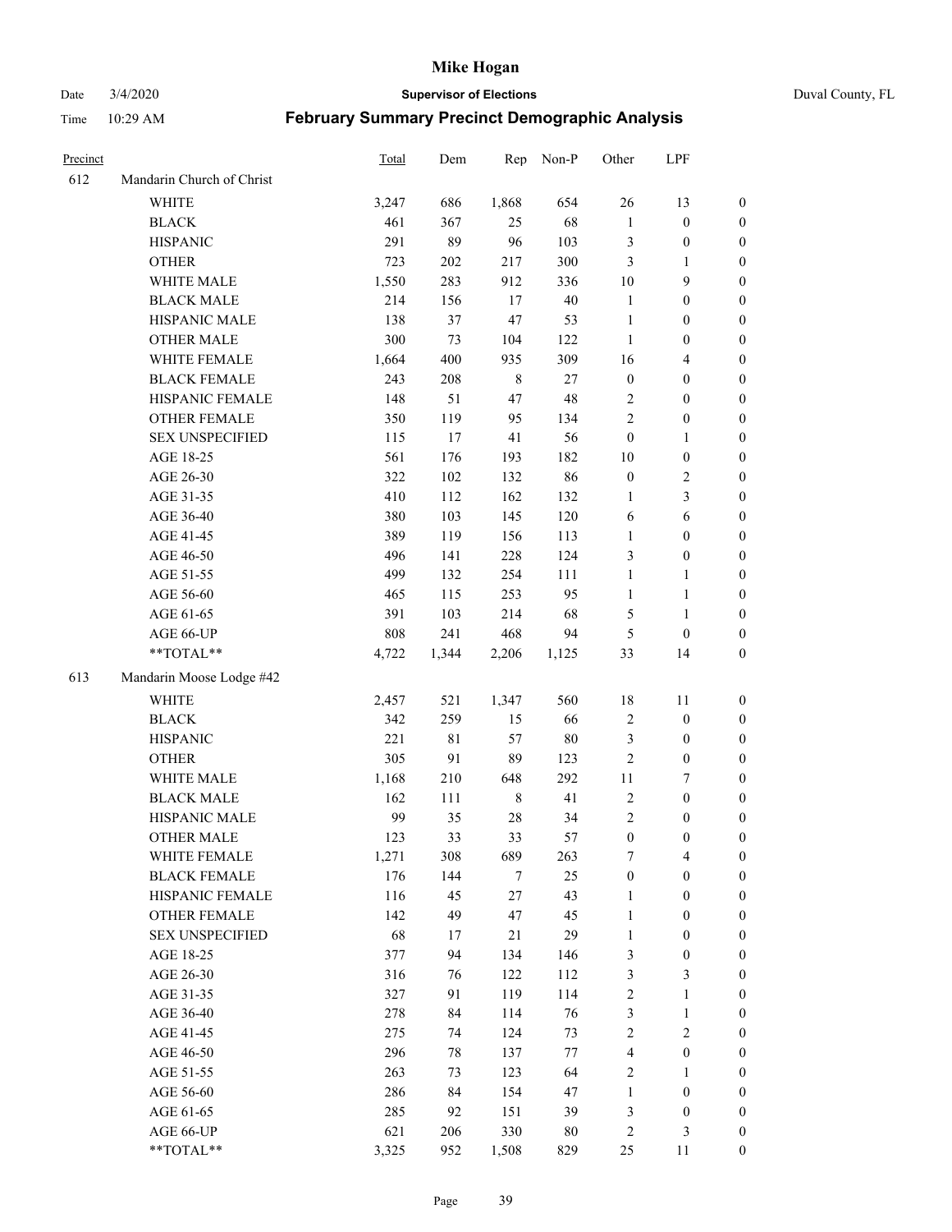# Mike Hogan

Date 3/4/2020 **Supervisor of Elections** Duval County, FL

Time 10:29 AM **February Summary Precinct Demographic Analysis**

| Precinct | | Total | Dem | Rep | Non-P | Other | LPF | |
|---|---|---|---|---|---|---|---|---|
| 612 | Mandarin Church of Christ | | | | | | | |
| | WHITE | 3,247 | 686 | 1,868 | 654 | 26 | 13 | 0 |
| | BLACK | 461 | 367 | 25 | 68 | 1 | 0 | 0 |
| | HISPANIC | 291 | 89 | 96 | 103 | 3 | 0 | 0 |
| | OTHER | 723 | 202 | 217 | 300 | 3 | 1 | 0 |
| | WHITE MALE | 1,550 | 283 | 912 | 336 | 10 | 9 | 0 |
| | BLACK MALE | 214 | 156 | 17 | 40 | 1 | 0 | 0 |
| | HISPANIC MALE | 138 | 37 | 47 | 53 | 1 | 0 | 0 |
| | OTHER MALE | 300 | 73 | 104 | 122 | 1 | 0 | 0 |
| | WHITE FEMALE | 1,664 | 400 | 935 | 309 | 16 | 4 | 0 |
| | BLACK FEMALE | 243 | 208 | 8 | 27 | 0 | 0 | 0 |
| | HISPANIC FEMALE | 148 | 51 | 47 | 48 | 2 | 0 | 0 |
| | OTHER FEMALE | 350 | 119 | 95 | 134 | 2 | 0 | 0 |
| | SEX UNSPECIFIED | 115 | 17 | 41 | 56 | 0 | 1 | 0 |
| | AGE 18-25 | 561 | 176 | 193 | 182 | 10 | 0 | 0 |
| | AGE 26-30 | 322 | 102 | 132 | 86 | 0 | 2 | 0 |
| | AGE 31-35 | 410 | 112 | 162 | 132 | 1 | 3 | 0 |
| | AGE 36-40 | 380 | 103 | 145 | 120 | 6 | 6 | 0 |
| | AGE 41-45 | 389 | 119 | 156 | 113 | 1 | 0 | 0 |
| | AGE 46-50 | 496 | 141 | 228 | 124 | 3 | 0 | 0 |
| | AGE 51-55 | 499 | 132 | 254 | 111 | 1 | 1 | 0 |
| | AGE 56-60 | 465 | 115 | 253 | 95 | 1 | 1 | 0 |
| | AGE 61-65 | 391 | 103 | 214 | 68 | 5 | 1 | 0 |
| | AGE 66-UP | 808 | 241 | 468 | 94 | 5 | 0 | 0 |
| | **TOTAL** | 4,722 | 1,344 | 2,206 | 1,125 | 33 | 14 | 0 |
| 613 | Mandarin Moose Lodge #42 | | | | | | | |
| | WHITE | 2,457 | 521 | 1,347 | 560 | 18 | 11 | 0 |
| | BLACK | 342 | 259 | 15 | 66 | 2 | 0 | 0 |
| | HISPANIC | 221 | 81 | 57 | 80 | 3 | 0 | 0 |
| | OTHER | 305 | 91 | 89 | 123 | 2 | 0 | 0 |
| | WHITE MALE | 1,168 | 210 | 648 | 292 | 11 | 7 | 0 |
| | BLACK MALE | 162 | 111 | 8 | 41 | 2 | 0 | 0 |
| | HISPANIC MALE | 99 | 35 | 28 | 34 | 2 | 0 | 0 |
| | OTHER MALE | 123 | 33 | 33 | 57 | 0 | 0 | 0 |
| | WHITE FEMALE | 1,271 | 308 | 689 | 263 | 7 | 4 | 0 |
| | BLACK FEMALE | 176 | 144 | 7 | 25 | 0 | 0 | 0 |
| | HISPANIC FEMALE | 116 | 45 | 27 | 43 | 1 | 0 | 0 |
| | OTHER FEMALE | 142 | 49 | 47 | 45 | 1 | 0 | 0 |
| | SEX UNSPECIFIED | 68 | 17 | 21 | 29 | 1 | 0 | 0 |
| | AGE 18-25 | 377 | 94 | 134 | 146 | 3 | 0 | 0 |
| | AGE 26-30 | 316 | 76 | 122 | 112 | 3 | 3 | 0 |
| | AGE 31-35 | 327 | 91 | 119 | 114 | 2 | 1 | 0 |
| | AGE 36-40 | 278 | 84 | 114 | 76 | 3 | 1 | 0 |
| | AGE 41-45 | 275 | 74 | 124 | 73 | 2 | 2 | 0 |
| | AGE 46-50 | 296 | 78 | 137 | 77 | 4 | 0 | 0 |
| | AGE 51-55 | 263 | 73 | 123 | 64 | 2 | 1 | 0 |
| | AGE 56-60 | 286 | 84 | 154 | 47 | 1 | 0 | 0 |
| | AGE 61-65 | 285 | 92 | 151 | 39 | 3 | 0 | 0 |
| | AGE 66-UP | 621 | 206 | 330 | 80 | 2 | 3 | 0 |
| | **TOTAL** | 3,325 | 952 | 1,508 | 829 | 25 | 11 | 0 |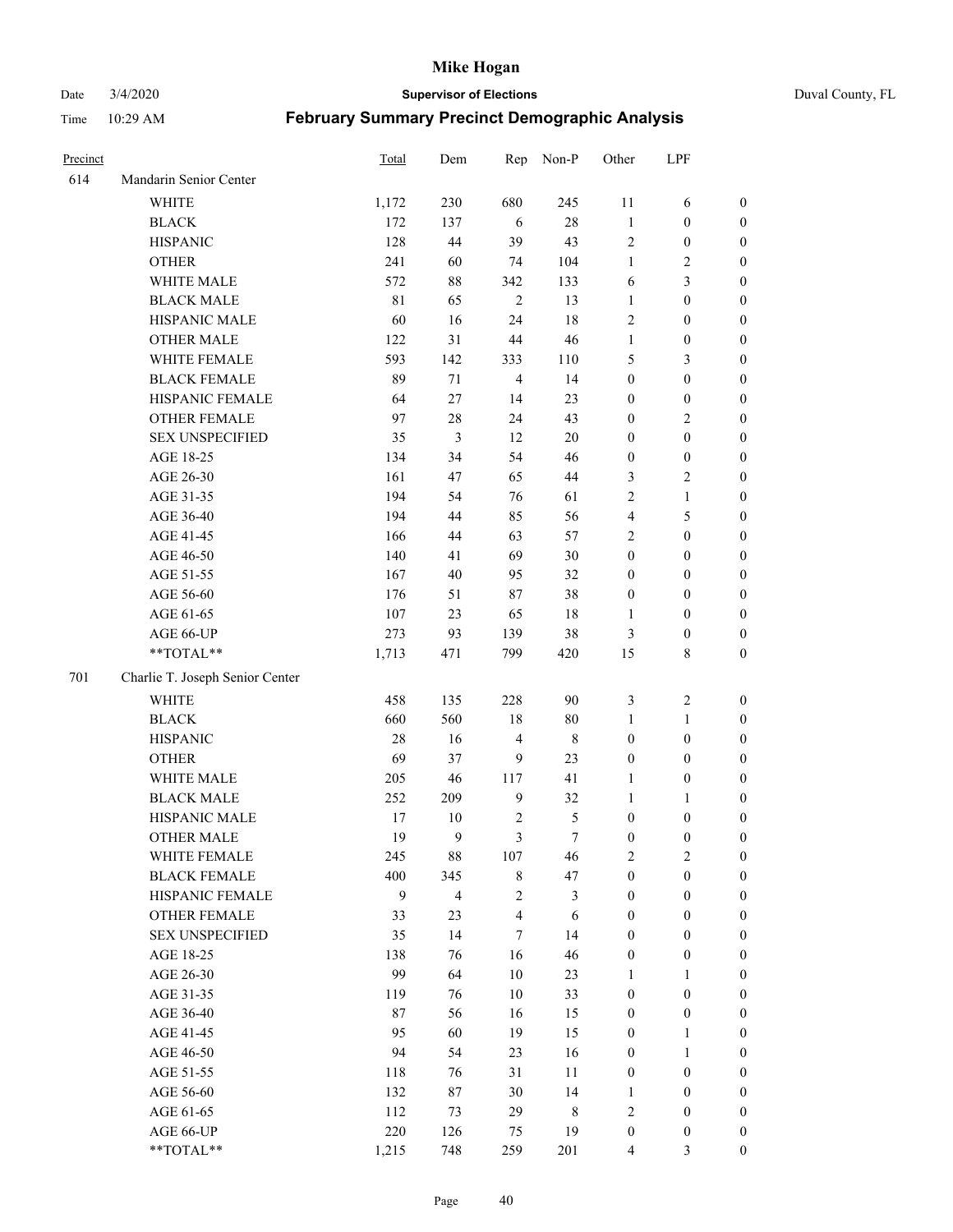# Mike Hogan

Date 3/4/2020 **Supervisor of Elections** Duval County, FL

Time 10:29 AM **February Summary Precinct Demographic Analysis**

| Precinct | | Total | Dem | Rep | Non-P | Other | LPF | |
|---|---|---|---|---|---|---|---|---|
| 614 | Mandarin Senior Center | | | | | | | |
| | WHITE | 1,172 | 230 | 680 | 245 | 11 | 6 | 0 |
| | BLACK | 172 | 137 | 6 | 28 | 1 | 0 | 0 |
| | HISPANIC | 128 | 44 | 39 | 43 | 2 | 0 | 0 |
| | OTHER | 241 | 60 | 74 | 104 | 1 | 2 | 0 |
| | WHITE MALE | 572 | 88 | 342 | 133 | 6 | 3 | 0 |
| | BLACK MALE | 81 | 65 | 2 | 13 | 1 | 0 | 0 |
| | HISPANIC MALE | 60 | 16 | 24 | 18 | 2 | 0 | 0 |
| | OTHER MALE | 122 | 31 | 44 | 46 | 1 | 0 | 0 |
| | WHITE FEMALE | 593 | 142 | 333 | 110 | 5 | 3 | 0 |
| | BLACK FEMALE | 89 | 71 | 4 | 14 | 0 | 0 | 0 |
| | HISPANIC FEMALE | 64 | 27 | 14 | 23 | 0 | 0 | 0 |
| | OTHER FEMALE | 97 | 28 | 24 | 43 | 0 | 2 | 0 |
| | SEX UNSPECIFIED | 35 | 3 | 12 | 20 | 0 | 0 | 0 |
| | AGE 18-25 | 134 | 34 | 54 | 46 | 0 | 0 | 0 |
| | AGE 26-30 | 161 | 47 | 65 | 44 | 3 | 2 | 0 |
| | AGE 31-35 | 194 | 54 | 76 | 61 | 2 | 1 | 0 |
| | AGE 36-40 | 194 | 44 | 85 | 56 | 4 | 5 | 0 |
| | AGE 41-45 | 166 | 44 | 63 | 57 | 2 | 0 | 0 |
| | AGE 46-50 | 140 | 41 | 69 | 30 | 0 | 0 | 0 |
| | AGE 51-55 | 167 | 40 | 95 | 32 | 0 | 0 | 0 |
| | AGE 56-60 | 176 | 51 | 87 | 38 | 0 | 0 | 0 |
| | AGE 61-65 | 107 | 23 | 65 | 18 | 1 | 0 | 0 |
| | AGE 66-UP | 273 | 93 | 139 | 38 | 3 | 0 | 0 |
| | **TOTAL** | 1,713 | 471 | 799 | 420 | 15 | 8 | 0 |
| 701 | Charlie T. Joseph Senior Center | | | | | | | |
| | WHITE | 458 | 135 | 228 | 90 | 3 | 2 | 0 |
| | BLACK | 660 | 560 | 18 | 80 | 1 | 1 | 0 |
| | HISPANIC | 28 | 16 | 4 | 8 | 0 | 0 | 0 |
| | OTHER | 69 | 37 | 9 | 23 | 0 | 0 | 0 |
| | WHITE MALE | 205 | 46 | 117 | 41 | 1 | 0 | 0 |
| | BLACK MALE | 252 | 209 | 9 | 32 | 1 | 1 | 0 |
| | HISPANIC MALE | 17 | 10 | 2 | 5 | 0 | 0 | 0 |
| | OTHER MALE | 19 | 9 | 3 | 7 | 0 | 0 | 0 |
| | WHITE FEMALE | 245 | 88 | 107 | 46 | 2 | 2 | 0 |
| | BLACK FEMALE | 400 | 345 | 8 | 47 | 0 | 0 | 0 |
| | HISPANIC FEMALE | 9 | 4 | 2 | 3 | 0 | 0 | 0 |
| | OTHER FEMALE | 33 | 23 | 4 | 6 | 0 | 0 | 0 |
| | SEX UNSPECIFIED | 35 | 14 | 7 | 14 | 0 | 0 | 0 |
| | AGE 18-25 | 138 | 76 | 16 | 46 | 0 | 0 | 0 |
| | AGE 26-30 | 99 | 64 | 10 | 23 | 1 | 1 | 0 |
| | AGE 31-35 | 119 | 76 | 10 | 33 | 0 | 0 | 0 |
| | AGE 36-40 | 87 | 56 | 16 | 15 | 0 | 0 | 0 |
| | AGE 41-45 | 95 | 60 | 19 | 15 | 0 | 1 | 0 |
| | AGE 46-50 | 94 | 54 | 23 | 16 | 0 | 1 | 0 |
| | AGE 51-55 | 118 | 76 | 31 | 11 | 0 | 0 | 0 |
| | AGE 56-60 | 132 | 87 | 30 | 14 | 1 | 0 | 0 |
| | AGE 61-65 | 112 | 73 | 29 | 8 | 2 | 0 | 0 |
| | AGE 66-UP | 220 | 126 | 75 | 19 | 0 | 0 | 0 |
| | **TOTAL** | 1,215 | 748 | 259 | 201 | 4 | 3 | 0 |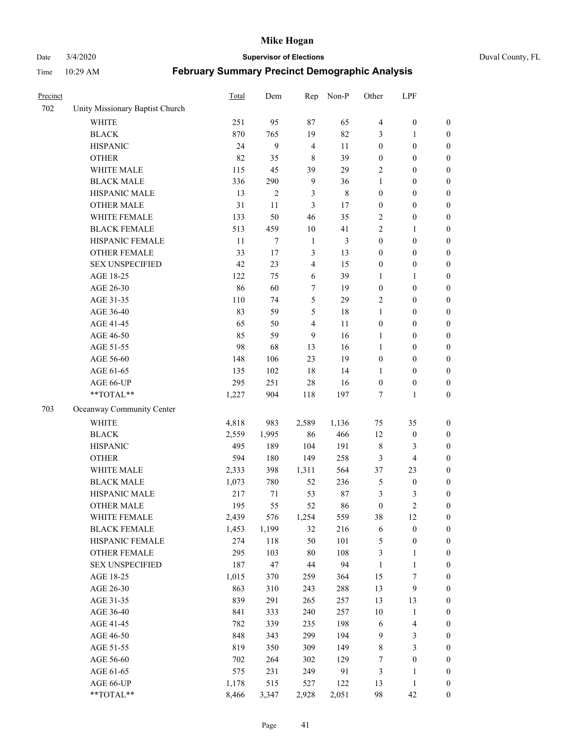# Mike Hogan

Date 3/4/2020 **Supervisor of Elections** Duval County, FL

Time 10:29 AM **February Summary Precinct Demographic Analysis**

| Precinct | | Total | Dem | Rep | Non-P | Other | LPF | |
|---|---|---|---|---|---|---|---|---|
| 702 | Unity Missionary Baptist Church | | | | | | | |
| | WHITE | 251 | 95 | 87 | 65 | 4 | 0 | 0 |
| | BLACK | 870 | 765 | 19 | 82 | 3 | 1 | 0 |
| | HISPANIC | 24 | 9 | 4 | 11 | 0 | 0 | 0 |
| | OTHER | 82 | 35 | 8 | 39 | 0 | 0 | 0 |
| | WHITE MALE | 115 | 45 | 39 | 29 | 2 | 0 | 0 |
| | BLACK MALE | 336 | 290 | 9 | 36 | 1 | 0 | 0 |
| | HISPANIC MALE | 13 | 2 | 3 | 8 | 0 | 0 | 0 |
| | OTHER MALE | 31 | 11 | 3 | 17 | 0 | 0 | 0 |
| | WHITE FEMALE | 133 | 50 | 46 | 35 | 2 | 0 | 0 |
| | BLACK FEMALE | 513 | 459 | 10 | 41 | 2 | 1 | 0 |
| | HISPANIC FEMALE | 11 | 7 | 1 | 3 | 0 | 0 | 0 |
| | OTHER FEMALE | 33 | 17 | 3 | 13 | 0 | 0 | 0 |
| | SEX UNSPECIFIED | 42 | 23 | 4 | 15 | 0 | 0 | 0 |
| | AGE 18-25 | 122 | 75 | 6 | 39 | 1 | 1 | 0 |
| | AGE 26-30 | 86 | 60 | 7 | 19 | 0 | 0 | 0 |
| | AGE 31-35 | 110 | 74 | 5 | 29 | 2 | 0 | 0 |
| | AGE 36-40 | 83 | 59 | 5 | 18 | 1 | 0 | 0 |
| | AGE 41-45 | 65 | 50 | 4 | 11 | 0 | 0 | 0 |
| | AGE 46-50 | 85 | 59 | 9 | 16 | 1 | 0 | 0 |
| | AGE 51-55 | 98 | 68 | 13 | 16 | 1 | 0 | 0 |
| | AGE 56-60 | 148 | 106 | 23 | 19 | 0 | 0 | 0 |
| | AGE 61-65 | 135 | 102 | 18 | 14 | 1 | 0 | 0 |
| | AGE 66-UP | 295 | 251 | 28 | 16 | 0 | 0 | 0 |
| | **TOTAL** | 1,227 | 904 | 118 | 197 | 7 | 1 | 0 |
| 703 | Oceanway Community Center | | | | | | | |
| | WHITE | 4,818 | 983 | 2,589 | 1,136 | 75 | 35 | 0 |
| | BLACK | 2,559 | 1,995 | 86 | 466 | 12 | 0 | 0 |
| | HISPANIC | 495 | 189 | 104 | 191 | 8 | 3 | 0 |
| | OTHER | 594 | 180 | 149 | 258 | 3 | 4 | 0 |
| | WHITE MALE | 2,333 | 398 | 1,311 | 564 | 37 | 23 | 0 |
| | BLACK MALE | 1,073 | 780 | 52 | 236 | 5 | 0 | 0 |
| | HISPANIC MALE | 217 | 71 | 53 | 87 | 3 | 3 | 0 |
| | OTHER MALE | 195 | 55 | 52 | 86 | 0 | 2 | 0 |
| | WHITE FEMALE | 2,439 | 576 | 1,254 | 559 | 38 | 12 | 0 |
| | BLACK FEMALE | 1,453 | 1,199 | 32 | 216 | 6 | 0 | 0 |
| | HISPANIC FEMALE | 274 | 118 | 50 | 101 | 5 | 0 | 0 |
| | OTHER FEMALE | 295 | 103 | 80 | 108 | 3 | 1 | 0 |
| | SEX UNSPECIFIED | 187 | 47 | 44 | 94 | 1 | 1 | 0 |
| | AGE 18-25 | 1,015 | 370 | 259 | 364 | 15 | 7 | 0 |
| | AGE 26-30 | 863 | 310 | 243 | 288 | 13 | 9 | 0 |
| | AGE 31-35 | 839 | 291 | 265 | 257 | 13 | 13 | 0 |
| | AGE 36-40 | 841 | 333 | 240 | 257 | 10 | 1 | 0 |
| | AGE 41-45 | 782 | 339 | 235 | 198 | 6 | 4 | 0 |
| | AGE 46-50 | 848 | 343 | 299 | 194 | 9 | 3 | 0 |
| | AGE 51-55 | 819 | 350 | 309 | 149 | 8 | 3 | 0 |
| | AGE 56-60 | 702 | 264 | 302 | 129 | 7 | 0 | 0 |
| | AGE 61-65 | 575 | 231 | 249 | 91 | 3 | 1 | 0 |
| | AGE 66-UP | 1,178 | 515 | 527 | 122 | 13 | 1 | 0 |
| | **TOTAL** | 8,466 | 3,347 | 2,928 | 2,051 | 98 | 42 | 0 |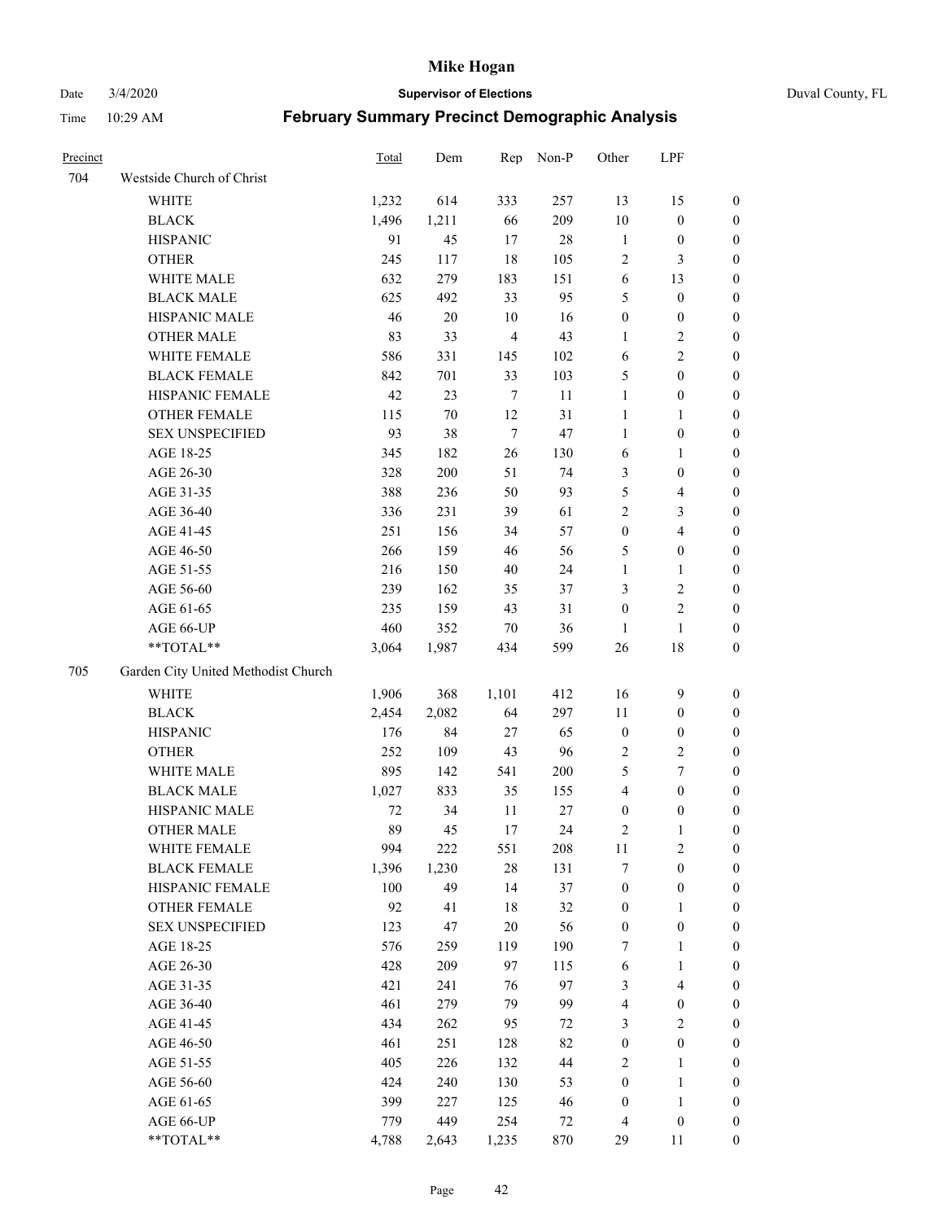| Precinct | | Total | Dem | Rep | Non-P | Other | LPF | |
|---|---|---|---|---|---|---|---|---|
| 704 | Westside Church of Christ | | | | | | | |
| | WHITE | 1,232 | 614 | 333 | 257 | 13 | 15 | 0 |
| | BLACK | 1,496 | 1,211 | 66 | 209 | 10 | 0 | 0 |
| | HISPANIC | 91 | 45 | 17 | 28 | 1 | 0 | 0 |
| | OTHER | 245 | 117 | 18 | 105 | 2 | 3 | 0 |
| | WHITE MALE | 632 | 279 | 183 | 151 | 6 | 13 | 0 |
| | BLACK MALE | 625 | 492 | 33 | 95 | 5 | 0 | 0 |
| | HISPANIC MALE | 46 | 20 | 10 | 16 | 0 | 0 | 0 |
| | OTHER MALE | 83 | 33 | 4 | 43 | 1 | 2 | 0 |
| | WHITE FEMALE | 586 | 331 | 145 | 102 | 6 | 2 | 0 |
| | BLACK FEMALE | 842 | 701 | 33 | 103 | 5 | 0 | 0 |
| | HISPANIC FEMALE | 42 | 23 | 7 | 11 | 1 | 0 | 0 |
| | OTHER FEMALE | 115 | 70 | 12 | 31 | 1 | 1 | 0 |
| | SEX UNSPECIFIED | 93 | 38 | 7 | 47 | 1 | 0 | 0 |
| | AGE 18-25 | 345 | 182 | 26 | 130 | 6 | 1 | 0 |
| | AGE 26-30 | 328 | 200 | 51 | 74 | 3 | 0 | 0 |
| | AGE 31-35 | 388 | 236 | 50 | 93 | 5 | 4 | 0 |
| | AGE 36-40 | 336 | 231 | 39 | 61 | 2 | 3 | 0 |
| | AGE 41-45 | 251 | 156 | 34 | 57 | 0 | 4 | 0 |
| | AGE 46-50 | 266 | 159 | 46 | 56 | 5 | 0 | 0 |
| | AGE 51-55 | 216 | 150 | 40 | 24 | 1 | 1 | 0 |
| | AGE 56-60 | 239 | 162 | 35 | 37 | 3 | 2 | 0 |
| | AGE 61-65 | 235 | 159 | 43 | 31 | 0 | 2 | 0 |
| | AGE 66-UP | 460 | 352 | 70 | 36 | 1 | 1 | 0 |
| | **TOTAL** | 3,064 | 1,987 | 434 | 599 | 26 | 18 | 0 |
| 705 | Garden City United Methodist Church | | | | | | | |
| | WHITE | 1,906 | 368 | 1,101 | 412 | 16 | 9 | 0 |
| | BLACK | 2,454 | 2,082 | 64 | 297 | 11 | 0 | 0 |
| | HISPANIC | 176 | 84 | 27 | 65 | 0 | 0 | 0 |
| | OTHER | 252 | 109 | 43 | 96 | 2 | 2 | 0 |
| | WHITE MALE | 895 | 142 | 541 | 200 | 5 | 7 | 0 |
| | BLACK MALE | 1,027 | 833 | 35 | 155 | 4 | 0 | 0 |
| | HISPANIC MALE | 72 | 34 | 11 | 27 | 0 | 0 | 0 |
| | OTHER MALE | 89 | 45 | 17 | 24 | 2 | 1 | 0 |
| | WHITE FEMALE | 994 | 222 | 551 | 208 | 11 | 2 | 0 |
| | BLACK FEMALE | 1,396 | 1,230 | 28 | 131 | 7 | 0 | 0 |
| | HISPANIC FEMALE | 100 | 49 | 14 | 37 | 0 | 0 | 0 |
| | OTHER FEMALE | 92 | 41 | 18 | 32 | 0 | 1 | 0 |
| | SEX UNSPECIFIED | 123 | 47 | 20 | 56 | 0 | 0 | 0 |
| | AGE 18-25 | 576 | 259 | 119 | 190 | 7 | 1 | 0 |
| | AGE 26-30 | 428 | 209 | 97 | 115 | 6 | 1 | 0 |
| | AGE 31-35 | 421 | 241 | 76 | 97 | 3 | 4 | 0 |
| | AGE 36-40 | 461 | 279 | 79 | 99 | 4 | 0 | 0 |
| | AGE 41-45 | 434 | 262 | 95 | 72 | 3 | 2 | 0 |
| | AGE 46-50 | 461 | 251 | 128 | 82 | 0 | 0 | 0 |
| | AGE 51-55 | 405 | 226 | 132 | 44 | 2 | 1 | 0 |
| | AGE 56-60 | 424 | 240 | 130 | 53 | 0 | 1 | 0 |
| | AGE 61-65 | 399 | 227 | 125 | 46 | 0 | 1 | 0 |
| | AGE 66-UP | 779 | 449 | 254 | 72 | 4 | 0 | 0 |
| | **TOTAL** | 4,788 | 2,643 | 1,235 | 870 | 29 | 11 | 0 |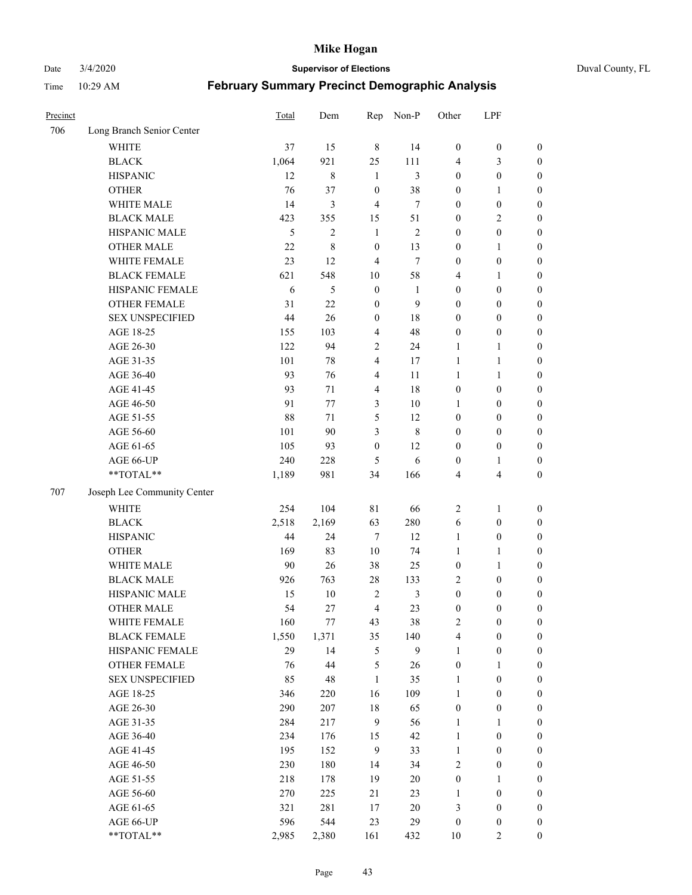# Mike Hogan

Date 3/4/2020 **Supervisor of Elections** Duval County, FL

Time 10:29 AM **February Summary Precinct Demographic Analysis**

| Precinct | | Total | Dem | Rep | Non-P | Other | LPF | |
|---|---|---|---|---|---|---|---|---|
| 706 | Long Branch Senior Center | | | | | | | |
| | WHITE | 37 | 15 | 8 | 14 | 0 | 0 | 0 |
| | BLACK | 1,064 | 921 | 25 | 111 | 4 | 3 | 0 |
| | HISPANIC | 12 | 8 | 1 | 3 | 0 | 0 | 0 |
| | OTHER | 76 | 37 | 0 | 38 | 0 | 1 | 0 |
| | WHITE MALE | 14 | 3 | 4 | 7 | 0 | 0 | 0 |
| | BLACK MALE | 423 | 355 | 15 | 51 | 0 | 2 | 0 |
| | HISPANIC MALE | 5 | 2 | 1 | 2 | 0 | 0 | 0 |
| | OTHER MALE | 22 | 8 | 0 | 13 | 0 | 1 | 0 |
| | WHITE FEMALE | 23 | 12 | 4 | 7 | 0 | 0 | 0 |
| | BLACK FEMALE | 621 | 548 | 10 | 58 | 4 | 1 | 0 |
| | HISPANIC FEMALE | 6 | 5 | 0 | 1 | 0 | 0 | 0 |
| | OTHER FEMALE | 31 | 22 | 0 | 9 | 0 | 0 | 0 |
| | SEX UNSPECIFIED | 44 | 26 | 0 | 18 | 0 | 0 | 0 |
| | AGE 18-25 | 155 | 103 | 4 | 48 | 0 | 0 | 0 |
| | AGE 26-30 | 122 | 94 | 2 | 24 | 1 | 1 | 0 |
| | AGE 31-35 | 101 | 78 | 4 | 17 | 1 | 1 | 0 |
| | AGE 36-40 | 93 | 76 | 4 | 11 | 1 | 1 | 0 |
| | AGE 41-45 | 93 | 71 | 4 | 18 | 0 | 0 | 0 |
| | AGE 46-50 | 91 | 77 | 3 | 10 | 1 | 0 | 0 |
| | AGE 51-55 | 88 | 71 | 5 | 12 | 0 | 0 | 0 |
| | AGE 56-60 | 101 | 90 | 3 | 8 | 0 | 0 | 0 |
| | AGE 61-65 | 105 | 93 | 0 | 12 | 0 | 0 | 0 |
| | AGE 66-UP | 240 | 228 | 5 | 6 | 0 | 1 | 0 |
| | **TOTAL** | 1,189 | 981 | 34 | 166 | 4 | 4 | 0 |
| 707 | Joseph Lee Community Center | | | | | | | |
| | WHITE | 254 | 104 | 81 | 66 | 2 | 1 | 0 |
| | BLACK | 2,518 | 2,169 | 63 | 280 | 6 | 0 | 0 |
| | HISPANIC | 44 | 24 | 7 | 12 | 1 | 0 | 0 |
| | OTHER | 169 | 83 | 10 | 74 | 1 | 1 | 0 |
| | WHITE MALE | 90 | 26 | 38 | 25 | 0 | 1 | 0 |
| | BLACK MALE | 926 | 763 | 28 | 133 | 2 | 0 | 0 |
| | HISPANIC MALE | 15 | 10 | 2 | 3 | 0 | 0 | 0 |
| | OTHER MALE | 54 | 27 | 4 | 23 | 0 | 0 | 0 |
| | WHITE FEMALE | 160 | 77 | 43 | 38 | 2 | 0 | 0 |
| | BLACK FEMALE | 1,550 | 1,371 | 35 | 140 | 4 | 0 | 0 |
| | HISPANIC FEMALE | 29 | 14 | 5 | 9 | 1 | 0 | 0 |
| | OTHER FEMALE | 76 | 44 | 5 | 26 | 0 | 1 | 0 |
| | SEX UNSPECIFIED | 85 | 48 | 1 | 35 | 1 | 0 | 0 |
| | AGE 18-25 | 346 | 220 | 16 | 109 | 1 | 0 | 0 |
| | AGE 26-30 | 290 | 207 | 18 | 65 | 0 | 0 | 0 |
| | AGE 31-35 | 284 | 217 | 9 | 56 | 1 | 1 | 0 |
| | AGE 36-40 | 234 | 176 | 15 | 42 | 1 | 0 | 0 |
| | AGE 41-45 | 195 | 152 | 9 | 33 | 1 | 0 | 0 |
| | AGE 46-50 | 230 | 180 | 14 | 34 | 2 | 0 | 0 |
| | AGE 51-55 | 218 | 178 | 19 | 20 | 0 | 1 | 0 |
| | AGE 56-60 | 270 | 225 | 21 | 23 | 1 | 0 | 0 |
| | AGE 61-65 | 321 | 281 | 17 | 20 | 3 | 0 | 0 |
| | AGE 66-UP | 596 | 544 | 23 | 29 | 0 | 0 | 0 |
| | **TOTAL** | 2,985 | 2,380 | 161 | 432 | 10 | 2 | 0 |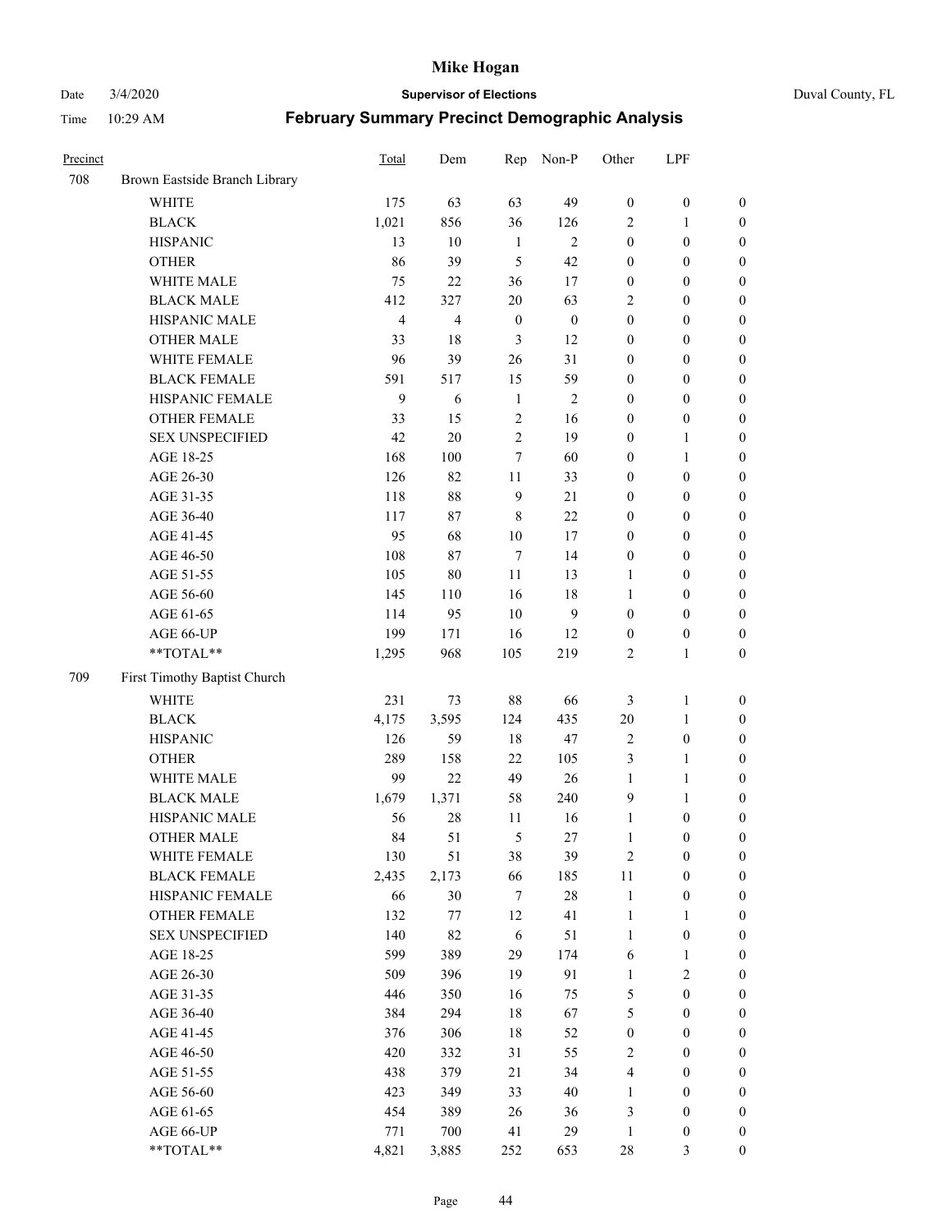# Mike Hogan

Date 3/4/2020 **Supervisor of Elections** Duval County, FL

Time 10:29 AM **February Summary Precinct Demographic Analysis**

| Precinct | | Total | Dem | Rep | Non-P | Other | LPF | |
|---|---|---|---|---|---|---|---|---|
| 708 | Brown Eastside Branch Library | | | | | | | |
| | WHITE | 175 | 63 | 63 | 49 | 0 | 0 | 0 |
| | BLACK | 1,021 | 856 | 36 | 126 | 2 | 1 | 0 |
| | HISPANIC | 13 | 10 | 1 | 2 | 0 | 0 | 0 |
| | OTHER | 86 | 39 | 5 | 42 | 0 | 0 | 0 |
| | WHITE MALE | 75 | 22 | 36 | 17 | 0 | 0 | 0 |
| | BLACK MALE | 412 | 327 | 20 | 63 | 2 | 0 | 0 |
| | HISPANIC MALE | 4 | 4 | 0 | 0 | 0 | 0 | 0 |
| | OTHER MALE | 33 | 18 | 3 | 12 | 0 | 0 | 0 |
| | WHITE FEMALE | 96 | 39 | 26 | 31 | 0 | 0 | 0 |
| | BLACK FEMALE | 591 | 517 | 15 | 59 | 0 | 0 | 0 |
| | HISPANIC FEMALE | 9 | 6 | 1 | 2 | 0 | 0 | 0 |
| | OTHER FEMALE | 33 | 15 | 2 | 16 | 0 | 0 | 0 |
| | SEX UNSPECIFIED | 42 | 20 | 2 | 19 | 0 | 1 | 0 |
| | AGE 18-25 | 168 | 100 | 7 | 60 | 0 | 1 | 0 |
| | AGE 26-30 | 126 | 82 | 11 | 33 | 0 | 0 | 0 |
| | AGE 31-35 | 118 | 88 | 9 | 21 | 0 | 0 | 0 |
| | AGE 36-40 | 117 | 87 | 8 | 22 | 0 | 0 | 0 |
| | AGE 41-45 | 95 | 68 | 10 | 17 | 0 | 0 | 0 |
| | AGE 46-50 | 108 | 87 | 7 | 14 | 0 | 0 | 0 |
| | AGE 51-55 | 105 | 80 | 11 | 13 | 1 | 0 | 0 |
| | AGE 56-60 | 145 | 110 | 16 | 18 | 1 | 0 | 0 |
| | AGE 61-65 | 114 | 95 | 10 | 9 | 0 | 0 | 0 |
| | AGE 66-UP | 199 | 171 | 16 | 12 | 0 | 0 | 0 |
| | **TOTAL** | 1,295 | 968 | 105 | 219 | 2 | 1 | 0 |
| 709 | First Timothy Baptist Church | | | | | | | |
| | WHITE | 231 | 73 | 88 | 66 | 3 | 1 | 0 |
| | BLACK | 4,175 | 3,595 | 124 | 435 | 20 | 1 | 0 |
| | HISPANIC | 126 | 59 | 18 | 47 | 2 | 0 | 0 |
| | OTHER | 289 | 158 | 22 | 105 | 3 | 1 | 0 |
| | WHITE MALE | 99 | 22 | 49 | 26 | 1 | 1 | 0 |
| | BLACK MALE | 1,679 | 1,371 | 58 | 240 | 9 | 1 | 0 |
| | HISPANIC MALE | 56 | 28 | 11 | 16 | 1 | 0 | 0 |
| | OTHER MALE | 84 | 51 | 5 | 27 | 1 | 0 | 0 |
| | WHITE FEMALE | 130 | 51 | 38 | 39 | 2 | 0 | 0 |
| | BLACK FEMALE | 2,435 | 2,173 | 66 | 185 | 11 | 0 | 0 |
| | HISPANIC FEMALE | 66 | 30 | 7 | 28 | 1 | 0 | 0 |
| | OTHER FEMALE | 132 | 77 | 12 | 41 | 1 | 1 | 0 |
| | SEX UNSPECIFIED | 140 | 82 | 6 | 51 | 1 | 0 | 0 |
| | AGE 18-25 | 599 | 389 | 29 | 174 | 6 | 1 | 0 |
| | AGE 26-30 | 509 | 396 | 19 | 91 | 1 | 2 | 0 |
| | AGE 31-35 | 446 | 350 | 16 | 75 | 5 | 0 | 0 |
| | AGE 36-40 | 384 | 294 | 18 | 67 | 5 | 0 | 0 |
| | AGE 41-45 | 376 | 306 | 18 | 52 | 0 | 0 | 0 |
| | AGE 46-50 | 420 | 332 | 31 | 55 | 2 | 0 | 0 |
| | AGE 51-55 | 438 | 379 | 21 | 34 | 4 | 0 | 0 |
| | AGE 56-60 | 423 | 349 | 33 | 40 | 1 | 0 | 0 |
| | AGE 61-65 | 454 | 389 | 26 | 36 | 3 | 0 | 0 |
| | AGE 66-UP | 771 | 700 | 41 | 29 | 1 | 0 | 0 |
| | **TOTAL** | 4,821 | 3,885 | 252 | 653 | 28 | 3 | 0 |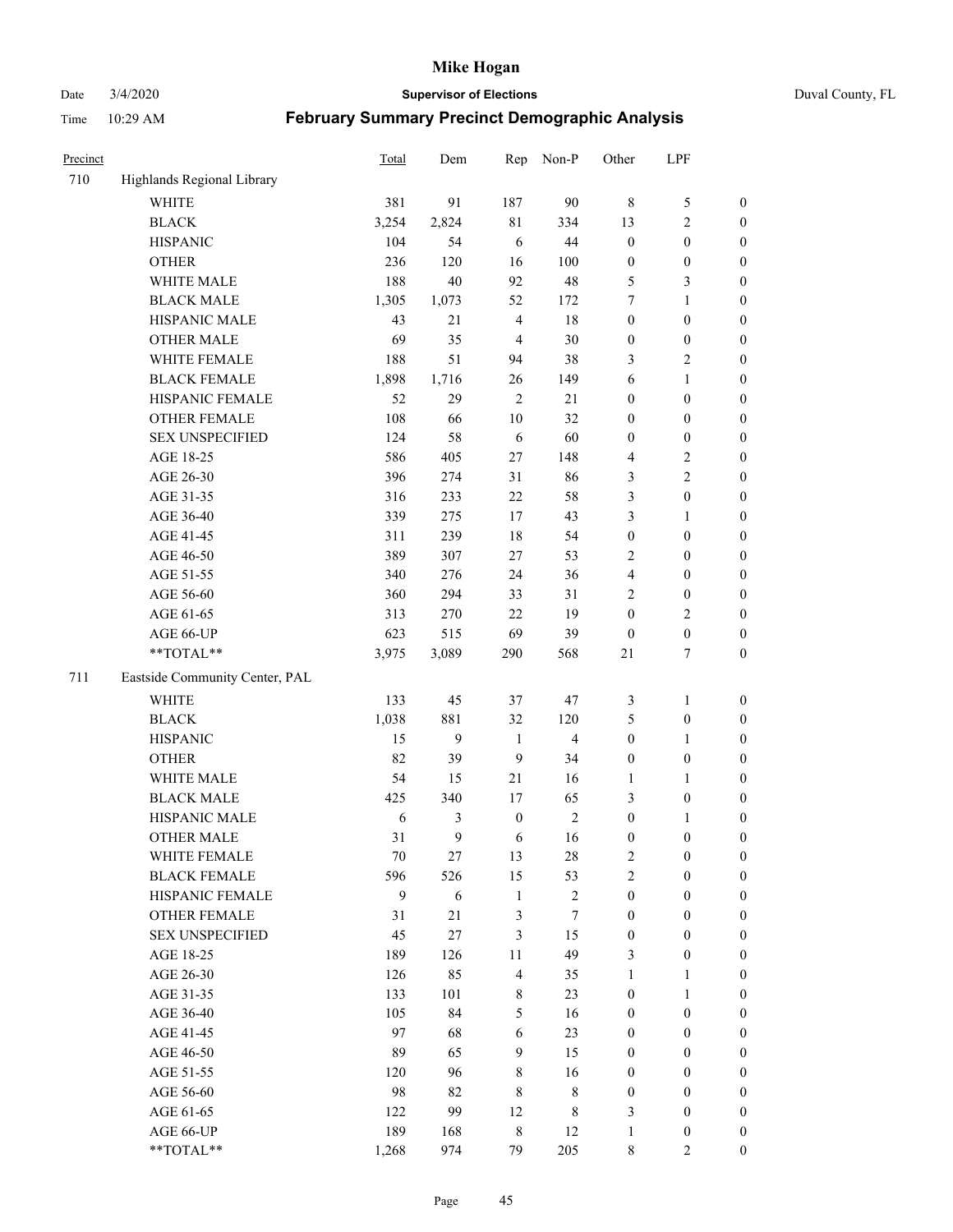| Precinct | | Total | Dem | Rep | Non-P | Other | LPF | |
|---|---|---|---|---|---|---|---|---|
| 710 | Highlands Regional Library | | | | | | | |
| | WHITE | 381 | 91 | 187 | 90 | 8 | 5 | 0 |
| | BLACK | 3,254 | 2,824 | 81 | 334 | 13 | 2 | 0 |
| | HISPANIC | 104 | 54 | 6 | 44 | 0 | 0 | 0 |
| | OTHER | 236 | 120 | 16 | 100 | 0 | 0 | 0 |
| | WHITE MALE | 188 | 40 | 92 | 48 | 5 | 3 | 0 |
| | BLACK MALE | 1,305 | 1,073 | 52 | 172 | 7 | 1 | 0 |
| | HISPANIC MALE | 43 | 21 | 4 | 18 | 0 | 0 | 0 |
| | OTHER MALE | 69 | 35 | 4 | 30 | 0 | 0 | 0 |
| | WHITE FEMALE | 188 | 51 | 94 | 38 | 3 | 2 | 0 |
| | BLACK FEMALE | 1,898 | 1,716 | 26 | 149 | 6 | 1 | 0 |
| | HISPANIC FEMALE | 52 | 29 | 2 | 21 | 0 | 0 | 0 |
| | OTHER FEMALE | 108 | 66 | 10 | 32 | 0 | 0 | 0 |
| | SEX UNSPECIFIED | 124 | 58 | 6 | 60 | 0 | 0 | 0 |
| | AGE 18-25 | 586 | 405 | 27 | 148 | 4 | 2 | 0 |
| | AGE 26-30 | 396 | 274 | 31 | 86 | 3 | 2 | 0 |
| | AGE 31-35 | 316 | 233 | 22 | 58 | 3 | 0 | 0 |
| | AGE 36-40 | 339 | 275 | 17 | 43 | 3 | 1 | 0 |
| | AGE 41-45 | 311 | 239 | 18 | 54 | 0 | 0 | 0 |
| | AGE 46-50 | 389 | 307 | 27 | 53 | 2 | 0 | 0 |
| | AGE 51-55 | 340 | 276 | 24 | 36 | 4 | 0 | 0 |
| | AGE 56-60 | 360 | 294 | 33 | 31 | 2 | 0 | 0 |
| | AGE 61-65 | 313 | 270 | 22 | 19 | 0 | 2 | 0 |
| | AGE 66-UP | 623 | 515 | 69 | 39 | 0 | 0 | 0 |
| | **TOTAL** | 3,975 | 3,089 | 290 | 568 | 21 | 7 | 0 |
| 711 | Eastside Community Center, PAL | | | | | | | |
| | WHITE | 133 | 45 | 37 | 47 | 3 | 1 | 0 |
| | BLACK | 1,038 | 881 | 32 | 120 | 5 | 0 | 0 |
| | HISPANIC | 15 | 9 | 1 | 4 | 0 | 1 | 0 |
| | OTHER | 82 | 39 | 9 | 34 | 0 | 0 | 0 |
| | WHITE MALE | 54 | 15 | 21 | 16 | 1 | 1 | 0 |
| | BLACK MALE | 425 | 340 | 17 | 65 | 3 | 0 | 0 |
| | HISPANIC MALE | 6 | 3 | 0 | 2 | 0 | 1 | 0 |
| | OTHER MALE | 31 | 9 | 6 | 16 | 0 | 0 | 0 |
| | WHITE FEMALE | 70 | 27 | 13 | 28 | 2 | 0 | 0 |
| | BLACK FEMALE | 596 | 526 | 15 | 53 | 2 | 0 | 0 |
| | HISPANIC FEMALE | 9 | 6 | 1 | 2 | 0 | 0 | 0 |
| | OTHER FEMALE | 31 | 21 | 3 | 7 | 0 | 0 | 0 |
| | SEX UNSPECIFIED | 45 | 27 | 3 | 15 | 0 | 0 | 0 |
| | AGE 18-25 | 189 | 126 | 11 | 49 | 3 | 0 | 0 |
| | AGE 26-30 | 126 | 85 | 4 | 35 | 1 | 1 | 0 |
| | AGE 31-35 | 133 | 101 | 8 | 23 | 0 | 1 | 0 |
| | AGE 36-40 | 105 | 84 | 5 | 16 | 0 | 0 | 0 |
| | AGE 41-45 | 97 | 68 | 6 | 23 | 0 | 0 | 0 |
| | AGE 46-50 | 89 | 65 | 9 | 15 | 0 | 0 | 0 |
| | AGE 51-55 | 120 | 96 | 8 | 16 | 0 | 0 | 0 |
| | AGE 56-60 | 98 | 82 | 8 | 8 | 0 | 0 | 0 |
| | AGE 61-65 | 122 | 99 | 12 | 8 | 3 | 0 | 0 |
| | AGE 66-UP | 189 | 168 | 8 | 12 | 1 | 0 | 0 |
| | **TOTAL** | 1,268 | 974 | 79 | 205 | 8 | 2 | 0 |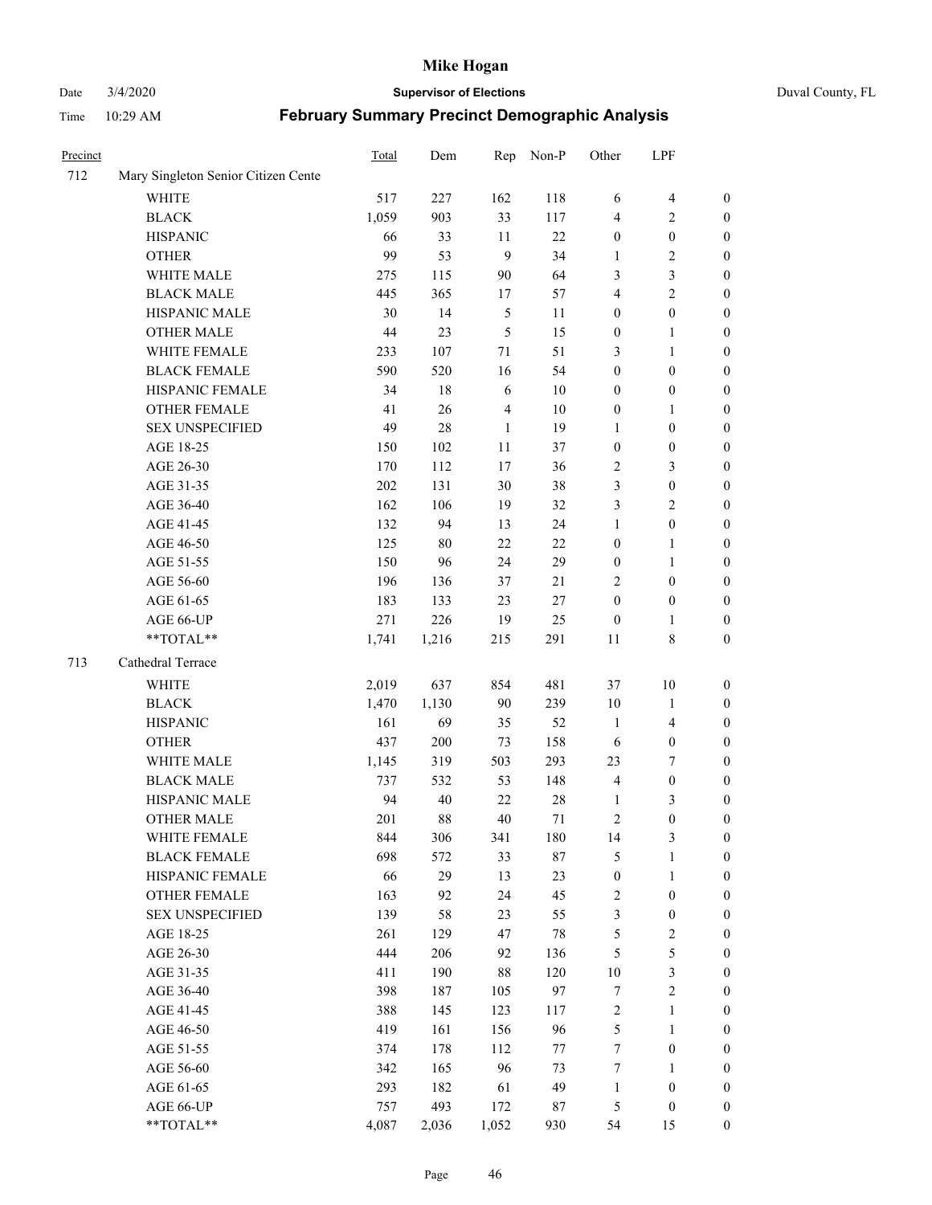# Mike Hogan

Date 3/4/2020 **Supervisor of Elections** Duval County, FL

Time 10:29 AM **February Summary Precinct Demographic Analysis**

| Precinct | | Total | Dem | Rep | Non-P | Other | LPF | |
|---|---|---|---|---|---|---|---|---|
| 712 | Mary Singleton Senior Citizen Cente | | | | | | | |
| | WHITE | 517 | 227 | 162 | 118 | 6 | 4 | 0 |
| | BLACK | 1,059 | 903 | 33 | 117 | 4 | 2 | 0 |
| | HISPANIC | 66 | 33 | 11 | 22 | 0 | 0 | 0 |
| | OTHER | 99 | 53 | 9 | 34 | 1 | 2 | 0 |
| | WHITE MALE | 275 | 115 | 90 | 64 | 3 | 3 | 0 |
| | BLACK MALE | 445 | 365 | 17 | 57 | 4 | 2 | 0 |
| | HISPANIC MALE | 30 | 14 | 5 | 11 | 0 | 0 | 0 |
| | OTHER MALE | 44 | 23 | 5 | 15 | 0 | 1 | 0 |
| | WHITE FEMALE | 233 | 107 | 71 | 51 | 3 | 1 | 0 |
| | BLACK FEMALE | 590 | 520 | 16 | 54 | 0 | 0 | 0 |
| | HISPANIC FEMALE | 34 | 18 | 6 | 10 | 0 | 0 | 0 |
| | OTHER FEMALE | 41 | 26 | 4 | 10 | 0 | 1 | 0 |
| | SEX UNSPECIFIED | 49 | 28 | 1 | 19 | 1 | 0 | 0 |
| | AGE 18-25 | 150 | 102 | 11 | 37 | 0 | 0 | 0 |
| | AGE 26-30 | 170 | 112 | 17 | 36 | 2 | 3 | 0 |
| | AGE 31-35 | 202 | 131 | 30 | 38 | 3 | 0 | 0 |
| | AGE 36-40 | 162 | 106 | 19 | 32 | 3 | 2 | 0 |
| | AGE 41-45 | 132 | 94 | 13 | 24 | 1 | 0 | 0 |
| | AGE 46-50 | 125 | 80 | 22 | 22 | 0 | 1 | 0 |
| | AGE 51-55 | 150 | 96 | 24 | 29 | 0 | 1 | 0 |
| | AGE 56-60 | 196 | 136 | 37 | 21 | 2 | 0 | 0 |
| | AGE 61-65 | 183 | 133 | 23 | 27 | 0 | 0 | 0 |
| | AGE 66-UP | 271 | 226 | 19 | 25 | 0 | 1 | 0 |
| | **TOTAL** | 1,741 | 1,216 | 215 | 291 | 11 | 8 | 0 |
| 713 | Cathedral Terrace | | | | | | | |
| | WHITE | 2,019 | 637 | 854 | 481 | 37 | 10 | 0 |
| | BLACK | 1,470 | 1,130 | 90 | 239 | 10 | 1 | 0 |
| | HISPANIC | 161 | 69 | 35 | 52 | 1 | 4 | 0 |
| | OTHER | 437 | 200 | 73 | 158 | 6 | 0 | 0 |
| | WHITE MALE | 1,145 | 319 | 503 | 293 | 23 | 7 | 0 |
| | BLACK MALE | 737 | 532 | 53 | 148 | 4 | 0 | 0 |
| | HISPANIC MALE | 94 | 40 | 22 | 28 | 1 | 3 | 0 |
| | OTHER MALE | 201 | 88 | 40 | 71 | 2 | 0 | 0 |
| | WHITE FEMALE | 844 | 306 | 341 | 180 | 14 | 3 | 0 |
| | BLACK FEMALE | 698 | 572 | 33 | 87 | 5 | 1 | 0 |
| | HISPANIC FEMALE | 66 | 29 | 13 | 23 | 0 | 1 | 0 |
| | OTHER FEMALE | 163 | 92 | 24 | 45 | 2 | 0 | 0 |
| | SEX UNSPECIFIED | 139 | 58 | 23 | 55 | 3 | 0 | 0 |
| | AGE 18-25 | 261 | 129 | 47 | 78 | 5 | 2 | 0 |
| | AGE 26-30 | 444 | 206 | 92 | 136 | 5 | 5 | 0 |
| | AGE 31-35 | 411 | 190 | 88 | 120 | 10 | 3 | 0 |
| | AGE 36-40 | 398 | 187 | 105 | 97 | 7 | 2 | 0 |
| | AGE 41-45 | 388 | 145 | 123 | 117 | 2 | 1 | 0 |
| | AGE 46-50 | 419 | 161 | 156 | 96 | 5 | 1 | 0 |
| | AGE 51-55 | 374 | 178 | 112 | 77 | 7 | 0 | 0 |
| | AGE 56-60 | 342 | 165 | 96 | 73 | 7 | 1 | 0 |
| | AGE 61-65 | 293 | 182 | 61 | 49 | 1 | 0 | 0 |
| | AGE 66-UP | 757 | 493 | 172 | 87 | 5 | 0 | 0 |
| | **TOTAL** | 4,087 | 2,036 | 1,052 | 930 | 54 | 15 | 0 |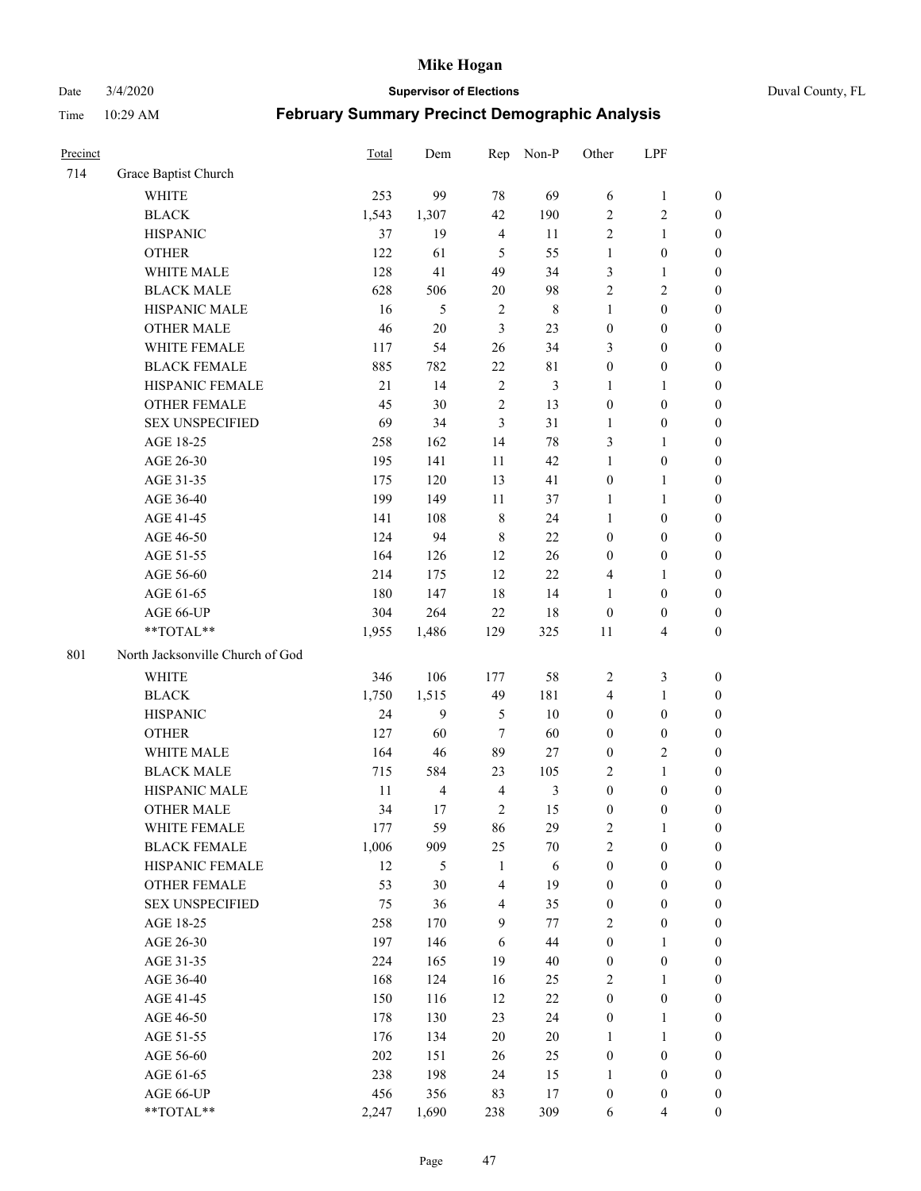# Mike Hogan

Date 3/4/2020 **Supervisor of Elections** Duval County, FL

Time 10:29 AM **February Summary Precinct Demographic Analysis**

| Precinct | | Total | Dem | Rep | Non-P | Other | LPF | |
|---|---|---|---|---|---|---|---|---|
| 714 | Grace Baptist Church | | | | | | | |
| | WHITE | 253 | 99 | 78 | 69 | 6 | 1 | 0 |
| | BLACK | 1,543 | 1,307 | 42 | 190 | 2 | 2 | 0 |
| | HISPANIC | 37 | 19 | 4 | 11 | 2 | 1 | 0 |
| | OTHER | 122 | 61 | 5 | 55 | 1 | 0 | 0 |
| | WHITE MALE | 128 | 41 | 49 | 34 | 3 | 1 | 0 |
| | BLACK MALE | 628 | 506 | 20 | 98 | 2 | 2 | 0 |
| | HISPANIC MALE | 16 | 5 | 2 | 8 | 1 | 0 | 0 |
| | OTHER MALE | 46 | 20 | 3 | 23 | 0 | 0 | 0 |
| | WHITE FEMALE | 117 | 54 | 26 | 34 | 3 | 0 | 0 |
| | BLACK FEMALE | 885 | 782 | 22 | 81 | 0 | 0 | 0 |
| | HISPANIC FEMALE | 21 | 14 | 2 | 3 | 1 | 1 | 0 |
| | OTHER FEMALE | 45 | 30 | 2 | 13 | 0 | 0 | 0 |
| | SEX UNSPECIFIED | 69 | 34 | 3 | 31 | 1 | 0 | 0 |
| | AGE 18-25 | 258 | 162 | 14 | 78 | 3 | 1 | 0 |
| | AGE 26-30 | 195 | 141 | 11 | 42 | 1 | 0 | 0 |
| | AGE 31-35 | 175 | 120 | 13 | 41 | 0 | 1 | 0 |
| | AGE 36-40 | 199 | 149 | 11 | 37 | 1 | 1 | 0 |
| | AGE 41-45 | 141 | 108 | 8 | 24 | 1 | 0 | 0 |
| | AGE 46-50 | 124 | 94 | 8 | 22 | 0 | 0 | 0 |
| | AGE 51-55 | 164 | 126 | 12 | 26 | 0 | 0 | 0 |
| | AGE 56-60 | 214 | 175 | 12 | 22 | 4 | 1 | 0 |
| | AGE 61-65 | 180 | 147 | 18 | 14 | 1 | 0 | 0 |
| | AGE 66-UP | 304 | 264 | 22 | 18 | 0 | 0 | 0 |
| | **TOTAL** | 1,955 | 1,486 | 129 | 325 | 11 | 4 | 0 |
| 801 | North Jacksonville Church of God | | | | | | | |
| | WHITE | 346 | 106 | 177 | 58 | 2 | 3 | 0 |
| | BLACK | 1,750 | 1,515 | 49 | 181 | 4 | 1 | 0 |
| | HISPANIC | 24 | 9 | 5 | 10 | 0 | 0 | 0 |
| | OTHER | 127 | 60 | 7 | 60 | 0 | 0 | 0 |
| | WHITE MALE | 164 | 46 | 89 | 27 | 0 | 2 | 0 |
| | BLACK MALE | 715 | 584 | 23 | 105 | 2 | 1 | 0 |
| | HISPANIC MALE | 11 | 4 | 4 | 3 | 0 | 0 | 0 |
| | OTHER MALE | 34 | 17 | 2 | 15 | 0 | 0 | 0 |
| | WHITE FEMALE | 177 | 59 | 86 | 29 | 2 | 1 | 0 |
| | BLACK FEMALE | 1,006 | 909 | 25 | 70 | 2 | 0 | 0 |
| | HISPANIC FEMALE | 12 | 5 | 1 | 6 | 0 | 0 | 0 |
| | OTHER FEMALE | 53 | 30 | 4 | 19 | 0 | 0 | 0 |
| | SEX UNSPECIFIED | 75 | 36 | 4 | 35 | 0 | 0 | 0 |
| | AGE 18-25 | 258 | 170 | 9 | 77 | 2 | 0 | 0 |
| | AGE 26-30 | 197 | 146 | 6 | 44 | 0 | 1 | 0 |
| | AGE 31-35 | 224 | 165 | 19 | 40 | 0 | 0 | 0 |
| | AGE 36-40 | 168 | 124 | 16 | 25 | 2 | 1 | 0 |
| | AGE 41-45 | 150 | 116 | 12 | 22 | 0 | 0 | 0 |
| | AGE 46-50 | 178 | 130 | 23 | 24 | 0 | 1 | 0 |
| | AGE 51-55 | 176 | 134 | 20 | 20 | 1 | 1 | 0 |
| | AGE 56-60 | 202 | 151 | 26 | 25 | 0 | 0 | 0 |
| | AGE 61-65 | 238 | 198 | 24 | 15 | 1 | 0 | 0 |
| | AGE 66-UP | 456 | 356 | 83 | 17 | 0 | 0 | 0 |
| | **TOTAL** | 2,247 | 1,690 | 238 | 309 | 6 | 4 | 0 |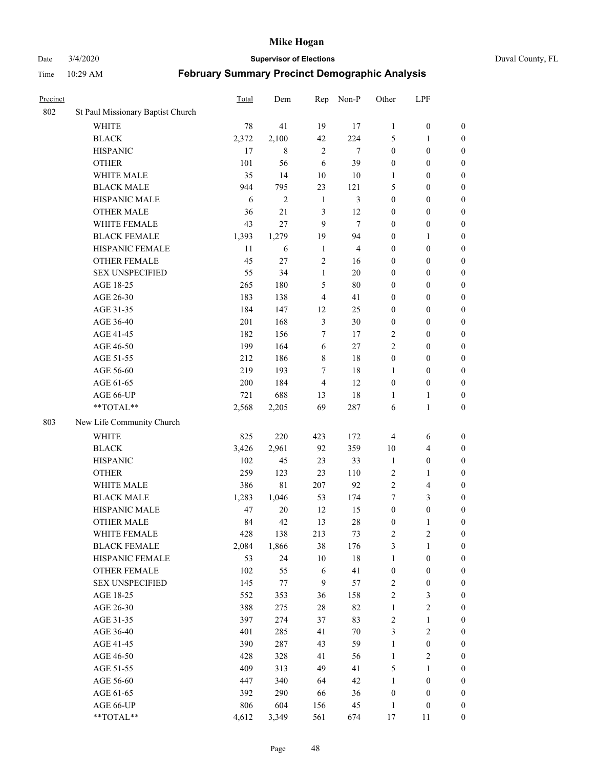| Precinct | | Total | Dem | Rep | Non-P | Other | LPF | |
|---|---|---|---|---|---|---|---|---|
| 802 | St Paul Missionary Baptist Church | | | | | | | |
| | WHITE | 78 | 41 | 19 | 17 | 1 | 0 | 0 |
| | BLACK | 2,372 | 2,100 | 42 | 224 | 5 | 1 | 0 |
| | HISPANIC | 17 | 8 | 2 | 7 | 0 | 0 | 0 |
| | OTHER | 101 | 56 | 6 | 39 | 0 | 0 | 0 |
| | WHITE MALE | 35 | 14 | 10 | 10 | 1 | 0 | 0 |
| | BLACK MALE | 944 | 795 | 23 | 121 | 5 | 0 | 0 |
| | HISPANIC MALE | 6 | 2 | 1 | 3 | 0 | 0 | 0 |
| | OTHER MALE | 36 | 21 | 3 | 12 | 0 | 0 | 0 |
| | WHITE FEMALE | 43 | 27 | 9 | 7 | 0 | 0 | 0 |
| | BLACK FEMALE | 1,393 | 1,279 | 19 | 94 | 0 | 1 | 0 |
| | HISPANIC FEMALE | 11 | 6 | 1 | 4 | 0 | 0 | 0 |
| | OTHER FEMALE | 45 | 27 | 2 | 16 | 0 | 0 | 0 |
| | SEX UNSPECIFIED | 55 | 34 | 1 | 20 | 0 | 0 | 0 |
| | AGE 18-25 | 265 | 180 | 5 | 80 | 0 | 0 | 0 |
| | AGE 26-30 | 183 | 138 | 4 | 41 | 0 | 0 | 0 |
| | AGE 31-35 | 184 | 147 | 12 | 25 | 0 | 0 | 0 |
| | AGE 36-40 | 201 | 168 | 3 | 30 | 0 | 0 | 0 |
| | AGE 41-45 | 182 | 156 | 7 | 17 | 2 | 0 | 0 |
| | AGE 46-50 | 199 | 164 | 6 | 27 | 2 | 0 | 0 |
| | AGE 51-55 | 212 | 186 | 8 | 18 | 0 | 0 | 0 |
| | AGE 56-60 | 219 | 193 | 7 | 18 | 1 | 0 | 0 |
| | AGE 61-65 | 200 | 184 | 4 | 12 | 0 | 0 | 0 |
| | AGE 66-UP | 721 | 688 | 13 | 18 | 1 | 1 | 0 |
| | **TOTAL** | 2,568 | 2,205 | 69 | 287 | 6 | 1 | 0 |
| 803 | New Life Community Church | | | | | | | |
| | WHITE | 825 | 220 | 423 | 172 | 4 | 6 | 0 |
| | BLACK | 3,426 | 2,961 | 92 | 359 | 10 | 4 | 0 |
| | HISPANIC | 102 | 45 | 23 | 33 | 1 | 0 | 0 |
| | OTHER | 259 | 123 | 23 | 110 | 2 | 1 | 0 |
| | WHITE MALE | 386 | 81 | 207 | 92 | 2 | 4 | 0 |
| | BLACK MALE | 1,283 | 1,046 | 53 | 174 | 7 | 3 | 0 |
| | HISPANIC MALE | 47 | 20 | 12 | 15 | 0 | 0 | 0 |
| | OTHER MALE | 84 | 42 | 13 | 28 | 0 | 1 | 0 |
| | WHITE FEMALE | 428 | 138 | 213 | 73 | 2 | 2 | 0 |
| | BLACK FEMALE | 2,084 | 1,866 | 38 | 176 | 3 | 1 | 0 |
| | HISPANIC FEMALE | 53 | 24 | 10 | 18 | 1 | 0 | 0 |
| | OTHER FEMALE | 102 | 55 | 6 | 41 | 0 | 0 | 0 |
| | SEX UNSPECIFIED | 145 | 77 | 9 | 57 | 2 | 0 | 0 |
| | AGE 18-25 | 552 | 353 | 36 | 158 | 2 | 3 | 0 |
| | AGE 26-30 | 388 | 275 | 28 | 82 | 1 | 2 | 0 |
| | AGE 31-35 | 397 | 274 | 37 | 83 | 2 | 1 | 0 |
| | AGE 36-40 | 401 | 285 | 41 | 70 | 3 | 2 | 0 |
| | AGE 41-45 | 390 | 287 | 43 | 59 | 1 | 0 | 0 |
| | AGE 46-50 | 428 | 328 | 41 | 56 | 1 | 2 | 0 |
| | AGE 51-55 | 409 | 313 | 49 | 41 | 5 | 1 | 0 |
| | AGE 56-60 | 447 | 340 | 64 | 42 | 1 | 0 | 0 |
| | AGE 61-65 | 392 | 290 | 66 | 36 | 0 | 0 | 0 |
| | AGE 66-UP | 806 | 604 | 156 | 45 | 1 | 0 | 0 |
| | **TOTAL** | 4,612 | 3,349 | 561 | 674 | 17 | 11 | 0 |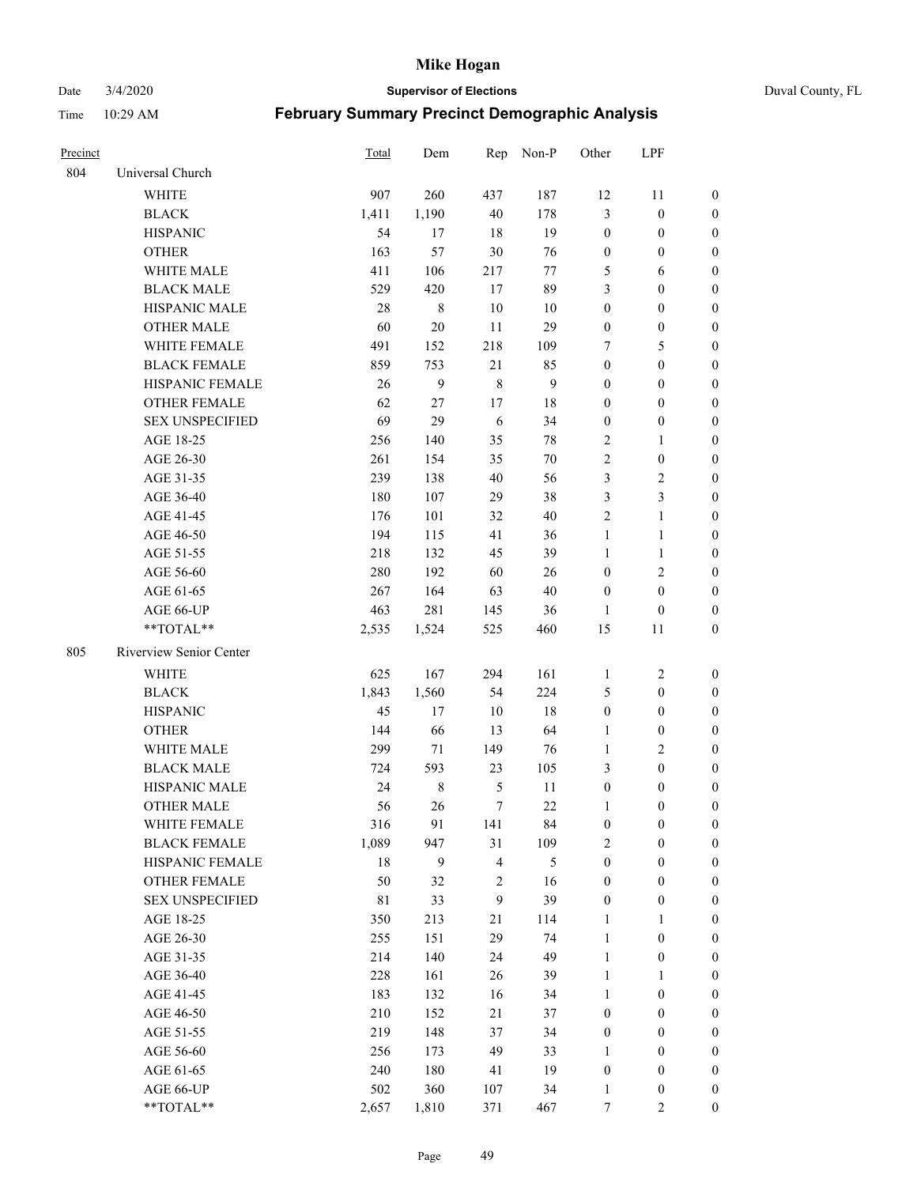# February Summary Precinct Demographic Analysis

| Precinct | | Total | Dem | Rep | Non-P | Other | LPF | |
|---|---|---|---|---|---|---|---|---|
| 804 | Universal Church | | | | | | | |
| | WHITE | 907 | 260 | 437 | 187 | 12 | 11 | 0 |
| | BLACK | 1,411 | 1,190 | 40 | 178 | 3 | 0 | 0 |
| | HISPANIC | 54 | 17 | 18 | 19 | 0 | 0 | 0 |
| | OTHER | 163 | 57 | 30 | 76 | 0 | 0 | 0 |
| | WHITE MALE | 411 | 106 | 217 | 77 | 5 | 6 | 0 |
| | BLACK MALE | 529 | 420 | 17 | 89 | 3 | 0 | 0 |
| | HISPANIC MALE | 28 | 8 | 10 | 10 | 0 | 0 | 0 |
| | OTHER MALE | 60 | 20 | 11 | 29 | 0 | 0 | 0 |
| | WHITE FEMALE | 491 | 152 | 218 | 109 | 7 | 5 | 0 |
| | BLACK FEMALE | 859 | 753 | 21 | 85 | 0 | 0 | 0 |
| | HISPANIC FEMALE | 26 | 9 | 8 | 9 | 0 | 0 | 0 |
| | OTHER FEMALE | 62 | 27 | 17 | 18 | 0 | 0 | 0 |
| | SEX UNSPECIFIED | 69 | 29 | 6 | 34 | 0 | 0 | 0 |
| | AGE 18-25 | 256 | 140 | 35 | 78 | 2 | 1 | 0 |
| | AGE 26-30 | 261 | 154 | 35 | 70 | 2 | 0 | 0 |
| | AGE 31-35 | 239 | 138 | 40 | 56 | 3 | 2 | 0 |
| | AGE 36-40 | 180 | 107 | 29 | 38 | 3 | 3 | 0 |
| | AGE 41-45 | 176 | 101 | 32 | 40 | 2 | 1 | 0 |
| | AGE 46-50 | 194 | 115 | 41 | 36 | 1 | 1 | 0 |
| | AGE 51-55 | 218 | 132 | 45 | 39 | 1 | 1 | 0 |
| | AGE 56-60 | 280 | 192 | 60 | 26 | 0 | 2 | 0 |
| | AGE 61-65 | 267 | 164 | 63 | 40 | 0 | 0 | 0 |
| | AGE 66-UP | 463 | 281 | 145 | 36 | 1 | 0 | 0 |
| | **TOTAL** | 2,535 | 1,524 | 525 | 460 | 15 | 11 | 0 |
| 805 | Riverview Senior Center | | | | | | | |
| | WHITE | 625 | 167 | 294 | 161 | 1 | 2 | 0 |
| | BLACK | 1,843 | 1,560 | 54 | 224 | 5 | 0 | 0 |
| | HISPANIC | 45 | 17 | 10 | 18 | 0 | 0 | 0 |
| | OTHER | 144 | 66 | 13 | 64 | 1 | 0 | 0 |
| | WHITE MALE | 299 | 71 | 149 | 76 | 1 | 2 | 0 |
| | BLACK MALE | 724 | 593 | 23 | 105 | 3 | 0 | 0 |
| | HISPANIC MALE | 24 | 8 | 5 | 11 | 0 | 0 | 0 |
| | OTHER MALE | 56 | 26 | 7 | 22 | 1 | 0 | 0 |
| | WHITE FEMALE | 316 | 91 | 141 | 84 | 0 | 0 | 0 |
| | BLACK FEMALE | 1,089 | 947 | 31 | 109 | 2 | 0 | 0 |
| | HISPANIC FEMALE | 18 | 9 | 4 | 5 | 0 | 0 | 0 |
| | OTHER FEMALE | 50 | 32 | 2 | 16 | 0 | 0 | 0 |
| | SEX UNSPECIFIED | 81 | 33 | 9 | 39 | 0 | 0 | 0 |
| | AGE 18-25 | 350 | 213 | 21 | 114 | 1 | 1 | 0 |
| | AGE 26-30 | 255 | 151 | 29 | 74 | 1 | 0 | 0 |
| | AGE 31-35 | 214 | 140 | 24 | 49 | 1 | 0 | 0 |
| | AGE 36-40 | 228 | 161 | 26 | 39 | 1 | 1 | 0 |
| | AGE 41-45 | 183 | 132 | 16 | 34 | 1 | 0 | 0 |
| | AGE 46-50 | 210 | 152 | 21 | 37 | 0 | 0 | 0 |
| | AGE 51-55 | 219 | 148 | 37 | 34 | 0 | 0 | 0 |
| | AGE 56-60 | 256 | 173 | 49 | 33 | 1 | 0 | 0 |
| | AGE 61-65 | 240 | 180 | 41 | 19 | 0 | 0 | 0 |
| | AGE 66-UP | 502 | 360 | 107 | 34 | 1 | 0 | 0 |
| | **TOTAL** | 2,657 | 1,810 | 371 | 467 | 7 | 2 | 0 |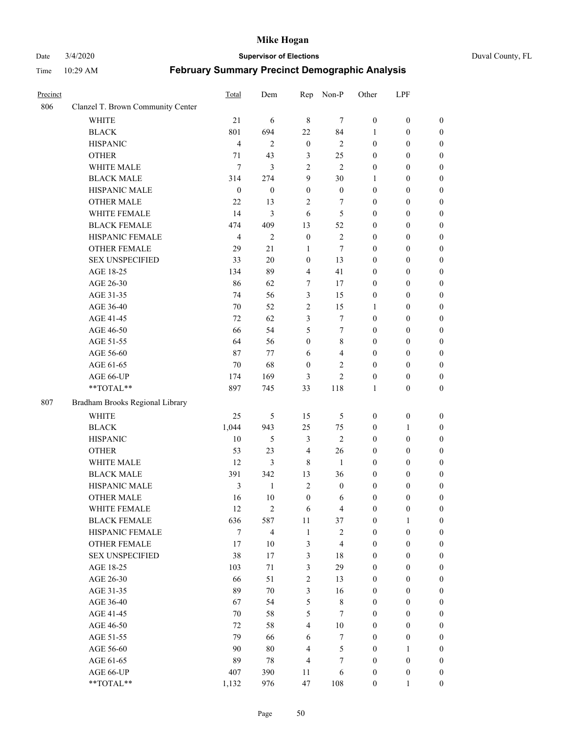# Mike Hogan

Date 3/4/2020 **Supervisor of Elections** Duval County, FL

Time 10:29 AM **February Summary Precinct Demographic Analysis**

| Precinct | | Total | Dem | Rep | Non-P | Other | LPF | |
|---|---|---|---|---|---|---|---|---|
| 806 | Clanzel T. Brown Community Center | | | | | | | |
| | WHITE | 21 | 6 | 8 | 7 | 0 | 0 | 0 |
| | BLACK | 801 | 694 | 22 | 84 | 1 | 0 | 0 |
| | HISPANIC | 4 | 2 | 0 | 2 | 0 | 0 | 0 |
| | OTHER | 71 | 43 | 3 | 25 | 0 | 0 | 0 |
| | WHITE MALE | 7 | 3 | 2 | 2 | 0 | 0 | 0 |
| | BLACK MALE | 314 | 274 | 9 | 30 | 1 | 0 | 0 |
| | HISPANIC MALE | 0 | 0 | 0 | 0 | 0 | 0 | 0 |
| | OTHER MALE | 22 | 13 | 2 | 7 | 0 | 0 | 0 |
| | WHITE FEMALE | 14 | 3 | 6 | 5 | 0 | 0 | 0 |
| | BLACK FEMALE | 474 | 409 | 13 | 52 | 0 | 0 | 0 |
| | HISPANIC FEMALE | 4 | 2 | 0 | 2 | 0 | 0 | 0 |
| | OTHER FEMALE | 29 | 21 | 1 | 7 | 0 | 0 | 0 |
| | SEX UNSPECIFIED | 33 | 20 | 0 | 13 | 0 | 0 | 0 |
| | AGE 18-25 | 134 | 89 | 4 | 41 | 0 | 0 | 0 |
| | AGE 26-30 | 86 | 62 | 7 | 17 | 0 | 0 | 0 |
| | AGE 31-35 | 74 | 56 | 3 | 15 | 0 | 0 | 0 |
| | AGE 36-40 | 70 | 52 | 2 | 15 | 1 | 0 | 0 |
| | AGE 41-45 | 72 | 62 | 3 | 7 | 0 | 0 | 0 |
| | AGE 46-50 | 66 | 54 | 5 | 7 | 0 | 0 | 0 |
| | AGE 51-55 | 64 | 56 | 0 | 8 | 0 | 0 | 0 |
| | AGE 56-60 | 87 | 77 | 6 | 4 | 0 | 0 | 0 |
| | AGE 61-65 | 70 | 68 | 0 | 2 | 0 | 0 | 0 |
| | AGE 66-UP | 174 | 169 | 3 | 2 | 0 | 0 | 0 |
| | **TOTAL** | 897 | 745 | 33 | 118 | 1 | 0 | 0 |
| 807 | Bradham Brooks Regional Library | | | | | | | |
| | WHITE | 25 | 5 | 15 | 5 | 0 | 0 | 0 |
| | BLACK | 1,044 | 943 | 25 | 75 | 0 | 1 | 0 |
| | HISPANIC | 10 | 5 | 3 | 2 | 0 | 0 | 0 |
| | OTHER | 53 | 23 | 4 | 26 | 0 | 0 | 0 |
| | WHITE MALE | 12 | 3 | 8 | 1 | 0 | 0 | 0 |
| | BLACK MALE | 391 | 342 | 13 | 36 | 0 | 0 | 0 |
| | HISPANIC MALE | 3 | 1 | 2 | 0 | 0 | 0 | 0 |
| | OTHER MALE | 16 | 10 | 0 | 6 | 0 | 0 | 0 |
| | WHITE FEMALE | 12 | 2 | 6 | 4 | 0 | 0 | 0 |
| | BLACK FEMALE | 636 | 587 | 11 | 37 | 0 | 1 | 0 |
| | HISPANIC FEMALE | 7 | 4 | 1 | 2 | 0 | 0 | 0 |
| | OTHER FEMALE | 17 | 10 | 3 | 4 | 0 | 0 | 0 |
| | SEX UNSPECIFIED | 38 | 17 | 3 | 18 | 0 | 0 | 0 |
| | AGE 18-25 | 103 | 71 | 3 | 29 | 0 | 0 | 0 |
| | AGE 26-30 | 66 | 51 | 2 | 13 | 0 | 0 | 0 |
| | AGE 31-35 | 89 | 70 | 3 | 16 | 0 | 0 | 0 |
| | AGE 36-40 | 67 | 54 | 5 | 8 | 0 | 0 | 0 |
| | AGE 41-45 | 70 | 58 | 5 | 7 | 0 | 0 | 0 |
| | AGE 46-50 | 72 | 58 | 4 | 10 | 0 | 0 | 0 |
| | AGE 51-55 | 79 | 66 | 6 | 7 | 0 | 0 | 0 |
| | AGE 56-60 | 90 | 80 | 4 | 5 | 0 | 1 | 0 |
| | AGE 61-65 | 89 | 78 | 4 | 7 | 0 | 0 | 0 |
| | AGE 66-UP | 407 | 390 | 11 | 6 | 0 | 0 | 0 |
| | **TOTAL** | 1,132 | 976 | 47 | 108 | 0 | 1 | 0 |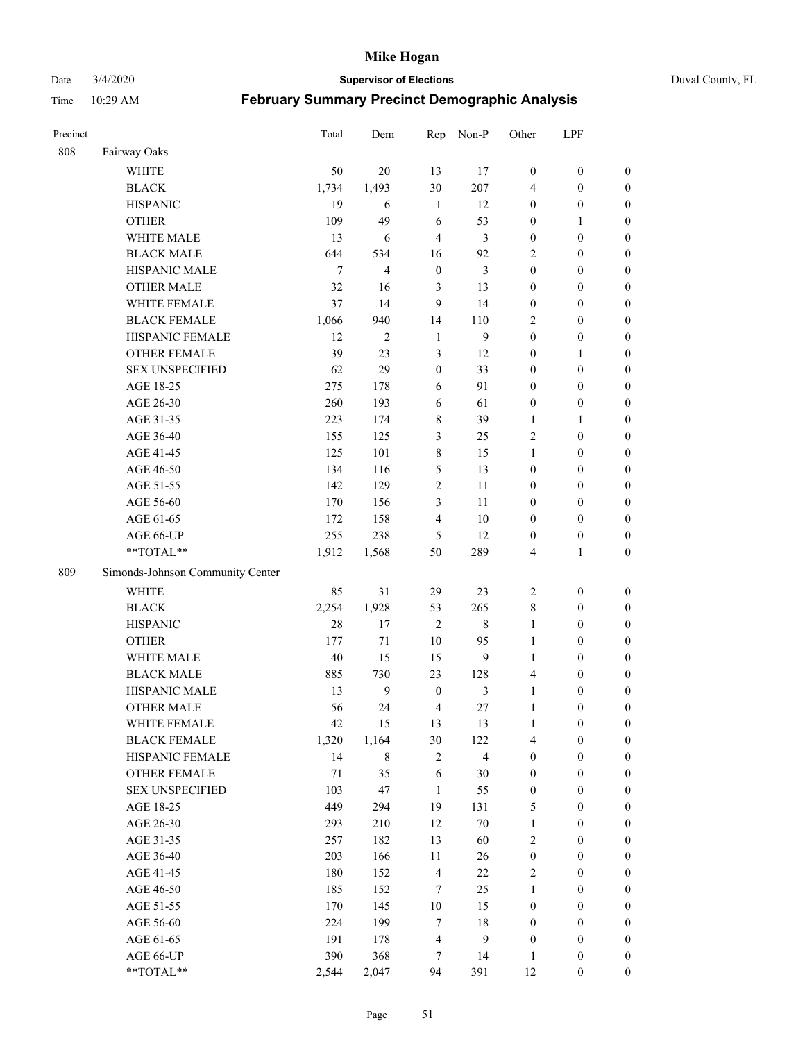# Mike Hogan

Date 3/4/2020 **Supervisor of Elections** Duval County, FL

Time 10:29 AM **February Summary Precinct Demographic Analysis**

| Precinct | | Total | Dem | Rep | Non-P | Other | LPF | |
|---|---|---|---|---|---|---|---|---|
| 808 | Fairway Oaks | | | | | | | |
| | WHITE | 50 | 20 | 13 | 17 | 0 | 0 | 0 |
| | BLACK | 1,734 | 1,493 | 30 | 207 | 4 | 0 | 0 |
| | HISPANIC | 19 | 6 | 1 | 12 | 0 | 0 | 0 |
| | OTHER | 109 | 49 | 6 | 53 | 0 | 1 | 0 |
| | WHITE MALE | 13 | 6 | 4 | 3 | 0 | 0 | 0 |
| | BLACK MALE | 644 | 534 | 16 | 92 | 2 | 0 | 0 |
| | HISPANIC MALE | 7 | 4 | 0 | 3 | 0 | 0 | 0 |
| | OTHER MALE | 32 | 16 | 3 | 13 | 0 | 0 | 0 |
| | WHITE FEMALE | 37 | 14 | 9 | 14 | 0 | 0 | 0 |
| | BLACK FEMALE | 1,066 | 940 | 14 | 110 | 2 | 0 | 0 |
| | HISPANIC FEMALE | 12 | 2 | 1 | 9 | 0 | 0 | 0 |
| | OTHER FEMALE | 39 | 23 | 3 | 12 | 0 | 1 | 0 |
| | SEX UNSPECIFIED | 62 | 29 | 0 | 33 | 0 | 0 | 0 |
| | AGE 18-25 | 275 | 178 | 6 | 91 | 0 | 0 | 0 |
| | AGE 26-30 | 260 | 193 | 6 | 61 | 0 | 0 | 0 |
| | AGE 31-35 | 223 | 174 | 8 | 39 | 1 | 1 | 0 |
| | AGE 36-40 | 155 | 125 | 3 | 25 | 2 | 0 | 0 |
| | AGE 41-45 | 125 | 101 | 8 | 15 | 1 | 0 | 0 |
| | AGE 46-50 | 134 | 116 | 5 | 13 | 0 | 0 | 0 |
| | AGE 51-55 | 142 | 129 | 2 | 11 | 0 | 0 | 0 |
| | AGE 56-60 | 170 | 156 | 3 | 11 | 0 | 0 | 0 |
| | AGE 61-65 | 172 | 158 | 4 | 10 | 0 | 0 | 0 |
| | AGE 66-UP | 255 | 238 | 5 | 12 | 0 | 0 | 0 |
| | **TOTAL** | 1,912 | 1,568 | 50 | 289 | 4 | 1 | 0 |
| 809 | Simonds-Johnson Community Center | | | | | | | |
| | WHITE | 85 | 31 | 29 | 23 | 2 | 0 | 0 |
| | BLACK | 2,254 | 1,928 | 53 | 265 | 8 | 0 | 0 |
| | HISPANIC | 28 | 17 | 2 | 8 | 1 | 0 | 0 |
| | OTHER | 177 | 71 | 10 | 95 | 1 | 0 | 0 |
| | WHITE MALE | 40 | 15 | 15 | 9 | 1 | 0 | 0 |
| | BLACK MALE | 885 | 730 | 23 | 128 | 4 | 0 | 0 |
| | HISPANIC MALE | 13 | 9 | 0 | 3 | 1 | 0 | 0 |
| | OTHER MALE | 56 | 24 | 4 | 27 | 1 | 0 | 0 |
| | WHITE FEMALE | 42 | 15 | 13 | 13 | 1 | 0 | 0 |
| | BLACK FEMALE | 1,320 | 1,164 | 30 | 122 | 4 | 0 | 0 |
| | HISPANIC FEMALE | 14 | 8 | 2 | 4 | 0 | 0 | 0 |
| | OTHER FEMALE | 71 | 35 | 6 | 30 | 0 | 0 | 0 |
| | SEX UNSPECIFIED | 103 | 47 | 1 | 55 | 0 | 0 | 0 |
| | AGE 18-25 | 449 | 294 | 19 | 131 | 5 | 0 | 0 |
| | AGE 26-30 | 293 | 210 | 12 | 70 | 1 | 0 | 0 |
| | AGE 31-35 | 257 | 182 | 13 | 60 | 2 | 0 | 0 |
| | AGE 36-40 | 203 | 166 | 11 | 26 | 0 | 0 | 0 |
| | AGE 41-45 | 180 | 152 | 4 | 22 | 2 | 0 | 0 |
| | AGE 46-50 | 185 | 152 | 7 | 25 | 1 | 0 | 0 |
| | AGE 51-55 | 170 | 145 | 10 | 15 | 0 | 0 | 0 |
| | AGE 56-60 | 224 | 199 | 7 | 18 | 0 | 0 | 0 |
| | AGE 61-65 | 191 | 178 | 4 | 9 | 0 | 0 | 0 |
| | AGE 66-UP | 390 | 368 | 7 | 14 | 1 | 0 | 0 |
| | **TOTAL** | 2,544 | 2,047 | 94 | 391 | 12 | 0 | 0 |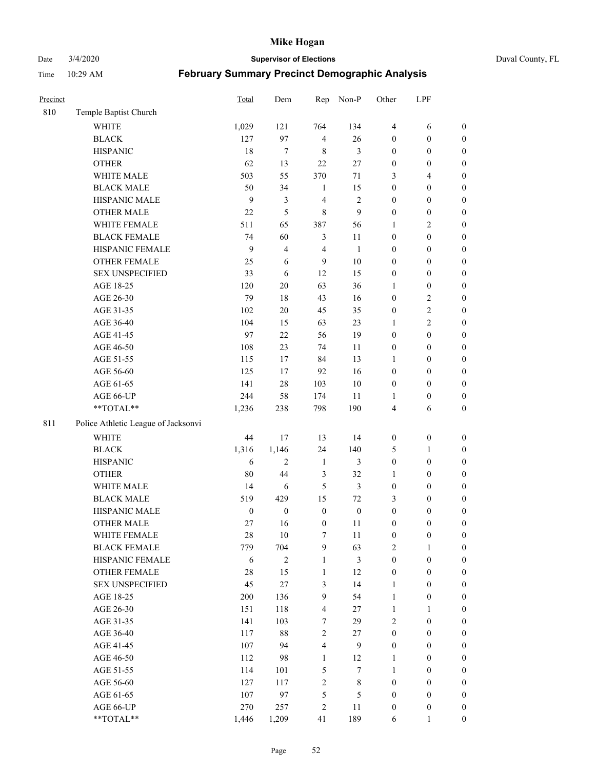# Mike Hogan

Date 3/4/2020 **Supervisor of Elections** Duval County, FL

Time 10:29 AM **February Summary Precinct Demographic Analysis**

| Precinct | | Total | Dem | Rep | Non-P | Other | LPF | |
|---|---|---|---|---|---|---|---|---|
| 810 | Temple Baptist Church | | | | | | | |
| | WHITE | 1,029 | 121 | 764 | 134 | 4 | 6 | 0 |
| | BLACK | 127 | 97 | 4 | 26 | 0 | 0 | 0 |
| | HISPANIC | 18 | 7 | 8 | 3 | 0 | 0 | 0 |
| | OTHER | 62 | 13 | 22 | 27 | 0 | 0 | 0 |
| | WHITE MALE | 503 | 55 | 370 | 71 | 3 | 4 | 0 |
| | BLACK MALE | 50 | 34 | 1 | 15 | 0 | 0 | 0 |
| | HISPANIC MALE | 9 | 3 | 4 | 2 | 0 | 0 | 0 |
| | OTHER MALE | 22 | 5 | 8 | 9 | 0 | 0 | 0 |
| | WHITE FEMALE | 511 | 65 | 387 | 56 | 1 | 2 | 0 |
| | BLACK FEMALE | 74 | 60 | 3 | 11 | 0 | 0 | 0 |
| | HISPANIC FEMALE | 9 | 4 | 4 | 1 | 0 | 0 | 0 |
| | OTHER FEMALE | 25 | 6 | 9 | 10 | 0 | 0 | 0 |
| | SEX UNSPECIFIED | 33 | 6 | 12 | 15 | 0 | 0 | 0 |
| | AGE 18-25 | 120 | 20 | 63 | 36 | 1 | 0 | 0 |
| | AGE 26-30 | 79 | 18 | 43 | 16 | 0 | 2 | 0 |
| | AGE 31-35 | 102 | 20 | 45 | 35 | 0 | 2 | 0 |
| | AGE 36-40 | 104 | 15 | 63 | 23 | 1 | 2 | 0 |
| | AGE 41-45 | 97 | 22 | 56 | 19 | 0 | 0 | 0 |
| | AGE 46-50 | 108 | 23 | 74 | 11 | 0 | 0 | 0 |
| | AGE 51-55 | 115 | 17 | 84 | 13 | 1 | 0 | 0 |
| | AGE 56-60 | 125 | 17 | 92 | 16 | 0 | 0 | 0 |
| | AGE 61-65 | 141 | 28 | 103 | 10 | 0 | 0 | 0 |
| | AGE 66-UP | 244 | 58 | 174 | 11 | 1 | 0 | 0 |
| | **TOTAL** | 1,236 | 238 | 798 | 190 | 4 | 6 | 0 |
| 811 | Police Athletic League of Jacksonvi | | | | | | | |
| | WHITE | 44 | 17 | 13 | 14 | 0 | 0 | 0 |
| | BLACK | 1,316 | 1,146 | 24 | 140 | 5 | 1 | 0 |
| | HISPANIC | 6 | 2 | 1 | 3 | 0 | 0 | 0 |
| | OTHER | 80 | 44 | 3 | 32 | 1 | 0 | 0 |
| | WHITE MALE | 14 | 6 | 5 | 3 | 0 | 0 | 0 |
| | BLACK MALE | 519 | 429 | 15 | 72 | 3 | 0 | 0 |
| | HISPANIC MALE | 0 | 0 | 0 | 0 | 0 | 0 | 0 |
| | OTHER MALE | 27 | 16 | 0 | 11 | 0 | 0 | 0 |
| | WHITE FEMALE | 28 | 10 | 7 | 11 | 0 | 0 | 0 |
| | BLACK FEMALE | 779 | 704 | 9 | 63 | 2 | 1 | 0 |
| | HISPANIC FEMALE | 6 | 2 | 1 | 3 | 0 | 0 | 0 |
| | OTHER FEMALE | 28 | 15 | 1 | 12 | 0 | 0 | 0 |
| | SEX UNSPECIFIED | 45 | 27 | 3 | 14 | 1 | 0 | 0 |
| | AGE 18-25 | 200 | 136 | 9 | 54 | 1 | 0 | 0 |
| | AGE 26-30 | 151 | 118 | 4 | 27 | 1 | 1 | 0 |
| | AGE 31-35 | 141 | 103 | 7 | 29 | 2 | 0 | 0 |
| | AGE 36-40 | 117 | 88 | 2 | 27 | 0 | 0 | 0 |
| | AGE 41-45 | 107 | 94 | 4 | 9 | 0 | 0 | 0 |
| | AGE 46-50 | 112 | 98 | 1 | 12 | 1 | 0 | 0 |
| | AGE 51-55 | 114 | 101 | 5 | 7 | 1 | 0 | 0 |
| | AGE 56-60 | 127 | 117 | 2 | 8 | 0 | 0 | 0 |
| | AGE 61-65 | 107 | 97 | 5 | 5 | 0 | 0 | 0 |
| | AGE 66-UP | 270 | 257 | 2 | 11 | 0 | 0 | 0 |
| | **TOTAL** | 1,446 | 1,209 | 41 | 189 | 6 | 1 | 0 |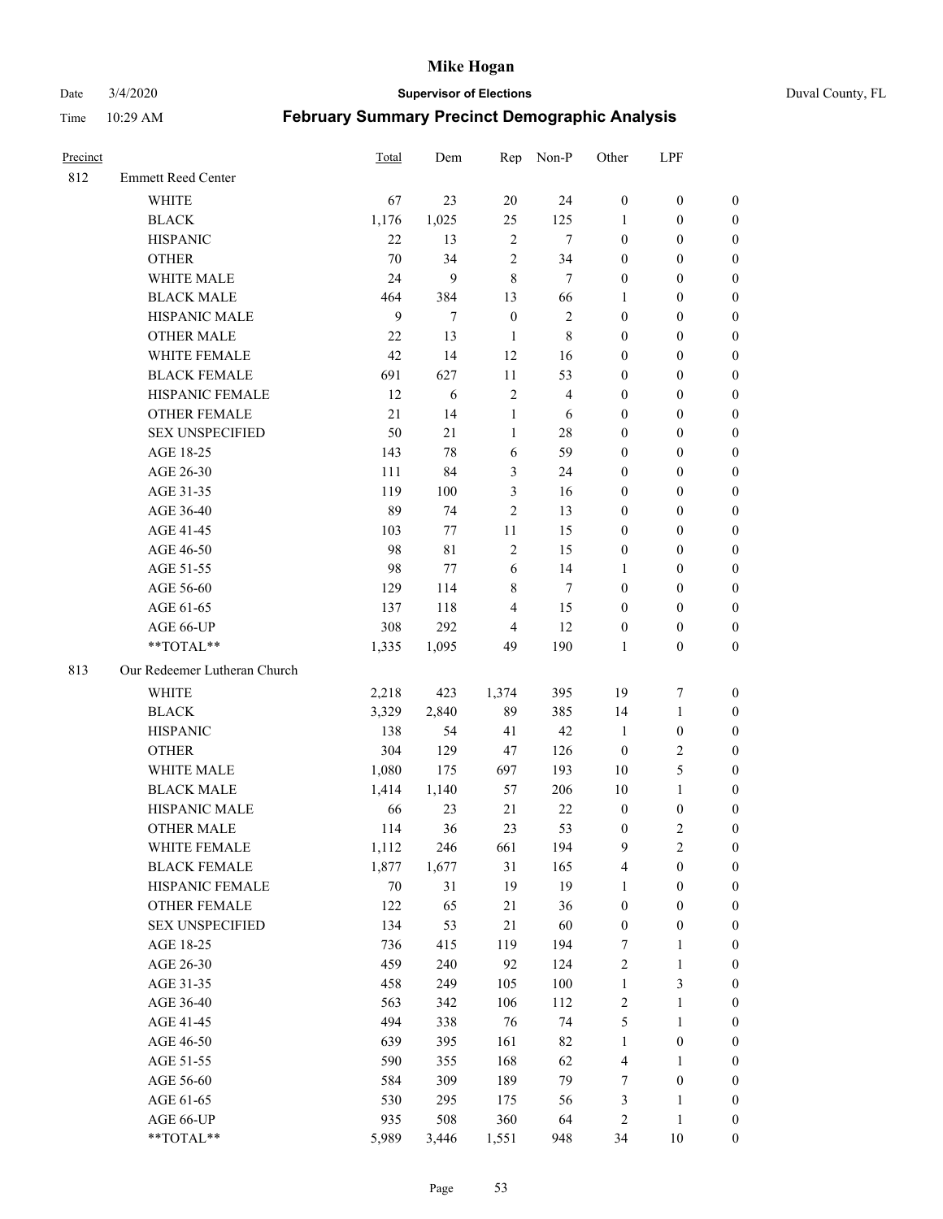# Mike Hogan

Date 3/4/2020 **Supervisor of Elections** Duval County, FL

Time 10:29 AM **February Summary Precinct Demographic Analysis**

| Precinct | | Total | Dem | Rep | Non-P | Other | LPF | |
|---|---|---|---|---|---|---|---|---|
| 812 | Emmett Reed Center | | | | | | | |
| | WHITE | 67 | 23 | 20 | 24 | 0 | 0 | 0 |
| | BLACK | 1,176 | 1,025 | 25 | 125 | 1 | 0 | 0 |
| | HISPANIC | 22 | 13 | 2 | 7 | 0 | 0 | 0 |
| | OTHER | 70 | 34 | 2 | 34 | 0 | 0 | 0 |
| | WHITE MALE | 24 | 9 | 8 | 7 | 0 | 0 | 0 |
| | BLACK MALE | 464 | 384 | 13 | 66 | 1 | 0 | 0 |
| | HISPANIC MALE | 9 | 7 | 0 | 2 | 0 | 0 | 0 |
| | OTHER MALE | 22 | 13 | 1 | 8 | 0 | 0 | 0 |
| | WHITE FEMALE | 42 | 14 | 12 | 16 | 0 | 0 | 0 |
| | BLACK FEMALE | 691 | 627 | 11 | 53 | 0 | 0 | 0 |
| | HISPANIC FEMALE | 12 | 6 | 2 | 4 | 0 | 0 | 0 |
| | OTHER FEMALE | 21 | 14 | 1 | 6 | 0 | 0 | 0 |
| | SEX UNSPECIFIED | 50 | 21 | 1 | 28 | 0 | 0 | 0 |
| | AGE 18-25 | 143 | 78 | 6 | 59 | 0 | 0 | 0 |
| | AGE 26-30 | 111 | 84 | 3 | 24 | 0 | 0 | 0 |
| | AGE 31-35 | 119 | 100 | 3 | 16 | 0 | 0 | 0 |
| | AGE 36-40 | 89 | 74 | 2 | 13 | 0 | 0 | 0 |
| | AGE 41-45 | 103 | 77 | 11 | 15 | 0 | 0 | 0 |
| | AGE 46-50 | 98 | 81 | 2 | 15 | 0 | 0 | 0 |
| | AGE 51-55 | 98 | 77 | 6 | 14 | 1 | 0 | 0 |
| | AGE 56-60 | 129 | 114 | 8 | 7 | 0 | 0 | 0 |
| | AGE 61-65 | 137 | 118 | 4 | 15 | 0 | 0 | 0 |
| | AGE 66-UP | 308 | 292 | 4 | 12 | 0 | 0 | 0 |
| | **TOTAL** | 1,335 | 1,095 | 49 | 190 | 1 | 0 | 0 |
| 813 | Our Redeemer Lutheran Church | | | | | | | |
| | WHITE | 2,218 | 423 | 1,374 | 395 | 19 | 7 | 0 |
| | BLACK | 3,329 | 2,840 | 89 | 385 | 14 | 1 | 0 |
| | HISPANIC | 138 | 54 | 41 | 42 | 1 | 0 | 0 |
| | OTHER | 304 | 129 | 47 | 126 | 0 | 2 | 0 |
| | WHITE MALE | 1,080 | 175 | 697 | 193 | 10 | 5 | 0 |
| | BLACK MALE | 1,414 | 1,140 | 57 | 206 | 10 | 1 | 0 |
| | HISPANIC MALE | 66 | 23 | 21 | 22 | 0 | 0 | 0 |
| | OTHER MALE | 114 | 36 | 23 | 53 | 0 | 2 | 0 |
| | WHITE FEMALE | 1,112 | 246 | 661 | 194 | 9 | 2 | 0 |
| | BLACK FEMALE | 1,877 | 1,677 | 31 | 165 | 4 | 0 | 0 |
| | HISPANIC FEMALE | 70 | 31 | 19 | 19 | 1 | 0 | 0 |
| | OTHER FEMALE | 122 | 65 | 21 | 36 | 0 | 0 | 0 |
| | SEX UNSPECIFIED | 134 | 53 | 21 | 60 | 0 | 0 | 0 |
| | AGE 18-25 | 736 | 415 | 119 | 194 | 7 | 1 | 0 |
| | AGE 26-30 | 459 | 240 | 92 | 124 | 2 | 1 | 0 |
| | AGE 31-35 | 458 | 249 | 105 | 100 | 1 | 3 | 0 |
| | AGE 36-40 | 563 | 342 | 106 | 112 | 2 | 1 | 0 |
| | AGE 41-45 | 494 | 338 | 76 | 74 | 5 | 1 | 0 |
| | AGE 46-50 | 639 | 395 | 161 | 82 | 1 | 0 | 0 |
| | AGE 51-55 | 590 | 355 | 168 | 62 | 4 | 1 | 0 |
| | AGE 56-60 | 584 | 309 | 189 | 79 | 7 | 0 | 0 |
| | AGE 61-65 | 530 | 295 | 175 | 56 | 3 | 1 | 0 |
| | AGE 66-UP | 935 | 508 | 360 | 64 | 2 | 1 | 0 |
| | **TOTAL** | 5,989 | 3,446 | 1,551 | 948 | 34 | 10 | 0 |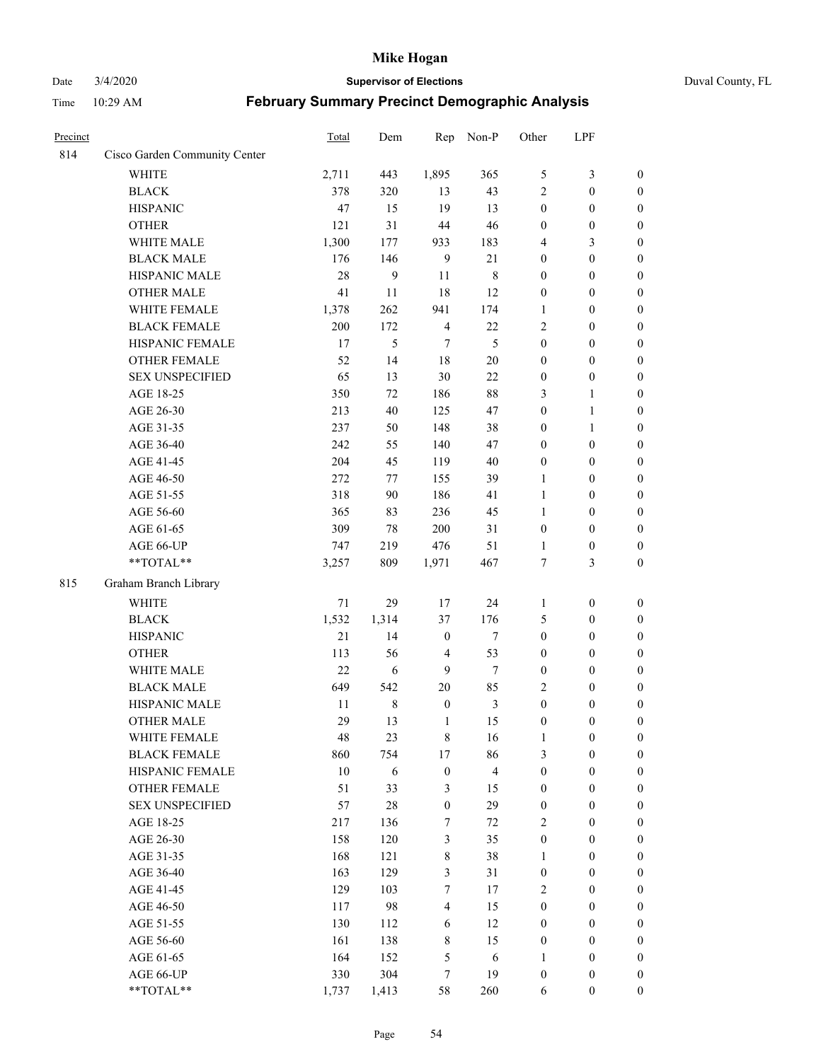# Mike Hogan

Date 3/4/2020 | **Supervisor of Elections** | Duval County, FL

Time 10:29 AM | **February Summary Precinct Demographic Analysis**

| Precinct | | Total | Dem | Rep | Non-P | Other | LPF | |
|---|---|---|---|---|---|---|---|---|
| 814 | Cisco Garden Community Center | | | | | | | |
| | WHITE | 2,711 | 443 | 1,895 | 365 | 5 | 3 | 0 |
| | BLACK | 378 | 320 | 13 | 43 | 2 | 0 | 0 |
| | HISPANIC | 47 | 15 | 19 | 13 | 0 | 0 | 0 |
| | OTHER | 121 | 31 | 44 | 46 | 0 | 0 | 0 |
| | WHITE MALE | 1,300 | 177 | 933 | 183 | 4 | 3 | 0 |
| | BLACK MALE | 176 | 146 | 9 | 21 | 0 | 0 | 0 |
| | HISPANIC MALE | 28 | 9 | 11 | 8 | 0 | 0 | 0 |
| | OTHER MALE | 41 | 11 | 18 | 12 | 0 | 0 | 0 |
| | WHITE FEMALE | 1,378 | 262 | 941 | 174 | 1 | 0 | 0 |
| | BLACK FEMALE | 200 | 172 | 4 | 22 | 2 | 0 | 0 |
| | HISPANIC FEMALE | 17 | 5 | 7 | 5 | 0 | 0 | 0 |
| | OTHER FEMALE | 52 | 14 | 18 | 20 | 0 | 0 | 0 |
| | SEX UNSPECIFIED | 65 | 13 | 30 | 22 | 0 | 0 | 0 |
| | AGE 18-25 | 350 | 72 | 186 | 88 | 3 | 1 | 0 |
| | AGE 26-30 | 213 | 40 | 125 | 47 | 0 | 1 | 0 |
| | AGE 31-35 | 237 | 50 | 148 | 38 | 0 | 1 | 0 |
| | AGE 36-40 | 242 | 55 | 140 | 47 | 0 | 0 | 0 |
| | AGE 41-45 | 204 | 45 | 119 | 40 | 0 | 0 | 0 |
| | AGE 46-50 | 272 | 77 | 155 | 39 | 1 | 0 | 0 |
| | AGE 51-55 | 318 | 90 | 186 | 41 | 1 | 0 | 0 |
| | AGE 56-60 | 365 | 83 | 236 | 45 | 1 | 0 | 0 |
| | AGE 61-65 | 309 | 78 | 200 | 31 | 0 | 0 | 0 |
| | AGE 66-UP | 747 | 219 | 476 | 51 | 1 | 0 | 0 |
| | **TOTAL** | 3,257 | 809 | 1,971 | 467 | 7 | 3 | 0 |
| 815 | Graham Branch Library | | | | | | | |
| | WHITE | 71 | 29 | 17 | 24 | 1 | 0 | 0 |
| | BLACK | 1,532 | 1,314 | 37 | 176 | 5 | 0 | 0 |
| | HISPANIC | 21 | 14 | 0 | 7 | 0 | 0 | 0 |
| | OTHER | 113 | 56 | 4 | 53 | 0 | 0 | 0 |
| | WHITE MALE | 22 | 6 | 9 | 7 | 0 | 0 | 0 |
| | BLACK MALE | 649 | 542 | 20 | 85 | 2 | 0 | 0 |
| | HISPANIC MALE | 11 | 8 | 0 | 3 | 0 | 0 | 0 |
| | OTHER MALE | 29 | 13 | 1 | 15 | 0 | 0 | 0 |
| | WHITE FEMALE | 48 | 23 | 8 | 16 | 1 | 0 | 0 |
| | BLACK FEMALE | 860 | 754 | 17 | 86 | 3 | 0 | 0 |
| | HISPANIC FEMALE | 10 | 6 | 0 | 4 | 0 | 0 | 0 |
| | OTHER FEMALE | 51 | 33 | 3 | 15 | 0 | 0 | 0 |
| | SEX UNSPECIFIED | 57 | 28 | 0 | 29 | 0 | 0 | 0 |
| | AGE 18-25 | 217 | 136 | 7 | 72 | 2 | 0 | 0 |
| | AGE 26-30 | 158 | 120 | 3 | 35 | 0 | 0 | 0 |
| | AGE 31-35 | 168 | 121 | 8 | 38 | 1 | 0 | 0 |
| | AGE 36-40 | 163 | 129 | 3 | 31 | 0 | 0 | 0 |
| | AGE 41-45 | 129 | 103 | 7 | 17 | 2 | 0 | 0 |
| | AGE 46-50 | 117 | 98 | 4 | 15 | 0 | 0 | 0 |
| | AGE 51-55 | 130 | 112 | 6 | 12 | 0 | 0 | 0 |
| | AGE 56-60 | 161 | 138 | 8 | 15 | 0 | 0 | 0 |
| | AGE 61-65 | 164 | 152 | 5 | 6 | 1 | 0 | 0 |
| | AGE 66-UP | 330 | 304 | 7 | 19 | 0 | 0 | 0 |
| | **TOTAL** | 1,737 | 1,413 | 58 | 260 | 6 | 0 | 0 |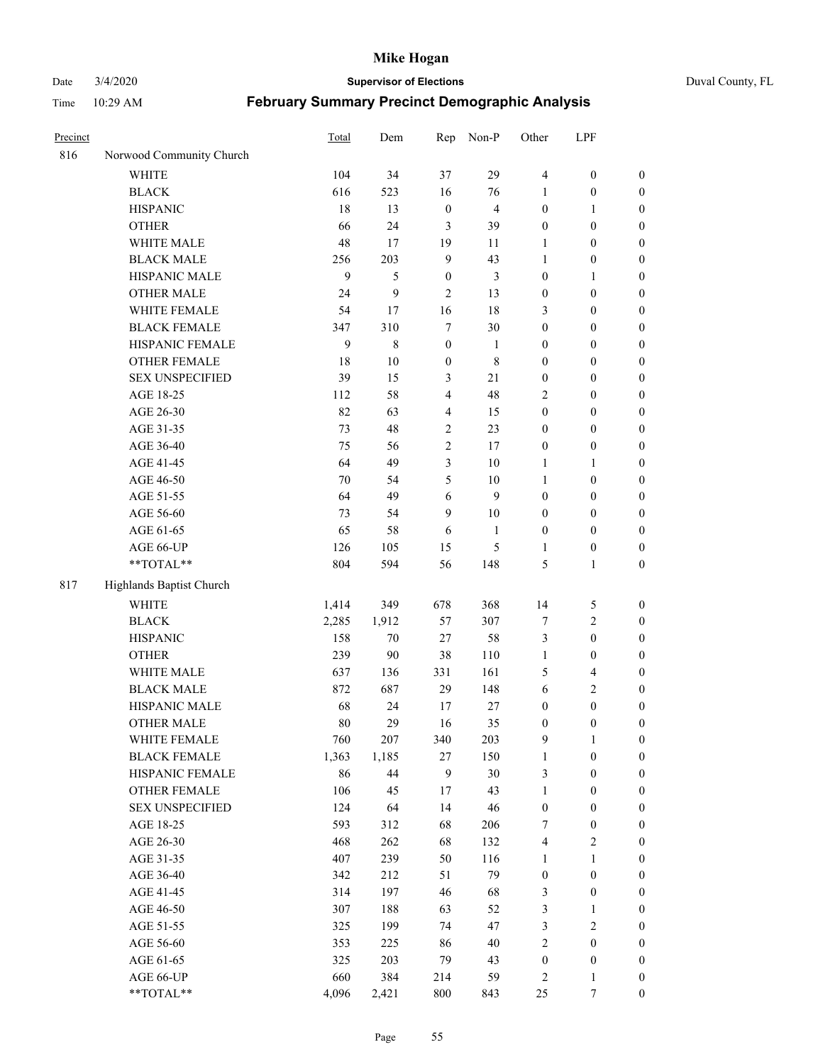# Mike Hogan

Date 3/4/2020 **Supervisor of Elections** Duval County, FL

Time 10:29 AM **February Summary Precinct Demographic Analysis**

| Precinct | | Total | Dem | Rep | Non-P | Other | LPF | |
|---|---|---|---|---|---|---|---|---|
| 816 | Norwood Community Church | | | | | | | |
| | WHITE | 104 | 34 | 37 | 29 | 4 | 0 | 0 |
| | BLACK | 616 | 523 | 16 | 76 | 1 | 0 | 0 |
| | HISPANIC | 18 | 13 | 0 | 4 | 0 | 1 | 0 |
| | OTHER | 66 | 24 | 3 | 39 | 0 | 0 | 0 |
| | WHITE MALE | 48 | 17 | 19 | 11 | 1 | 0 | 0 |
| | BLACK MALE | 256 | 203 | 9 | 43 | 1 | 0 | 0 |
| | HISPANIC MALE | 9 | 5 | 0 | 3 | 0 | 1 | 0 |
| | OTHER MALE | 24 | 9 | 2 | 13 | 0 | 0 | 0 |
| | WHITE FEMALE | 54 | 17 | 16 | 18 | 3 | 0 | 0 |
| | BLACK FEMALE | 347 | 310 | 7 | 30 | 0 | 0 | 0 |
| | HISPANIC FEMALE | 9 | 8 | 0 | 1 | 0 | 0 | 0 |
| | OTHER FEMALE | 18 | 10 | 0 | 8 | 0 | 0 | 0 |
| | SEX UNSPECIFIED | 39 | 15 | 3 | 21 | 0 | 0 | 0 |
| | AGE 18-25 | 112 | 58 | 4 | 48 | 2 | 0 | 0 |
| | AGE 26-30 | 82 | 63 | 4 | 15 | 0 | 0 | 0 |
| | AGE 31-35 | 73 | 48 | 2 | 23 | 0 | 0 | 0 |
| | AGE 36-40 | 75 | 56 | 2 | 17 | 0 | 0 | 0 |
| | AGE 41-45 | 64 | 49 | 3 | 10 | 1 | 1 | 0 |
| | AGE 46-50 | 70 | 54 | 5 | 10 | 1 | 0 | 0 |
| | AGE 51-55 | 64 | 49 | 6 | 9 | 0 | 0 | 0 |
| | AGE 56-60 | 73 | 54 | 9 | 10 | 0 | 0 | 0 |
| | AGE 61-65 | 65 | 58 | 6 | 1 | 0 | 0 | 0 |
| | AGE 66-UP | 126 | 105 | 15 | 5 | 1 | 0 | 0 |
| | **TOTAL** | 804 | 594 | 56 | 148 | 5 | 1 | 0 |
| 817 | Highlands Baptist Church | | | | | | | |
| | WHITE | 1,414 | 349 | 678 | 368 | 14 | 5 | 0 |
| | BLACK | 2,285 | 1,912 | 57 | 307 | 7 | 2 | 0 |
| | HISPANIC | 158 | 70 | 27 | 58 | 3 | 0 | 0 |
| | OTHER | 239 | 90 | 38 | 110 | 1 | 0 | 0 |
| | WHITE MALE | 637 | 136 | 331 | 161 | 5 | 4 | 0 |
| | BLACK MALE | 872 | 687 | 29 | 148 | 6 | 2 | 0 |
| | HISPANIC MALE | 68 | 24 | 17 | 27 | 0 | 0 | 0 |
| | OTHER MALE | 80 | 29 | 16 | 35 | 0 | 0 | 0 |
| | WHITE FEMALE | 760 | 207 | 340 | 203 | 9 | 1 | 0 |
| | BLACK FEMALE | 1,363 | 1,185 | 27 | 150 | 1 | 0 | 0 |
| | HISPANIC FEMALE | 86 | 44 | 9 | 30 | 3 | 0 | 0 |
| | OTHER FEMALE | 106 | 45 | 17 | 43 | 1 | 0 | 0 |
| | SEX UNSPECIFIED | 124 | 64 | 14 | 46 | 0 | 0 | 0 |
| | AGE 18-25 | 593 | 312 | 68 | 206 | 7 | 0 | 0 |
| | AGE 26-30 | 468 | 262 | 68 | 132 | 4 | 2 | 0 |
| | AGE 31-35 | 407 | 239 | 50 | 116 | 1 | 1 | 0 |
| | AGE 36-40 | 342 | 212 | 51 | 79 | 0 | 0 | 0 |
| | AGE 41-45 | 314 | 197 | 46 | 68 | 3 | 0 | 0 |
| | AGE 46-50 | 307 | 188 | 63 | 52 | 3 | 1 | 0 |
| | AGE 51-55 | 325 | 199 | 74 | 47 | 3 | 2 | 0 |
| | AGE 56-60 | 353 | 225 | 86 | 40 | 2 | 0 | 0 |
| | AGE 61-65 | 325 | 203 | 79 | 43 | 0 | 0 | 0 |
| | AGE 66-UP | 660 | 384 | 214 | 59 | 2 | 1 | 0 |
| | **TOTAL** | 4,096 | 2,421 | 800 | 843 | 25 | 7 | 0 |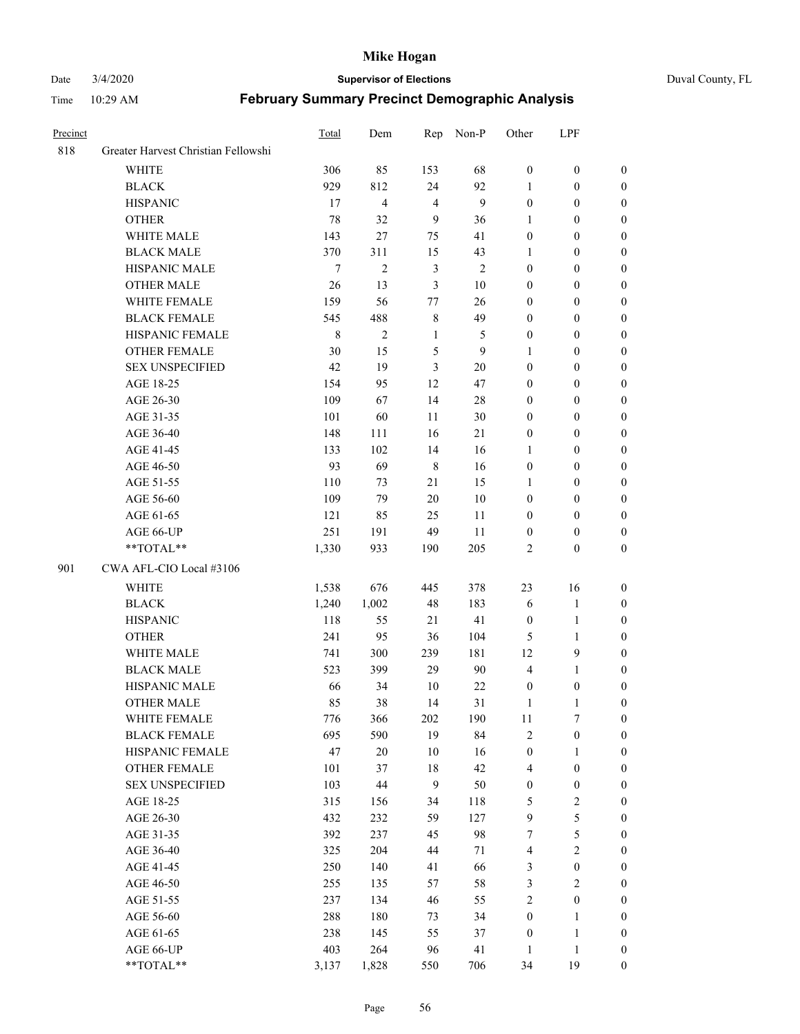# Mike Hogan

Date 3/4/2020 **Supervisor of Elections** Duval County, FL

Time 10:29 AM **February Summary Precinct Demographic Analysis**

| Precinct | | Total | Dem | Rep | Non-P | Other | LPF | |
|---|---|---|---|---|---|---|---|---|
| 818 | Greater Harvest Christian Fellowshi | | | | | | | |
| | WHITE | 306 | 85 | 153 | 68 | 0 | 0 | 0 |
| | BLACK | 929 | 812 | 24 | 92 | 1 | 0 | 0 |
| | HISPANIC | 17 | 4 | 4 | 9 | 0 | 0 | 0 |
| | OTHER | 78 | 32 | 9 | 36 | 1 | 0 | 0 |
| | WHITE MALE | 143 | 27 | 75 | 41 | 0 | 0 | 0 |
| | BLACK MALE | 370 | 311 | 15 | 43 | 1 | 0 | 0 |
| | HISPANIC MALE | 7 | 2 | 3 | 2 | 0 | 0 | 0 |
| | OTHER MALE | 26 | 13 | 3 | 10 | 0 | 0 | 0 |
| | WHITE FEMALE | 159 | 56 | 77 | 26 | 0 | 0 | 0 |
| | BLACK FEMALE | 545 | 488 | 8 | 49 | 0 | 0 | 0 |
| | HISPANIC FEMALE | 8 | 2 | 1 | 5 | 0 | 0 | 0 |
| | OTHER FEMALE | 30 | 15 | 5 | 9 | 1 | 0 | 0 |
| | SEX UNSPECIFIED | 42 | 19 | 3 | 20 | 0 | 0 | 0 |
| | AGE 18-25 | 154 | 95 | 12 | 47 | 0 | 0 | 0 |
| | AGE 26-30 | 109 | 67 | 14 | 28 | 0 | 0 | 0 |
| | AGE 31-35 | 101 | 60 | 11 | 30 | 0 | 0 | 0 |
| | AGE 36-40 | 148 | 111 | 16 | 21 | 0 | 0 | 0 |
| | AGE 41-45 | 133 | 102 | 14 | 16 | 1 | 0 | 0 |
| | AGE 46-50 | 93 | 69 | 8 | 16 | 0 | 0 | 0 |
| | AGE 51-55 | 110 | 73 | 21 | 15 | 1 | 0 | 0 |
| | AGE 56-60 | 109 | 79 | 20 | 10 | 0 | 0 | 0 |
| | AGE 61-65 | 121 | 85 | 25 | 11 | 0 | 0 | 0 |
| | AGE 66-UP | 251 | 191 | 49 | 11 | 0 | 0 | 0 |
| | **TOTAL** | 1,330 | 933 | 190 | 205 | 2 | 0 | 0 |
| 901 | CWA AFL-CIO Local #3106 | | | | | | | |
| | WHITE | 1,538 | 676 | 445 | 378 | 23 | 16 | 0 |
| | BLACK | 1,240 | 1,002 | 48 | 183 | 6 | 1 | 0 |
| | HISPANIC | 118 | 55 | 21 | 41 | 0 | 1 | 0 |
| | OTHER | 241 | 95 | 36 | 104 | 5 | 1 | 0 |
| | WHITE MALE | 741 | 300 | 239 | 181 | 12 | 9 | 0 |
| | BLACK MALE | 523 | 399 | 29 | 90 | 4 | 1 | 0 |
| | HISPANIC MALE | 66 | 34 | 10 | 22 | 0 | 0 | 0 |
| | OTHER MALE | 85 | 38 | 14 | 31 | 1 | 1 | 0 |
| | WHITE FEMALE | 776 | 366 | 202 | 190 | 11 | 7 | 0 |
| | BLACK FEMALE | 695 | 590 | 19 | 84 | 2 | 0 | 0 |
| | HISPANIC FEMALE | 47 | 20 | 10 | 16 | 0 | 1 | 0 |
| | OTHER FEMALE | 101 | 37 | 18 | 42 | 4 | 0 | 0 |
| | SEX UNSPECIFIED | 103 | 44 | 9 | 50 | 0 | 0 | 0 |
| | AGE 18-25 | 315 | 156 | 34 | 118 | 5 | 2 | 0 |
| | AGE 26-30 | 432 | 232 | 59 | 127 | 9 | 5 | 0 |
| | AGE 31-35 | 392 | 237 | 45 | 98 | 7 | 5 | 0 |
| | AGE 36-40 | 325 | 204 | 44 | 71 | 4 | 2 | 0 |
| | AGE 41-45 | 250 | 140 | 41 | 66 | 3 | 0 | 0 |
| | AGE 46-50 | 255 | 135 | 57 | 58 | 3 | 2 | 0 |
| | AGE 51-55 | 237 | 134 | 46 | 55 | 2 | 0 | 0 |
| | AGE 56-60 | 288 | 180 | 73 | 34 | 0 | 1 | 0 |
| | AGE 61-65 | 238 | 145 | 55 | 37 | 0 | 1 | 0 |
| | AGE 66-UP | 403 | 264 | 96 | 41 | 1 | 1 | 0 |
| | **TOTAL** | 3,137 | 1,828 | 550 | 706 | 34 | 19 | 0 |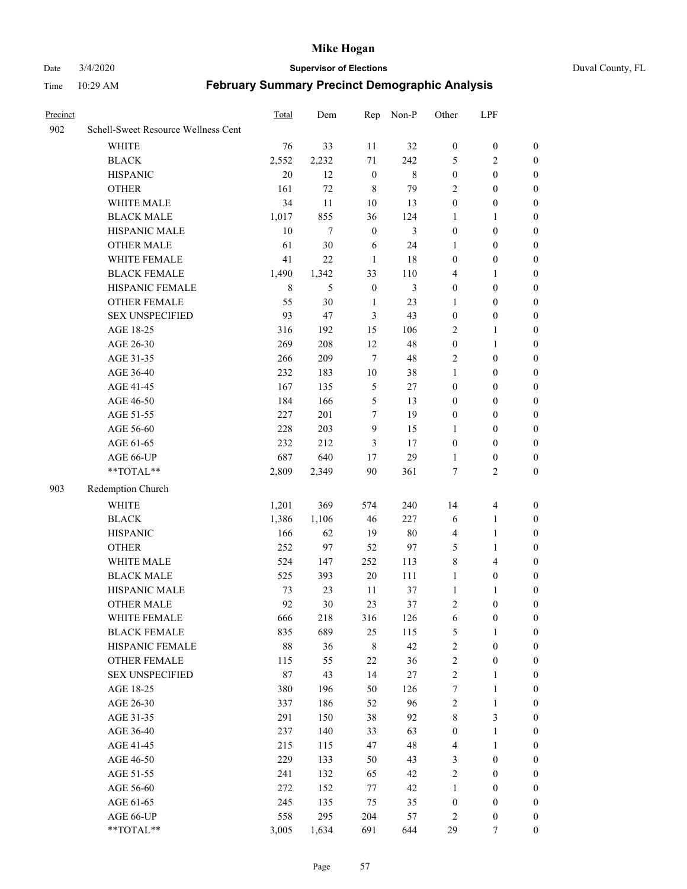| Precinct | | Total | Dem | Rep | Non-P | Other | LPF | |
|---|---|---|---|---|---|---|---|---|
| 902 | Schell-Sweet Resource Wellness Cent | | | | | | | |
| | WHITE | 76 | 33 | 11 | 32 | 0 | 0 | 0 |
| | BLACK | 2,552 | 2,232 | 71 | 242 | 5 | 2 | 0 |
| | HISPANIC | 20 | 12 | 0 | 8 | 0 | 0 | 0 |
| | OTHER | 161 | 72 | 8 | 79 | 2 | 0 | 0 |
| | WHITE MALE | 34 | 11 | 10 | 13 | 0 | 0 | 0 |
| | BLACK MALE | 1,017 | 855 | 36 | 124 | 1 | 1 | 0 |
| | HISPANIC MALE | 10 | 7 | 0 | 3 | 0 | 0 | 0 |
| | OTHER MALE | 61 | 30 | 6 | 24 | 1 | 0 | 0 |
| | WHITE FEMALE | 41 | 22 | 1 | 18 | 0 | 0 | 0 |
| | BLACK FEMALE | 1,490 | 1,342 | 33 | 110 | 4 | 1 | 0 |
| | HISPANIC FEMALE | 8 | 5 | 0 | 3 | 0 | 0 | 0 |
| | OTHER FEMALE | 55 | 30 | 1 | 23 | 1 | 0 | 0 |
| | SEX UNSPECIFIED | 93 | 47 | 3 | 43 | 0 | 0 | 0 |
| | AGE 18-25 | 316 | 192 | 15 | 106 | 2 | 1 | 0 |
| | AGE 26-30 | 269 | 208 | 12 | 48 | 0 | 1 | 0 |
| | AGE 31-35 | 266 | 209 | 7 | 48 | 2 | 0 | 0 |
| | AGE 36-40 | 232 | 183 | 10 | 38 | 1 | 0 | 0 |
| | AGE 41-45 | 167 | 135 | 5 | 27 | 0 | 0 | 0 |
| | AGE 46-50 | 184 | 166 | 5 | 13 | 0 | 0 | 0 |
| | AGE 51-55 | 227 | 201 | 7 | 19 | 0 | 0 | 0 |
| | AGE 56-60 | 228 | 203 | 9 | 15 | 1 | 0 | 0 |
| | AGE 61-65 | 232 | 212 | 3 | 17 | 0 | 0 | 0 |
| | AGE 66-UP | 687 | 640 | 17 | 29 | 1 | 0 | 0 |
| | **TOTAL** | 2,809 | 2,349 | 90 | 361 | 7 | 2 | 0 |
| 903 | Redemption Church | | | | | | | |
| | WHITE | 1,201 | 369 | 574 | 240 | 14 | 4 | 0 |
| | BLACK | 1,386 | 1,106 | 46 | 227 | 6 | 1 | 0 |
| | HISPANIC | 166 | 62 | 19 | 80 | 4 | 1 | 0 |
| | OTHER | 252 | 97 | 52 | 97 | 5 | 1 | 0 |
| | WHITE MALE | 524 | 147 | 252 | 113 | 8 | 4 | 0 |
| | BLACK MALE | 525 | 393 | 20 | 111 | 1 | 0 | 0 |
| | HISPANIC MALE | 73 | 23 | 11 | 37 | 1 | 1 | 0 |
| | OTHER MALE | 92 | 30 | 23 | 37 | 2 | 0 | 0 |
| | WHITE FEMALE | 666 | 218 | 316 | 126 | 6 | 0 | 0 |
| | BLACK FEMALE | 835 | 689 | 25 | 115 | 5 | 1 | 0 |
| | HISPANIC FEMALE | 88 | 36 | 8 | 42 | 2 | 0 | 0 |
| | OTHER FEMALE | 115 | 55 | 22 | 36 | 2 | 0 | 0 |
| | SEX UNSPECIFIED | 87 | 43 | 14 | 27 | 2 | 1 | 0 |
| | AGE 18-25 | 380 | 196 | 50 | 126 | 7 | 1 | 0 |
| | AGE 26-30 | 337 | 186 | 52 | 96 | 2 | 1 | 0 |
| | AGE 31-35 | 291 | 150 | 38 | 92 | 8 | 3 | 0 |
| | AGE 36-40 | 237 | 140 | 33 | 63 | 0 | 1 | 0 |
| | AGE 41-45 | 215 | 115 | 47 | 48 | 4 | 1 | 0 |
| | AGE 46-50 | 229 | 133 | 50 | 43 | 3 | 0 | 0 |
| | AGE 51-55 | 241 | 132 | 65 | 42 | 2 | 0 | 0 |
| | AGE 56-60 | 272 | 152 | 77 | 42 | 1 | 0 | 0 |
| | AGE 61-65 | 245 | 135 | 75 | 35 | 0 | 0 | 0 |
| | AGE 66-UP | 558 | 295 | 204 | 57 | 2 | 0 | 0 |
| | **TOTAL** | 3,005 | 1,634 | 691 | 644 | 29 | 7 | 0 |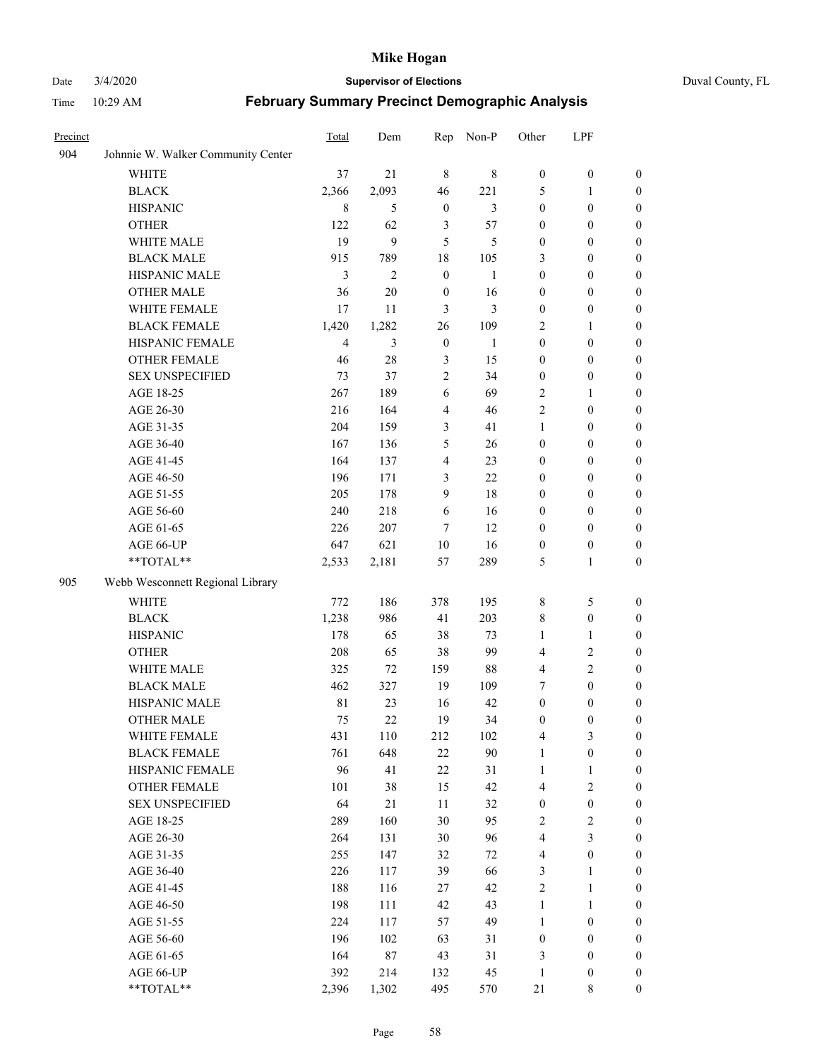| Precinct | | Total | Dem | Rep | Non-P | Other | LPF | |
|---|---|---|---|---|---|---|---|---|
| 904 | Johnnie W. Walker Community Center | | | | | | | |
| | WHITE | 37 | 21 | 8 | 8 | 0 | 0 | 0 |
| | BLACK | 2,366 | 2,093 | 46 | 221 | 5 | 1 | 0 |
| | HISPANIC | 8 | 5 | 0 | 3 | 0 | 0 | 0 |
| | OTHER | 122 | 62 | 3 | 57 | 0 | 0 | 0 |
| | WHITE MALE | 19 | 9 | 5 | 5 | 0 | 0 | 0 |
| | BLACK MALE | 915 | 789 | 18 | 105 | 3 | 0 | 0 |
| | HISPANIC MALE | 3 | 2 | 0 | 1 | 0 | 0 | 0 |
| | OTHER MALE | 36 | 20 | 0 | 16 | 0 | 0 | 0 |
| | WHITE FEMALE | 17 | 11 | 3 | 3 | 0 | 0 | 0 |
| | BLACK FEMALE | 1,420 | 1,282 | 26 | 109 | 2 | 1 | 0 |
| | HISPANIC FEMALE | 4 | 3 | 0 | 1 | 0 | 0 | 0 |
| | OTHER FEMALE | 46 | 28 | 3 | 15 | 0 | 0 | 0 |
| | SEX UNSPECIFIED | 73 | 37 | 2 | 34 | 0 | 0 | 0 |
| | AGE 18-25 | 267 | 189 | 6 | 69 | 2 | 1 | 0 |
| | AGE 26-30 | 216 | 164 | 4 | 46 | 2 | 0 | 0 |
| | AGE 31-35 | 204 | 159 | 3 | 41 | 1 | 0 | 0 |
| | AGE 36-40 | 167 | 136 | 5 | 26 | 0 | 0 | 0 |
| | AGE 41-45 | 164 | 137 | 4 | 23 | 0 | 0 | 0 |
| | AGE 46-50 | 196 | 171 | 3 | 22 | 0 | 0 | 0 |
| | AGE 51-55 | 205 | 178 | 9 | 18 | 0 | 0 | 0 |
| | AGE 56-60 | 240 | 218 | 6 | 16 | 0 | 0 | 0 |
| | AGE 61-65 | 226 | 207 | 7 | 12 | 0 | 0 | 0 |
| | AGE 66-UP | 647 | 621 | 10 | 16 | 0 | 0 | 0 |
| | **TOTAL** | 2,533 | 2,181 | 57 | 289 | 5 | 1 | 0 |
| 905 | Webb Wesconnett Regional Library | | | | | | | |
| | WHITE | 772 | 186 | 378 | 195 | 8 | 5 | 0 |
| | BLACK | 1,238 | 986 | 41 | 203 | 8 | 0 | 0 |
| | HISPANIC | 178 | 65 | 38 | 73 | 1 | 1 | 0 |
| | OTHER | 208 | 65 | 38 | 99 | 4 | 2 | 0 |
| | WHITE MALE | 325 | 72 | 159 | 88 | 4 | 2 | 0 |
| | BLACK MALE | 462 | 327 | 19 | 109 | 7 | 0 | 0 |
| | HISPANIC MALE | 81 | 23 | 16 | 42 | 0 | 0 | 0 |
| | OTHER MALE | 75 | 22 | 19 | 34 | 0 | 0 | 0 |
| | WHITE FEMALE | 431 | 110 | 212 | 102 | 4 | 3 | 0 |
| | BLACK FEMALE | 761 | 648 | 22 | 90 | 1 | 0 | 0 |
| | HISPANIC FEMALE | 96 | 41 | 22 | 31 | 1 | 1 | 0 |
| | OTHER FEMALE | 101 | 38 | 15 | 42 | 4 | 2 | 0 |
| | SEX UNSPECIFIED | 64 | 21 | 11 | 32 | 0 | 0 | 0 |
| | AGE 18-25 | 289 | 160 | 30 | 95 | 2 | 2 | 0 |
| | AGE 26-30 | 264 | 131 | 30 | 96 | 4 | 3 | 0 |
| | AGE 31-35 | 255 | 147 | 32 | 72 | 4 | 0 | 0 |
| | AGE 36-40 | 226 | 117 | 39 | 66 | 3 | 1 | 0 |
| | AGE 41-45 | 188 | 116 | 27 | 42 | 2 | 1 | 0 |
| | AGE 46-50 | 198 | 111 | 42 | 43 | 1 | 1 | 0 |
| | AGE 51-55 | 224 | 117 | 57 | 49 | 1 | 0 | 0 |
| | AGE 56-60 | 196 | 102 | 63 | 31 | 0 | 0 | 0 |
| | AGE 61-65 | 164 | 87 | 43 | 31 | 3 | 0 | 0 |
| | AGE 66-UP | 392 | 214 | 132 | 45 | 1 | 0 | 0 |
| | **TOTAL** | 2,396 | 1,302 | 495 | 570 | 21 | 8 | 0 |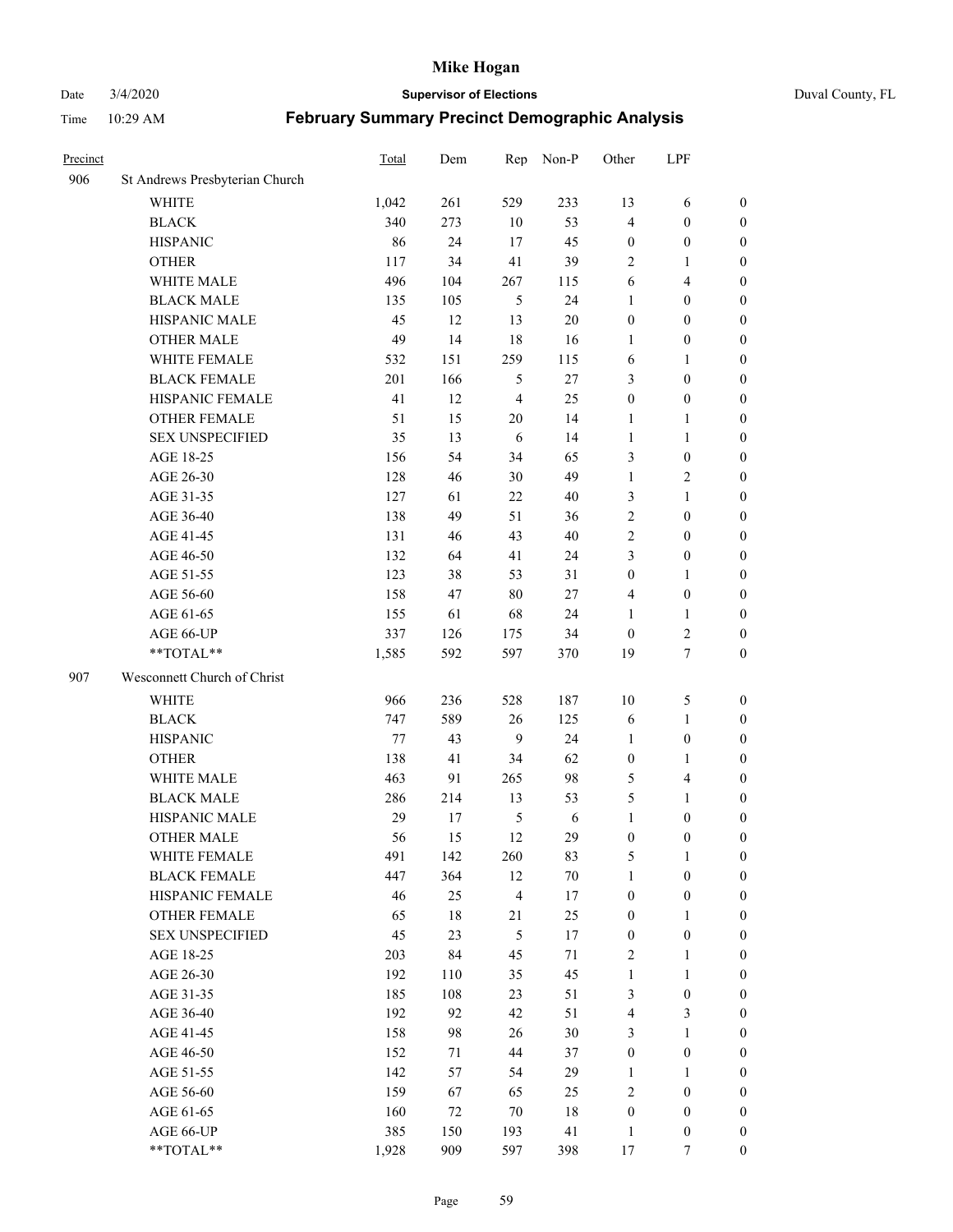# Mike Hogan

Date 3/4/2020 **Supervisor of Elections** Duval County, FL

Time 10:29 AM **February Summary Precinct Demographic Analysis**

| Precinct | | Total | Dem | Rep | Non-P | Other | LPF | |
|---|---|---|---|---|---|---|---|---|
| 906 | St Andrews Presbyterian Church | | | | | | | |
| | WHITE | 1,042 | 261 | 529 | 233 | 13 | 6 | 0 |
| | BLACK | 340 | 273 | 10 | 53 | 4 | 0 | 0 |
| | HISPANIC | 86 | 24 | 17 | 45 | 0 | 0 | 0 |
| | OTHER | 117 | 34 | 41 | 39 | 2 | 1 | 0 |
| | WHITE MALE | 496 | 104 | 267 | 115 | 6 | 4 | 0 |
| | BLACK MALE | 135 | 105 | 5 | 24 | 1 | 0 | 0 |
| | HISPANIC MALE | 45 | 12 | 13 | 20 | 0 | 0 | 0 |
| | OTHER MALE | 49 | 14 | 18 | 16 | 1 | 0 | 0 |
| | WHITE FEMALE | 532 | 151 | 259 | 115 | 6 | 1 | 0 |
| | BLACK FEMALE | 201 | 166 | 5 | 27 | 3 | 0 | 0 |
| | HISPANIC FEMALE | 41 | 12 | 4 | 25 | 0 | 0 | 0 |
| | OTHER FEMALE | 51 | 15 | 20 | 14 | 1 | 1 | 0 |
| | SEX UNSPECIFIED | 35 | 13 | 6 | 14 | 1 | 1 | 0 |
| | AGE 18-25 | 156 | 54 | 34 | 65 | 3 | 0 | 0 |
| | AGE 26-30 | 128 | 46 | 30 | 49 | 1 | 2 | 0 |
| | AGE 31-35 | 127 | 61 | 22 | 40 | 3 | 1 | 0 |
| | AGE 36-40 | 138 | 49 | 51 | 36 | 2 | 0 | 0 |
| | AGE 41-45 | 131 | 46 | 43 | 40 | 2 | 0 | 0 |
| | AGE 46-50 | 132 | 64 | 41 | 24 | 3 | 0 | 0 |
| | AGE 51-55 | 123 | 38 | 53 | 31 | 0 | 1 | 0 |
| | AGE 56-60 | 158 | 47 | 80 | 27 | 4 | 0 | 0 |
| | AGE 61-65 | 155 | 61 | 68 | 24 | 1 | 1 | 0 |
| | AGE 66-UP | 337 | 126 | 175 | 34 | 0 | 2 | 0 |
| | **TOTAL** | 1,585 | 592 | 597 | 370 | 19 | 7 | 0 |
| 907 | Wesconnett Church of Christ | | | | | | | |
| | WHITE | 966 | 236 | 528 | 187 | 10 | 5 | 0 |
| | BLACK | 747 | 589 | 26 | 125 | 6 | 1 | 0 |
| | HISPANIC | 77 | 43 | 9 | 24 | 1 | 0 | 0 |
| | OTHER | 138 | 41 | 34 | 62 | 0 | 1 | 0 |
| | WHITE MALE | 463 | 91 | 265 | 98 | 5 | 4 | 0 |
| | BLACK MALE | 286 | 214 | 13 | 53 | 5 | 1 | 0 |
| | HISPANIC MALE | 29 | 17 | 5 | 6 | 1 | 0 | 0 |
| | OTHER MALE | 56 | 15 | 12 | 29 | 0 | 0 | 0 |
| | WHITE FEMALE | 491 | 142 | 260 | 83 | 5 | 1 | 0 |
| | BLACK FEMALE | 447 | 364 | 12 | 70 | 1 | 0 | 0 |
| | HISPANIC FEMALE | 46 | 25 | 4 | 17 | 0 | 0 | 0 |
| | OTHER FEMALE | 65 | 18 | 21 | 25 | 0 | 1 | 0 |
| | SEX UNSPECIFIED | 45 | 23 | 5 | 17 | 0 | 0 | 0 |
| | AGE 18-25 | 203 | 84 | 45 | 71 | 2 | 1 | 0 |
| | AGE 26-30 | 192 | 110 | 35 | 45 | 1 | 1 | 0 |
| | AGE 31-35 | 185 | 108 | 23 | 51 | 3 | 0 | 0 |
| | AGE 36-40 | 192 | 92 | 42 | 51 | 4 | 3 | 0 |
| | AGE 41-45 | 158 | 98 | 26 | 30 | 3 | 1 | 0 |
| | AGE 46-50 | 152 | 71 | 44 | 37 | 0 | 0 | 0 |
| | AGE 51-55 | 142 | 57 | 54 | 29 | 1 | 1 | 0 |
| | AGE 56-60 | 159 | 67 | 65 | 25 | 2 | 0 | 0 |
| | AGE 61-65 | 160 | 72 | 70 | 18 | 0 | 0 | 0 |
| | AGE 66-UP | 385 | 150 | 193 | 41 | 1 | 0 | 0 |
| | **TOTAL** | 1,928 | 909 | 597 | 398 | 17 | 7 | 0 |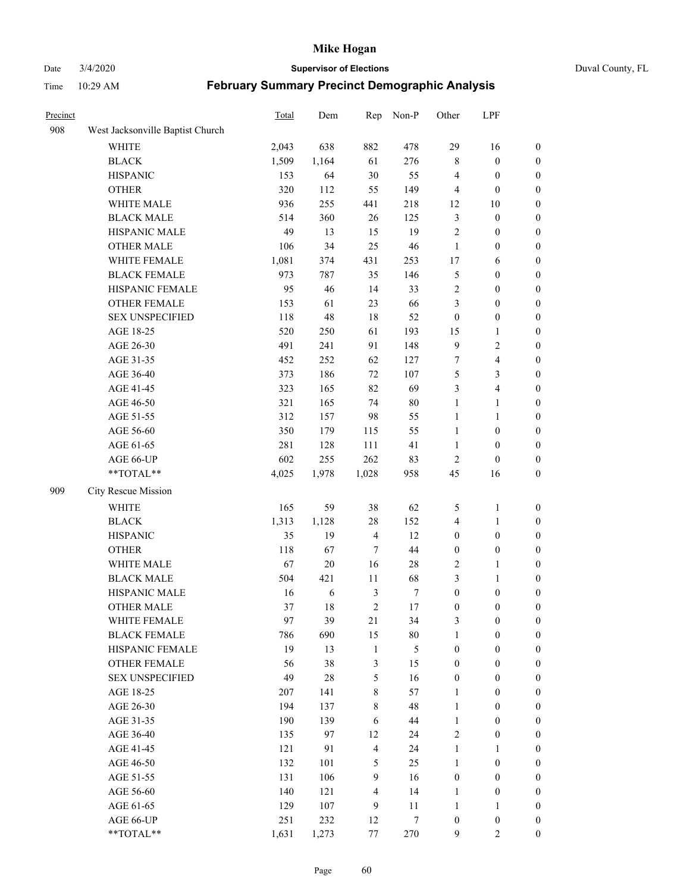# Mike Hogan

Date 3/4/2020 **Supervisor of Elections** Duval County, FL

Time 10:29 AM **February Summary Precinct Demographic Analysis**

| Precinct | | Total | Dem | Rep | Non-P | Other | LPF | |
|---|---|---|---|---|---|---|---|---|
| 908 | West Jacksonville Baptist Church | | | | | | | |
| | WHITE | 2,043 | 638 | 882 | 478 | 29 | 16 | 0 |
| | BLACK | 1,509 | 1,164 | 61 | 276 | 8 | 0 | 0 |
| | HISPANIC | 153 | 64 | 30 | 55 | 4 | 0 | 0 |
| | OTHER | 320 | 112 | 55 | 149 | 4 | 0 | 0 |
| | WHITE MALE | 936 | 255 | 441 | 218 | 12 | 10 | 0 |
| | BLACK MALE | 514 | 360 | 26 | 125 | 3 | 0 | 0 |
| | HISPANIC MALE | 49 | 13 | 15 | 19 | 2 | 0 | 0 |
| | OTHER MALE | 106 | 34 | 25 | 46 | 1 | 0 | 0 |
| | WHITE FEMALE | 1,081 | 374 | 431 | 253 | 17 | 6 | 0 |
| | BLACK FEMALE | 973 | 787 | 35 | 146 | 5 | 0 | 0 |
| | HISPANIC FEMALE | 95 | 46 | 14 | 33 | 2 | 0 | 0 |
| | OTHER FEMALE | 153 | 61 | 23 | 66 | 3 | 0 | 0 |
| | SEX UNSPECIFIED | 118 | 48 | 18 | 52 | 0 | 0 | 0 |
| | AGE 18-25 | 520 | 250 | 61 | 193 | 15 | 1 | 0 |
| | AGE 26-30 | 491 | 241 | 91 | 148 | 9 | 2 | 0 |
| | AGE 31-35 | 452 | 252 | 62 | 127 | 7 | 4 | 0 |
| | AGE 36-40 | 373 | 186 | 72 | 107 | 5 | 3 | 0 |
| | AGE 41-45 | 323 | 165 | 82 | 69 | 3 | 4 | 0 |
| | AGE 46-50 | 321 | 165 | 74 | 80 | 1 | 1 | 0 |
| | AGE 51-55 | 312 | 157 | 98 | 55 | 1 | 1 | 0 |
| | AGE 56-60 | 350 | 179 | 115 | 55 | 1 | 0 | 0 |
| | AGE 61-65 | 281 | 128 | 111 | 41 | 1 | 0 | 0 |
| | AGE 66-UP | 602 | 255 | 262 | 83 | 2 | 0 | 0 |
| | **TOTAL** | 4,025 | 1,978 | 1,028 | 958 | 45 | 16 | 0 |
| 909 | City Rescue Mission | | | | | | | |
| | WHITE | 165 | 59 | 38 | 62 | 5 | 1 | 0 |
| | BLACK | 1,313 | 1,128 | 28 | 152 | 4 | 1 | 0 |
| | HISPANIC | 35 | 19 | 4 | 12 | 0 | 0 | 0 |
| | OTHER | 118 | 67 | 7 | 44 | 0 | 0 | 0 |
| | WHITE MALE | 67 | 20 | 16 | 28 | 2 | 1 | 0 |
| | BLACK MALE | 504 | 421 | 11 | 68 | 3 | 1 | 0 |
| | HISPANIC MALE | 16 | 6 | 3 | 7 | 0 | 0 | 0 |
| | OTHER MALE | 37 | 18 | 2 | 17 | 0 | 0 | 0 |
| | WHITE FEMALE | 97 | 39 | 21 | 34 | 3 | 0 | 0 |
| | BLACK FEMALE | 786 | 690 | 15 | 80 | 1 | 0 | 0 |
| | HISPANIC FEMALE | 19 | 13 | 1 | 5 | 0 | 0 | 0 |
| | OTHER FEMALE | 56 | 38 | 3 | 15 | 0 | 0 | 0 |
| | SEX UNSPECIFIED | 49 | 28 | 5 | 16 | 0 | 0 | 0 |
| | AGE 18-25 | 207 | 141 | 8 | 57 | 1 | 0 | 0 |
| | AGE 26-30 | 194 | 137 | 8 | 48 | 1 | 0 | 0 |
| | AGE 31-35 | 190 | 139 | 6 | 44 | 1 | 0 | 0 |
| | AGE 36-40 | 135 | 97 | 12 | 24 | 2 | 0 | 0 |
| | AGE 41-45 | 121 | 91 | 4 | 24 | 1 | 1 | 0 |
| | AGE 46-50 | 132 | 101 | 5 | 25 | 1 | 0 | 0 |
| | AGE 51-55 | 131 | 106 | 9 | 16 | 0 | 0 | 0 |
| | AGE 56-60 | 140 | 121 | 4 | 14 | 1 | 0 | 0 |
| | AGE 61-65 | 129 | 107 | 9 | 11 | 1 | 1 | 0 |
| | AGE 66-UP | 251 | 232 | 12 | 7 | 0 | 0 | 0 |
| | **TOTAL** | 1,631 | 1,273 | 77 | 270 | 9 | 2 | 0 |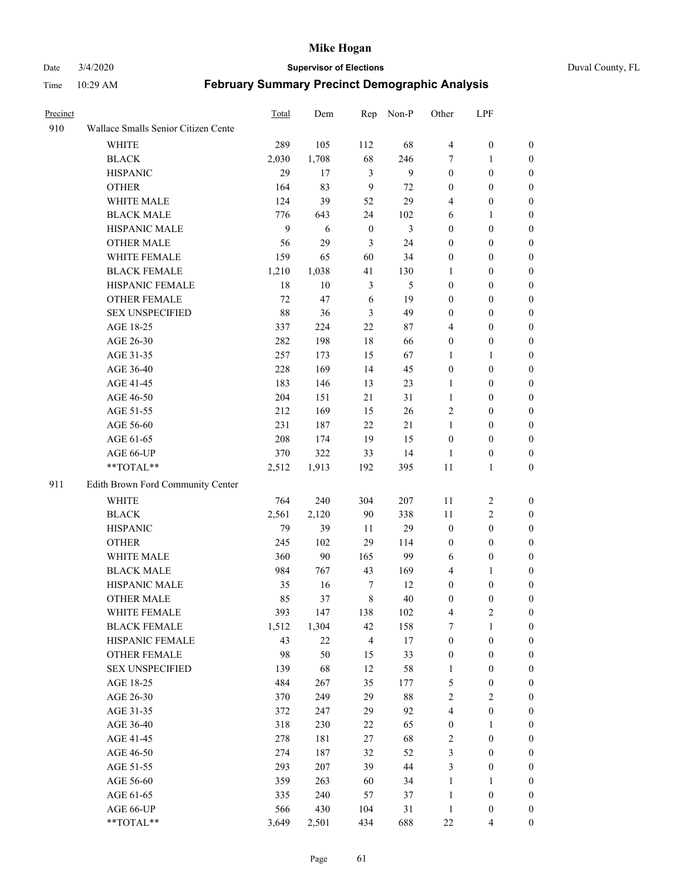| Precinct | | Total | Dem | Rep | Non-P | Other | LPF | |
|---|---|---|---|---|---|---|---|---|
| 910 | Wallace Smalls Senior Citizen Cente | | | | | | | |
| | WHITE | 289 | 105 | 112 | 68 | 4 | 0 | 0 |
| | BLACK | 2,030 | 1,708 | 68 | 246 | 7 | 1 | 0 |
| | HISPANIC | 29 | 17 | 3 | 9 | 0 | 0 | 0 |
| | OTHER | 164 | 83 | 9 | 72 | 0 | 0 | 0 |
| | WHITE MALE | 124 | 39 | 52 | 29 | 4 | 0 | 0 |
| | BLACK MALE | 776 | 643 | 24 | 102 | 6 | 1 | 0 |
| | HISPANIC MALE | 9 | 6 | 0 | 3 | 0 | 0 | 0 |
| | OTHER MALE | 56 | 29 | 3 | 24 | 0 | 0 | 0 |
| | WHITE FEMALE | 159 | 65 | 60 | 34 | 0 | 0 | 0 |
| | BLACK FEMALE | 1,210 | 1,038 | 41 | 130 | 1 | 0 | 0 |
| | HISPANIC FEMALE | 18 | 10 | 3 | 5 | 0 | 0 | 0 |
| | OTHER FEMALE | 72 | 47 | 6 | 19 | 0 | 0 | 0 |
| | SEX UNSPECIFIED | 88 | 36 | 3 | 49 | 0 | 0 | 0 |
| | AGE 18-25 | 337 | 224 | 22 | 87 | 4 | 0 | 0 |
| | AGE 26-30 | 282 | 198 | 18 | 66 | 0 | 0 | 0 |
| | AGE 31-35 | 257 | 173 | 15 | 67 | 1 | 1 | 0 |
| | AGE 36-40 | 228 | 169 | 14 | 45 | 0 | 0 | 0 |
| | AGE 41-45 | 183 | 146 | 13 | 23 | 1 | 0 | 0 |
| | AGE 46-50 | 204 | 151 | 21 | 31 | 1 | 0 | 0 |
| | AGE 51-55 | 212 | 169 | 15 | 26 | 2 | 0 | 0 |
| | AGE 56-60 | 231 | 187 | 22 | 21 | 1 | 0 | 0 |
| | AGE 61-65 | 208 | 174 | 19 | 15 | 0 | 0 | 0 |
| | AGE 66-UP | 370 | 322 | 33 | 14 | 1 | 0 | 0 |
| | **TOTAL** | 2,512 | 1,913 | 192 | 395 | 11 | 1 | 0 |
| 911 | Edith Brown Ford Community Center | | | | | | | |
| | WHITE | 764 | 240 | 304 | 207 | 11 | 2 | 0 |
| | BLACK | 2,561 | 2,120 | 90 | 338 | 11 | 2 | 0 |
| | HISPANIC | 79 | 39 | 11 | 29 | 0 | 0 | 0 |
| | OTHER | 245 | 102 | 29 | 114 | 0 | 0 | 0 |
| | WHITE MALE | 360 | 90 | 165 | 99 | 6 | 0 | 0 |
| | BLACK MALE | 984 | 767 | 43 | 169 | 4 | 1 | 0 |
| | HISPANIC MALE | 35 | 16 | 7 | 12 | 0 | 0 | 0 |
| | OTHER MALE | 85 | 37 | 8 | 40 | 0 | 0 | 0 |
| | WHITE FEMALE | 393 | 147 | 138 | 102 | 4 | 2 | 0 |
| | BLACK FEMALE | 1,512 | 1,304 | 42 | 158 | 7 | 1 | 0 |
| | HISPANIC FEMALE | 43 | 22 | 4 | 17 | 0 | 0 | 0 |
| | OTHER FEMALE | 98 | 50 | 15 | 33 | 0 | 0 | 0 |
| | SEX UNSPECIFIED | 139 | 68 | 12 | 58 | 1 | 0 | 0 |
| | AGE 18-25 | 484 | 267 | 35 | 177 | 5 | 0 | 0 |
| | AGE 26-30 | 370 | 249 | 29 | 88 | 2 | 2 | 0 |
| | AGE 31-35 | 372 | 247 | 29 | 92 | 4 | 0 | 0 |
| | AGE 36-40 | 318 | 230 | 22 | 65 | 0 | 1 | 0 |
| | AGE 41-45 | 278 | 181 | 27 | 68 | 2 | 0 | 0 |
| | AGE 46-50 | 274 | 187 | 32 | 52 | 3 | 0 | 0 |
| | AGE 51-55 | 293 | 207 | 39 | 44 | 3 | 0 | 0 |
| | AGE 56-60 | 359 | 263 | 60 | 34 | 1 | 1 | 0 |
| | AGE 61-65 | 335 | 240 | 57 | 37 | 1 | 0 | 0 |
| | AGE 66-UP | 566 | 430 | 104 | 31 | 1 | 0 | 0 |
| | **TOTAL** | 3,649 | 2,501 | 434 | 688 | 22 | 4 | 0 |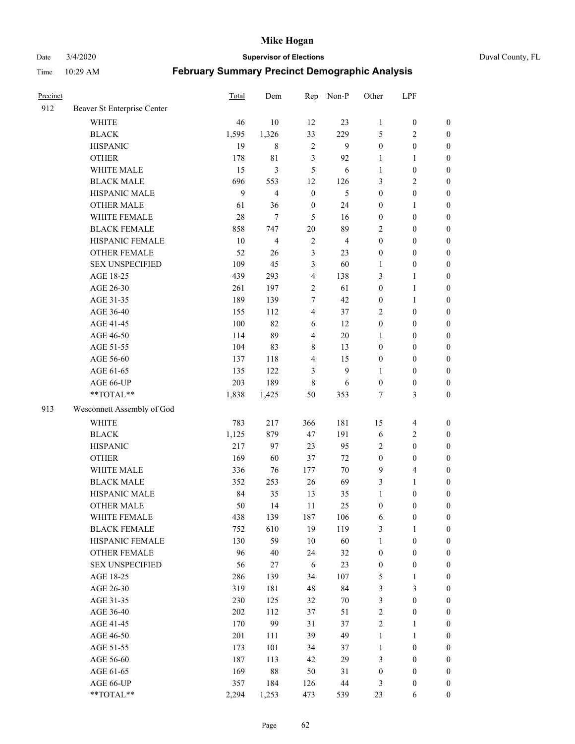# Mike Hogan

Date 3/4/2020 **Supervisor of Elections** Duval County, FL

Time 10:29 AM **February Summary Precinct Demographic Analysis**

| Precinct | | Total | Dem | Rep | Non-P | Other | LPF | |
|---|---|---|---|---|---|---|---|---|
| 912 | Beaver St Enterprise Center | | | | | | | |
| | WHITE | 46 | 10 | 12 | 23 | 1 | 0 | 0 |
| | BLACK | 1,595 | 1,326 | 33 | 229 | 5 | 2 | 0 |
| | HISPANIC | 19 | 8 | 2 | 9 | 0 | 0 | 0 |
| | OTHER | 178 | 81 | 3 | 92 | 1 | 1 | 0 |
| | WHITE MALE | 15 | 3 | 5 | 6 | 1 | 0 | 0 |
| | BLACK MALE | 696 | 553 | 12 | 126 | 3 | 2 | 0 |
| | HISPANIC MALE | 9 | 4 | 0 | 5 | 0 | 0 | 0 |
| | OTHER MALE | 61 | 36 | 0 | 24 | 0 | 1 | 0 |
| | WHITE FEMALE | 28 | 7 | 5 | 16 | 0 | 0 | 0 |
| | BLACK FEMALE | 858 | 747 | 20 | 89 | 2 | 0 | 0 |
| | HISPANIC FEMALE | 10 | 4 | 2 | 4 | 0 | 0 | 0 |
| | OTHER FEMALE | 52 | 26 | 3 | 23 | 0 | 0 | 0 |
| | SEX UNSPECIFIED | 109 | 45 | 3 | 60 | 1 | 0 | 0 |
| | AGE 18-25 | 439 | 293 | 4 | 138 | 3 | 1 | 0 |
| | AGE 26-30 | 261 | 197 | 2 | 61 | 0 | 1 | 0 |
| | AGE 31-35 | 189 | 139 | 7 | 42 | 0 | 1 | 0 |
| | AGE 36-40 | 155 | 112 | 4 | 37 | 2 | 0 | 0 |
| | AGE 41-45 | 100 | 82 | 6 | 12 | 0 | 0 | 0 |
| | AGE 46-50 | 114 | 89 | 4 | 20 | 1 | 0 | 0 |
| | AGE 51-55 | 104 | 83 | 8 | 13 | 0 | 0 | 0 |
| | AGE 56-60 | 137 | 118 | 4 | 15 | 0 | 0 | 0 |
| | AGE 61-65 | 135 | 122 | 3 | 9 | 1 | 0 | 0 |
| | AGE 66-UP | 203 | 189 | 8 | 6 | 0 | 0 | 0 |
| | **TOTAL** | 1,838 | 1,425 | 50 | 353 | 7 | 3 | 0 |
| 913 | Wesconnett Assembly of God | | | | | | | |
| | WHITE | 783 | 217 | 366 | 181 | 15 | 4 | 0 |
| | BLACK | 1,125 | 879 | 47 | 191 | 6 | 2 | 0 |
| | HISPANIC | 217 | 97 | 23 | 95 | 2 | 0 | 0 |
| | OTHER | 169 | 60 | 37 | 72 | 0 | 0 | 0 |
| | WHITE MALE | 336 | 76 | 177 | 70 | 9 | 4 | 0 |
| | BLACK MALE | 352 | 253 | 26 | 69 | 3 | 1 | 0 |
| | HISPANIC MALE | 84 | 35 | 13 | 35 | 1 | 0 | 0 |
| | OTHER MALE | 50 | 14 | 11 | 25 | 0 | 0 | 0 |
| | WHITE FEMALE | 438 | 139 | 187 | 106 | 6 | 0 | 0 |
| | BLACK FEMALE | 752 | 610 | 19 | 119 | 3 | 1 | 0 |
| | HISPANIC FEMALE | 130 | 59 | 10 | 60 | 1 | 0 | 0 |
| | OTHER FEMALE | 96 | 40 | 24 | 32 | 0 | 0 | 0 |
| | SEX UNSPECIFIED | 56 | 27 | 6 | 23 | 0 | 0 | 0 |
| | AGE 18-25 | 286 | 139 | 34 | 107 | 5 | 1 | 0 |
| | AGE 26-30 | 319 | 181 | 48 | 84 | 3 | 3 | 0 |
| | AGE 31-35 | 230 | 125 | 32 | 70 | 3 | 0 | 0 |
| | AGE 36-40 | 202 | 112 | 37 | 51 | 2 | 0 | 0 |
| | AGE 41-45 | 170 | 99 | 31 | 37 | 2 | 1 | 0 |
| | AGE 46-50 | 201 | 111 | 39 | 49 | 1 | 1 | 0 |
| | AGE 51-55 | 173 | 101 | 34 | 37 | 1 | 0 | 0 |
| | AGE 56-60 | 187 | 113 | 42 | 29 | 3 | 0 | 0 |
| | AGE 61-65 | 169 | 88 | 50 | 31 | 0 | 0 | 0 |
| | AGE 66-UP | 357 | 184 | 126 | 44 | 3 | 0 | 0 |
| | **TOTAL** | 2,294 | 1,253 | 473 | 539 | 23 | 6 | 0 |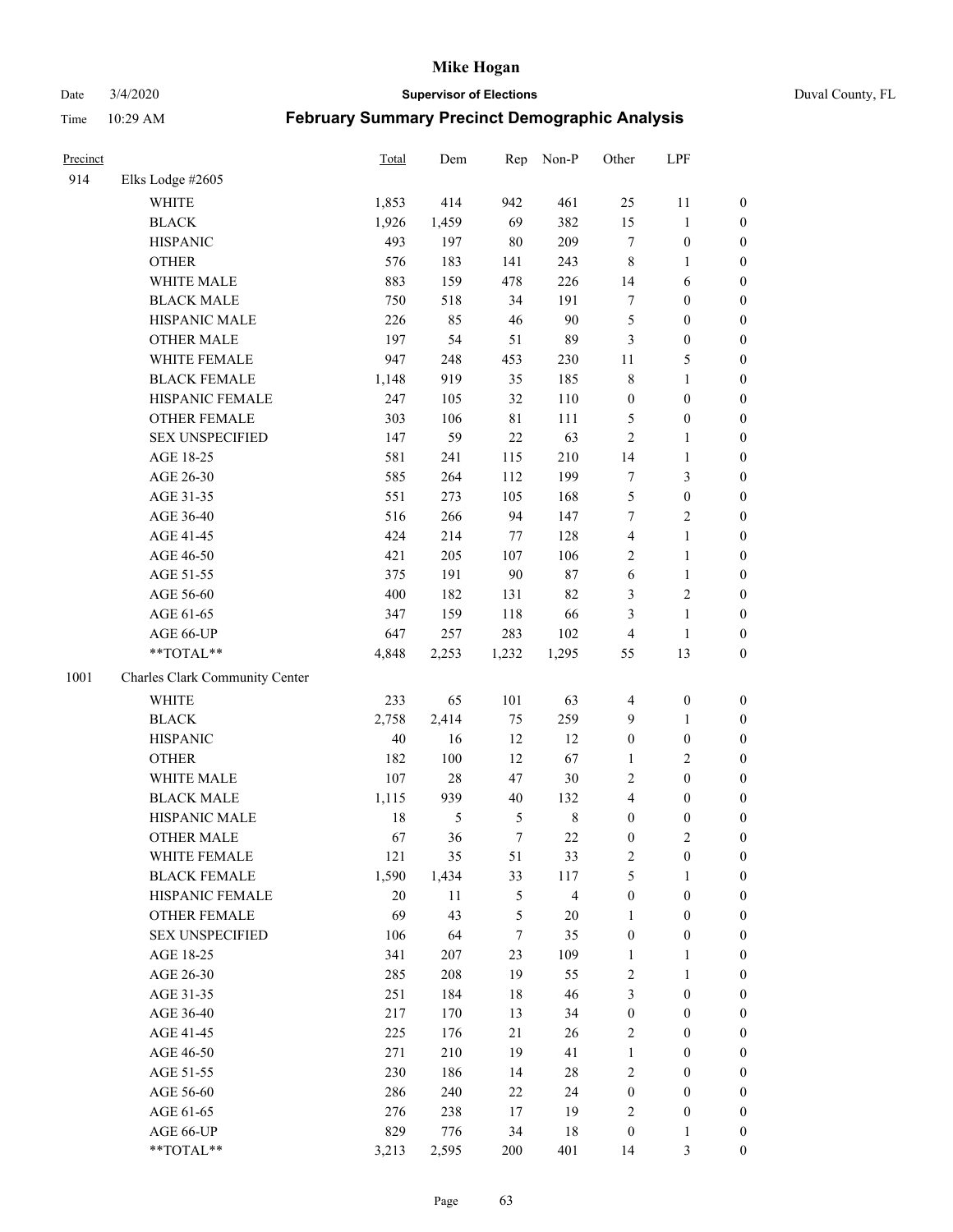# Mike Hogan

Date 3/4/2020 **Supervisor of Elections** Duval County, FL

Time 10:29 AM **February Summary Precinct Demographic Analysis**

| Precinct | | Total | Dem | Rep | Non-P | Other | LPF | |
|---|---|---|---|---|---|---|---|---|
| 914 | Elks Lodge #2605 | | | | | | | |
| | WHITE | 1,853 | 414 | 942 | 461 | 25 | 11 | 0 |
| | BLACK | 1,926 | 1,459 | 69 | 382 | 15 | 1 | 0 |
| | HISPANIC | 493 | 197 | 80 | 209 | 7 | 0 | 0 |
| | OTHER | 576 | 183 | 141 | 243 | 8 | 1 | 0 |
| | WHITE MALE | 883 | 159 | 478 | 226 | 14 | 6 | 0 |
| | BLACK MALE | 750 | 518 | 34 | 191 | 7 | 0 | 0 |
| | HISPANIC MALE | 226 | 85 | 46 | 90 | 5 | 0 | 0 |
| | OTHER MALE | 197 | 54 | 51 | 89 | 3 | 0 | 0 |
| | WHITE FEMALE | 947 | 248 | 453 | 230 | 11 | 5 | 0 |
| | BLACK FEMALE | 1,148 | 919 | 35 | 185 | 8 | 1 | 0 |
| | HISPANIC FEMALE | 247 | 105 | 32 | 110 | 0 | 0 | 0 |
| | OTHER FEMALE | 303 | 106 | 81 | 111 | 5 | 0 | 0 |
| | SEX UNSPECIFIED | 147 | 59 | 22 | 63 | 2 | 1 | 0 |
| | AGE 18-25 | 581 | 241 | 115 | 210 | 14 | 1 | 0 |
| | AGE 26-30 | 585 | 264 | 112 | 199 | 7 | 3 | 0 |
| | AGE 31-35 | 551 | 273 | 105 | 168 | 5 | 0 | 0 |
| | AGE 36-40 | 516 | 266 | 94 | 147 | 7 | 2 | 0 |
| | AGE 41-45 | 424 | 214 | 77 | 128 | 4 | 1 | 0 |
| | AGE 46-50 | 421 | 205 | 107 | 106 | 2 | 1 | 0 |
| | AGE 51-55 | 375 | 191 | 90 | 87 | 6 | 1 | 0 |
| | AGE 56-60 | 400 | 182 | 131 | 82 | 3 | 2 | 0 |
| | AGE 61-65 | 347 | 159 | 118 | 66 | 3 | 1 | 0 |
| | AGE 66-UP | 647 | 257 | 283 | 102 | 4 | 1 | 0 |
| | **TOTAL** | 4,848 | 2,253 | 1,232 | 1,295 | 55 | 13 | 0 |
| 1001 | Charles Clark Community Center | | | | | | | |
| | WHITE | 233 | 65 | 101 | 63 | 4 | 0 | 0 |
| | BLACK | 2,758 | 2,414 | 75 | 259 | 9 | 1 | 0 |
| | HISPANIC | 40 | 16 | 12 | 12 | 0 | 0 | 0 |
| | OTHER | 182 | 100 | 12 | 67 | 1 | 2 | 0 |
| | WHITE MALE | 107 | 28 | 47 | 30 | 2 | 0 | 0 |
| | BLACK MALE | 1,115 | 939 | 40 | 132 | 4 | 0 | 0 |
| | HISPANIC MALE | 18 | 5 | 5 | 8 | 0 | 0 | 0 |
| | OTHER MALE | 67 | 36 | 7 | 22 | 0 | 2 | 0 |
| | WHITE FEMALE | 121 | 35 | 51 | 33 | 2 | 0 | 0 |
| | BLACK FEMALE | 1,590 | 1,434 | 33 | 117 | 5 | 1 | 0 |
| | HISPANIC FEMALE | 20 | 11 | 5 | 4 | 0 | 0 | 0 |
| | OTHER FEMALE | 69 | 43 | 5 | 20 | 1 | 0 | 0 |
| | SEX UNSPECIFIED | 106 | 64 | 7 | 35 | 0 | 0 | 0 |
| | AGE 18-25 | 341 | 207 | 23 | 109 | 1 | 1 | 0 |
| | AGE 26-30 | 285 | 208 | 19 | 55 | 2 | 1 | 0 |
| | AGE 31-35 | 251 | 184 | 18 | 46 | 3 | 0 | 0 |
| | AGE 36-40 | 217 | 170 | 13 | 34 | 0 | 0 | 0 |
| | AGE 41-45 | 225 | 176 | 21 | 26 | 2 | 0 | 0 |
| | AGE 46-50 | 271 | 210 | 19 | 41 | 1 | 0 | 0 |
| | AGE 51-55 | 230 | 186 | 14 | 28 | 2 | 0 | 0 |
| | AGE 56-60 | 286 | 240 | 22 | 24 | 0 | 0 | 0 |
| | AGE 61-65 | 276 | 238 | 17 | 19 | 2 | 0 | 0 |
| | AGE 66-UP | 829 | 776 | 34 | 18 | 0 | 1 | 0 |
| | **TOTAL** | 3,213 | 2,595 | 200 | 401 | 14 | 3 | 0 |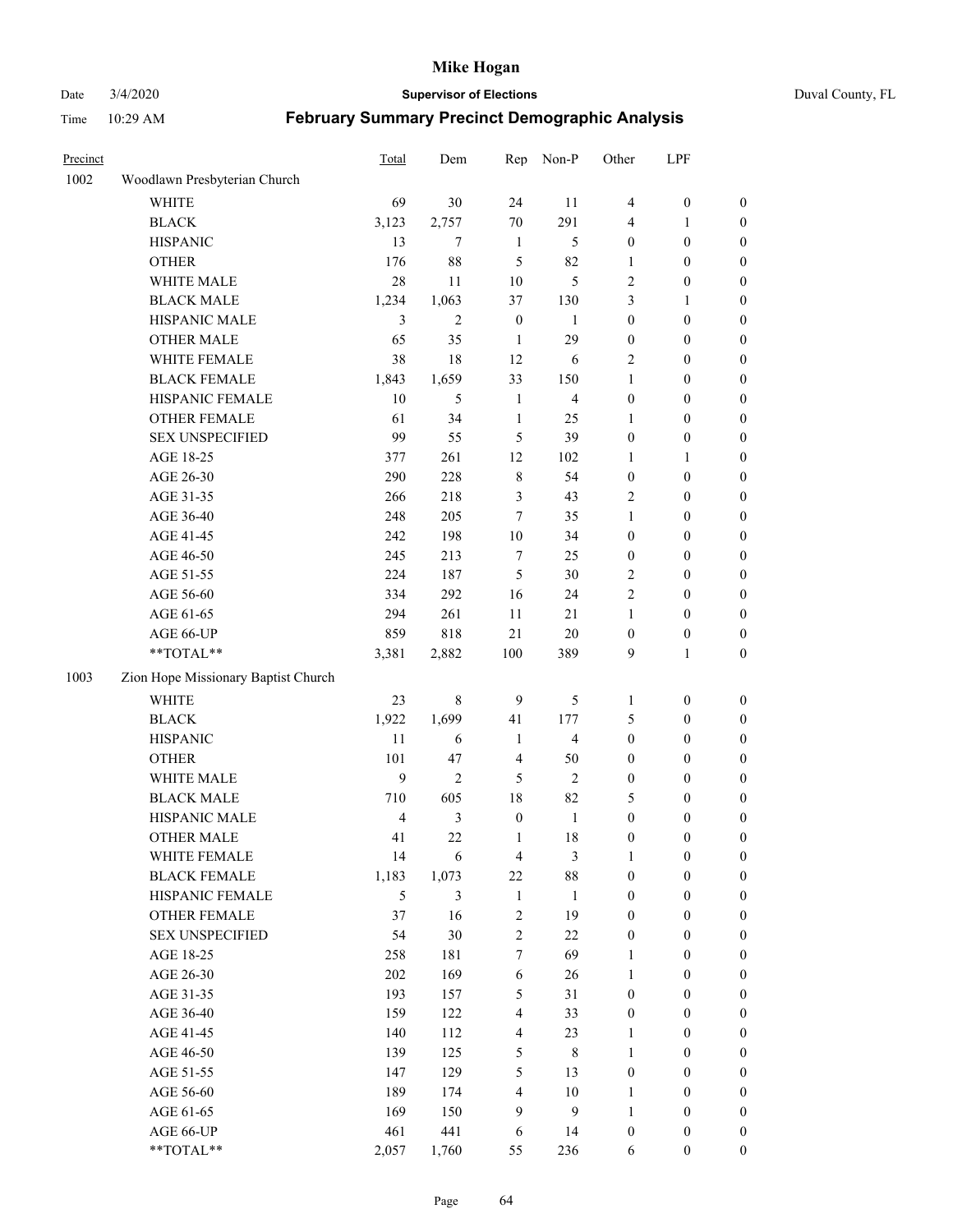# Mike Hogan

Date 3/4/2020 — **Supervisor of Elections** — Duval County, FL

Time 10:29 AM — **February Summary Precinct Demographic Analysis**

| Precinct | | Total | Dem | Rep | Non-P | Other | LPF | |
|---|---|---|---|---|---|---|---|---|
| 1002 | Woodlawn Presbyterian Church | | | | | | | |
| | WHITE | 69 | 30 | 24 | 11 | 4 | 0 | 0 |
| | BLACK | 3,123 | 2,757 | 70 | 291 | 4 | 1 | 0 |
| | HISPANIC | 13 | 7 | 1 | 5 | 0 | 0 | 0 |
| | OTHER | 176 | 88 | 5 | 82 | 1 | 0 | 0 |
| | WHITE MALE | 28 | 11 | 10 | 5 | 2 | 0 | 0 |
| | BLACK MALE | 1,234 | 1,063 | 37 | 130 | 3 | 1 | 0 |
| | HISPANIC MALE | 3 | 2 | 0 | 1 | 0 | 0 | 0 |
| | OTHER MALE | 65 | 35 | 1 | 29 | 0 | 0 | 0 |
| | WHITE FEMALE | 38 | 18 | 12 | 6 | 2 | 0 | 0 |
| | BLACK FEMALE | 1,843 | 1,659 | 33 | 150 | 1 | 0 | 0 |
| | HISPANIC FEMALE | 10 | 5 | 1 | 4 | 0 | 0 | 0 |
| | OTHER FEMALE | 61 | 34 | 1 | 25 | 1 | 0 | 0 |
| | SEX UNSPECIFIED | 99 | 55 | 5 | 39 | 0 | 0 | 0 |
| | AGE 18-25 | 377 | 261 | 12 | 102 | 1 | 1 | 0 |
| | AGE 26-30 | 290 | 228 | 8 | 54 | 0 | 0 | 0 |
| | AGE 31-35 | 266 | 218 | 3 | 43 | 2 | 0 | 0 |
| | AGE 36-40 | 248 | 205 | 7 | 35 | 1 | 0 | 0 |
| | AGE 41-45 | 242 | 198 | 10 | 34 | 0 | 0 | 0 |
| | AGE 46-50 | 245 | 213 | 7 | 25 | 0 | 0 | 0 |
| | AGE 51-55 | 224 | 187 | 5 | 30 | 2 | 0 | 0 |
| | AGE 56-60 | 334 | 292 | 16 | 24 | 2 | 0 | 0 |
| | AGE 61-65 | 294 | 261 | 11 | 21 | 1 | 0 | 0 |
| | AGE 66-UP | 859 | 818 | 21 | 20 | 0 | 0 | 0 |
| | **TOTAL** | 3,381 | 2,882 | 100 | 389 | 9 | 1 | 0 |
| 1003 | Zion Hope Missionary Baptist Church | | | | | | | |
| | WHITE | 23 | 8 | 9 | 5 | 1 | 0 | 0 |
| | BLACK | 1,922 | 1,699 | 41 | 177 | 5 | 0 | 0 |
| | HISPANIC | 11 | 6 | 1 | 4 | 0 | 0 | 0 |
| | OTHER | 101 | 47 | 4 | 50 | 0 | 0 | 0 |
| | WHITE MALE | 9 | 2 | 5 | 2 | 0 | 0 | 0 |
| | BLACK MALE | 710 | 605 | 18 | 82 | 5 | 0 | 0 |
| | HISPANIC MALE | 4 | 3 | 0 | 1 | 0 | 0 | 0 |
| | OTHER MALE | 41 | 22 | 1 | 18 | 0 | 0 | 0 |
| | WHITE FEMALE | 14 | 6 | 4 | 3 | 1 | 0 | 0 |
| | BLACK FEMALE | 1,183 | 1,073 | 22 | 88 | 0 | 0 | 0 |
| | HISPANIC FEMALE | 5 | 3 | 1 | 1 | 0 | 0 | 0 |
| | OTHER FEMALE | 37 | 16 | 2 | 19 | 0 | 0 | 0 |
| | SEX UNSPECIFIED | 54 | 30 | 2 | 22 | 0 | 0 | 0 |
| | AGE 18-25 | 258 | 181 | 7 | 69 | 1 | 0 | 0 |
| | AGE 26-30 | 202 | 169 | 6 | 26 | 1 | 0 | 0 |
| | AGE 31-35 | 193 | 157 | 5 | 31 | 0 | 0 | 0 |
| | AGE 36-40 | 159 | 122 | 4 | 33 | 0 | 0 | 0 |
| | AGE 41-45 | 140 | 112 | 4 | 23 | 1 | 0 | 0 |
| | AGE 46-50 | 139 | 125 | 5 | 8 | 1 | 0 | 0 |
| | AGE 51-55 | 147 | 129 | 5 | 13 | 0 | 0 | 0 |
| | AGE 56-60 | 189 | 174 | 4 | 10 | 1 | 0 | 0 |
| | AGE 61-65 | 169 | 150 | 9 | 9 | 1 | 0 | 0 |
| | AGE 66-UP | 461 | 441 | 6 | 14 | 0 | 0 | 0 |
| | **TOTAL** | 2,057 | 1,760 | 55 | 236 | 6 | 0 | 0 |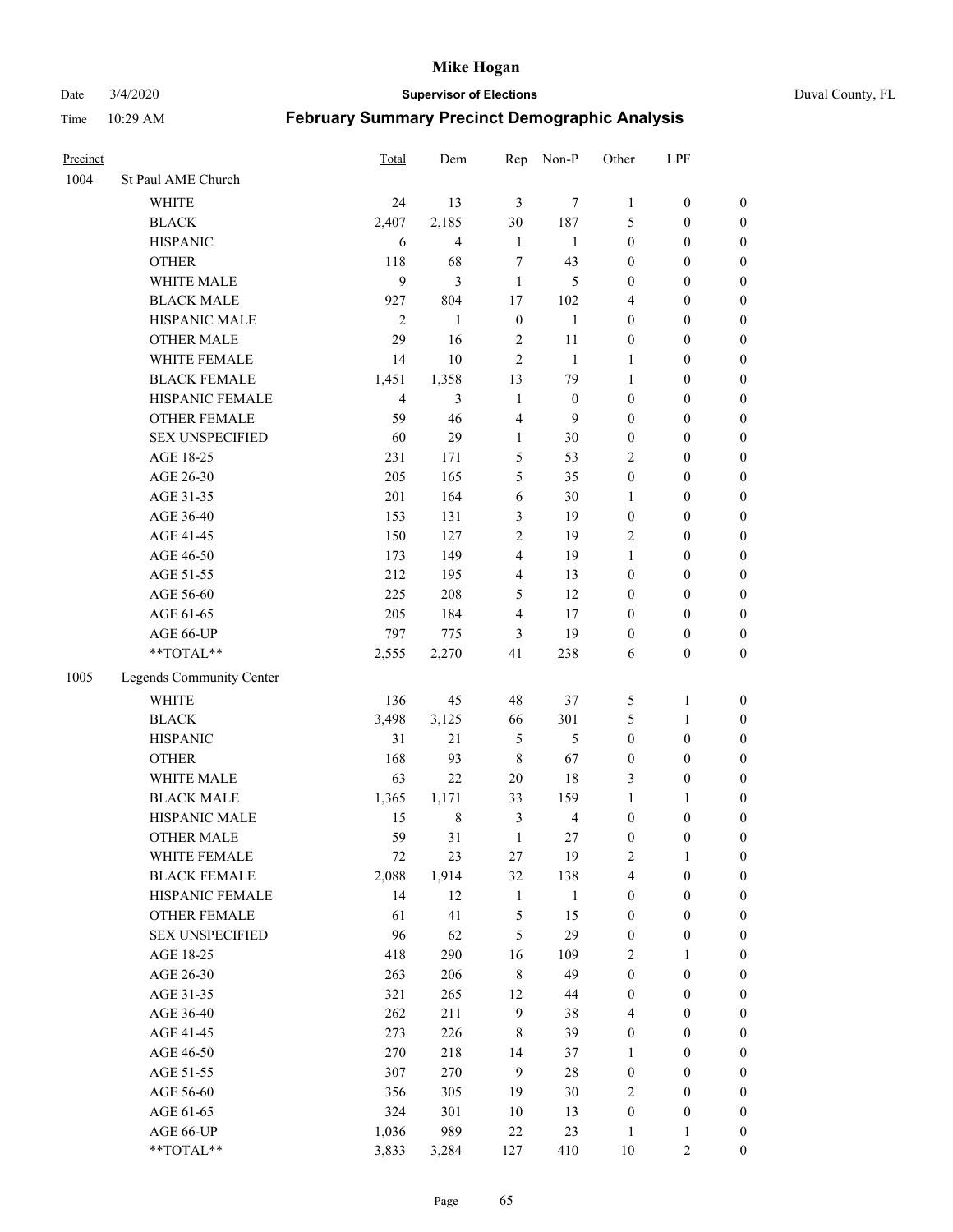# Mike Hogan

Date 3/4/2020 **Supervisor of Elections** Duval County, FL

Time 10:29 AM **February Summary Precinct Demographic Analysis**

| Precinct | | Total | Dem | Rep | Non-P | Other | LPF | |
|---|---|---|---|---|---|---|---|---|
| 1004 | St Paul AME Church | | | | | | | |
| | WHITE | 24 | 13 | 3 | 7 | 1 | 0 | 0 |
| | BLACK | 2,407 | 2,185 | 30 | 187 | 5 | 0 | 0 |
| | HISPANIC | 6 | 4 | 1 | 1 | 0 | 0 | 0 |
| | OTHER | 118 | 68 | 7 | 43 | 0 | 0 | 0 |
| | WHITE MALE | 9 | 3 | 1 | 5 | 0 | 0 | 0 |
| | BLACK MALE | 927 | 804 | 17 | 102 | 4 | 0 | 0 |
| | HISPANIC MALE | 2 | 1 | 0 | 1 | 0 | 0 | 0 |
| | OTHER MALE | 29 | 16 | 2 | 11 | 0 | 0 | 0 |
| | WHITE FEMALE | 14 | 10 | 2 | 1 | 1 | 0 | 0 |
| | BLACK FEMALE | 1,451 | 1,358 | 13 | 79 | 1 | 0 | 0 |
| | HISPANIC FEMALE | 4 | 3 | 1 | 0 | 0 | 0 | 0 |
| | OTHER FEMALE | 59 | 46 | 4 | 9 | 0 | 0 | 0 |
| | SEX UNSPECIFIED | 60 | 29 | 1 | 30 | 0 | 0 | 0 |
| | AGE 18-25 | 231 | 171 | 5 | 53 | 2 | 0 | 0 |
| | AGE 26-30 | 205 | 165 | 5 | 35 | 0 | 0 | 0 |
| | AGE 31-35 | 201 | 164 | 6 | 30 | 1 | 0 | 0 |
| | AGE 36-40 | 153 | 131 | 3 | 19 | 0 | 0 | 0 |
| | AGE 41-45 | 150 | 127 | 2 | 19 | 2 | 0 | 0 |
| | AGE 46-50 | 173 | 149 | 4 | 19 | 1 | 0 | 0 |
| | AGE 51-55 | 212 | 195 | 4 | 13 | 0 | 0 | 0 |
| | AGE 56-60 | 225 | 208 | 5 | 12 | 0 | 0 | 0 |
| | AGE 61-65 | 205 | 184 | 4 | 17 | 0 | 0 | 0 |
| | AGE 66-UP | 797 | 775 | 3 | 19 | 0 | 0 | 0 |
| | **TOTAL** | 2,555 | 2,270 | 41 | 238 | 6 | 0 | 0 |
| 1005 | Legends Community Center | | | | | | | |
| | WHITE | 136 | 45 | 48 | 37 | 5 | 1 | 0 |
| | BLACK | 3,498 | 3,125 | 66 | 301 | 5 | 1 | 0 |
| | HISPANIC | 31 | 21 | 5 | 5 | 0 | 0 | 0 |
| | OTHER | 168 | 93 | 8 | 67 | 0 | 0 | 0 |
| | WHITE MALE | 63 | 22 | 20 | 18 | 3 | 0 | 0 |
| | BLACK MALE | 1,365 | 1,171 | 33 | 159 | 1 | 1 | 0 |
| | HISPANIC MALE | 15 | 8 | 3 | 4 | 0 | 0 | 0 |
| | OTHER MALE | 59 | 31 | 1 | 27 | 0 | 0 | 0 |
| | WHITE FEMALE | 72 | 23 | 27 | 19 | 2 | 1 | 0 |
| | BLACK FEMALE | 2,088 | 1,914 | 32 | 138 | 4 | 0 | 0 |
| | HISPANIC FEMALE | 14 | 12 | 1 | 1 | 0 | 0 | 0 |
| | OTHER FEMALE | 61 | 41 | 5 | 15 | 0 | 0 | 0 |
| | SEX UNSPECIFIED | 96 | 62 | 5 | 29 | 0 | 0 | 0 |
| | AGE 18-25 | 418 | 290 | 16 | 109 | 2 | 1 | 0 |
| | AGE 26-30 | 263 | 206 | 8 | 49 | 0 | 0 | 0 |
| | AGE 31-35 | 321 | 265 | 12 | 44 | 0 | 0 | 0 |
| | AGE 36-40 | 262 | 211 | 9 | 38 | 4 | 0 | 0 |
| | AGE 41-45 | 273 | 226 | 8 | 39 | 0 | 0 | 0 |
| | AGE 46-50 | 270 | 218 | 14 | 37 | 1 | 0 | 0 |
| | AGE 51-55 | 307 | 270 | 9 | 28 | 0 | 0 | 0 |
| | AGE 56-60 | 356 | 305 | 19 | 30 | 2 | 0 | 0 |
| | AGE 61-65 | 324 | 301 | 10 | 13 | 0 | 0 | 0 |
| | AGE 66-UP | 1,036 | 989 | 22 | 23 | 1 | 1 | 0 |
| | **TOTAL** | 3,833 | 3,284 | 127 | 410 | 10 | 2 | 0 |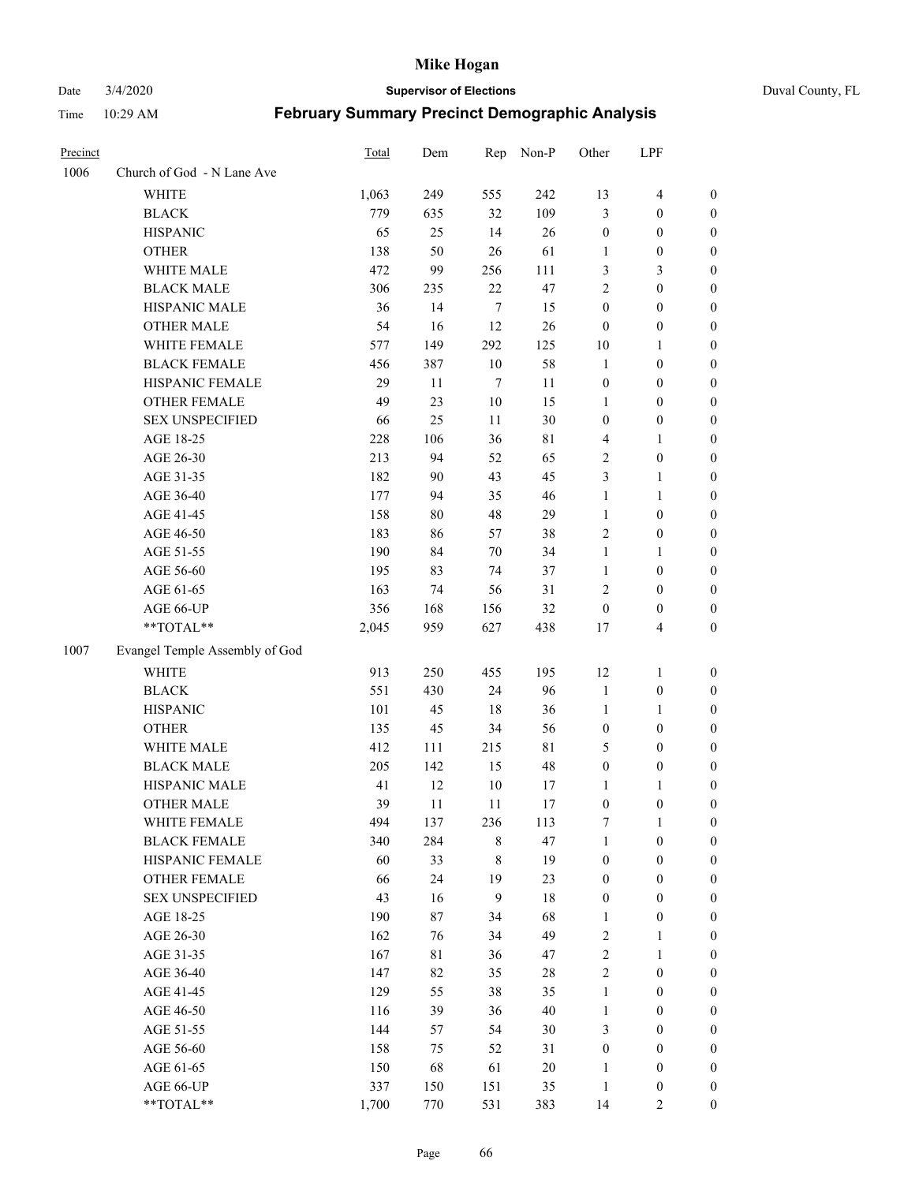# Mike Hogan

Date 3/4/2020 **Supervisor of Elections** Duval County, FL

Time 10:29 AM **February Summary Precinct Demographic Analysis**

| Precinct | | Total | Dem | Rep | Non-P | Other | LPF | |
|---|---|---|---|---|---|---|---|---|
| 1006 | Church of God - N Lane Ave | | | | | | | |
| | WHITE | 1,063 | 249 | 555 | 242 | 13 | 4 | 0 |
| | BLACK | 779 | 635 | 32 | 109 | 3 | 0 | 0 |
| | HISPANIC | 65 | 25 | 14 | 26 | 0 | 0 | 0 |
| | OTHER | 138 | 50 | 26 | 61 | 1 | 0 | 0 |
| | WHITE MALE | 472 | 99 | 256 | 111 | 3 | 3 | 0 |
| | BLACK MALE | 306 | 235 | 22 | 47 | 2 | 0 | 0 |
| | HISPANIC MALE | 36 | 14 | 7 | 15 | 0 | 0 | 0 |
| | OTHER MALE | 54 | 16 | 12 | 26 | 0 | 0 | 0 |
| | WHITE FEMALE | 577 | 149 | 292 | 125 | 10 | 1 | 0 |
| | BLACK FEMALE | 456 | 387 | 10 | 58 | 1 | 0 | 0 |
| | HISPANIC FEMALE | 29 | 11 | 7 | 11 | 0 | 0 | 0 |
| | OTHER FEMALE | 49 | 23 | 10 | 15 | 1 | 0 | 0 |
| | SEX UNSPECIFIED | 66 | 25 | 11 | 30 | 0 | 0 | 0 |
| | AGE 18-25 | 228 | 106 | 36 | 81 | 4 | 1 | 0 |
| | AGE 26-30 | 213 | 94 | 52 | 65 | 2 | 0 | 0 |
| | AGE 31-35 | 182 | 90 | 43 | 45 | 3 | 1 | 0 |
| | AGE 36-40 | 177 | 94 | 35 | 46 | 1 | 1 | 0 |
| | AGE 41-45 | 158 | 80 | 48 | 29 | 1 | 0 | 0 |
| | AGE 46-50 | 183 | 86 | 57 | 38 | 2 | 0 | 0 |
| | AGE 51-55 | 190 | 84 | 70 | 34 | 1 | 1 | 0 |
| | AGE 56-60 | 195 | 83 | 74 | 37 | 1 | 0 | 0 |
| | AGE 61-65 | 163 | 74 | 56 | 31 | 2 | 0 | 0 |
| | AGE 66-UP | 356 | 168 | 156 | 32 | 0 | 0 | 0 |
| | **TOTAL** | 2,045 | 959 | 627 | 438 | 17 | 4 | 0 |
| 1007 | Evangel Temple Assembly of God | | | | | | | |
| | WHITE | 913 | 250 | 455 | 195 | 12 | 1 | 0 |
| | BLACK | 551 | 430 | 24 | 96 | 1 | 0 | 0 |
| | HISPANIC | 101 | 45 | 18 | 36 | 1 | 1 | 0 |
| | OTHER | 135 | 45 | 34 | 56 | 0 | 0 | 0 |
| | WHITE MALE | 412 | 111 | 215 | 81 | 5 | 0 | 0 |
| | BLACK MALE | 205 | 142 | 15 | 48 | 0 | 0 | 0 |
| | HISPANIC MALE | 41 | 12 | 10 | 17 | 1 | 1 | 0 |
| | OTHER MALE | 39 | 11 | 11 | 17 | 0 | 0 | 0 |
| | WHITE FEMALE | 494 | 137 | 236 | 113 | 7 | 1 | 0 |
| | BLACK FEMALE | 340 | 284 | 8 | 47 | 1 | 0 | 0 |
| | HISPANIC FEMALE | 60 | 33 | 8 | 19 | 0 | 0 | 0 |
| | OTHER FEMALE | 66 | 24 | 19 | 23 | 0 | 0 | 0 |
| | SEX UNSPECIFIED | 43 | 16 | 9 | 18 | 0 | 0 | 0 |
| | AGE 18-25 | 190 | 87 | 34 | 68 | 1 | 0 | 0 |
| | AGE 26-30 | 162 | 76 | 34 | 49 | 2 | 1 | 0 |
| | AGE 31-35 | 167 | 81 | 36 | 47 | 2 | 1 | 0 |
| | AGE 36-40 | 147 | 82 | 35 | 28 | 2 | 0 | 0 |
| | AGE 41-45 | 129 | 55 | 38 | 35 | 1 | 0 | 0 |
| | AGE 46-50 | 116 | 39 | 36 | 40 | 1 | 0 | 0 |
| | AGE 51-55 | 144 | 57 | 54 | 30 | 3 | 0 | 0 |
| | AGE 56-60 | 158 | 75 | 52 | 31 | 0 | 0 | 0 |
| | AGE 61-65 | 150 | 68 | 61 | 20 | 1 | 0 | 0 |
| | AGE 66-UP | 337 | 150 | 151 | 35 | 1 | 0 | 0 |
| | **TOTAL** | 1,700 | 770 | 531 | 383 | 14 | 2 | 0 |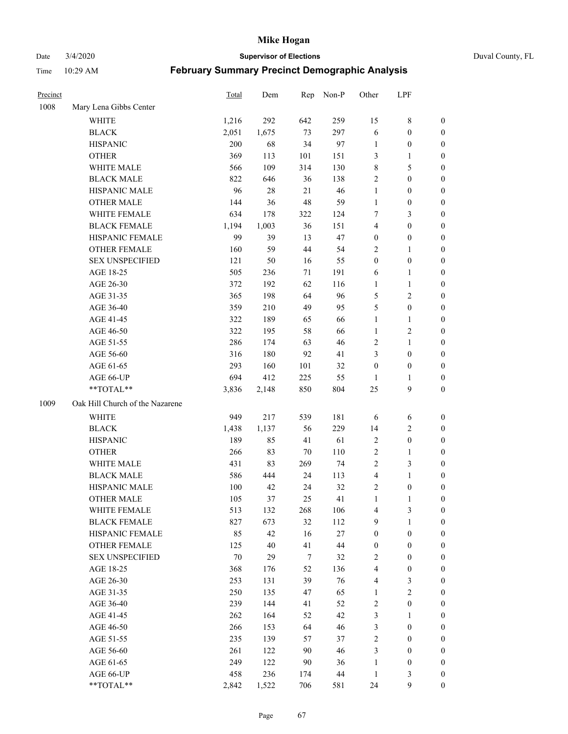# Mike Hogan

Date 3/4/2020 **Supervisor of Elections** Duval County, FL

Time 10:29 AM **February Summary Precinct Demographic Analysis**

| Precinct | | Total | Dem | Rep | Non-P | Other | LPF | |
|---|---|---|---|---|---|---|---|---|
| 1008 | Mary Lena Gibbs Center | | | | | | | |
| | WHITE | 1,216 | 292 | 642 | 259 | 15 | 8 | 0 |
| | BLACK | 2,051 | 1,675 | 73 | 297 | 6 | 0 | 0 |
| | HISPANIC | 200 | 68 | 34 | 97 | 1 | 0 | 0 |
| | OTHER | 369 | 113 | 101 | 151 | 3 | 1 | 0 |
| | WHITE MALE | 566 | 109 | 314 | 130 | 8 | 5 | 0 |
| | BLACK MALE | 822 | 646 | 36 | 138 | 2 | 0 | 0 |
| | HISPANIC MALE | 96 | 28 | 21 | 46 | 1 | 0 | 0 |
| | OTHER MALE | 144 | 36 | 48 | 59 | 1 | 0 | 0 |
| | WHITE FEMALE | 634 | 178 | 322 | 124 | 7 | 3 | 0 |
| | BLACK FEMALE | 1,194 | 1,003 | 36 | 151 | 4 | 0 | 0 |
| | HISPANIC FEMALE | 99 | 39 | 13 | 47 | 0 | 0 | 0 |
| | OTHER FEMALE | 160 | 59 | 44 | 54 | 2 | 1 | 0 |
| | SEX UNSPECIFIED | 121 | 50 | 16 | 55 | 0 | 0 | 0 |
| | AGE 18-25 | 505 | 236 | 71 | 191 | 6 | 1 | 0 |
| | AGE 26-30 | 372 | 192 | 62 | 116 | 1 | 1 | 0 |
| | AGE 31-35 | 365 | 198 | 64 | 96 | 5 | 2 | 0 |
| | AGE 36-40 | 359 | 210 | 49 | 95 | 5 | 0 | 0 |
| | AGE 41-45 | 322 | 189 | 65 | 66 | 1 | 1 | 0 |
| | AGE 46-50 | 322 | 195 | 58 | 66 | 1 | 2 | 0 |
| | AGE 51-55 | 286 | 174 | 63 | 46 | 2 | 1 | 0 |
| | AGE 56-60 | 316 | 180 | 92 | 41 | 3 | 0 | 0 |
| | AGE 61-65 | 293 | 160 | 101 | 32 | 0 | 0 | 0 |
| | AGE 66-UP | 694 | 412 | 225 | 55 | 1 | 1 | 0 |
| | **TOTAL** | 3,836 | 2,148 | 850 | 804 | 25 | 9 | 0 |
| 1009 | Oak Hill Church of the Nazarene | | | | | | | |
| | WHITE | 949 | 217 | 539 | 181 | 6 | 6 | 0 |
| | BLACK | 1,438 | 1,137 | 56 | 229 | 14 | 2 | 0 |
| | HISPANIC | 189 | 85 | 41 | 61 | 2 | 0 | 0 |
| | OTHER | 266 | 83 | 70 | 110 | 2 | 1 | 0 |
| | WHITE MALE | 431 | 83 | 269 | 74 | 2 | 3 | 0 |
| | BLACK MALE | 586 | 444 | 24 | 113 | 4 | 1 | 0 |
| | HISPANIC MALE | 100 | 42 | 24 | 32 | 2 | 0 | 0 |
| | OTHER MALE | 105 | 37 | 25 | 41 | 1 | 1 | 0 |
| | WHITE FEMALE | 513 | 132 | 268 | 106 | 4 | 3 | 0 |
| | BLACK FEMALE | 827 | 673 | 32 | 112 | 9 | 1 | 0 |
| | HISPANIC FEMALE | 85 | 42 | 16 | 27 | 0 | 0 | 0 |
| | OTHER FEMALE | 125 | 40 | 41 | 44 | 0 | 0 | 0 |
| | SEX UNSPECIFIED | 70 | 29 | 7 | 32 | 2 | 0 | 0 |
| | AGE 18-25 | 368 | 176 | 52 | 136 | 4 | 0 | 0 |
| | AGE 26-30 | 253 | 131 | 39 | 76 | 4 | 3 | 0 |
| | AGE 31-35 | 250 | 135 | 47 | 65 | 1 | 2 | 0 |
| | AGE 36-40 | 239 | 144 | 41 | 52 | 2 | 0 | 0 |
| | AGE 41-45 | 262 | 164 | 52 | 42 | 3 | 1 | 0 |
| | AGE 46-50 | 266 | 153 | 64 | 46 | 3 | 0 | 0 |
| | AGE 51-55 | 235 | 139 | 57 | 37 | 2 | 0 | 0 |
| | AGE 56-60 | 261 | 122 | 90 | 46 | 3 | 0 | 0 |
| | AGE 61-65 | 249 | 122 | 90 | 36 | 1 | 0 | 0 |
| | AGE 66-UP | 458 | 236 | 174 | 44 | 1 | 3 | 0 |
| | **TOTAL** | 2,842 | 1,522 | 706 | 581 | 24 | 9 | 0 |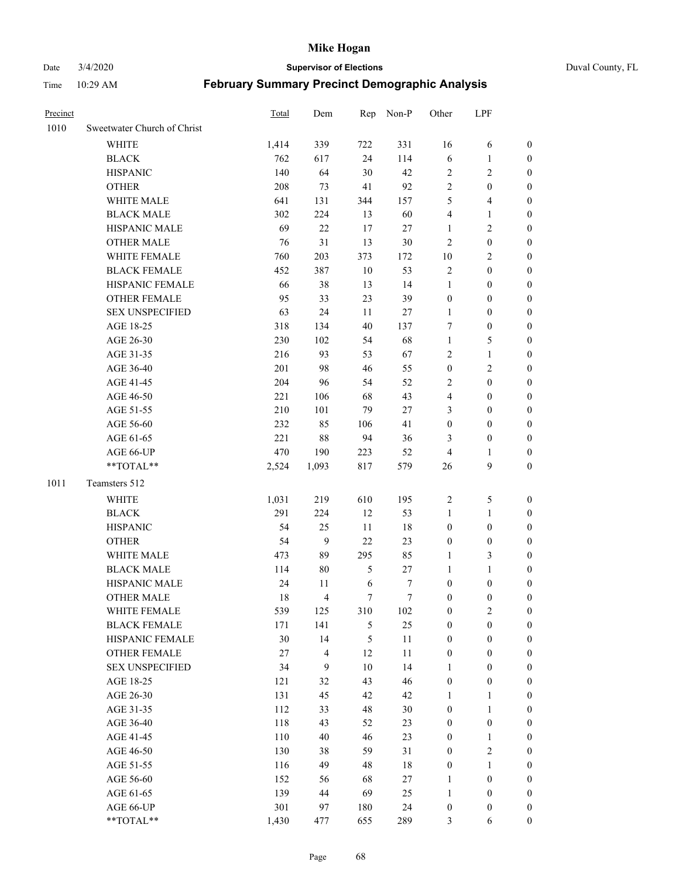| Precinct | | Total | Dem | Rep | Non-P | Other | LPF | |
|---|---|---|---|---|---|---|---|---|
| 1010 | Sweetwater Church of Christ | | | | | | | |
| | WHITE | 1,414 | 339 | 722 | 331 | 16 | 6 | 0 |
| | BLACK | 762 | 617 | 24 | 114 | 6 | 1 | 0 |
| | HISPANIC | 140 | 64 | 30 | 42 | 2 | 2 | 0 |
| | OTHER | 208 | 73 | 41 | 92 | 2 | 0 | 0 |
| | WHITE MALE | 641 | 131 | 344 | 157 | 5 | 4 | 0 |
| | BLACK MALE | 302 | 224 | 13 | 60 | 4 | 1 | 0 |
| | HISPANIC MALE | 69 | 22 | 17 | 27 | 1 | 2 | 0 |
| | OTHER MALE | 76 | 31 | 13 | 30 | 2 | 0 | 0 |
| | WHITE FEMALE | 760 | 203 | 373 | 172 | 10 | 2 | 0 |
| | BLACK FEMALE | 452 | 387 | 10 | 53 | 2 | 0 | 0 |
| | HISPANIC FEMALE | 66 | 38 | 13 | 14 | 1 | 0 | 0 |
| | OTHER FEMALE | 95 | 33 | 23 | 39 | 0 | 0 | 0 |
| | SEX UNSPECIFIED | 63 | 24 | 11 | 27 | 1 | 0 | 0 |
| | AGE 18-25 | 318 | 134 | 40 | 137 | 7 | 0 | 0 |
| | AGE 26-30 | 230 | 102 | 54 | 68 | 1 | 5 | 0 |
| | AGE 31-35 | 216 | 93 | 53 | 67 | 2 | 1 | 0 |
| | AGE 36-40 | 201 | 98 | 46 | 55 | 0 | 2 | 0 |
| | AGE 41-45 | 204 | 96 | 54 | 52 | 2 | 0 | 0 |
| | AGE 46-50 | 221 | 106 | 68 | 43 | 4 | 0 | 0 |
| | AGE 51-55 | 210 | 101 | 79 | 27 | 3 | 0 | 0 |
| | AGE 56-60 | 232 | 85 | 106 | 41 | 0 | 0 | 0 |
| | AGE 61-65 | 221 | 88 | 94 | 36 | 3 | 0 | 0 |
| | AGE 66-UP | 470 | 190 | 223 | 52 | 4 | 1 | 0 |
| | **TOTAL** | 2,524 | 1,093 | 817 | 579 | 26 | 9 | 0 |
| 1011 | Teamsters 512 | | | | | | | |
| | WHITE | 1,031 | 219 | 610 | 195 | 2 | 5 | 0 |
| | BLACK | 291 | 224 | 12 | 53 | 1 | 1 | 0 |
| | HISPANIC | 54 | 25 | 11 | 18 | 0 | 0 | 0 |
| | OTHER | 54 | 9 | 22 | 23 | 0 | 0 | 0 |
| | WHITE MALE | 473 | 89 | 295 | 85 | 1 | 3 | 0 |
| | BLACK MALE | 114 | 80 | 5 | 27 | 1 | 1 | 0 |
| | HISPANIC MALE | 24 | 11 | 6 | 7 | 0 | 0 | 0 |
| | OTHER MALE | 18 | 4 | 7 | 7 | 0 | 0 | 0 |
| | WHITE FEMALE | 539 | 125 | 310 | 102 | 0 | 2 | 0 |
| | BLACK FEMALE | 171 | 141 | 5 | 25 | 0 | 0 | 0 |
| | HISPANIC FEMALE | 30 | 14 | 5 | 11 | 0 | 0 | 0 |
| | OTHER FEMALE | 27 | 4 | 12 | 11 | 0 | 0 | 0 |
| | SEX UNSPECIFIED | 34 | 9 | 10 | 14 | 1 | 0 | 0 |
| | AGE 18-25 | 121 | 32 | 43 | 46 | 0 | 0 | 0 |
| | AGE 26-30 | 131 | 45 | 42 | 42 | 1 | 1 | 0 |
| | AGE 31-35 | 112 | 33 | 48 | 30 | 0 | 1 | 0 |
| | AGE 36-40 | 118 | 43 | 52 | 23 | 0 | 0 | 0 |
| | AGE 41-45 | 110 | 40 | 46 | 23 | 0 | 1 | 0 |
| | AGE 46-50 | 130 | 38 | 59 | 31 | 0 | 2 | 0 |
| | AGE 51-55 | 116 | 49 | 48 | 18 | 0 | 1 | 0 |
| | AGE 56-60 | 152 | 56 | 68 | 27 | 1 | 0 | 0 |
| | AGE 61-65 | 139 | 44 | 69 | 25 | 1 | 0 | 0 |
| | AGE 66-UP | 301 | 97 | 180 | 24 | 0 | 0 | 0 |
| | **TOTAL** | 1,430 | 477 | 655 | 289 | 3 | 6 | 0 |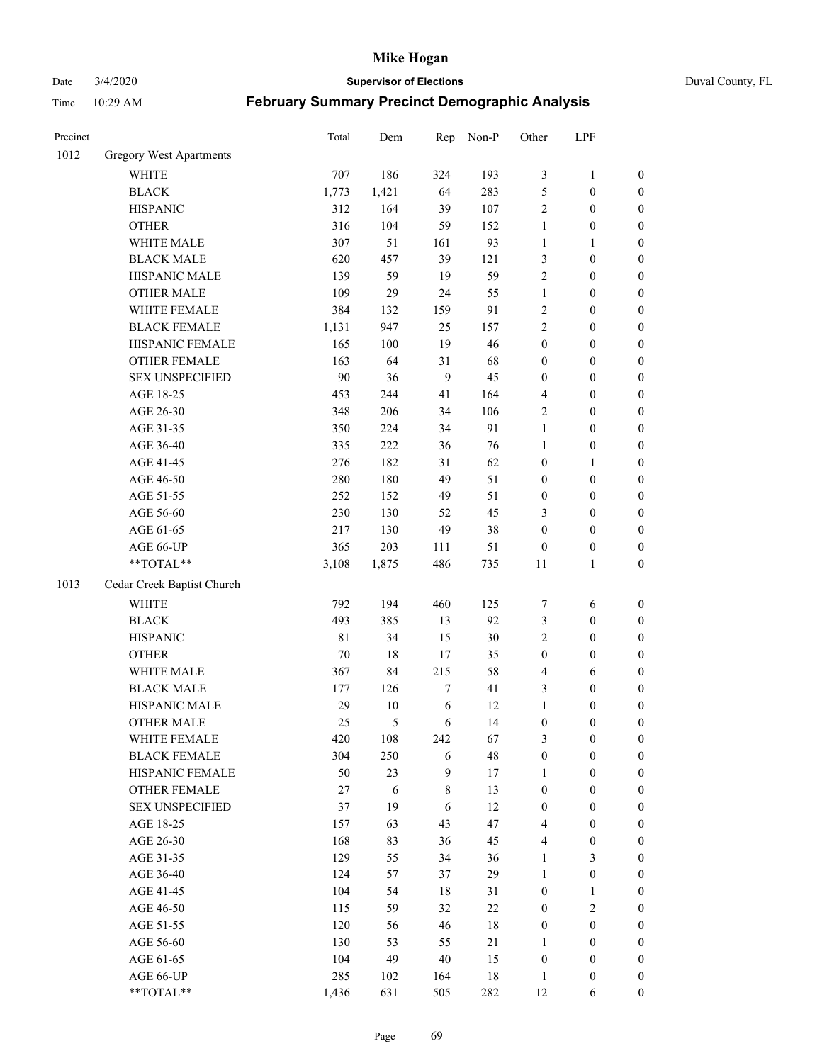# Mike Hogan

Date 3/4/2020 **Supervisor of Elections** Duval County, FL

Time 10:29 AM **February Summary Precinct Demographic Analysis**

| Precinct | | Total | Dem | Rep | Non-P | Other | LPF | |
|---|---|---|---|---|---|---|---|---|
| 1012 | Gregory West Apartments | | | | | | | |
| | WHITE | 707 | 186 | 324 | 193 | 3 | 1 | 0 |
| | BLACK | 1,773 | 1,421 | 64 | 283 | 5 | 0 | 0 |
| | HISPANIC | 312 | 164 | 39 | 107 | 2 | 0 | 0 |
| | OTHER | 316 | 104 | 59 | 152 | 1 | 0 | 0 |
| | WHITE MALE | 307 | 51 | 161 | 93 | 1 | 1 | 0 |
| | BLACK MALE | 620 | 457 | 39 | 121 | 3 | 0 | 0 |
| | HISPANIC MALE | 139 | 59 | 19 | 59 | 2 | 0 | 0 |
| | OTHER MALE | 109 | 29 | 24 | 55 | 1 | 0 | 0 |
| | WHITE FEMALE | 384 | 132 | 159 | 91 | 2 | 0 | 0 |
| | BLACK FEMALE | 1,131 | 947 | 25 | 157 | 2 | 0 | 0 |
| | HISPANIC FEMALE | 165 | 100 | 19 | 46 | 0 | 0 | 0 |
| | OTHER FEMALE | 163 | 64 | 31 | 68 | 0 | 0 | 0 |
| | SEX UNSPECIFIED | 90 | 36 | 9 | 45 | 0 | 0 | 0 |
| | AGE 18-25 | 453 | 244 | 41 | 164 | 4 | 0 | 0 |
| | AGE 26-30 | 348 | 206 | 34 | 106 | 2 | 0 | 0 |
| | AGE 31-35 | 350 | 224 | 34 | 91 | 1 | 0 | 0 |
| | AGE 36-40 | 335 | 222 | 36 | 76 | 1 | 0 | 0 |
| | AGE 41-45 | 276 | 182 | 31 | 62 | 0 | 1 | 0 |
| | AGE 46-50 | 280 | 180 | 49 | 51 | 0 | 0 | 0 |
| | AGE 51-55 | 252 | 152 | 49 | 51 | 0 | 0 | 0 |
| | AGE 56-60 | 230 | 130 | 52 | 45 | 3 | 0 | 0 |
| | AGE 61-65 | 217 | 130 | 49 | 38 | 0 | 0 | 0 |
| | AGE 66-UP | 365 | 203 | 111 | 51 | 0 | 0 | 0 |
| | **TOTAL** | 3,108 | 1,875 | 486 | 735 | 11 | 1 | 0 |
| 1013 | Cedar Creek Baptist Church | | | | | | | |
| | WHITE | 792 | 194 | 460 | 125 | 7 | 6 | 0 |
| | BLACK | 493 | 385 | 13 | 92 | 3 | 0 | 0 |
| | HISPANIC | 81 | 34 | 15 | 30 | 2 | 0 | 0 |
| | OTHER | 70 | 18 | 17 | 35 | 0 | 0 | 0 |
| | WHITE MALE | 367 | 84 | 215 | 58 | 4 | 6 | 0 |
| | BLACK MALE | 177 | 126 | 7 | 41 | 3 | 0 | 0 |
| | HISPANIC MALE | 29 | 10 | 6 | 12 | 1 | 0 | 0 |
| | OTHER MALE | 25 | 5 | 6 | 14 | 0 | 0 | 0 |
| | WHITE FEMALE | 420 | 108 | 242 | 67 | 3 | 0 | 0 |
| | BLACK FEMALE | 304 | 250 | 6 | 48 | 0 | 0 | 0 |
| | HISPANIC FEMALE | 50 | 23 | 9 | 17 | 1 | 0 | 0 |
| | OTHER FEMALE | 27 | 6 | 8 | 13 | 0 | 0 | 0 |
| | SEX UNSPECIFIED | 37 | 19 | 6 | 12 | 0 | 0 | 0 |
| | AGE 18-25 | 157 | 63 | 43 | 47 | 4 | 0 | 0 |
| | AGE 26-30 | 168 | 83 | 36 | 45 | 4 | 0 | 0 |
| | AGE 31-35 | 129 | 55 | 34 | 36 | 1 | 3 | 0 |
| | AGE 36-40 | 124 | 57 | 37 | 29 | 1 | 0 | 0 |
| | AGE 41-45 | 104 | 54 | 18 | 31 | 0 | 1 | 0 |
| | AGE 46-50 | 115 | 59 | 32 | 22 | 0 | 2 | 0 |
| | AGE 51-55 | 120 | 56 | 46 | 18 | 0 | 0 | 0 |
| | AGE 56-60 | 130 | 53 | 55 | 21 | 1 | 0 | 0 |
| | AGE 61-65 | 104 | 49 | 40 | 15 | 0 | 0 | 0 |
| | AGE 66-UP | 285 | 102 | 164 | 18 | 1 | 0 | 0 |
| | **TOTAL** | 1,436 | 631 | 505 | 282 | 12 | 6 | 0 |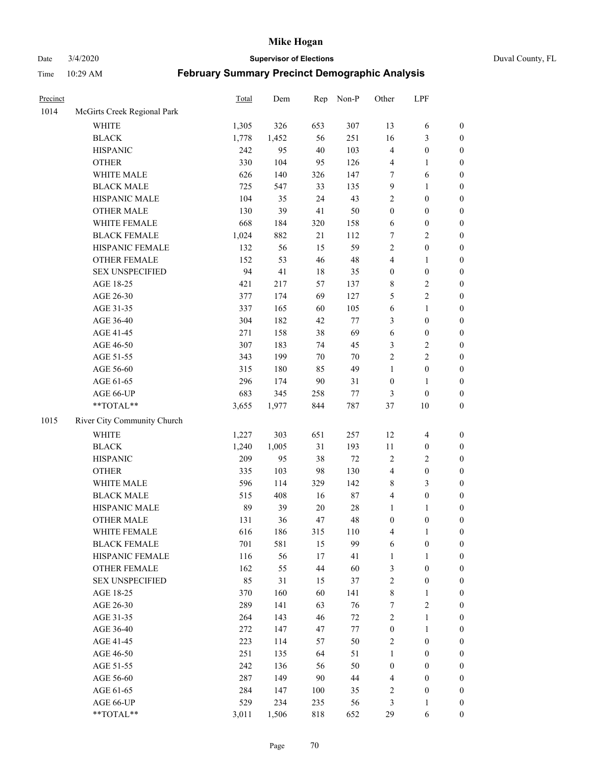# Mike Hogan

Date 3/4/2020 **Supervisor of Elections** Duval County, FL

Time 10:29 AM **February Summary Precinct Demographic Analysis**

| Precinct | | Total | Dem | Rep | Non-P | Other | LPF | |
|---|---|---|---|---|---|---|---|---|
| 1014 | McGirts Creek Regional Park | | | | | | | |
| | WHITE | 1,305 | 326 | 653 | 307 | 13 | 6 | 0 |
| | BLACK | 1,778 | 1,452 | 56 | 251 | 16 | 3 | 0 |
| | HISPANIC | 242 | 95 | 40 | 103 | 4 | 0 | 0 |
| | OTHER | 330 | 104 | 95 | 126 | 4 | 1 | 0 |
| | WHITE MALE | 626 | 140 | 326 | 147 | 7 | 6 | 0 |
| | BLACK MALE | 725 | 547 | 33 | 135 | 9 | 1 | 0 |
| | HISPANIC MALE | 104 | 35 | 24 | 43 | 2 | 0 | 0 |
| | OTHER MALE | 130 | 39 | 41 | 50 | 0 | 0 | 0 |
| | WHITE FEMALE | 668 | 184 | 320 | 158 | 6 | 0 | 0 |
| | BLACK FEMALE | 1,024 | 882 | 21 | 112 | 7 | 2 | 0 |
| | HISPANIC FEMALE | 132 | 56 | 15 | 59 | 2 | 0 | 0 |
| | OTHER FEMALE | 152 | 53 | 46 | 48 | 4 | 1 | 0 |
| | SEX UNSPECIFIED | 94 | 41 | 18 | 35 | 0 | 0 | 0 |
| | AGE 18-25 | 421 | 217 | 57 | 137 | 8 | 2 | 0 |
| | AGE 26-30 | 377 | 174 | 69 | 127 | 5 | 2 | 0 |
| | AGE 31-35 | 337 | 165 | 60 | 105 | 6 | 1 | 0 |
| | AGE 36-40 | 304 | 182 | 42 | 77 | 3 | 0 | 0 |
| | AGE 41-45 | 271 | 158 | 38 | 69 | 6 | 0 | 0 |
| | AGE 46-50 | 307 | 183 | 74 | 45 | 3 | 2 | 0 |
| | AGE 51-55 | 343 | 199 | 70 | 70 | 2 | 2 | 0 |
| | AGE 56-60 | 315 | 180 | 85 | 49 | 1 | 0 | 0 |
| | AGE 61-65 | 296 | 174 | 90 | 31 | 0 | 1 | 0 |
| | AGE 66-UP | 683 | 345 | 258 | 77 | 3 | 0 | 0 |
| | **TOTAL** | 3,655 | 1,977 | 844 | 787 | 37 | 10 | 0 |
| 1015 | River City Community Church | | | | | | | |
| | WHITE | 1,227 | 303 | 651 | 257 | 12 | 4 | 0 |
| | BLACK | 1,240 | 1,005 | 31 | 193 | 11 | 0 | 0 |
| | HISPANIC | 209 | 95 | 38 | 72 | 2 | 2 | 0 |
| | OTHER | 335 | 103 | 98 | 130 | 4 | 0 | 0 |
| | WHITE MALE | 596 | 114 | 329 | 142 | 8 | 3 | 0 |
| | BLACK MALE | 515 | 408 | 16 | 87 | 4 | 0 | 0 |
| | HISPANIC MALE | 89 | 39 | 20 | 28 | 1 | 1 | 0 |
| | OTHER MALE | 131 | 36 | 47 | 48 | 0 | 0 | 0 |
| | WHITE FEMALE | 616 | 186 | 315 | 110 | 4 | 1 | 0 |
| | BLACK FEMALE | 701 | 581 | 15 | 99 | 6 | 0 | 0 |
| | HISPANIC FEMALE | 116 | 56 | 17 | 41 | 1 | 1 | 0 |
| | OTHER FEMALE | 162 | 55 | 44 | 60 | 3 | 0 | 0 |
| | SEX UNSPECIFIED | 85 | 31 | 15 | 37 | 2 | 0 | 0 |
| | AGE 18-25 | 370 | 160 | 60 | 141 | 8 | 1 | 0 |
| | AGE 26-30 | 289 | 141 | 63 | 76 | 7 | 2 | 0 |
| | AGE 31-35 | 264 | 143 | 46 | 72 | 2 | 1 | 0 |
| | AGE 36-40 | 272 | 147 | 47 | 77 | 0 | 1 | 0 |
| | AGE 41-45 | 223 | 114 | 57 | 50 | 2 | 0 | 0 |
| | AGE 46-50 | 251 | 135 | 64 | 51 | 1 | 0 | 0 |
| | AGE 51-55 | 242 | 136 | 56 | 50 | 0 | 0 | 0 |
| | AGE 56-60 | 287 | 149 | 90 | 44 | 4 | 0 | 0 |
| | AGE 61-65 | 284 | 147 | 100 | 35 | 2 | 0 | 0 |
| | AGE 66-UP | 529 | 234 | 235 | 56 | 3 | 1 | 0 |
| | **TOTAL** | 3,011 | 1,506 | 818 | 652 | 29 | 6 | 0 |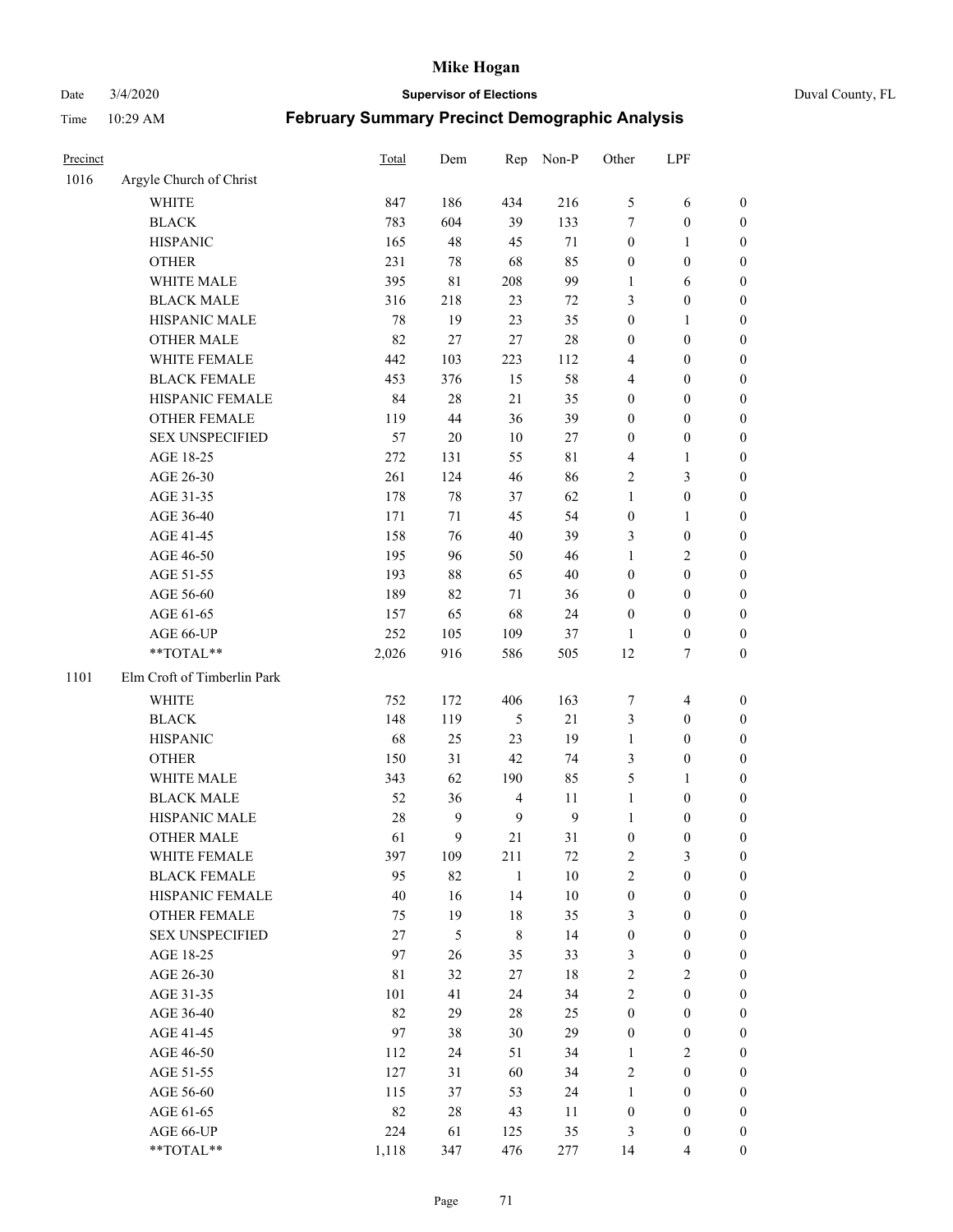# Mike Hogan

Date 3/4/2020 **Supervisor of Elections** Duval County, FL

Time 10:29 AM **February Summary Precinct Demographic Analysis**

| Precinct | | Total | Dem | Rep | Non-P | Other | LPF | |
|---|---|---|---|---|---|---|---|---|
| 1016 | Argyle Church of Christ | | | | | | | |
| | WHITE | 847 | 186 | 434 | 216 | 5 | 6 | 0 |
| | BLACK | 783 | 604 | 39 | 133 | 7 | 0 | 0 |
| | HISPANIC | 165 | 48 | 45 | 71 | 0 | 1 | 0 |
| | OTHER | 231 | 78 | 68 | 85 | 0 | 0 | 0 |
| | WHITE MALE | 395 | 81 | 208 | 99 | 1 | 6 | 0 |
| | BLACK MALE | 316 | 218 | 23 | 72 | 3 | 0 | 0 |
| | HISPANIC MALE | 78 | 19 | 23 | 35 | 0 | 1 | 0 |
| | OTHER MALE | 82 | 27 | 27 | 28 | 0 | 0 | 0 |
| | WHITE FEMALE | 442 | 103 | 223 | 112 | 4 | 0 | 0 |
| | BLACK FEMALE | 453 | 376 | 15 | 58 | 4 | 0 | 0 |
| | HISPANIC FEMALE | 84 | 28 | 21 | 35 | 0 | 0 | 0 |
| | OTHER FEMALE | 119 | 44 | 36 | 39 | 0 | 0 | 0 |
| | SEX UNSPECIFIED | 57 | 20 | 10 | 27 | 0 | 0 | 0 |
| | AGE 18-25 | 272 | 131 | 55 | 81 | 4 | 1 | 0 |
| | AGE 26-30 | 261 | 124 | 46 | 86 | 2 | 3 | 0 |
| | AGE 31-35 | 178 | 78 | 37 | 62 | 1 | 0 | 0 |
| | AGE 36-40 | 171 | 71 | 45 | 54 | 0 | 1 | 0 |
| | AGE 41-45 | 158 | 76 | 40 | 39 | 3 | 0 | 0 |
| | AGE 46-50 | 195 | 96 | 50 | 46 | 1 | 2 | 0 |
| | AGE 51-55 | 193 | 88 | 65 | 40 | 0 | 0 | 0 |
| | AGE 56-60 | 189 | 82 | 71 | 36 | 0 | 0 | 0 |
| | AGE 61-65 | 157 | 65 | 68 | 24 | 0 | 0 | 0 |
| | AGE 66-UP | 252 | 105 | 109 | 37 | 1 | 0 | 0 |
| | **TOTAL** | 2,026 | 916 | 586 | 505 | 12 | 7 | 0 |
| 1101 | Elm Croft of Timberlin Park | | | | | | | |
| | WHITE | 752 | 172 | 406 | 163 | 7 | 4 | 0 |
| | BLACK | 148 | 119 | 5 | 21 | 3 | 0 | 0 |
| | HISPANIC | 68 | 25 | 23 | 19 | 1 | 0 | 0 |
| | OTHER | 150 | 31 | 42 | 74 | 3 | 0 | 0 |
| | WHITE MALE | 343 | 62 | 190 | 85 | 5 | 1 | 0 |
| | BLACK MALE | 52 | 36 | 4 | 11 | 1 | 0 | 0 |
| | HISPANIC MALE | 28 | 9 | 9 | 9 | 1 | 0 | 0 |
| | OTHER MALE | 61 | 9 | 21 | 31 | 0 | 0 | 0 |
| | WHITE FEMALE | 397 | 109 | 211 | 72 | 2 | 3 | 0 |
| | BLACK FEMALE | 95 | 82 | 1 | 10 | 2 | 0 | 0 |
| | HISPANIC FEMALE | 40 | 16 | 14 | 10 | 0 | 0 | 0 |
| | OTHER FEMALE | 75 | 19 | 18 | 35 | 3 | 0 | 0 |
| | SEX UNSPECIFIED | 27 | 5 | 8 | 14 | 0 | 0 | 0 |
| | AGE 18-25 | 97 | 26 | 35 | 33 | 3 | 0 | 0 |
| | AGE 26-30 | 81 | 32 | 27 | 18 | 2 | 2 | 0 |
| | AGE 31-35 | 101 | 41 | 24 | 34 | 2 | 0 | 0 |
| | AGE 36-40 | 82 | 29 | 28 | 25 | 0 | 0 | 0 |
| | AGE 41-45 | 97 | 38 | 30 | 29 | 0 | 0 | 0 |
| | AGE 46-50 | 112 | 24 | 51 | 34 | 1 | 2 | 0 |
| | AGE 51-55 | 127 | 31 | 60 | 34 | 2 | 0 | 0 |
| | AGE 56-60 | 115 | 37 | 53 | 24 | 1 | 0 | 0 |
| | AGE 61-65 | 82 | 28 | 43 | 11 | 0 | 0 | 0 |
| | AGE 66-UP | 224 | 61 | 125 | 35 | 3 | 0 | 0 |
| | **TOTAL** | 1,118 | 347 | 476 | 277 | 14 | 4 | 0 |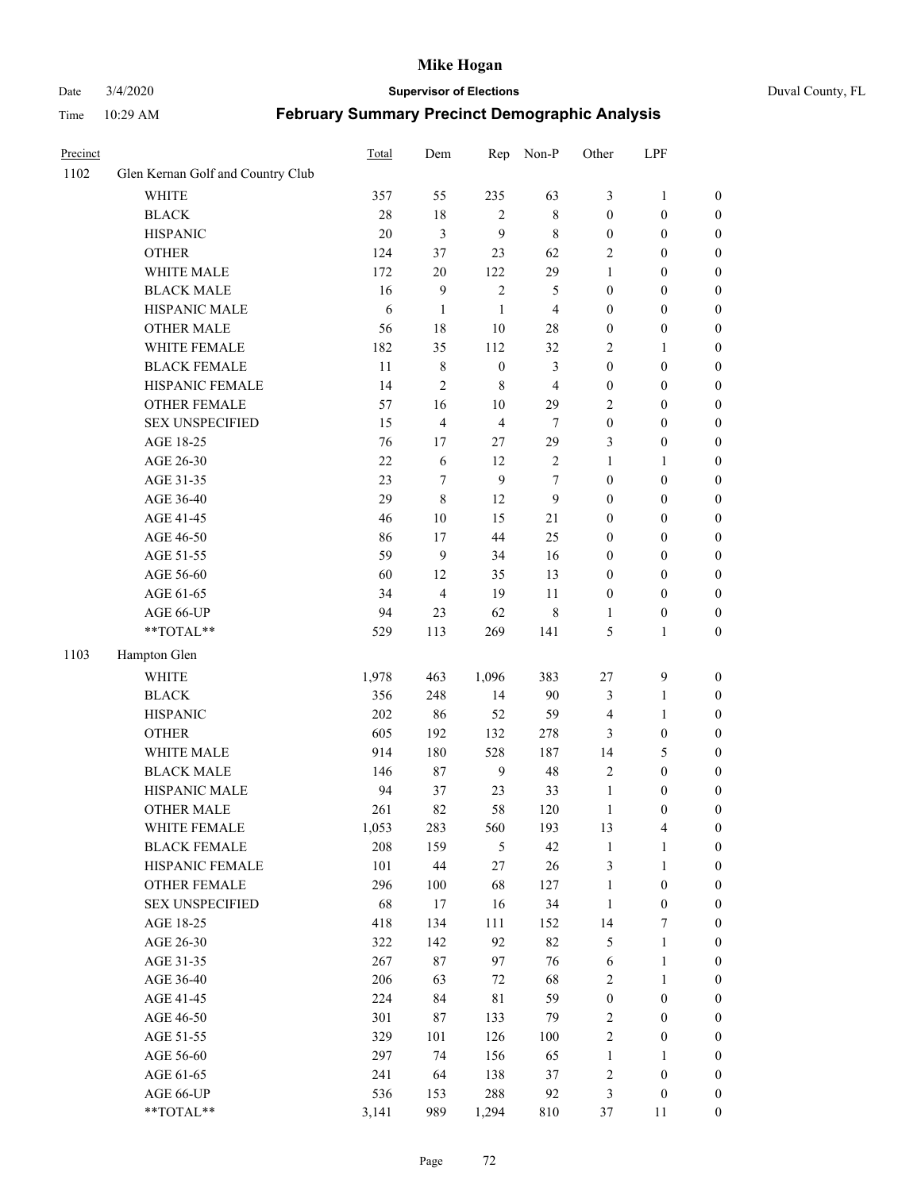| Precinct | | Total | Dem | Rep | Non-P | Other | LPF | |
|---|---|---|---|---|---|---|---|---|
| 1102 | Glen Kernan Golf and Country Club | | | | | | | |
| | WHITE | 357 | 55 | 235 | 63 | 3 | 1 | 0 |
| | BLACK | 28 | 18 | 2 | 8 | 0 | 0 | 0 |
| | HISPANIC | 20 | 3 | 9 | 8 | 0 | 0 | 0 |
| | OTHER | 124 | 37 | 23 | 62 | 2 | 0 | 0 |
| | WHITE MALE | 172 | 20 | 122 | 29 | 1 | 0 | 0 |
| | BLACK MALE | 16 | 9 | 2 | 5 | 0 | 0 | 0 |
| | HISPANIC MALE | 6 | 1 | 1 | 4 | 0 | 0 | 0 |
| | OTHER MALE | 56 | 18 | 10 | 28 | 0 | 0 | 0 |
| | WHITE FEMALE | 182 | 35 | 112 | 32 | 2 | 1 | 0 |
| | BLACK FEMALE | 11 | 8 | 0 | 3 | 0 | 0 | 0 |
| | HISPANIC FEMALE | 14 | 2 | 8 | 4 | 0 | 0 | 0 |
| | OTHER FEMALE | 57 | 16 | 10 | 29 | 2 | 0 | 0 |
| | SEX UNSPECIFIED | 15 | 4 | 4 | 7 | 0 | 0 | 0 |
| | AGE 18-25 | 76 | 17 | 27 | 29 | 3 | 0 | 0 |
| | AGE 26-30 | 22 | 6 | 12 | 2 | 1 | 1 | 0 |
| | AGE 31-35 | 23 | 7 | 9 | 7 | 0 | 0 | 0 |
| | AGE 36-40 | 29 | 8 | 12 | 9 | 0 | 0 | 0 |
| | AGE 41-45 | 46 | 10 | 15 | 21 | 0 | 0 | 0 |
| | AGE 46-50 | 86 | 17 | 44 | 25 | 0 | 0 | 0 |
| | AGE 51-55 | 59 | 9 | 34 | 16 | 0 | 0 | 0 |
| | AGE 56-60 | 60 | 12 | 35 | 13 | 0 | 0 | 0 |
| | AGE 61-65 | 34 | 4 | 19 | 11 | 0 | 0 | 0 |
| | AGE 66-UP | 94 | 23 | 62 | 8 | 1 | 0 | 0 |
| | **TOTAL** | 529 | 113 | 269 | 141 | 5 | 1 | 0 |
| 1103 | Hampton Glen | | | | | | | |
| | WHITE | 1,978 | 463 | 1,096 | 383 | 27 | 9 | 0 |
| | BLACK | 356 | 248 | 14 | 90 | 3 | 1 | 0 |
| | HISPANIC | 202 | 86 | 52 | 59 | 4 | 1 | 0 |
| | OTHER | 605 | 192 | 132 | 278 | 3 | 0 | 0 |
| | WHITE MALE | 914 | 180 | 528 | 187 | 14 | 5 | 0 |
| | BLACK MALE | 146 | 87 | 9 | 48 | 2 | 0 | 0 |
| | HISPANIC MALE | 94 | 37 | 23 | 33 | 1 | 0 | 0 |
| | OTHER MALE | 261 | 82 | 58 | 120 | 1 | 0 | 0 |
| | WHITE FEMALE | 1,053 | 283 | 560 | 193 | 13 | 4 | 0 |
| | BLACK FEMALE | 208 | 159 | 5 | 42 | 1 | 1 | 0 |
| | HISPANIC FEMALE | 101 | 44 | 27 | 26 | 3 | 1 | 0 |
| | OTHER FEMALE | 296 | 100 | 68 | 127 | 1 | 0 | 0 |
| | SEX UNSPECIFIED | 68 | 17 | 16 | 34 | 1 | 0 | 0 |
| | AGE 18-25 | 418 | 134 | 111 | 152 | 14 | 7 | 0 |
| | AGE 26-30 | 322 | 142 | 92 | 82 | 5 | 1 | 0 |
| | AGE 31-35 | 267 | 87 | 97 | 76 | 6 | 1 | 0 |
| | AGE 36-40 | 206 | 63 | 72 | 68 | 2 | 1 | 0 |
| | AGE 41-45 | 224 | 84 | 81 | 59 | 0 | 0 | 0 |
| | AGE 46-50 | 301 | 87 | 133 | 79 | 2 | 0 | 0 |
| | AGE 51-55 | 329 | 101 | 126 | 100 | 2 | 0 | 0 |
| | AGE 56-60 | 297 | 74 | 156 | 65 | 1 | 1 | 0 |
| | AGE 61-65 | 241 | 64 | 138 | 37 | 2 | 0 | 0 |
| | AGE 66-UP | 536 | 153 | 288 | 92 | 3 | 0 | 0 |
| | **TOTAL** | 3,141 | 989 | 1,294 | 810 | 37 | 11 | 0 |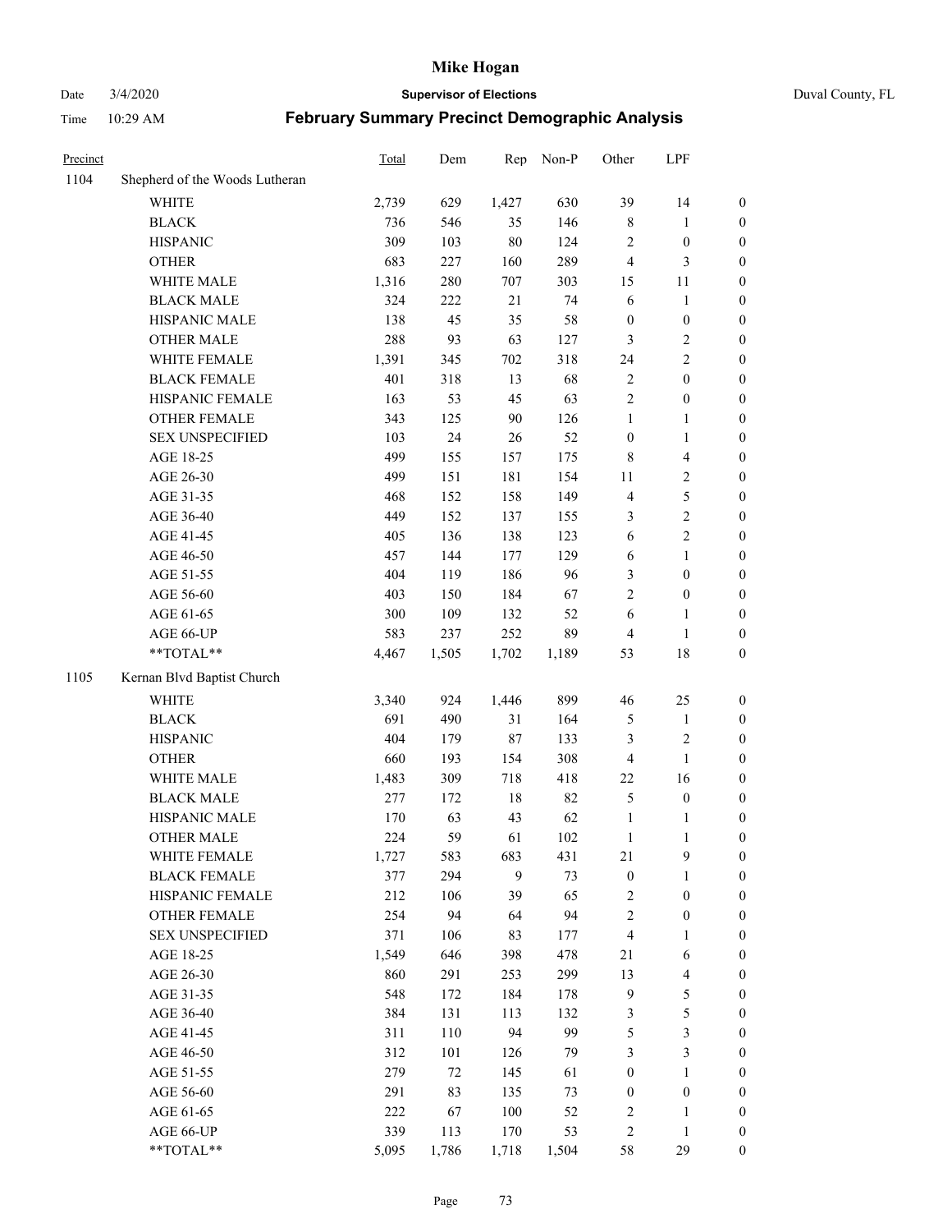| Precinct | | Total | Dem | Rep | Non-P | Other | LPF | |
|---|---|---|---|---|---|---|---|---|
| 1104 | Shepherd of the Woods Lutheran | | | | | | | |
| | WHITE | 2,739 | 629 | 1,427 | 630 | 39 | 14 | 0 |
| | BLACK | 736 | 546 | 35 | 146 | 8 | 1 | 0 |
| | HISPANIC | 309 | 103 | 80 | 124 | 2 | 0 | 0 |
| | OTHER | 683 | 227 | 160 | 289 | 4 | 3 | 0 |
| | WHITE MALE | 1,316 | 280 | 707 | 303 | 15 | 11 | 0 |
| | BLACK MALE | 324 | 222 | 21 | 74 | 6 | 1 | 0 |
| | HISPANIC MALE | 138 | 45 | 35 | 58 | 0 | 0 | 0 |
| | OTHER MALE | 288 | 93 | 63 | 127 | 3 | 2 | 0 |
| | WHITE FEMALE | 1,391 | 345 | 702 | 318 | 24 | 2 | 0 |
| | BLACK FEMALE | 401 | 318 | 13 | 68 | 2 | 0 | 0 |
| | HISPANIC FEMALE | 163 | 53 | 45 | 63 | 2 | 0 | 0 |
| | OTHER FEMALE | 343 | 125 | 90 | 126 | 1 | 1 | 0 |
| | SEX UNSPECIFIED | 103 | 24 | 26 | 52 | 0 | 1 | 0 |
| | AGE 18-25 | 499 | 155 | 157 | 175 | 8 | 4 | 0 |
| | AGE 26-30 | 499 | 151 | 181 | 154 | 11 | 2 | 0 |
| | AGE 31-35 | 468 | 152 | 158 | 149 | 4 | 5 | 0 |
| | AGE 36-40 | 449 | 152 | 137 | 155 | 3 | 2 | 0 |
| | AGE 41-45 | 405 | 136 | 138 | 123 | 6 | 2 | 0 |
| | AGE 46-50 | 457 | 144 | 177 | 129 | 6 | 1 | 0 |
| | AGE 51-55 | 404 | 119 | 186 | 96 | 3 | 0 | 0 |
| | AGE 56-60 | 403 | 150 | 184 | 67 | 2 | 0 | 0 |
| | AGE 61-65 | 300 | 109 | 132 | 52 | 6 | 1 | 0 |
| | AGE 66-UP | 583 | 237 | 252 | 89 | 4 | 1 | 0 |
| | **TOTAL** | 4,467 | 1,505 | 1,702 | 1,189 | 53 | 18 | 0 |
| 1105 | Kernan Blvd Baptist Church | | | | | | | |
| | WHITE | 3,340 | 924 | 1,446 | 899 | 46 | 25 | 0 |
| | BLACK | 691 | 490 | 31 | 164 | 5 | 1 | 0 |
| | HISPANIC | 404 | 179 | 87 | 133 | 3 | 2 | 0 |
| | OTHER | 660 | 193 | 154 | 308 | 4 | 1 | 0 |
| | WHITE MALE | 1,483 | 309 | 718 | 418 | 22 | 16 | 0 |
| | BLACK MALE | 277 | 172 | 18 | 82 | 5 | 0 | 0 |
| | HISPANIC MALE | 170 | 63 | 43 | 62 | 1 | 1 | 0 |
| | OTHER MALE | 224 | 59 | 61 | 102 | 1 | 1 | 0 |
| | WHITE FEMALE | 1,727 | 583 | 683 | 431 | 21 | 9 | 0 |
| | BLACK FEMALE | 377 | 294 | 9 | 73 | 0 | 1 | 0 |
| | HISPANIC FEMALE | 212 | 106 | 39 | 65 | 2 | 0 | 0 |
| | OTHER FEMALE | 254 | 94 | 64 | 94 | 2 | 0 | 0 |
| | SEX UNSPECIFIED | 371 | 106 | 83 | 177 | 4 | 1 | 0 |
| | AGE 18-25 | 1,549 | 646 | 398 | 478 | 21 | 6 | 0 |
| | AGE 26-30 | 860 | 291 | 253 | 299 | 13 | 4 | 0 |
| | AGE 31-35 | 548 | 172 | 184 | 178 | 9 | 5 | 0 |
| | AGE 36-40 | 384 | 131 | 113 | 132 | 3 | 5 | 0 |
| | AGE 41-45 | 311 | 110 | 94 | 99 | 5 | 3 | 0 |
| | AGE 46-50 | 312 | 101 | 126 | 79 | 3 | 3 | 0 |
| | AGE 51-55 | 279 | 72 | 145 | 61 | 0 | 1 | 0 |
| | AGE 56-60 | 291 | 83 | 135 | 73 | 0 | 0 | 0 |
| | AGE 61-65 | 222 | 67 | 100 | 52 | 2 | 1 | 0 |
| | AGE 66-UP | 339 | 113 | 170 | 53 | 2 | 1 | 0 |
| | **TOTAL** | 5,095 | 1,786 | 1,718 | 1,504 | 58 | 29 | 0 |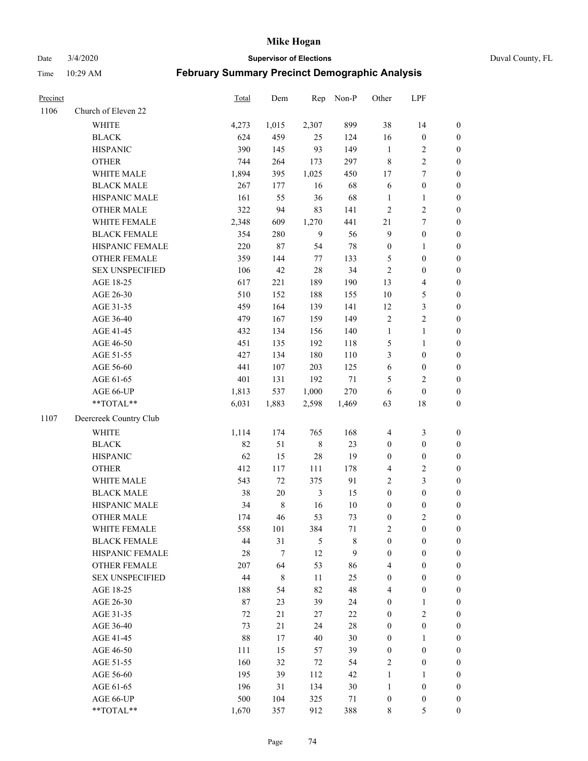# Mike Hogan

Date 3/4/2020 **Supervisor of Elections** Duval County, FL

Time 10:29 AM **February Summary Precinct Demographic Analysis**

| Precinct | | Total | Dem | Rep | Non-P | Other | LPF | |
|---|---|---|---|---|---|---|---|---|
| 1106 | Church of Eleven 22 | | | | | | | |
| | WHITE | 4,273 | 1,015 | 2,307 | 899 | 38 | 14 | 0 |
| | BLACK | 624 | 459 | 25 | 124 | 16 | 0 | 0 |
| | HISPANIC | 390 | 145 | 93 | 149 | 1 | 2 | 0 |
| | OTHER | 744 | 264 | 173 | 297 | 8 | 2 | 0 |
| | WHITE MALE | 1,894 | 395 | 1,025 | 450 | 17 | 7 | 0 |
| | BLACK MALE | 267 | 177 | 16 | 68 | 6 | 0 | 0 |
| | HISPANIC MALE | 161 | 55 | 36 | 68 | 1 | 1 | 0 |
| | OTHER MALE | 322 | 94 | 83 | 141 | 2 | 2 | 0 |
| | WHITE FEMALE | 2,348 | 609 | 1,270 | 441 | 21 | 7 | 0 |
| | BLACK FEMALE | 354 | 280 | 9 | 56 | 9 | 0 | 0 |
| | HISPANIC FEMALE | 220 | 87 | 54 | 78 | 0 | 1 | 0 |
| | OTHER FEMALE | 359 | 144 | 77 | 133 | 5 | 0 | 0 |
| | SEX UNSPECIFIED | 106 | 42 | 28 | 34 | 2 | 0 | 0 |
| | AGE 18-25 | 617 | 221 | 189 | 190 | 13 | 4 | 0 |
| | AGE 26-30 | 510 | 152 | 188 | 155 | 10 | 5 | 0 |
| | AGE 31-35 | 459 | 164 | 139 | 141 | 12 | 3 | 0 |
| | AGE 36-40 | 479 | 167 | 159 | 149 | 2 | 2 | 0 |
| | AGE 41-45 | 432 | 134 | 156 | 140 | 1 | 1 | 0 |
| | AGE 46-50 | 451 | 135 | 192 | 118 | 5 | 1 | 0 |
| | AGE 51-55 | 427 | 134 | 180 | 110 | 3 | 0 | 0 |
| | AGE 56-60 | 441 | 107 | 203 | 125 | 6 | 0 | 0 |
| | AGE 61-65 | 401 | 131 | 192 | 71 | 5 | 2 | 0 |
| | AGE 66-UP | 1,813 | 537 | 1,000 | 270 | 6 | 0 | 0 |
| | **TOTAL** | 6,031 | 1,883 | 2,598 | 1,469 | 63 | 18 | 0 |
| 1107 | Deercreek Country Club | | | | | | | |
| | WHITE | 1,114 | 174 | 765 | 168 | 4 | 3 | 0 |
| | BLACK | 82 | 51 | 8 | 23 | 0 | 0 | 0 |
| | HISPANIC | 62 | 15 | 28 | 19 | 0 | 0 | 0 |
| | OTHER | 412 | 117 | 111 | 178 | 4 | 2 | 0 |
| | WHITE MALE | 543 | 72 | 375 | 91 | 2 | 3 | 0 |
| | BLACK MALE | 38 | 20 | 3 | 15 | 0 | 0 | 0 |
| | HISPANIC MALE | 34 | 8 | 16 | 10 | 0 | 0 | 0 |
| | OTHER MALE | 174 | 46 | 53 | 73 | 0 | 2 | 0 |
| | WHITE FEMALE | 558 | 101 | 384 | 71 | 2 | 0 | 0 |
| | BLACK FEMALE | 44 | 31 | 5 | 8 | 0 | 0 | 0 |
| | HISPANIC FEMALE | 28 | 7 | 12 | 9 | 0 | 0 | 0 |
| | OTHER FEMALE | 207 | 64 | 53 | 86 | 4 | 0 | 0 |
| | SEX UNSPECIFIED | 44 | 8 | 11 | 25 | 0 | 0 | 0 |
| | AGE 18-25 | 188 | 54 | 82 | 48 | 4 | 0 | 0 |
| | AGE 26-30 | 87 | 23 | 39 | 24 | 0 | 1 | 0 |
| | AGE 31-35 | 72 | 21 | 27 | 22 | 0 | 2 | 0 |
| | AGE 36-40 | 73 | 21 | 24 | 28 | 0 | 0 | 0 |
| | AGE 41-45 | 88 | 17 | 40 | 30 | 0 | 1 | 0 |
| | AGE 46-50 | 111 | 15 | 57 | 39 | 0 | 0 | 0 |
| | AGE 51-55 | 160 | 32 | 72 | 54 | 2 | 0 | 0 |
| | AGE 56-60 | 195 | 39 | 112 | 42 | 1 | 1 | 0 |
| | AGE 61-65 | 196 | 31 | 134 | 30 | 1 | 0 | 0 |
| | AGE 66-UP | 500 | 104 | 325 | 71 | 0 | 0 | 0 |
| | **TOTAL** | 1,670 | 357 | 912 | 388 | 8 | 5 | 0 |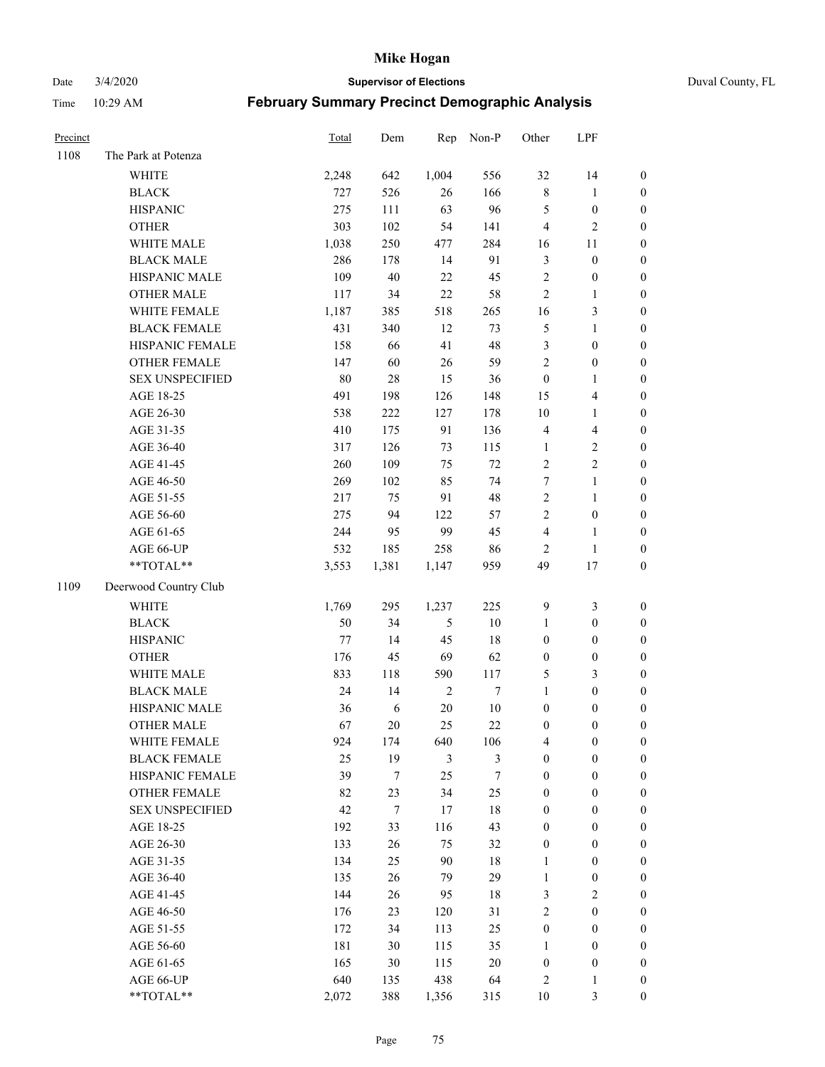# Mike Hogan

Date 3/4/2020 **Supervisor of Elections** Duval County, FL

Time 10:29 AM **February Summary Precinct Demographic Analysis**

| Precinct | | Total | Dem | Rep | Non-P | Other | LPF | |
|---|---|---|---|---|---|---|---|---|
| 1108 | The Park at Potenza | | | | | | | |
| | WHITE | 2,248 | 642 | 1,004 | 556 | 32 | 14 | 0 |
| | BLACK | 727 | 526 | 26 | 166 | 8 | 1 | 0 |
| | HISPANIC | 275 | 111 | 63 | 96 | 5 | 0 | 0 |
| | OTHER | 303 | 102 | 54 | 141 | 4 | 2 | 0 |
| | WHITE MALE | 1,038 | 250 | 477 | 284 | 16 | 11 | 0 |
| | BLACK MALE | 286 | 178 | 14 | 91 | 3 | 0 | 0 |
| | HISPANIC MALE | 109 | 40 | 22 | 45 | 2 | 0 | 0 |
| | OTHER MALE | 117 | 34 | 22 | 58 | 2 | 1 | 0 |
| | WHITE FEMALE | 1,187 | 385 | 518 | 265 | 16 | 3 | 0 |
| | BLACK FEMALE | 431 | 340 | 12 | 73 | 5 | 1 | 0 |
| | HISPANIC FEMALE | 158 | 66 | 41 | 48 | 3 | 0 | 0 |
| | OTHER FEMALE | 147 | 60 | 26 | 59 | 2 | 0 | 0 |
| | SEX UNSPECIFIED | 80 | 28 | 15 | 36 | 0 | 1 | 0 |
| | AGE 18-25 | 491 | 198 | 126 | 148 | 15 | 4 | 0 |
| | AGE 26-30 | 538 | 222 | 127 | 178 | 10 | 1 | 0 |
| | AGE 31-35 | 410 | 175 | 91 | 136 | 4 | 4 | 0 |
| | AGE 36-40 | 317 | 126 | 73 | 115 | 1 | 2 | 0 |
| | AGE 41-45 | 260 | 109 | 75 | 72 | 2 | 2 | 0 |
| | AGE 46-50 | 269 | 102 | 85 | 74 | 7 | 1 | 0 |
| | AGE 51-55 | 217 | 75 | 91 | 48 | 2 | 1 | 0 |
| | AGE 56-60 | 275 | 94 | 122 | 57 | 2 | 0 | 0 |
| | AGE 61-65 | 244 | 95 | 99 | 45 | 4 | 1 | 0 |
| | AGE 66-UP | 532 | 185 | 258 | 86 | 2 | 1 | 0 |
| | **TOTAL** | 3,553 | 1,381 | 1,147 | 959 | 49 | 17 | 0 |
| 1109 | Deerwood Country Club | | | | | | | |
| | WHITE | 1,769 | 295 | 1,237 | 225 | 9 | 3 | 0 |
| | BLACK | 50 | 34 | 5 | 10 | 1 | 0 | 0 |
| | HISPANIC | 77 | 14 | 45 | 18 | 0 | 0 | 0 |
| | OTHER | 176 | 45 | 69 | 62 | 0 | 0 | 0 |
| | WHITE MALE | 833 | 118 | 590 | 117 | 5 | 3 | 0 |
| | BLACK MALE | 24 | 14 | 2 | 7 | 1 | 0 | 0 |
| | HISPANIC MALE | 36 | 6 | 20 | 10 | 0 | 0 | 0 |
| | OTHER MALE | 67 | 20 | 25 | 22 | 0 | 0 | 0 |
| | WHITE FEMALE | 924 | 174 | 640 | 106 | 4 | 0 | 0 |
| | BLACK FEMALE | 25 | 19 | 3 | 3 | 0 | 0 | 0 |
| | HISPANIC FEMALE | 39 | 7 | 25 | 7 | 0 | 0 | 0 |
| | OTHER FEMALE | 82 | 23 | 34 | 25 | 0 | 0 | 0 |
| | SEX UNSPECIFIED | 42 | 7 | 17 | 18 | 0 | 0 | 0 |
| | AGE 18-25 | 192 | 33 | 116 | 43 | 0 | 0 | 0 |
| | AGE 26-30 | 133 | 26 | 75 | 32 | 0 | 0 | 0 |
| | AGE 31-35 | 134 | 25 | 90 | 18 | 1 | 0 | 0 |
| | AGE 36-40 | 135 | 26 | 79 | 29 | 1 | 0 | 0 |
| | AGE 41-45 | 144 | 26 | 95 | 18 | 3 | 2 | 0 |
| | AGE 46-50 | 176 | 23 | 120 | 31 | 2 | 0 | 0 |
| | AGE 51-55 | 172 | 34 | 113 | 25 | 0 | 0 | 0 |
| | AGE 56-60 | 181 | 30 | 115 | 35 | 1 | 0 | 0 |
| | AGE 61-65 | 165 | 30 | 115 | 20 | 0 | 0 | 0 |
| | AGE 66-UP | 640 | 135 | 438 | 64 | 2 | 1 | 0 |
| | **TOTAL** | 2,072 | 388 | 1,356 | 315 | 10 | 3 | 0 |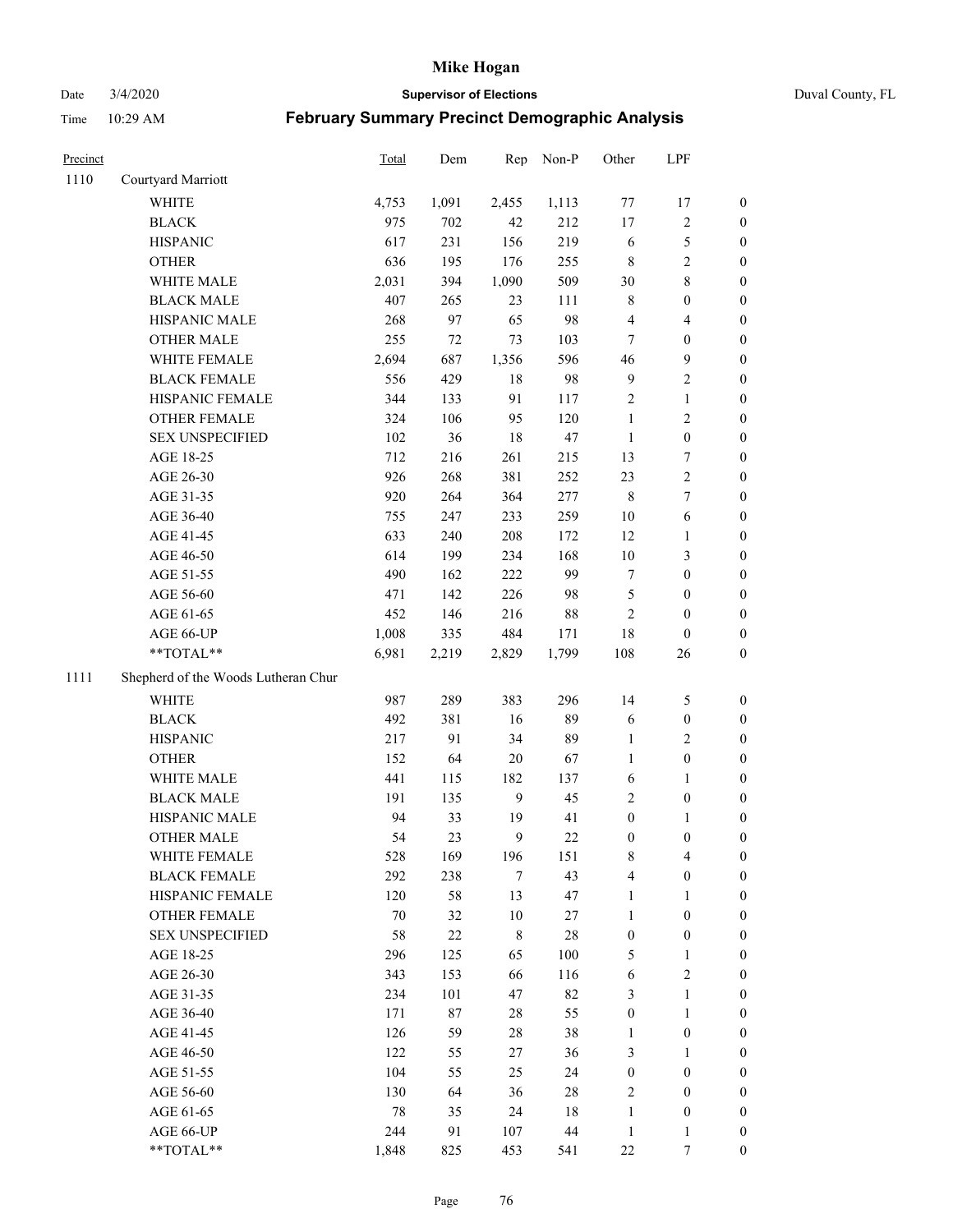# Mike Hogan

Date 3/4/2020 **Supervisor of Elections** Duval County, FL

Time 10:29 AM **February Summary Precinct Demographic Analysis**

| Precinct | | Total | Dem | Rep | Non-P | Other | LPF | |
|---|---|---|---|---|---|---|---|---|
| 1110 | Courtyard Marriott | | | | | | | |
| | WHITE | 4,753 | 1,091 | 2,455 | 1,113 | 77 | 17 | 0 |
| | BLACK | 975 | 702 | 42 | 212 | 17 | 2 | 0 |
| | HISPANIC | 617 | 231 | 156 | 219 | 6 | 5 | 0 |
| | OTHER | 636 | 195 | 176 | 255 | 8 | 2 | 0 |
| | WHITE MALE | 2,031 | 394 | 1,090 | 509 | 30 | 8 | 0 |
| | BLACK MALE | 407 | 265 | 23 | 111 | 8 | 0 | 0 |
| | HISPANIC MALE | 268 | 97 | 65 | 98 | 4 | 4 | 0 |
| | OTHER MALE | 255 | 72 | 73 | 103 | 7 | 0 | 0 |
| | WHITE FEMALE | 2,694 | 687 | 1,356 | 596 | 46 | 9 | 0 |
| | BLACK FEMALE | 556 | 429 | 18 | 98 | 9 | 2 | 0 |
| | HISPANIC FEMALE | 344 | 133 | 91 | 117 | 2 | 1 | 0 |
| | OTHER FEMALE | 324 | 106 | 95 | 120 | 1 | 2 | 0 |
| | SEX UNSPECIFIED | 102 | 36 | 18 | 47 | 1 | 0 | 0 |
| | AGE 18-25 | 712 | 216 | 261 | 215 | 13 | 7 | 0 |
| | AGE 26-30 | 926 | 268 | 381 | 252 | 23 | 2 | 0 |
| | AGE 31-35 | 920 | 264 | 364 | 277 | 8 | 7 | 0 |
| | AGE 36-40 | 755 | 247 | 233 | 259 | 10 | 6 | 0 |
| | AGE 41-45 | 633 | 240 | 208 | 172 | 12 | 1 | 0 |
| | AGE 46-50 | 614 | 199 | 234 | 168 | 10 | 3 | 0 |
| | AGE 51-55 | 490 | 162 | 222 | 99 | 7 | 0 | 0 |
| | AGE 56-60 | 471 | 142 | 226 | 98 | 5 | 0 | 0 |
| | AGE 61-65 | 452 | 146 | 216 | 88 | 2 | 0 | 0 |
| | AGE 66-UP | 1,008 | 335 | 484 | 171 | 18 | 0 | 0 |
| | **TOTAL** | 6,981 | 2,219 | 2,829 | 1,799 | 108 | 26 | 0 |
| 1111 | Shepherd of the Woods Lutheran Chur | | | | | | | |
| | WHITE | 987 | 289 | 383 | 296 | 14 | 5 | 0 |
| | BLACK | 492 | 381 | 16 | 89 | 6 | 0 | 0 |
| | HISPANIC | 217 | 91 | 34 | 89 | 1 | 2 | 0 |
| | OTHER | 152 | 64 | 20 | 67 | 1 | 0 | 0 |
| | WHITE MALE | 441 | 115 | 182 | 137 | 6 | 1 | 0 |
| | BLACK MALE | 191 | 135 | 9 | 45 | 2 | 0 | 0 |
| | HISPANIC MALE | 94 | 33 | 19 | 41 | 0 | 1 | 0 |
| | OTHER MALE | 54 | 23 | 9 | 22 | 0 | 0 | 0 |
| | WHITE FEMALE | 528 | 169 | 196 | 151 | 8 | 4 | 0 |
| | BLACK FEMALE | 292 | 238 | 7 | 43 | 4 | 0 | 0 |
| | HISPANIC FEMALE | 120 | 58 | 13 | 47 | 1 | 1 | 0 |
| | OTHER FEMALE | 70 | 32 | 10 | 27 | 1 | 0 | 0 |
| | SEX UNSPECIFIED | 58 | 22 | 8 | 28 | 0 | 0 | 0 |
| | AGE 18-25 | 296 | 125 | 65 | 100 | 5 | 1 | 0 |
| | AGE 26-30 | 343 | 153 | 66 | 116 | 6 | 2 | 0 |
| | AGE 31-35 | 234 | 101 | 47 | 82 | 3 | 1 | 0 |
| | AGE 36-40 | 171 | 87 | 28 | 55 | 0 | 1 | 0 |
| | AGE 41-45 | 126 | 59 | 28 | 38 | 1 | 0 | 0 |
| | AGE 46-50 | 122 | 55 | 27 | 36 | 3 | 1 | 0 |
| | AGE 51-55 | 104 | 55 | 25 | 24 | 0 | 0 | 0 |
| | AGE 56-60 | 130 | 64 | 36 | 28 | 2 | 0 | 0 |
| | AGE 61-65 | 78 | 35 | 24 | 18 | 1 | 0 | 0 |
| | AGE 66-UP | 244 | 91 | 107 | 44 | 1 | 1 | 0 |
| | **TOTAL** | 1,848 | 825 | 453 | 541 | 22 | 7 | 0 |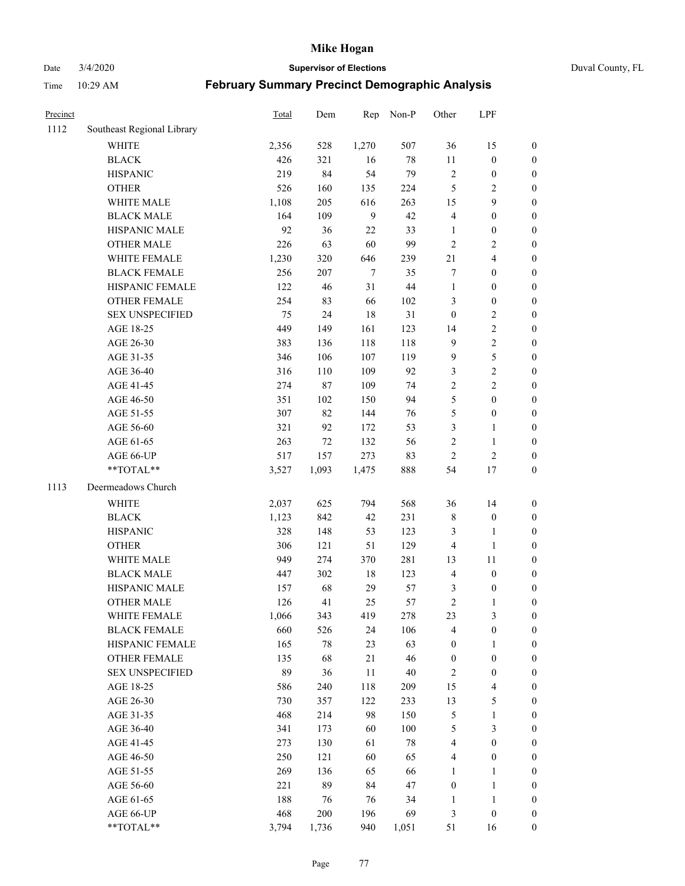# Mike Hogan

Date 3/4/2020 | **Supervisor of Elections** | Duval County, FL

Time 10:29 AM

## February Summary Precinct Demographic Analysis

| Precinct | | Total | Dem | Rep | Non-P | Other | LPF | |
|---|---|---|---|---|---|---|---|---|
| 1112 | Southeast Regional Library | | | | | | | |
| | WHITE | 2,356 | 528 | 1,270 | 507 | 36 | 15 | 0 |
| | BLACK | 426 | 321 | 16 | 78 | 11 | 0 | 0 |
| | HISPANIC | 219 | 84 | 54 | 79 | 2 | 0 | 0 |
| | OTHER | 526 | 160 | 135 | 224 | 5 | 2 | 0 |
| | WHITE MALE | 1,108 | 205 | 616 | 263 | 15 | 9 | 0 |
| | BLACK MALE | 164 | 109 | 9 | 42 | 4 | 0 | 0 |
| | HISPANIC MALE | 92 | 36 | 22 | 33 | 1 | 0 | 0 |
| | OTHER MALE | 226 | 63 | 60 | 99 | 2 | 2 | 0 |
| | WHITE FEMALE | 1,230 | 320 | 646 | 239 | 21 | 4 | 0 |
| | BLACK FEMALE | 256 | 207 | 7 | 35 | 7 | 0 | 0 |
| | HISPANIC FEMALE | 122 | 46 | 31 | 44 | 1 | 0 | 0 |
| | OTHER FEMALE | 254 | 83 | 66 | 102 | 3 | 0 | 0 |
| | SEX UNSPECIFIED | 75 | 24 | 18 | 31 | 0 | 2 | 0 |
| | AGE 18-25 | 449 | 149 | 161 | 123 | 14 | 2 | 0 |
| | AGE 26-30 | 383 | 136 | 118 | 118 | 9 | 2 | 0 |
| | AGE 31-35 | 346 | 106 | 107 | 119 | 9 | 5 | 0 |
| | AGE 36-40 | 316 | 110 | 109 | 92 | 3 | 2 | 0 |
| | AGE 41-45 | 274 | 87 | 109 | 74 | 2 | 2 | 0 |
| | AGE 46-50 | 351 | 102 | 150 | 94 | 5 | 0 | 0 |
| | AGE 51-55 | 307 | 82 | 144 | 76 | 5 | 0 | 0 |
| | AGE 56-60 | 321 | 92 | 172 | 53 | 3 | 1 | 0 |
| | AGE 61-65 | 263 | 72 | 132 | 56 | 2 | 1 | 0 |
| | AGE 66-UP | 517 | 157 | 273 | 83 | 2 | 2 | 0 |
| | **TOTAL** | 3,527 | 1,093 | 1,475 | 888 | 54 | 17 | 0 |
| 1113 | Deermeadows Church | | | | | | | |
| | WHITE | 2,037 | 625 | 794 | 568 | 36 | 14 | 0 |
| | BLACK | 1,123 | 842 | 42 | 231 | 8 | 0 | 0 |
| | HISPANIC | 328 | 148 | 53 | 123 | 3 | 1 | 0 |
| | OTHER | 306 | 121 | 51 | 129 | 4 | 1 | 0 |
| | WHITE MALE | 949 | 274 | 370 | 281 | 13 | 11 | 0 |
| | BLACK MALE | 447 | 302 | 18 | 123 | 4 | 0 | 0 |
| | HISPANIC MALE | 157 | 68 | 29 | 57 | 3 | 0 | 0 |
| | OTHER MALE | 126 | 41 | 25 | 57 | 2 | 1 | 0 |
| | WHITE FEMALE | 1,066 | 343 | 419 | 278 | 23 | 3 | 0 |
| | BLACK FEMALE | 660 | 526 | 24 | 106 | 4 | 0 | 0 |
| | HISPANIC FEMALE | 165 | 78 | 23 | 63 | 0 | 1 | 0 |
| | OTHER FEMALE | 135 | 68 | 21 | 46 | 0 | 0 | 0 |
| | SEX UNSPECIFIED | 89 | 36 | 11 | 40 | 2 | 0 | 0 |
| | AGE 18-25 | 586 | 240 | 118 | 209 | 15 | 4 | 0 |
| | AGE 26-30 | 730 | 357 | 122 | 233 | 13 | 5 | 0 |
| | AGE 31-35 | 468 | 214 | 98 | 150 | 5 | 1 | 0 |
| | AGE 36-40 | 341 | 173 | 60 | 100 | 5 | 3 | 0 |
| | AGE 41-45 | 273 | 130 | 61 | 78 | 4 | 0 | 0 |
| | AGE 46-50 | 250 | 121 | 60 | 65 | 4 | 0 | 0 |
| | AGE 51-55 | 269 | 136 | 65 | 66 | 1 | 1 | 0 |
| | AGE 56-60 | 221 | 89 | 84 | 47 | 0 | 1 | 0 |
| | AGE 61-65 | 188 | 76 | 76 | 34 | 1 | 1 | 0 |
| | AGE 66-UP | 468 | 200 | 196 | 69 | 3 | 0 | 0 |
| | **TOTAL** | 3,794 | 1,736 | 940 | 1,051 | 51 | 16 | 0 |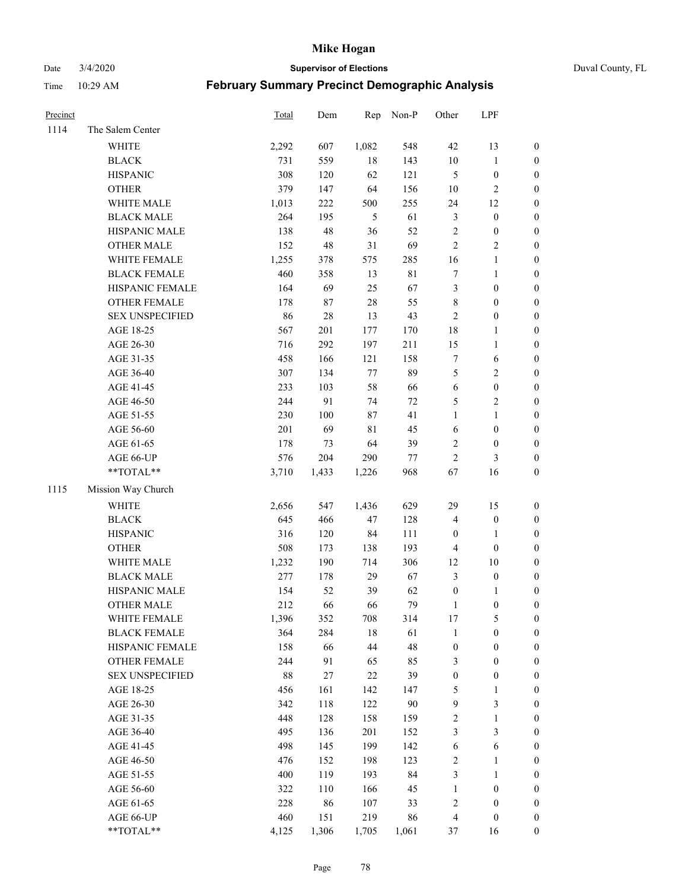# Mike Hogan

Date 3/4/2020 **Supervisor of Elections** Duval County, FL

Time 10:29 AM **February Summary Precinct Demographic Analysis**

| Precinct | | Total | Dem | Rep | Non-P | Other | LPF | |
|---|---|---|---|---|---|---|---|---|
| 1114 | The Salem Center | | | | | | | |
| | WHITE | 2,292 | 607 | 1,082 | 548 | 42 | 13 | 0 |
| | BLACK | 731 | 559 | 18 | 143 | 10 | 1 | 0 |
| | HISPANIC | 308 | 120 | 62 | 121 | 5 | 0 | 0 |
| | OTHER | 379 | 147 | 64 | 156 | 10 | 2 | 0 |
| | WHITE MALE | 1,013 | 222 | 500 | 255 | 24 | 12 | 0 |
| | BLACK MALE | 264 | 195 | 5 | 61 | 3 | 0 | 0 |
| | HISPANIC MALE | 138 | 48 | 36 | 52 | 2 | 0 | 0 |
| | OTHER MALE | 152 | 48 | 31 | 69 | 2 | 2 | 0 |
| | WHITE FEMALE | 1,255 | 378 | 575 | 285 | 16 | 1 | 0 |
| | BLACK FEMALE | 460 | 358 | 13 | 81 | 7 | 1 | 0 |
| | HISPANIC FEMALE | 164 | 69 | 25 | 67 | 3 | 0 | 0 |
| | OTHER FEMALE | 178 | 87 | 28 | 55 | 8 | 0 | 0 |
| | SEX UNSPECIFIED | 86 | 28 | 13 | 43 | 2 | 0 | 0 |
| | AGE 18-25 | 567 | 201 | 177 | 170 | 18 | 1 | 0 |
| | AGE 26-30 | 716 | 292 | 197 | 211 | 15 | 1 | 0 |
| | AGE 31-35 | 458 | 166 | 121 | 158 | 7 | 6 | 0 |
| | AGE 36-40 | 307 | 134 | 77 | 89 | 5 | 2 | 0 |
| | AGE 41-45 | 233 | 103 | 58 | 66 | 6 | 0 | 0 |
| | AGE 46-50 | 244 | 91 | 74 | 72 | 5 | 2 | 0 |
| | AGE 51-55 | 230 | 100 | 87 | 41 | 1 | 1 | 0 |
| | AGE 56-60 | 201 | 69 | 81 | 45 | 6 | 0 | 0 |
| | AGE 61-65 | 178 | 73 | 64 | 39 | 2 | 0 | 0 |
| | AGE 66-UP | 576 | 204 | 290 | 77 | 2 | 3 | 0 |
| | **TOTAL** | 3,710 | 1,433 | 1,226 | 968 | 67 | 16 | 0 |
| 1115 | Mission Way Church | | | | | | | |
| | WHITE | 2,656 | 547 | 1,436 | 629 | 29 | 15 | 0 |
| | BLACK | 645 | 466 | 47 | 128 | 4 | 0 | 0 |
| | HISPANIC | 316 | 120 | 84 | 111 | 0 | 1 | 0 |
| | OTHER | 508 | 173 | 138 | 193 | 4 | 0 | 0 |
| | WHITE MALE | 1,232 | 190 | 714 | 306 | 12 | 10 | 0 |
| | BLACK MALE | 277 | 178 | 29 | 67 | 3 | 0 | 0 |
| | HISPANIC MALE | 154 | 52 | 39 | 62 | 0 | 1 | 0 |
| | OTHER MALE | 212 | 66 | 66 | 79 | 1 | 0 | 0 |
| | WHITE FEMALE | 1,396 | 352 | 708 | 314 | 17 | 5 | 0 |
| | BLACK FEMALE | 364 | 284 | 18 | 61 | 1 | 0 | 0 |
| | HISPANIC FEMALE | 158 | 66 | 44 | 48 | 0 | 0 | 0 |
| | OTHER FEMALE | 244 | 91 | 65 | 85 | 3 | 0 | 0 |
| | SEX UNSPECIFIED | 88 | 27 | 22 | 39 | 0 | 0 | 0 |
| | AGE 18-25 | 456 | 161 | 142 | 147 | 5 | 1 | 0 |
| | AGE 26-30 | 342 | 118 | 122 | 90 | 9 | 3 | 0 |
| | AGE 31-35 | 448 | 128 | 158 | 159 | 2 | 1 | 0 |
| | AGE 36-40 | 495 | 136 | 201 | 152 | 3 | 3 | 0 |
| | AGE 41-45 | 498 | 145 | 199 | 142 | 6 | 6 | 0 |
| | AGE 46-50 | 476 | 152 | 198 | 123 | 2 | 1 | 0 |
| | AGE 51-55 | 400 | 119 | 193 | 84 | 3 | 1 | 0 |
| | AGE 56-60 | 322 | 110 | 166 | 45 | 1 | 0 | 0 |
| | AGE 61-65 | 228 | 86 | 107 | 33 | 2 | 0 | 0 |
| | AGE 66-UP | 460 | 151 | 219 | 86 | 4 | 0 | 0 |
| | **TOTAL** | 4,125 | 1,306 | 1,705 | 1,061 | 37 | 16 | 0 |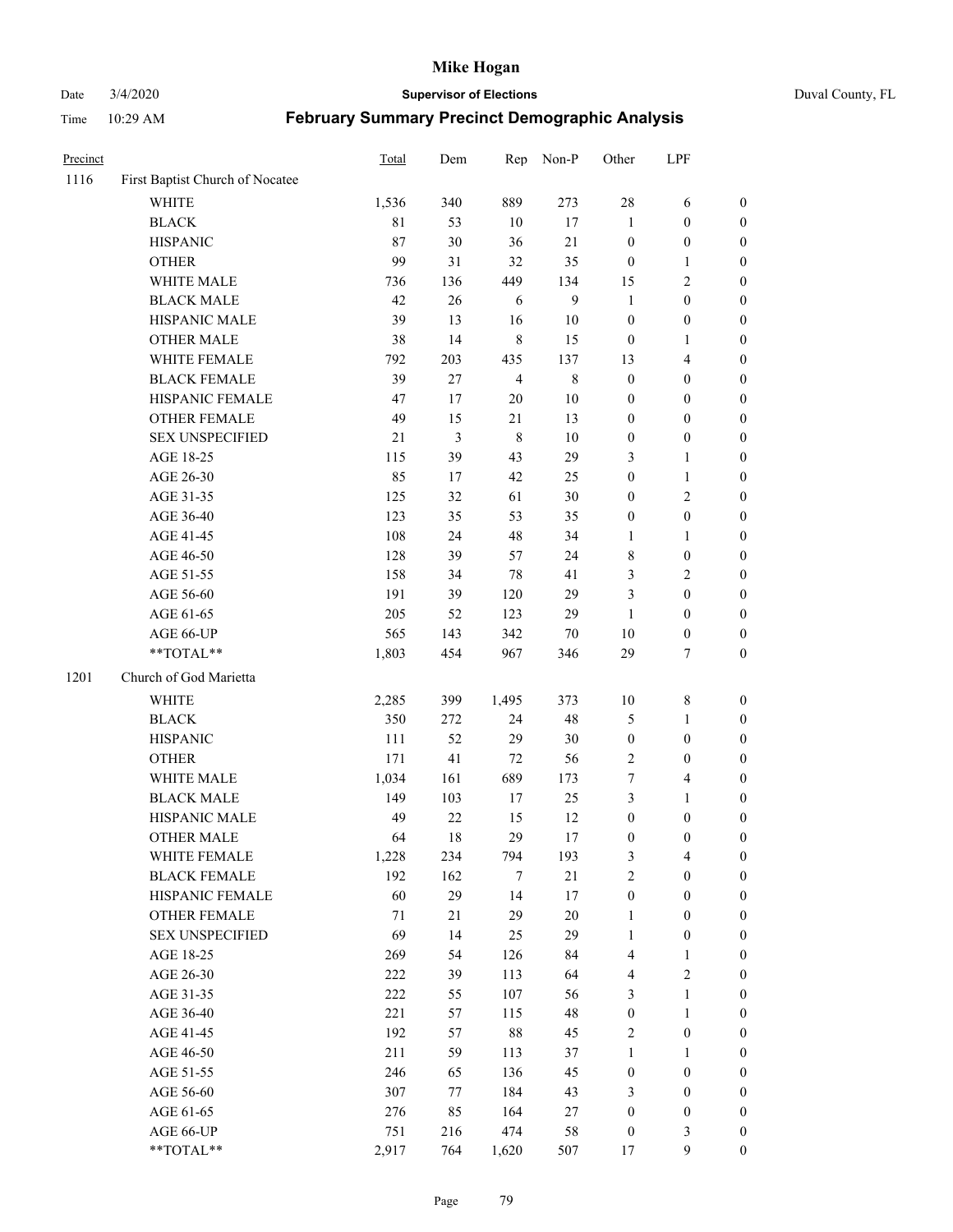# Mike Hogan

Date 3/4/2020 **Supervisor of Elections** Duval County, FL

Time 10:29 AM **February Summary Precinct Demographic Analysis**

| Precinct | | Total | Dem | Rep | Non-P | Other | LPF | |
|---|---|---|---|---|---|---|---|---|
| 1116 | First Baptist Church of Nocatee | | | | | | | |
| | WHITE | 1,536 | 340 | 889 | 273 | 28 | 6 | 0 |
| | BLACK | 81 | 53 | 10 | 17 | 1 | 0 | 0 |
| | HISPANIC | 87 | 30 | 36 | 21 | 0 | 0 | 0 |
| | OTHER | 99 | 31 | 32 | 35 | 0 | 1 | 0 |
| | WHITE MALE | 736 | 136 | 449 | 134 | 15 | 2 | 0 |
| | BLACK MALE | 42 | 26 | 6 | 9 | 1 | 0 | 0 |
| | HISPANIC MALE | 39 | 13 | 16 | 10 | 0 | 0 | 0 |
| | OTHER MALE | 38 | 14 | 8 | 15 | 0 | 1 | 0 |
| | WHITE FEMALE | 792 | 203 | 435 | 137 | 13 | 4 | 0 |
| | BLACK FEMALE | 39 | 27 | 4 | 8 | 0 | 0 | 0 |
| | HISPANIC FEMALE | 47 | 17 | 20 | 10 | 0 | 0 | 0 |
| | OTHER FEMALE | 49 | 15 | 21 | 13 | 0 | 0 | 0 |
| | SEX UNSPECIFIED | 21 | 3 | 8 | 10 | 0 | 0 | 0 |
| | AGE 18-25 | 115 | 39 | 43 | 29 | 3 | 1 | 0 |
| | AGE 26-30 | 85 | 17 | 42 | 25 | 0 | 1 | 0 |
| | AGE 31-35 | 125 | 32 | 61 | 30 | 0 | 2 | 0 |
| | AGE 36-40 | 123 | 35 | 53 | 35 | 0 | 0 | 0 |
| | AGE 41-45 | 108 | 24 | 48 | 34 | 1 | 1 | 0 |
| | AGE 46-50 | 128 | 39 | 57 | 24 | 8 | 0 | 0 |
| | AGE 51-55 | 158 | 34 | 78 | 41 | 3 | 2 | 0 |
| | AGE 56-60 | 191 | 39 | 120 | 29 | 3 | 0 | 0 |
| | AGE 61-65 | 205 | 52 | 123 | 29 | 1 | 0 | 0 |
| | AGE 66-UP | 565 | 143 | 342 | 70 | 10 | 0 | 0 |
| | **TOTAL** | 1,803 | 454 | 967 | 346 | 29 | 7 | 0 |
| 1201 | Church of God Marietta | | | | | | | |
| | WHITE | 2,285 | 399 | 1,495 | 373 | 10 | 8 | 0 |
| | BLACK | 350 | 272 | 24 | 48 | 5 | 1 | 0 |
| | HISPANIC | 111 | 52 | 29 | 30 | 0 | 0 | 0 |
| | OTHER | 171 | 41 | 72 | 56 | 2 | 0 | 0 |
| | WHITE MALE | 1,034 | 161 | 689 | 173 | 7 | 4 | 0 |
| | BLACK MALE | 149 | 103 | 17 | 25 | 3 | 1 | 0 |
| | HISPANIC MALE | 49 | 22 | 15 | 12 | 0 | 0 | 0 |
| | OTHER MALE | 64 | 18 | 29 | 17 | 0 | 0 | 0 |
| | WHITE FEMALE | 1,228 | 234 | 794 | 193 | 3 | 4 | 0 |
| | BLACK FEMALE | 192 | 162 | 7 | 21 | 2 | 0 | 0 |
| | HISPANIC FEMALE | 60 | 29 | 14 | 17 | 0 | 0 | 0 |
| | OTHER FEMALE | 71 | 21 | 29 | 20 | 1 | 0 | 0 |
| | SEX UNSPECIFIED | 69 | 14 | 25 | 29 | 1 | 0 | 0 |
| | AGE 18-25 | 269 | 54 | 126 | 84 | 4 | 1 | 0 |
| | AGE 26-30 | 222 | 39 | 113 | 64 | 4 | 2 | 0 |
| | AGE 31-35 | 222 | 55 | 107 | 56 | 3 | 1 | 0 |
| | AGE 36-40 | 221 | 57 | 115 | 48 | 0 | 1 | 0 |
| | AGE 41-45 | 192 | 57 | 88 | 45 | 2 | 0 | 0 |
| | AGE 46-50 | 211 | 59 | 113 | 37 | 1 | 1 | 0 |
| | AGE 51-55 | 246 | 65 | 136 | 45 | 0 | 0 | 0 |
| | AGE 56-60 | 307 | 77 | 184 | 43 | 3 | 0 | 0 |
| | AGE 61-65 | 276 | 85 | 164 | 27 | 0 | 0 | 0 |
| | AGE 66-UP | 751 | 216 | 474 | 58 | 0 | 3 | 0 |
| | **TOTAL** | 2,917 | 764 | 1,620 | 507 | 17 | 9 | 0 |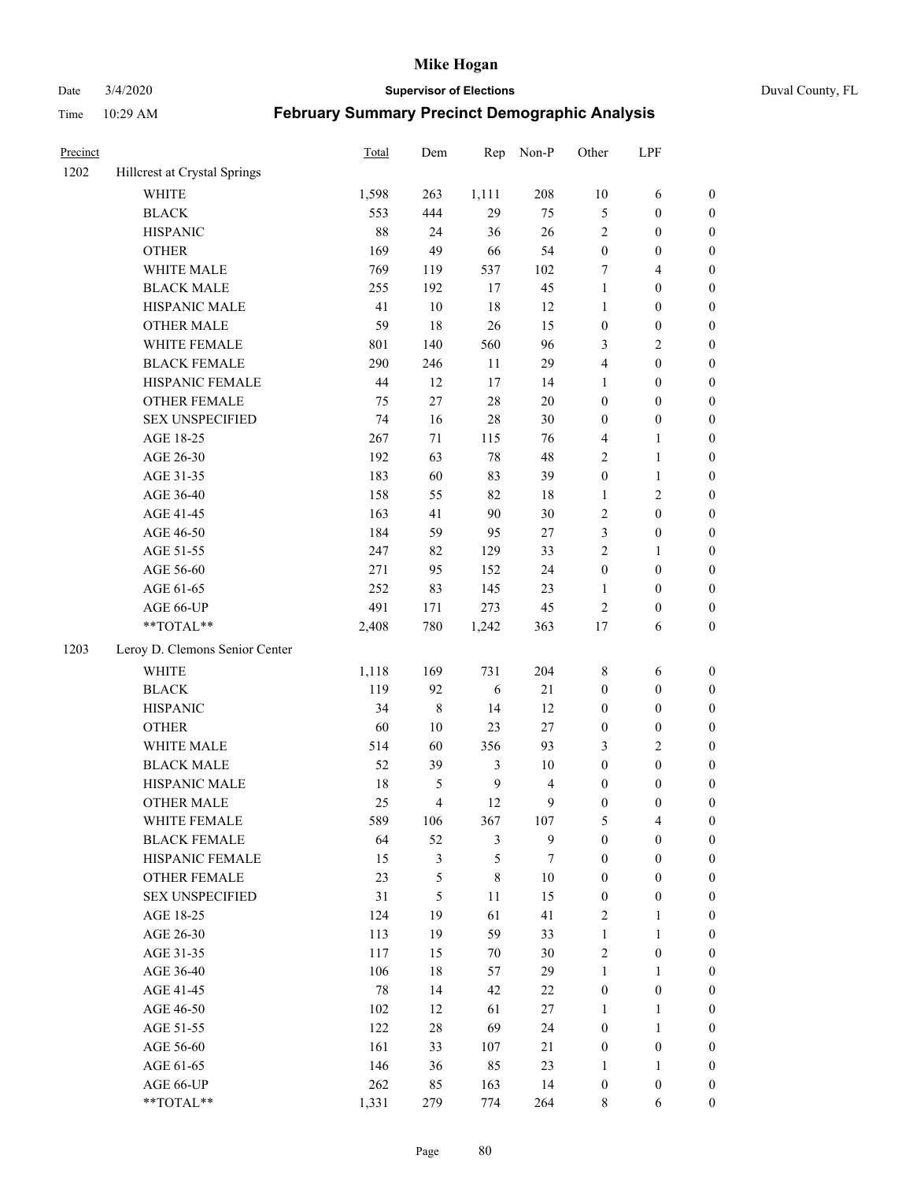# Mike Hogan

Date 3/4/2020 **Supervisor of Elections** Duval County, FL

Time 10:29 AM **February Summary Precinct Demographic Analysis**

| Precinct | | Total | Dem | Rep | Non-P | Other | LPF | |
|---|---|---|---|---|---|---|---|---|
| 1202 | Hillcrest at Crystal Springs | | | | | | | |
| | WHITE | 1,598 | 263 | 1,111 | 208 | 10 | 6 | 0 |
| | BLACK | 553 | 444 | 29 | 75 | 5 | 0 | 0 |
| | HISPANIC | 88 | 24 | 36 | 26 | 2 | 0 | 0 |
| | OTHER | 169 | 49 | 66 | 54 | 0 | 0 | 0 |
| | WHITE MALE | 769 | 119 | 537 | 102 | 7 | 4 | 0 |
| | BLACK MALE | 255 | 192 | 17 | 45 | 1 | 0 | 0 |
| | HISPANIC MALE | 41 | 10 | 18 | 12 | 1 | 0 | 0 |
| | OTHER MALE | 59 | 18 | 26 | 15 | 0 | 0 | 0 |
| | WHITE FEMALE | 801 | 140 | 560 | 96 | 3 | 2 | 0 |
| | BLACK FEMALE | 290 | 246 | 11 | 29 | 4 | 0 | 0 |
| | HISPANIC FEMALE | 44 | 12 | 17 | 14 | 1 | 0 | 0 |
| | OTHER FEMALE | 75 | 27 | 28 | 20 | 0 | 0 | 0 |
| | SEX UNSPECIFIED | 74 | 16 | 28 | 30 | 0 | 0 | 0 |
| | AGE 18-25 | 267 | 71 | 115 | 76 | 4 | 1 | 0 |
| | AGE 26-30 | 192 | 63 | 78 | 48 | 2 | 1 | 0 |
| | AGE 31-35 | 183 | 60 | 83 | 39 | 0 | 1 | 0 |
| | AGE 36-40 | 158 | 55 | 82 | 18 | 1 | 2 | 0 |
| | AGE 41-45 | 163 | 41 | 90 | 30 | 2 | 0 | 0 |
| | AGE 46-50 | 184 | 59 | 95 | 27 | 3 | 0 | 0 |
| | AGE 51-55 | 247 | 82 | 129 | 33 | 2 | 1 | 0 |
| | AGE 56-60 | 271 | 95 | 152 | 24 | 0 | 0 | 0 |
| | AGE 61-65 | 252 | 83 | 145 | 23 | 1 | 0 | 0 |
| | AGE 66-UP | 491 | 171 | 273 | 45 | 2 | 0 | 0 |
| | **TOTAL** | 2,408 | 780 | 1,242 | 363 | 17 | 6 | 0 |
| 1203 | Leroy D. Clemons Senior Center | | | | | | | |
| | WHITE | 1,118 | 169 | 731 | 204 | 8 | 6 | 0 |
| | BLACK | 119 | 92 | 6 | 21 | 0 | 0 | 0 |
| | HISPANIC | 34 | 8 | 14 | 12 | 0 | 0 | 0 |
| | OTHER | 60 | 10 | 23 | 27 | 0 | 0 | 0 |
| | WHITE MALE | 514 | 60 | 356 | 93 | 3 | 2 | 0 |
| | BLACK MALE | 52 | 39 | 3 | 10 | 0 | 0 | 0 |
| | HISPANIC MALE | 18 | 5 | 9 | 4 | 0 | 0 | 0 |
| | OTHER MALE | 25 | 4 | 12 | 9 | 0 | 0 | 0 |
| | WHITE FEMALE | 589 | 106 | 367 | 107 | 5 | 4 | 0 |
| | BLACK FEMALE | 64 | 52 | 3 | 9 | 0 | 0 | 0 |
| | HISPANIC FEMALE | 15 | 3 | 5 | 7 | 0 | 0 | 0 |
| | OTHER FEMALE | 23 | 5 | 8 | 10 | 0 | 0 | 0 |
| | SEX UNSPECIFIED | 31 | 5 | 11 | 15 | 0 | 0 | 0 |
| | AGE 18-25 | 124 | 19 | 61 | 41 | 2 | 1 | 0 |
| | AGE 26-30 | 113 | 19 | 59 | 33 | 1 | 1 | 0 |
| | AGE 31-35 | 117 | 15 | 70 | 30 | 2 | 0 | 0 |
| | AGE 36-40 | 106 | 18 | 57 | 29 | 1 | 1 | 0 |
| | AGE 41-45 | 78 | 14 | 42 | 22 | 0 | 0 | 0 |
| | AGE 46-50 | 102 | 12 | 61 | 27 | 1 | 1 | 0 |
| | AGE 51-55 | 122 | 28 | 69 | 24 | 0 | 1 | 0 |
| | AGE 56-60 | 161 | 33 | 107 | 21 | 0 | 0 | 0 |
| | AGE 61-65 | 146 | 36 | 85 | 23 | 1 | 1 | 0 |
| | AGE 66-UP | 262 | 85 | 163 | 14 | 0 | 0 | 0 |
| | **TOTAL** | 1,331 | 279 | 774 | 264 | 8 | 6 | 0 |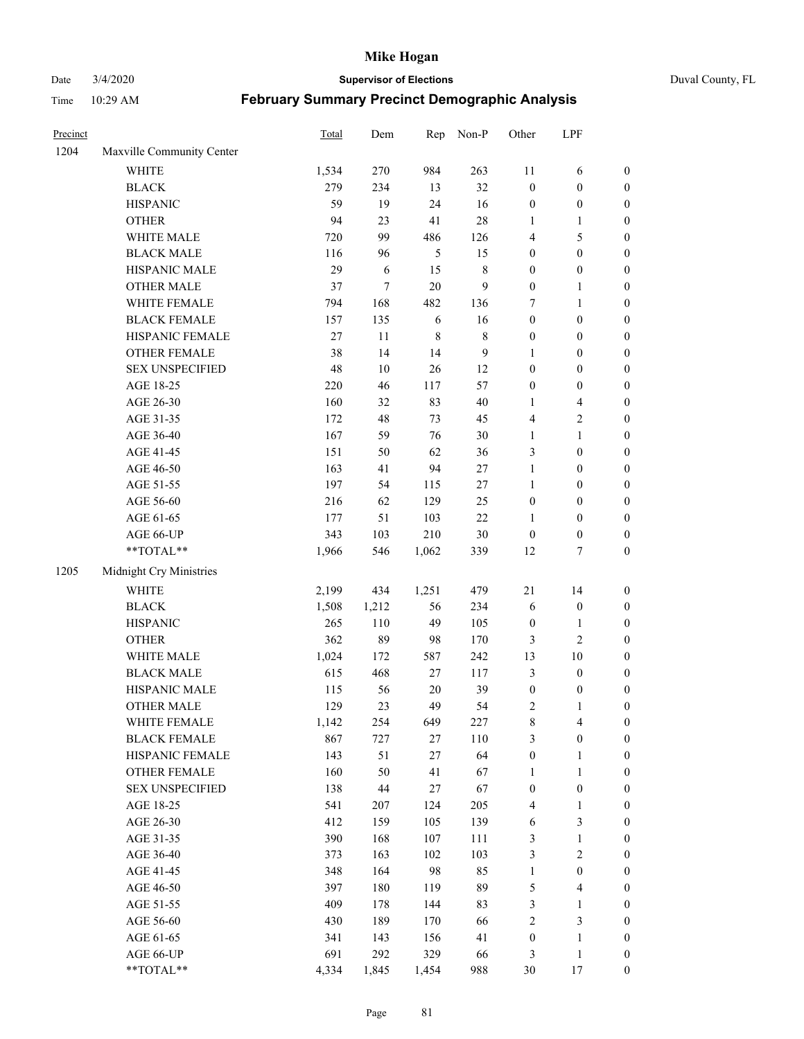| Precinct | | Total | Dem | Rep | Non-P | Other | LPF | |
|---|---|---|---|---|---|---|---|---|
| 1204 | Maxville Community Center | | | | | | | |
| | WHITE | 1,534 | 270 | 984 | 263 | 11 | 6 | 0 |
| | BLACK | 279 | 234 | 13 | 32 | 0 | 0 | 0 |
| | HISPANIC | 59 | 19 | 24 | 16 | 0 | 0 | 0 |
| | OTHER | 94 | 23 | 41 | 28 | 1 | 1 | 0 |
| | WHITE MALE | 720 | 99 | 486 | 126 | 4 | 5 | 0 |
| | BLACK MALE | 116 | 96 | 5 | 15 | 0 | 0 | 0 |
| | HISPANIC MALE | 29 | 6 | 15 | 8 | 0 | 0 | 0 |
| | OTHER MALE | 37 | 7 | 20 | 9 | 0 | 1 | 0 |
| | WHITE FEMALE | 794 | 168 | 482 | 136 | 7 | 1 | 0 |
| | BLACK FEMALE | 157 | 135 | 6 | 16 | 0 | 0 | 0 |
| | HISPANIC FEMALE | 27 | 11 | 8 | 8 | 0 | 0 | 0 |
| | OTHER FEMALE | 38 | 14 | 14 | 9 | 1 | 0 | 0 |
| | SEX UNSPECIFIED | 48 | 10 | 26 | 12 | 0 | 0 | 0 |
| | AGE 18-25 | 220 | 46 | 117 | 57 | 0 | 0 | 0 |
| | AGE 26-30 | 160 | 32 | 83 | 40 | 1 | 4 | 0 |
| | AGE 31-35 | 172 | 48 | 73 | 45 | 4 | 2 | 0 |
| | AGE 36-40 | 167 | 59 | 76 | 30 | 1 | 1 | 0 |
| | AGE 41-45 | 151 | 50 | 62 | 36 | 3 | 0 | 0 |
| | AGE 46-50 | 163 | 41 | 94 | 27 | 1 | 0 | 0 |
| | AGE 51-55 | 197 | 54 | 115 | 27 | 1 | 0 | 0 |
| | AGE 56-60 | 216 | 62 | 129 | 25 | 0 | 0 | 0 |
| | AGE 61-65 | 177 | 51 | 103 | 22 | 1 | 0 | 0 |
| | AGE 66-UP | 343 | 103 | 210 | 30 | 0 | 0 | 0 |
| | **TOTAL** | 1,966 | 546 | 1,062 | 339 | 12 | 7 | 0 |
| 1205 | Midnight Cry Ministries | | | | | | | |
| | WHITE | 2,199 | 434 | 1,251 | 479 | 21 | 14 | 0 |
| | BLACK | 1,508 | 1,212 | 56 | 234 | 6 | 0 | 0 |
| | HISPANIC | 265 | 110 | 49 | 105 | 0 | 1 | 0 |
| | OTHER | 362 | 89 | 98 | 170 | 3 | 2 | 0 |
| | WHITE MALE | 1,024 | 172 | 587 | 242 | 13 | 10 | 0 |
| | BLACK MALE | 615 | 468 | 27 | 117 | 3 | 0 | 0 |
| | HISPANIC MALE | 115 | 56 | 20 | 39 | 0 | 0 | 0 |
| | OTHER MALE | 129 | 23 | 49 | 54 | 2 | 1 | 0 |
| | WHITE FEMALE | 1,142 | 254 | 649 | 227 | 8 | 4 | 0 |
| | BLACK FEMALE | 867 | 727 | 27 | 110 | 3 | 0 | 0 |
| | HISPANIC FEMALE | 143 | 51 | 27 | 64 | 0 | 1 | 0 |
| | OTHER FEMALE | 160 | 50 | 41 | 67 | 1 | 1 | 0 |
| | SEX UNSPECIFIED | 138 | 44 | 27 | 67 | 0 | 0 | 0 |
| | AGE 18-25 | 541 | 207 | 124 | 205 | 4 | 1 | 0 |
| | AGE 26-30 | 412 | 159 | 105 | 139 | 6 | 3 | 0 |
| | AGE 31-35 | 390 | 168 | 107 | 111 | 3 | 1 | 0 |
| | AGE 36-40 | 373 | 163 | 102 | 103 | 3 | 2 | 0 |
| | AGE 41-45 | 348 | 164 | 98 | 85 | 1 | 0 | 0 |
| | AGE 46-50 | 397 | 180 | 119 | 89 | 5 | 4 | 0 |
| | AGE 51-55 | 409 | 178 | 144 | 83 | 3 | 1 | 0 |
| | AGE 56-60 | 430 | 189 | 170 | 66 | 2 | 3 | 0 |
| | AGE 61-65 | 341 | 143 | 156 | 41 | 0 | 1 | 0 |
| | AGE 66-UP | 691 | 292 | 329 | 66 | 3 | 1 | 0 |
| | **TOTAL** | 4,334 | 1,845 | 1,454 | 988 | 30 | 17 | 0 |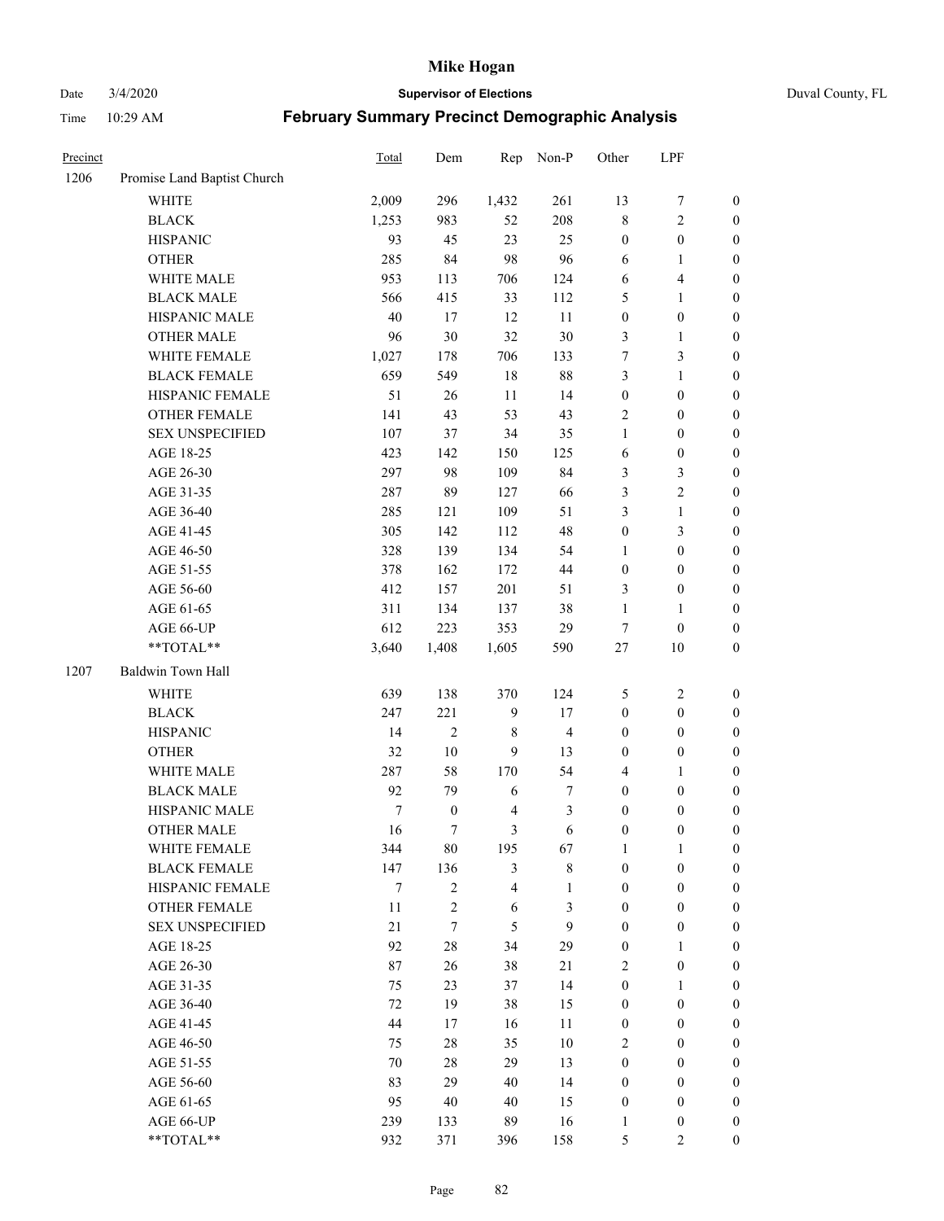# Mike Hogan

Date 3/4/2020 **Supervisor of Elections** Duval County, FL

Time 10:29 AM **February Summary Precinct Demographic Analysis**

| Precinct | | Total | Dem | Rep | Non-P | Other | LPF | |
|---|---|---|---|---|---|---|---|---|
| 1206 | Promise Land Baptist Church | | | | | | | |
| | WHITE | 2,009 | 296 | 1,432 | 261 | 13 | 7 | 0 |
| | BLACK | 1,253 | 983 | 52 | 208 | 8 | 2 | 0 |
| | HISPANIC | 93 | 45 | 23 | 25 | 0 | 0 | 0 |
| | OTHER | 285 | 84 | 98 | 96 | 6 | 1 | 0 |
| | WHITE MALE | 953 | 113 | 706 | 124 | 6 | 4 | 0 |
| | BLACK MALE | 566 | 415 | 33 | 112 | 5 | 1 | 0 |
| | HISPANIC MALE | 40 | 17 | 12 | 11 | 0 | 0 | 0 |
| | OTHER MALE | 96 | 30 | 32 | 30 | 3 | 1 | 0 |
| | WHITE FEMALE | 1,027 | 178 | 706 | 133 | 7 | 3 | 0 |
| | BLACK FEMALE | 659 | 549 | 18 | 88 | 3 | 1 | 0 |
| | HISPANIC FEMALE | 51 | 26 | 11 | 14 | 0 | 0 | 0 |
| | OTHER FEMALE | 141 | 43 | 53 | 43 | 2 | 0 | 0 |
| | SEX UNSPECIFIED | 107 | 37 | 34 | 35 | 1 | 0 | 0 |
| | AGE 18-25 | 423 | 142 | 150 | 125 | 6 | 0 | 0 |
| | AGE 26-30 | 297 | 98 | 109 | 84 | 3 | 3 | 0 |
| | AGE 31-35 | 287 | 89 | 127 | 66 | 3 | 2 | 0 |
| | AGE 36-40 | 285 | 121 | 109 | 51 | 3 | 1 | 0 |
| | AGE 41-45 | 305 | 142 | 112 | 48 | 0 | 3 | 0 |
| | AGE 46-50 | 328 | 139 | 134 | 54 | 1 | 0 | 0 |
| | AGE 51-55 | 378 | 162 | 172 | 44 | 0 | 0 | 0 |
| | AGE 56-60 | 412 | 157 | 201 | 51 | 3 | 0 | 0 |
| | AGE 61-65 | 311 | 134 | 137 | 38 | 1 | 1 | 0 |
| | AGE 66-UP | 612 | 223 | 353 | 29 | 7 | 0 | 0 |
| | **TOTAL** | 3,640 | 1,408 | 1,605 | 590 | 27 | 10 | 0 |
| 1207 | Baldwin Town Hall | | | | | | | |
| | WHITE | 639 | 138 | 370 | 124 | 5 | 2 | 0 |
| | BLACK | 247 | 221 | 9 | 17 | 0 | 0 | 0 |
| | HISPANIC | 14 | 2 | 8 | 4 | 0 | 0 | 0 |
| | OTHER | 32 | 10 | 9 | 13 | 0 | 0 | 0 |
| | WHITE MALE | 287 | 58 | 170 | 54 | 4 | 1 | 0 |
| | BLACK MALE | 92 | 79 | 6 | 7 | 0 | 0 | 0 |
| | HISPANIC MALE | 7 | 0 | 4 | 3 | 0 | 0 | 0 |
| | OTHER MALE | 16 | 7 | 3 | 6 | 0 | 0 | 0 |
| | WHITE FEMALE | 344 | 80 | 195 | 67 | 1 | 1 | 0 |
| | BLACK FEMALE | 147 | 136 | 3 | 8 | 0 | 0 | 0 |
| | HISPANIC FEMALE | 7 | 2 | 4 | 1 | 0 | 0 | 0 |
| | OTHER FEMALE | 11 | 2 | 6 | 3 | 0 | 0 | 0 |
| | SEX UNSPECIFIED | 21 | 7 | 5 | 9 | 0 | 0 | 0 |
| | AGE 18-25 | 92 | 28 | 34 | 29 | 0 | 1 | 0 |
| | AGE 26-30 | 87 | 26 | 38 | 21 | 2 | 0 | 0 |
| | AGE 31-35 | 75 | 23 | 37 | 14 | 0 | 1 | 0 |
| | AGE 36-40 | 72 | 19 | 38 | 15 | 0 | 0 | 0 |
| | AGE 41-45 | 44 | 17 | 16 | 11 | 0 | 0 | 0 |
| | AGE 46-50 | 75 | 28 | 35 | 10 | 2 | 0 | 0 |
| | AGE 51-55 | 70 | 28 | 29 | 13 | 0 | 0 | 0 |
| | AGE 56-60 | 83 | 29 | 40 | 14 | 0 | 0 | 0 |
| | AGE 61-65 | 95 | 40 | 40 | 15 | 0 | 0 | 0 |
| | AGE 66-UP | 239 | 133 | 89 | 16 | 1 | 0 | 0 |
| | **TOTAL** | 932 | 371 | 396 | 158 | 5 | 2 | 0 |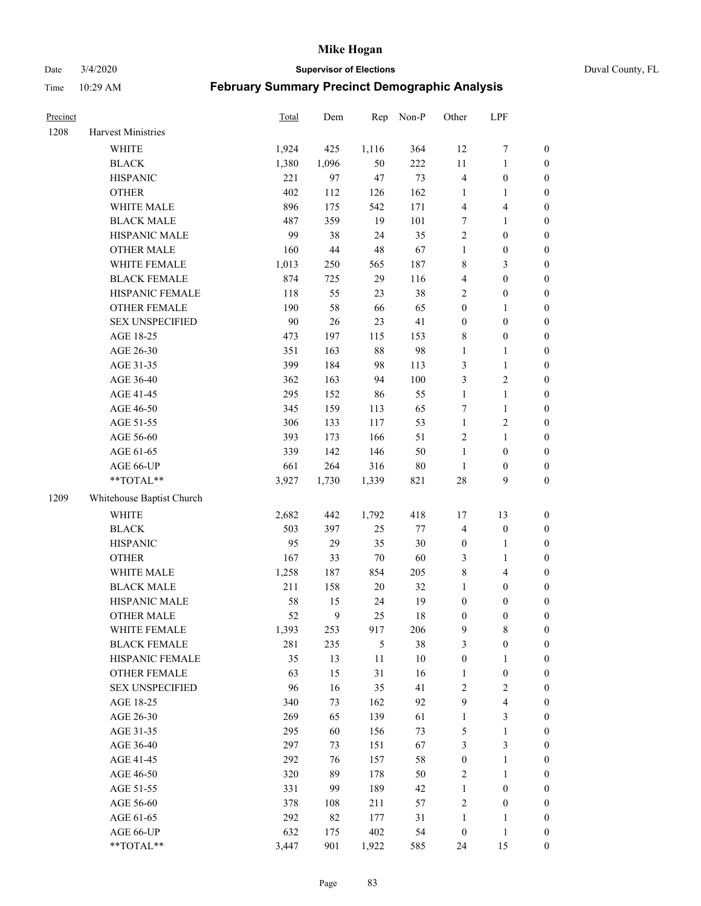# Mike Hogan

Date 3/4/2020 **Supervisor of Elections** Duval County, FL

Time 10:29 AM **February Summary Precinct Demographic Analysis**

| Precinct | | Total | Dem | Rep | Non-P | Other | LPF | |
|---|---|---|---|---|---|---|---|---|
| 1208 | Harvest Ministries | | | | | | | |
| | WHITE | 1,924 | 425 | 1,116 | 364 | 12 | 7 | 0 |
| | BLACK | 1,380 | 1,096 | 50 | 222 | 11 | 1 | 0 |
| | HISPANIC | 221 | 97 | 47 | 73 | 4 | 0 | 0 |
| | OTHER | 402 | 112 | 126 | 162 | 1 | 1 | 0 |
| | WHITE MALE | 896 | 175 | 542 | 171 | 4 | 4 | 0 |
| | BLACK MALE | 487 | 359 | 19 | 101 | 7 | 1 | 0 |
| | HISPANIC MALE | 99 | 38 | 24 | 35 | 2 | 0 | 0 |
| | OTHER MALE | 160 | 44 | 48 | 67 | 1 | 0 | 0 |
| | WHITE FEMALE | 1,013 | 250 | 565 | 187 | 8 | 3 | 0 |
| | BLACK FEMALE | 874 | 725 | 29 | 116 | 4 | 0 | 0 |
| | HISPANIC FEMALE | 118 | 55 | 23 | 38 | 2 | 0 | 0 |
| | OTHER FEMALE | 190 | 58 | 66 | 65 | 0 | 1 | 0 |
| | SEX UNSPECIFIED | 90 | 26 | 23 | 41 | 0 | 0 | 0 |
| | AGE 18-25 | 473 | 197 | 115 | 153 | 8 | 0 | 0 |
| | AGE 26-30 | 351 | 163 | 88 | 98 | 1 | 1 | 0 |
| | AGE 31-35 | 399 | 184 | 98 | 113 | 3 | 1 | 0 |
| | AGE 36-40 | 362 | 163 | 94 | 100 | 3 | 2 | 0 |
| | AGE 41-45 | 295 | 152 | 86 | 55 | 1 | 1 | 0 |
| | AGE 46-50 | 345 | 159 | 113 | 65 | 7 | 1 | 0 |
| | AGE 51-55 | 306 | 133 | 117 | 53 | 1 | 2 | 0 |
| | AGE 56-60 | 393 | 173 | 166 | 51 | 2 | 1 | 0 |
| | AGE 61-65 | 339 | 142 | 146 | 50 | 1 | 0 | 0 |
| | AGE 66-UP | 661 | 264 | 316 | 80 | 1 | 0 | 0 |
| | **TOTAL** | 3,927 | 1,730 | 1,339 | 821 | 28 | 9 | 0 |
| 1209 | Whitehouse Baptist Church | | | | | | | |
| | WHITE | 2,682 | 442 | 1,792 | 418 | 17 | 13 | 0 |
| | BLACK | 503 | 397 | 25 | 77 | 4 | 0 | 0 |
| | HISPANIC | 95 | 29 | 35 | 30 | 0 | 1 | 0 |
| | OTHER | 167 | 33 | 70 | 60 | 3 | 1 | 0 |
| | WHITE MALE | 1,258 | 187 | 854 | 205 | 8 | 4 | 0 |
| | BLACK MALE | 211 | 158 | 20 | 32 | 1 | 0 | 0 |
| | HISPANIC MALE | 58 | 15 | 24 | 19 | 0 | 0 | 0 |
| | OTHER MALE | 52 | 9 | 25 | 18 | 0 | 0 | 0 |
| | WHITE FEMALE | 1,393 | 253 | 917 | 206 | 9 | 8 | 0 |
| | BLACK FEMALE | 281 | 235 | 5 | 38 | 3 | 0 | 0 |
| | HISPANIC FEMALE | 35 | 13 | 11 | 10 | 0 | 1 | 0 |
| | OTHER FEMALE | 63 | 15 | 31 | 16 | 1 | 0 | 0 |
| | SEX UNSPECIFIED | 96 | 16 | 35 | 41 | 2 | 2 | 0 |
| | AGE 18-25 | 340 | 73 | 162 | 92 | 9 | 4 | 0 |
| | AGE 26-30 | 269 | 65 | 139 | 61 | 1 | 3 | 0 |
| | AGE 31-35 | 295 | 60 | 156 | 73 | 5 | 1 | 0 |
| | AGE 36-40 | 297 | 73 | 151 | 67 | 3 | 3 | 0 |
| | AGE 41-45 | 292 | 76 | 157 | 58 | 0 | 1 | 0 |
| | AGE 46-50 | 320 | 89 | 178 | 50 | 2 | 1 | 0 |
| | AGE 51-55 | 331 | 99 | 189 | 42 | 1 | 0 | 0 |
| | AGE 56-60 | 378 | 108 | 211 | 57 | 2 | 0 | 0 |
| | AGE 61-65 | 292 | 82 | 177 | 31 | 1 | 1 | 0 |
| | AGE 66-UP | 632 | 175 | 402 | 54 | 0 | 1 | 0 |
| | **TOTAL** | 3,447 | 901 | 1,922 | 585 | 24 | 15 | 0 |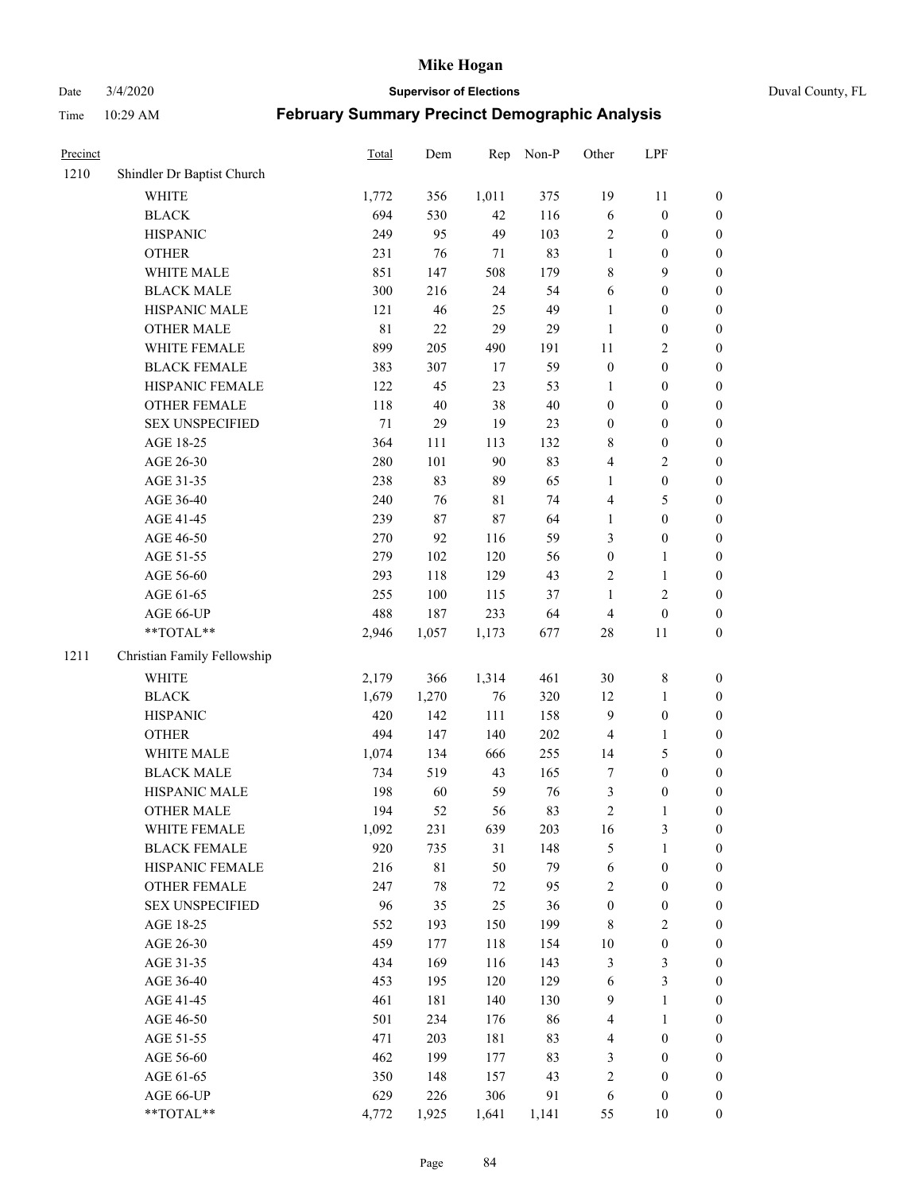# Mike Hogan

Date 3/4/2020 **Supervisor of Elections** Duval County, FL

Time 10:29 AM **February Summary Precinct Demographic Analysis**

| Precinct | | Total | Dem | Rep | Non-P | Other | LPF | |
|---|---|---|---|---|---|---|---|---|
| 1210 | Shindler Dr Baptist Church | | | | | | | |
| | WHITE | 1,772 | 356 | 1,011 | 375 | 19 | 11 | 0 |
| | BLACK | 694 | 530 | 42 | 116 | 6 | 0 | 0 |
| | HISPANIC | 249 | 95 | 49 | 103 | 2 | 0 | 0 |
| | OTHER | 231 | 76 | 71 | 83 | 1 | 0 | 0 |
| | WHITE MALE | 851 | 147 | 508 | 179 | 8 | 9 | 0 |
| | BLACK MALE | 300 | 216 | 24 | 54 | 6 | 0 | 0 |
| | HISPANIC MALE | 121 | 46 | 25 | 49 | 1 | 0 | 0 |
| | OTHER MALE | 81 | 22 | 29 | 29 | 1 | 0 | 0 |
| | WHITE FEMALE | 899 | 205 | 490 | 191 | 11 | 2 | 0 |
| | BLACK FEMALE | 383 | 307 | 17 | 59 | 0 | 0 | 0 |
| | HISPANIC FEMALE | 122 | 45 | 23 | 53 | 1 | 0 | 0 |
| | OTHER FEMALE | 118 | 40 | 38 | 40 | 0 | 0 | 0 |
| | SEX UNSPECIFIED | 71 | 29 | 19 | 23 | 0 | 0 | 0 |
| | AGE 18-25 | 364 | 111 | 113 | 132 | 8 | 0 | 0 |
| | AGE 26-30 | 280 | 101 | 90 | 83 | 4 | 2 | 0 |
| | AGE 31-35 | 238 | 83 | 89 | 65 | 1 | 0 | 0 |
| | AGE 36-40 | 240 | 76 | 81 | 74 | 4 | 5 | 0 |
| | AGE 41-45 | 239 | 87 | 87 | 64 | 1 | 0 | 0 |
| | AGE 46-50 | 270 | 92 | 116 | 59 | 3 | 0 | 0 |
| | AGE 51-55 | 279 | 102 | 120 | 56 | 0 | 1 | 0 |
| | AGE 56-60 | 293 | 118 | 129 | 43 | 2 | 1 | 0 |
| | AGE 61-65 | 255 | 100 | 115 | 37 | 1 | 2 | 0 |
| | AGE 66-UP | 488 | 187 | 233 | 64 | 4 | 0 | 0 |
| | **TOTAL** | 2,946 | 1,057 | 1,173 | 677 | 28 | 11 | 0 |
| 1211 | Christian Family Fellowship | | | | | | | |
| | WHITE | 2,179 | 366 | 1,314 | 461 | 30 | 8 | 0 |
| | BLACK | 1,679 | 1,270 | 76 | 320 | 12 | 1 | 0 |
| | HISPANIC | 420 | 142 | 111 | 158 | 9 | 0 | 0 |
| | OTHER | 494 | 147 | 140 | 202 | 4 | 1 | 0 |
| | WHITE MALE | 1,074 | 134 | 666 | 255 | 14 | 5 | 0 |
| | BLACK MALE | 734 | 519 | 43 | 165 | 7 | 0 | 0 |
| | HISPANIC MALE | 198 | 60 | 59 | 76 | 3 | 0 | 0 |
| | OTHER MALE | 194 | 52 | 56 | 83 | 2 | 1 | 0 |
| | WHITE FEMALE | 1,092 | 231 | 639 | 203 | 16 | 3 | 0 |
| | BLACK FEMALE | 920 | 735 | 31 | 148 | 5 | 1 | 0 |
| | HISPANIC FEMALE | 216 | 81 | 50 | 79 | 6 | 0 | 0 |
| | OTHER FEMALE | 247 | 78 | 72 | 95 | 2 | 0 | 0 |
| | SEX UNSPECIFIED | 96 | 35 | 25 | 36 | 0 | 0 | 0 |
| | AGE 18-25 | 552 | 193 | 150 | 199 | 8 | 2 | 0 |
| | AGE 26-30 | 459 | 177 | 118 | 154 | 10 | 0 | 0 |
| | AGE 31-35 | 434 | 169 | 116 | 143 | 3 | 3 | 0 |
| | AGE 36-40 | 453 | 195 | 120 | 129 | 6 | 3 | 0 |
| | AGE 41-45 | 461 | 181 | 140 | 130 | 9 | 1 | 0 |
| | AGE 46-50 | 501 | 234 | 176 | 86 | 4 | 1 | 0 |
| | AGE 51-55 | 471 | 203 | 181 | 83 | 4 | 0 | 0 |
| | AGE 56-60 | 462 | 199 | 177 | 83 | 3 | 0 | 0 |
| | AGE 61-65 | 350 | 148 | 157 | 43 | 2 | 0 | 0 |
| | AGE 66-UP | 629 | 226 | 306 | 91 | 6 | 0 | 0 |
| | **TOTAL** | 4,772 | 1,925 | 1,641 | 1,141 | 55 | 10 | 0 |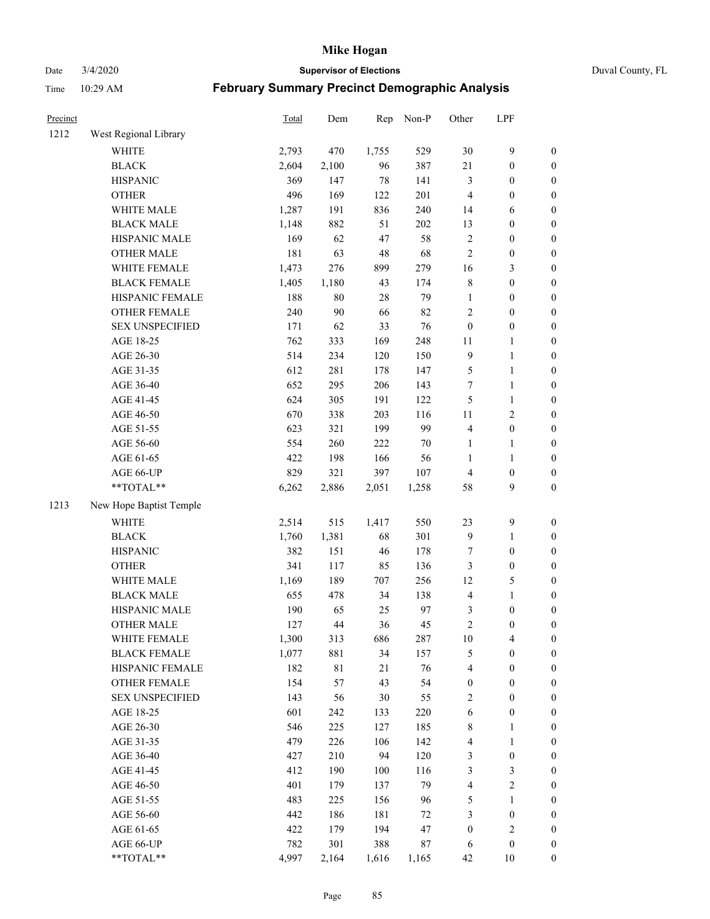# Mike Hogan

Date 3/4/2020 **Supervisor of Elections** Duval County, FL

Time 10:29 AM **February Summary Precinct Demographic Analysis**

| Precinct | | Total | Dem | Rep | Non-P | Other | LPF | |
|---|---|---|---|---|---|---|---|---|
| 1212 | West Regional Library | | | | | | | |
| | WHITE | 2,793 | 470 | 1,755 | 529 | 30 | 9 | 0 |
| | BLACK | 2,604 | 2,100 | 96 | 387 | 21 | 0 | 0 |
| | HISPANIC | 369 | 147 | 78 | 141 | 3 | 0 | 0 |
| | OTHER | 496 | 169 | 122 | 201 | 4 | 0 | 0 |
| | WHITE MALE | 1,287 | 191 | 836 | 240 | 14 | 6 | 0 |
| | BLACK MALE | 1,148 | 882 | 51 | 202 | 13 | 0 | 0 |
| | HISPANIC MALE | 169 | 62 | 47 | 58 | 2 | 0 | 0 |
| | OTHER MALE | 181 | 63 | 48 | 68 | 2 | 0 | 0 |
| | WHITE FEMALE | 1,473 | 276 | 899 | 279 | 16 | 3 | 0 |
| | BLACK FEMALE | 1,405 | 1,180 | 43 | 174 | 8 | 0 | 0 |
| | HISPANIC FEMALE | 188 | 80 | 28 | 79 | 1 | 0 | 0 |
| | OTHER FEMALE | 240 | 90 | 66 | 82 | 2 | 0 | 0 |
| | SEX UNSPECIFIED | 171 | 62 | 33 | 76 | 0 | 0 | 0 |
| | AGE 18-25 | 762 | 333 | 169 | 248 | 11 | 1 | 0 |
| | AGE 26-30 | 514 | 234 | 120 | 150 | 9 | 1 | 0 |
| | AGE 31-35 | 612 | 281 | 178 | 147 | 5 | 1 | 0 |
| | AGE 36-40 | 652 | 295 | 206 | 143 | 7 | 1 | 0 |
| | AGE 41-45 | 624 | 305 | 191 | 122 | 5 | 1 | 0 |
| | AGE 46-50 | 670 | 338 | 203 | 116 | 11 | 2 | 0 |
| | AGE 51-55 | 623 | 321 | 199 | 99 | 4 | 0 | 0 |
| | AGE 56-60 | 554 | 260 | 222 | 70 | 1 | 1 | 0 |
| | AGE 61-65 | 422 | 198 | 166 | 56 | 1 | 1 | 0 |
| | AGE 66-UP | 829 | 321 | 397 | 107 | 4 | 0 | 0 |
| | **TOTAL** | 6,262 | 2,886 | 2,051 | 1,258 | 58 | 9 | 0 |
| 1213 | New Hope Baptist Temple | | | | | | | |
| | WHITE | 2,514 | 515 | 1,417 | 550 | 23 | 9 | 0 |
| | BLACK | 1,760 | 1,381 | 68 | 301 | 9 | 1 | 0 |
| | HISPANIC | 382 | 151 | 46 | 178 | 7 | 0 | 0 |
| | OTHER | 341 | 117 | 85 | 136 | 3 | 0 | 0 |
| | WHITE MALE | 1,169 | 189 | 707 | 256 | 12 | 5 | 0 |
| | BLACK MALE | 655 | 478 | 34 | 138 | 4 | 1 | 0 |
| | HISPANIC MALE | 190 | 65 | 25 | 97 | 3 | 0 | 0 |
| | OTHER MALE | 127 | 44 | 36 | 45 | 2 | 0 | 0 |
| | WHITE FEMALE | 1,300 | 313 | 686 | 287 | 10 | 4 | 0 |
| | BLACK FEMALE | 1,077 | 881 | 34 | 157 | 5 | 0 | 0 |
| | HISPANIC FEMALE | 182 | 81 | 21 | 76 | 4 | 0 | 0 |
| | OTHER FEMALE | 154 | 57 | 43 | 54 | 0 | 0 | 0 |
| | SEX UNSPECIFIED | 143 | 56 | 30 | 55 | 2 | 0 | 0 |
| | AGE 18-25 | 601 | 242 | 133 | 220 | 6 | 0 | 0 |
| | AGE 26-30 | 546 | 225 | 127 | 185 | 8 | 1 | 0 |
| | AGE 31-35 | 479 | 226 | 106 | 142 | 4 | 1 | 0 |
| | AGE 36-40 | 427 | 210 | 94 | 120 | 3 | 0 | 0 |
| | AGE 41-45 | 412 | 190 | 100 | 116 | 3 | 3 | 0 |
| | AGE 46-50 | 401 | 179 | 137 | 79 | 4 | 2 | 0 |
| | AGE 51-55 | 483 | 225 | 156 | 96 | 5 | 1 | 0 |
| | AGE 56-60 | 442 | 186 | 181 | 72 | 3 | 0 | 0 |
| | AGE 61-65 | 422 | 179 | 194 | 47 | 0 | 2 | 0 |
| | AGE 66-UP | 782 | 301 | 388 | 87 | 6 | 0 | 0 |
| | **TOTAL** | 4,997 | 2,164 | 1,616 | 1,165 | 42 | 10 | 0 |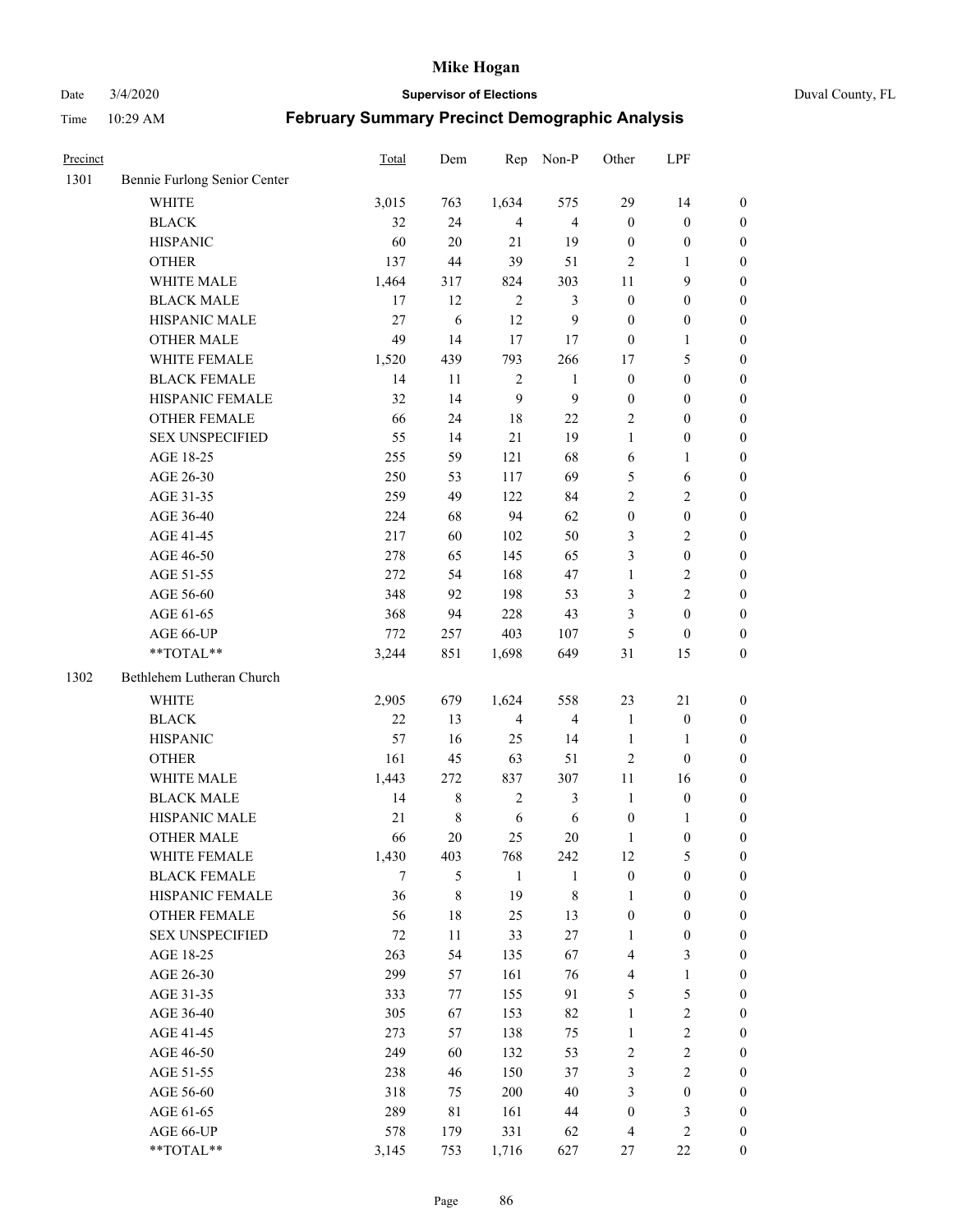| Precinct | | Total | Dem | Rep | Non-P | Other | LPF | |
|---|---|---|---|---|---|---|---|---|
| 1301 | Bennie Furlong Senior Center | | | | | | | |
| | WHITE | 3,015 | 763 | 1,634 | 575 | 29 | 14 | 0 |
| | BLACK | 32 | 24 | 4 | 4 | 0 | 0 | 0 |
| | HISPANIC | 60 | 20 | 21 | 19 | 0 | 0 | 0 |
| | OTHER | 137 | 44 | 39 | 51 | 2 | 1 | 0 |
| | WHITE MALE | 1,464 | 317 | 824 | 303 | 11 | 9 | 0 |
| | BLACK MALE | 17 | 12 | 2 | 3 | 0 | 0 | 0 |
| | HISPANIC MALE | 27 | 6 | 12 | 9 | 0 | 0 | 0 |
| | OTHER MALE | 49 | 14 | 17 | 17 | 0 | 1 | 0 |
| | WHITE FEMALE | 1,520 | 439 | 793 | 266 | 17 | 5 | 0 |
| | BLACK FEMALE | 14 | 11 | 2 | 1 | 0 | 0 | 0 |
| | HISPANIC FEMALE | 32 | 14 | 9 | 9 | 0 | 0 | 0 |
| | OTHER FEMALE | 66 | 24 | 18 | 22 | 2 | 0 | 0 |
| | SEX UNSPECIFIED | 55 | 14 | 21 | 19 | 1 | 0 | 0 |
| | AGE 18-25 | 255 | 59 | 121 | 68 | 6 | 1 | 0 |
| | AGE 26-30 | 250 | 53 | 117 | 69 | 5 | 6 | 0 |
| | AGE 31-35 | 259 | 49 | 122 | 84 | 2 | 2 | 0 |
| | AGE 36-40 | 224 | 68 | 94 | 62 | 0 | 0 | 0 |
| | AGE 41-45 | 217 | 60 | 102 | 50 | 3 | 2 | 0 |
| | AGE 46-50 | 278 | 65 | 145 | 65 | 3 | 0 | 0 |
| | AGE 51-55 | 272 | 54 | 168 | 47 | 1 | 2 | 0 |
| | AGE 56-60 | 348 | 92 | 198 | 53 | 3 | 2 | 0 |
| | AGE 61-65 | 368 | 94 | 228 | 43 | 3 | 0 | 0 |
| | AGE 66-UP | 772 | 257 | 403 | 107 | 5 | 0 | 0 |
| | **TOTAL** | 3,244 | 851 | 1,698 | 649 | 31 | 15 | 0 |
| 1302 | Bethlehem Lutheran Church | | | | | | | |
| | WHITE | 2,905 | 679 | 1,624 | 558 | 23 | 21 | 0 |
| | BLACK | 22 | 13 | 4 | 4 | 1 | 0 | 0 |
| | HISPANIC | 57 | 16 | 25 | 14 | 1 | 1 | 0 |
| | OTHER | 161 | 45 | 63 | 51 | 2 | 0 | 0 |
| | WHITE MALE | 1,443 | 272 | 837 | 307 | 11 | 16 | 0 |
| | BLACK MALE | 14 | 8 | 2 | 3 | 1 | 0 | 0 |
| | HISPANIC MALE | 21 | 8 | 6 | 6 | 0 | 1 | 0 |
| | OTHER MALE | 66 | 20 | 25 | 20 | 1 | 0 | 0 |
| | WHITE FEMALE | 1,430 | 403 | 768 | 242 | 12 | 5 | 0 |
| | BLACK FEMALE | 7 | 5 | 1 | 1 | 0 | 0 | 0 |
| | HISPANIC FEMALE | 36 | 8 | 19 | 8 | 1 | 0 | 0 |
| | OTHER FEMALE | 56 | 18 | 25 | 13 | 0 | 0 | 0 |
| | SEX UNSPECIFIED | 72 | 11 | 33 | 27 | 1 | 0 | 0 |
| | AGE 18-25 | 263 | 54 | 135 | 67 | 4 | 3 | 0 |
| | AGE 26-30 | 299 | 57 | 161 | 76 | 4 | 1 | 0 |
| | AGE 31-35 | 333 | 77 | 155 | 91 | 5 | 5 | 0 |
| | AGE 36-40 | 305 | 67 | 153 | 82 | 1 | 2 | 0 |
| | AGE 41-45 | 273 | 57 | 138 | 75 | 1 | 2 | 0 |
| | AGE 46-50 | 249 | 60 | 132 | 53 | 2 | 2 | 0 |
| | AGE 51-55 | 238 | 46 | 150 | 37 | 3 | 2 | 0 |
| | AGE 56-60 | 318 | 75 | 200 | 40 | 3 | 0 | 0 |
| | AGE 61-65 | 289 | 81 | 161 | 44 | 0 | 3 | 0 |
| | AGE 66-UP | 578 | 179 | 331 | 62 | 4 | 2 | 0 |
| | **TOTAL** | 3,145 | 753 | 1,716 | 627 | 27 | 22 | 0 |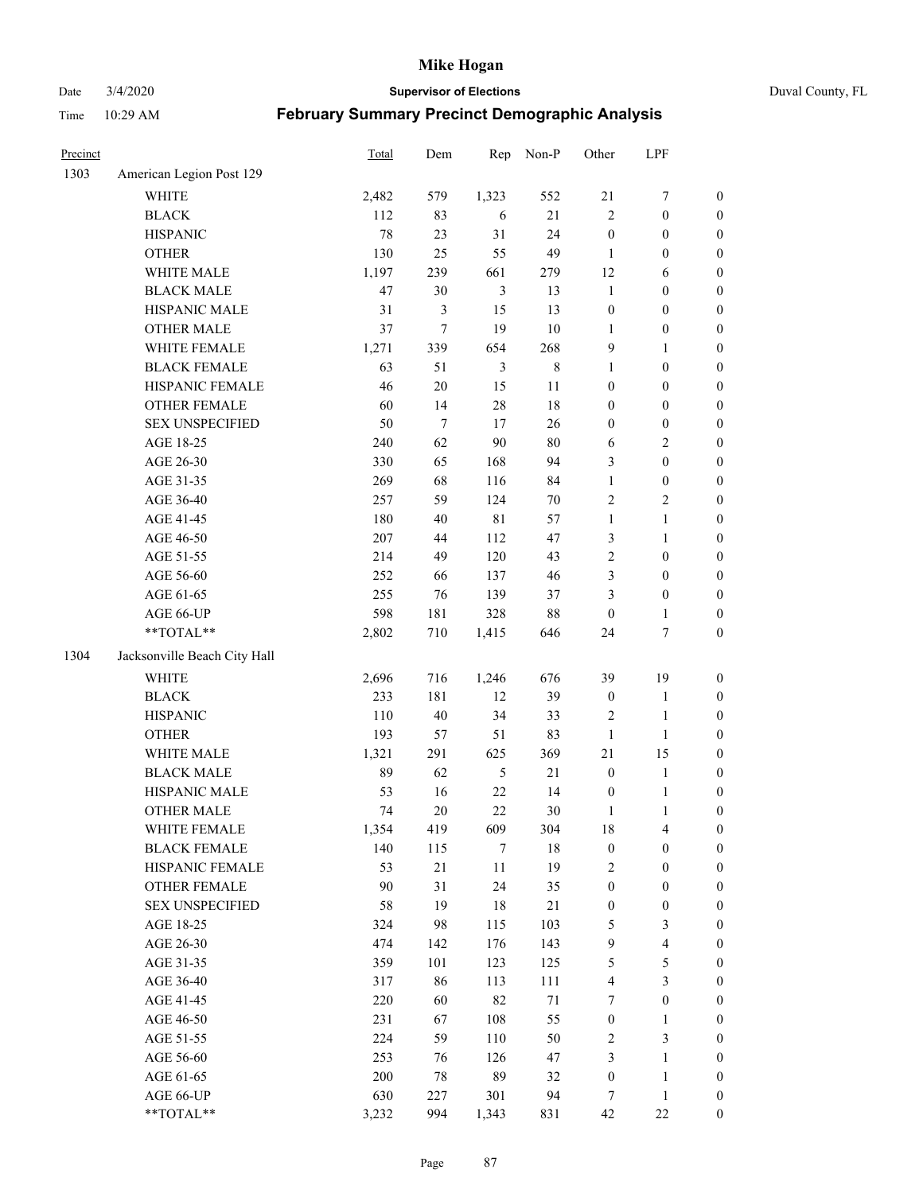# Mike Hogan

Date 3/4/2020 **Supervisor of Elections** Duval County, FL

Time 10:29 AM **February Summary Precinct Demographic Analysis**

| Precinct | | Total | Dem | Rep | Non-P | Other | LPF | |
|---|---|---|---|---|---|---|---|---|
| 1303 | American Legion Post 129 | | | | | | | |
| | WHITE | 2,482 | 579 | 1,323 | 552 | 21 | 7 | 0 |
| | BLACK | 112 | 83 | 6 | 21 | 2 | 0 | 0 |
| | HISPANIC | 78 | 23 | 31 | 24 | 0 | 0 | 0 |
| | OTHER | 130 | 25 | 55 | 49 | 1 | 0 | 0 |
| | WHITE MALE | 1,197 | 239 | 661 | 279 | 12 | 6 | 0 |
| | BLACK MALE | 47 | 30 | 3 | 13 | 1 | 0 | 0 |
| | HISPANIC MALE | 31 | 3 | 15 | 13 | 0 | 0 | 0 |
| | OTHER MALE | 37 | 7 | 19 | 10 | 1 | 0 | 0 |
| | WHITE FEMALE | 1,271 | 339 | 654 | 268 | 9 | 1 | 0 |
| | BLACK FEMALE | 63 | 51 | 3 | 8 | 1 | 0 | 0 |
| | HISPANIC FEMALE | 46 | 20 | 15 | 11 | 0 | 0 | 0 |
| | OTHER FEMALE | 60 | 14 | 28 | 18 | 0 | 0 | 0 |
| | SEX UNSPECIFIED | 50 | 7 | 17 | 26 | 0 | 0 | 0 |
| | AGE 18-25 | 240 | 62 | 90 | 80 | 6 | 2 | 0 |
| | AGE 26-30 | 330 | 65 | 168 | 94 | 3 | 0 | 0 |
| | AGE 31-35 | 269 | 68 | 116 | 84 | 1 | 0 | 0 |
| | AGE 36-40 | 257 | 59 | 124 | 70 | 2 | 2 | 0 |
| | AGE 41-45 | 180 | 40 | 81 | 57 | 1 | 1 | 0 |
| | AGE 46-50 | 207 | 44 | 112 | 47 | 3 | 1 | 0 |
| | AGE 51-55 | 214 | 49 | 120 | 43 | 2 | 0 | 0 |
| | AGE 56-60 | 252 | 66 | 137 | 46 | 3 | 0 | 0 |
| | AGE 61-65 | 255 | 76 | 139 | 37 | 3 | 0 | 0 |
| | AGE 66-UP | 598 | 181 | 328 | 88 | 0 | 1 | 0 |
| | **TOTAL** | 2,802 | 710 | 1,415 | 646 | 24 | 7 | 0 |
| 1304 | Jacksonville Beach City Hall | | | | | | | |
| | WHITE | 2,696 | 716 | 1,246 | 676 | 39 | 19 | 0 |
| | BLACK | 233 | 181 | 12 | 39 | 0 | 1 | 0 |
| | HISPANIC | 110 | 40 | 34 | 33 | 2 | 1 | 0 |
| | OTHER | 193 | 57 | 51 | 83 | 1 | 1 | 0 |
| | WHITE MALE | 1,321 | 291 | 625 | 369 | 21 | 15 | 0 |
| | BLACK MALE | 89 | 62 | 5 | 21 | 0 | 1 | 0 |
| | HISPANIC MALE | 53 | 16 | 22 | 14 | 0 | 1 | 0 |
| | OTHER MALE | 74 | 20 | 22 | 30 | 1 | 1 | 0 |
| | WHITE FEMALE | 1,354 | 419 | 609 | 304 | 18 | 4 | 0 |
| | BLACK FEMALE | 140 | 115 | 7 | 18 | 0 | 0 | 0 |
| | HISPANIC FEMALE | 53 | 21 | 11 | 19 | 2 | 0 | 0 |
| | OTHER FEMALE | 90 | 31 | 24 | 35 | 0 | 0 | 0 |
| | SEX UNSPECIFIED | 58 | 19 | 18 | 21 | 0 | 0 | 0 |
| | AGE 18-25 | 324 | 98 | 115 | 103 | 5 | 3 | 0 |
| | AGE 26-30 | 474 | 142 | 176 | 143 | 9 | 4 | 0 |
| | AGE 31-35 | 359 | 101 | 123 | 125 | 5 | 5 | 0 |
| | AGE 36-40 | 317 | 86 | 113 | 111 | 4 | 3 | 0 |
| | AGE 41-45 | 220 | 60 | 82 | 71 | 7 | 0 | 0 |
| | AGE 46-50 | 231 | 67 | 108 | 55 | 0 | 1 | 0 |
| | AGE 51-55 | 224 | 59 | 110 | 50 | 2 | 3 | 0 |
| | AGE 56-60 | 253 | 76 | 126 | 47 | 3 | 1 | 0 |
| | AGE 61-65 | 200 | 78 | 89 | 32 | 0 | 1 | 0 |
| | AGE 66-UP | 630 | 227 | 301 | 94 | 7 | 1 | 0 |
| | **TOTAL** | 3,232 | 994 | 1,343 | 831 | 42 | 22 | 0 |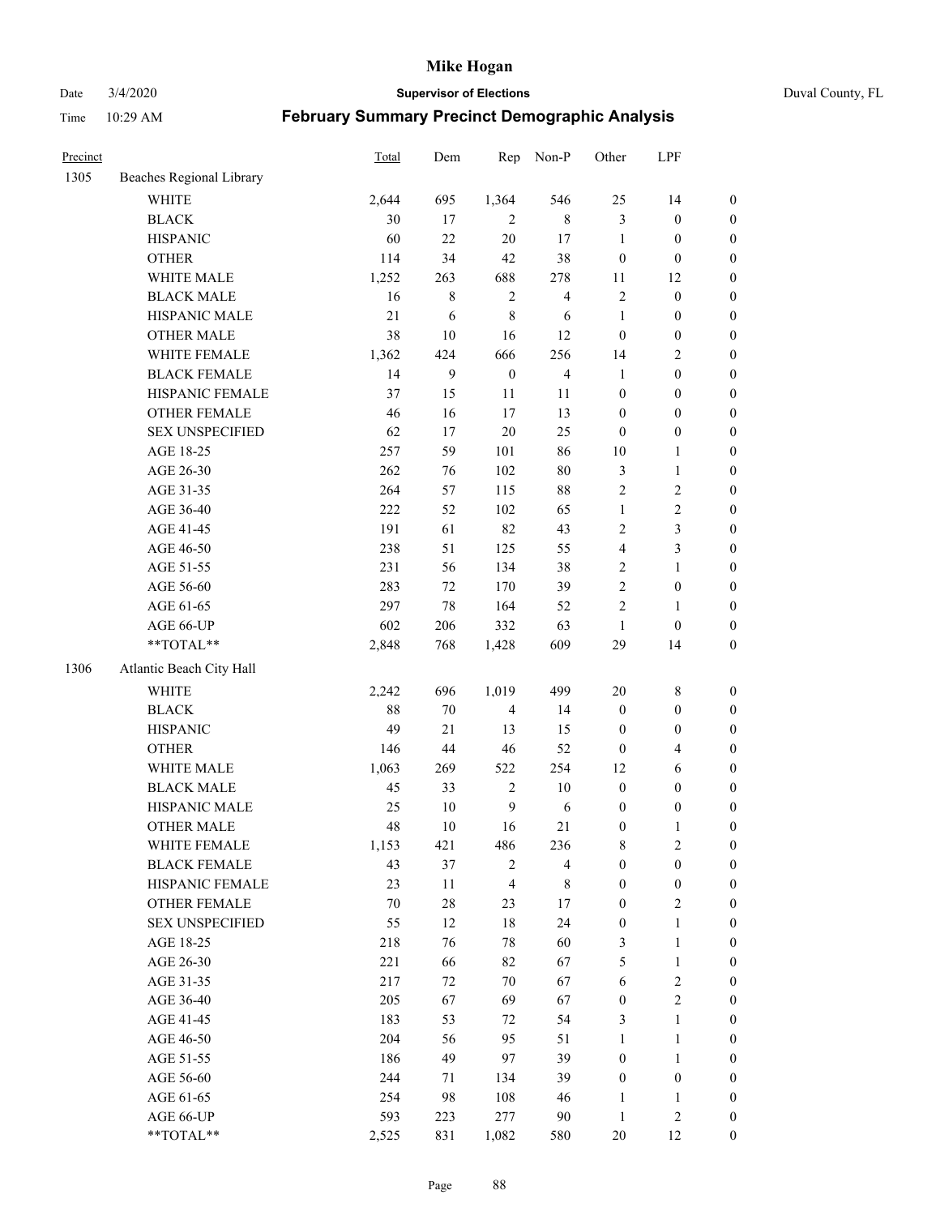| Precinct | | Total | Dem | Rep | Non-P | Other | LPF | |
|---|---|---|---|---|---|---|---|---|
| 1305 | Beaches Regional Library | | | | | | | |
| | WHITE | 2,644 | 695 | 1,364 | 546 | 25 | 14 | 0 |
| | BLACK | 30 | 17 | 2 | 8 | 3 | 0 | 0 |
| | HISPANIC | 60 | 22 | 20 | 17 | 1 | 0 | 0 |
| | OTHER | 114 | 34 | 42 | 38 | 0 | 0 | 0 |
| | WHITE MALE | 1,252 | 263 | 688 | 278 | 11 | 12 | 0 |
| | BLACK MALE | 16 | 8 | 2 | 4 | 2 | 0 | 0 |
| | HISPANIC MALE | 21 | 6 | 8 | 6 | 1 | 0 | 0 |
| | OTHER MALE | 38 | 10 | 16 | 12 | 0 | 0 | 0 |
| | WHITE FEMALE | 1,362 | 424 | 666 | 256 | 14 | 2 | 0 |
| | BLACK FEMALE | 14 | 9 | 0 | 4 | 1 | 0 | 0 |
| | HISPANIC FEMALE | 37 | 15 | 11 | 11 | 0 | 0 | 0 |
| | OTHER FEMALE | 46 | 16 | 17 | 13 | 0 | 0 | 0 |
| | SEX UNSPECIFIED | 62 | 17 | 20 | 25 | 0 | 0 | 0 |
| | AGE 18-25 | 257 | 59 | 101 | 86 | 10 | 1 | 0 |
| | AGE 26-30 | 262 | 76 | 102 | 80 | 3 | 1 | 0 |
| | AGE 31-35 | 264 | 57 | 115 | 88 | 2 | 2 | 0 |
| | AGE 36-40 | 222 | 52 | 102 | 65 | 1 | 2 | 0 |
| | AGE 41-45 | 191 | 61 | 82 | 43 | 2 | 3 | 0 |
| | AGE 46-50 | 238 | 51 | 125 | 55 | 4 | 3 | 0 |
| | AGE 51-55 | 231 | 56 | 134 | 38 | 2 | 1 | 0 |
| | AGE 56-60 | 283 | 72 | 170 | 39 | 2 | 0 | 0 |
| | AGE 61-65 | 297 | 78 | 164 | 52 | 2 | 1 | 0 |
| | AGE 66-UP | 602 | 206 | 332 | 63 | 1 | 0 | 0 |
| | **TOTAL** | 2,848 | 768 | 1,428 | 609 | 29 | 14 | 0 |
| 1306 | Atlantic Beach City Hall | | | | | | | |
| | WHITE | 2,242 | 696 | 1,019 | 499 | 20 | 8 | 0 |
| | BLACK | 88 | 70 | 4 | 14 | 0 | 0 | 0 |
| | HISPANIC | 49 | 21 | 13 | 15 | 0 | 0 | 0 |
| | OTHER | 146 | 44 | 46 | 52 | 0 | 4 | 0 |
| | WHITE MALE | 1,063 | 269 | 522 | 254 | 12 | 6 | 0 |
| | BLACK MALE | 45 | 33 | 2 | 10 | 0 | 0 | 0 |
| | HISPANIC MALE | 25 | 10 | 9 | 6 | 0 | 0 | 0 |
| | OTHER MALE | 48 | 10 | 16 | 21 | 0 | 1 | 0 |
| | WHITE FEMALE | 1,153 | 421 | 486 | 236 | 8 | 2 | 0 |
| | BLACK FEMALE | 43 | 37 | 2 | 4 | 0 | 0 | 0 |
| | HISPANIC FEMALE | 23 | 11 | 4 | 8 | 0 | 0 | 0 |
| | OTHER FEMALE | 70 | 28 | 23 | 17 | 0 | 2 | 0 |
| | SEX UNSPECIFIED | 55 | 12 | 18 | 24 | 0 | 1 | 0 |
| | AGE 18-25 | 218 | 76 | 78 | 60 | 3 | 1 | 0 |
| | AGE 26-30 | 221 | 66 | 82 | 67 | 5 | 1 | 0 |
| | AGE 31-35 | 217 | 72 | 70 | 67 | 6 | 2 | 0 |
| | AGE 36-40 | 205 | 67 | 69 | 67 | 0 | 2 | 0 |
| | AGE 41-45 | 183 | 53 | 72 | 54 | 3 | 1 | 0 |
| | AGE 46-50 | 204 | 56 | 95 | 51 | 1 | 1 | 0 |
| | AGE 51-55 | 186 | 49 | 97 | 39 | 0 | 1 | 0 |
| | AGE 56-60 | 244 | 71 | 134 | 39 | 0 | 0 | 0 |
| | AGE 61-65 | 254 | 98 | 108 | 46 | 1 | 1 | 0 |
| | AGE 66-UP | 593 | 223 | 277 | 90 | 1 | 2 | 0 |
| | **TOTAL** | 2,525 | 831 | 1,082 | 580 | 20 | 12 | 0 |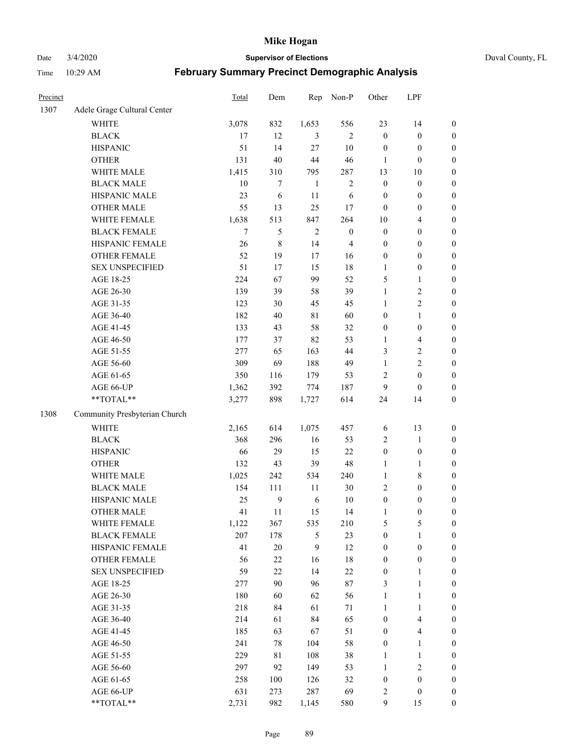# Mike Hogan

Date 3/4/2020 **Supervisor of Elections** Duval County, FL

Time 10:29 AM **February Summary Precinct Demographic Analysis**

| Precinct | | Total | Dem | Rep | Non-P | Other | LPF | |
|---|---|---|---|---|---|---|---|---|
| 1307 | Adele Grage Cultural Center | | | | | | | |
| | WHITE | 3,078 | 832 | 1,653 | 556 | 23 | 14 | 0 |
| | BLACK | 17 | 12 | 3 | 2 | 0 | 0 | 0 |
| | HISPANIC | 51 | 14 | 27 | 10 | 0 | 0 | 0 |
| | OTHER | 131 | 40 | 44 | 46 | 1 | 0 | 0 |
| | WHITE MALE | 1,415 | 310 | 795 | 287 | 13 | 10 | 0 |
| | BLACK MALE | 10 | 7 | 1 | 2 | 0 | 0 | 0 |
| | HISPANIC MALE | 23 | 6 | 11 | 6 | 0 | 0 | 0 |
| | OTHER MALE | 55 | 13 | 25 | 17 | 0 | 0 | 0 |
| | WHITE FEMALE | 1,638 | 513 | 847 | 264 | 10 | 4 | 0 |
| | BLACK FEMALE | 7 | 5 | 2 | 0 | 0 | 0 | 0 |
| | HISPANIC FEMALE | 26 | 8 | 14 | 4 | 0 | 0 | 0 |
| | OTHER FEMALE | 52 | 19 | 17 | 16 | 0 | 0 | 0 |
| | SEX UNSPECIFIED | 51 | 17 | 15 | 18 | 1 | 0 | 0 |
| | AGE 18-25 | 224 | 67 | 99 | 52 | 5 | 1 | 0 |
| | AGE 26-30 | 139 | 39 | 58 | 39 | 1 | 2 | 0 |
| | AGE 31-35 | 123 | 30 | 45 | 45 | 1 | 2 | 0 |
| | AGE 36-40 | 182 | 40 | 81 | 60 | 0 | 1 | 0 |
| | AGE 41-45 | 133 | 43 | 58 | 32 | 0 | 0 | 0 |
| | AGE 46-50 | 177 | 37 | 82 | 53 | 1 | 4 | 0 |
| | AGE 51-55 | 277 | 65 | 163 | 44 | 3 | 2 | 0 |
| | AGE 56-60 | 309 | 69 | 188 | 49 | 1 | 2 | 0 |
| | AGE 61-65 | 350 | 116 | 179 | 53 | 2 | 0 | 0 |
| | AGE 66-UP | 1,362 | 392 | 774 | 187 | 9 | 0 | 0 |
| | **TOTAL** | 3,277 | 898 | 1,727 | 614 | 24 | 14 | 0 |
| 1308 | Community Presbyterian Church | | | | | | | |
| | WHITE | 2,165 | 614 | 1,075 | 457 | 6 | 13 | 0 |
| | BLACK | 368 | 296 | 16 | 53 | 2 | 1 | 0 |
| | HISPANIC | 66 | 29 | 15 | 22 | 0 | 0 | 0 |
| | OTHER | 132 | 43 | 39 | 48 | 1 | 1 | 0 |
| | WHITE MALE | 1,025 | 242 | 534 | 240 | 1 | 8 | 0 |
| | BLACK MALE | 154 | 111 | 11 | 30 | 2 | 0 | 0 |
| | HISPANIC MALE | 25 | 9 | 6 | 10 | 0 | 0 | 0 |
| | OTHER MALE | 41 | 11 | 15 | 14 | 1 | 0 | 0 |
| | WHITE FEMALE | 1,122 | 367 | 535 | 210 | 5 | 5 | 0 |
| | BLACK FEMALE | 207 | 178 | 5 | 23 | 0 | 1 | 0 |
| | HISPANIC FEMALE | 41 | 20 | 9 | 12 | 0 | 0 | 0 |
| | OTHER FEMALE | 56 | 22 | 16 | 18 | 0 | 0 | 0 |
| | SEX UNSPECIFIED | 59 | 22 | 14 | 22 | 0 | 1 | 0 |
| | AGE 18-25 | 277 | 90 | 96 | 87 | 3 | 1 | 0 |
| | AGE 26-30 | 180 | 60 | 62 | 56 | 1 | 1 | 0 |
| | AGE 31-35 | 218 | 84 | 61 | 71 | 1 | 1 | 0 |
| | AGE 36-40 | 214 | 61 | 84 | 65 | 0 | 4 | 0 |
| | AGE 41-45 | 185 | 63 | 67 | 51 | 0 | 4 | 0 |
| | AGE 46-50 | 241 | 78 | 104 | 58 | 0 | 1 | 0 |
| | AGE 51-55 | 229 | 81 | 108 | 38 | 1 | 1 | 0 |
| | AGE 56-60 | 297 | 92 | 149 | 53 | 1 | 2 | 0 |
| | AGE 61-65 | 258 | 100 | 126 | 32 | 0 | 0 | 0 |
| | AGE 66-UP | 631 | 273 | 287 | 69 | 2 | 0 | 0 |
| | **TOTAL** | 2,731 | 982 | 1,145 | 580 | 9 | 15 | 0 |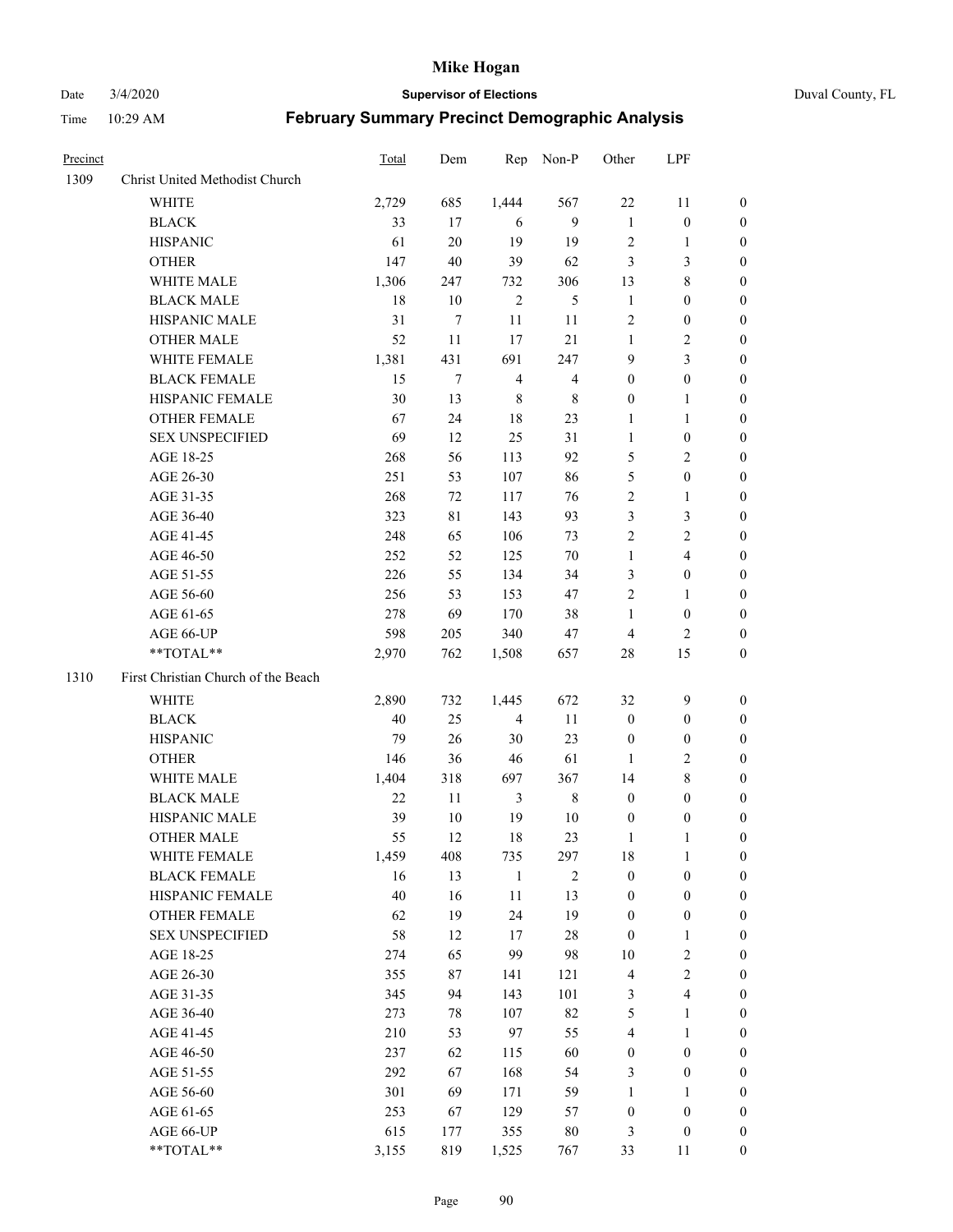# Mike Hogan

Date 3/4/2020 **Supervisor of Elections** Duval County, FL

Time 10:29 AM **February Summary Precinct Demographic Analysis**

| Precinct | | Total | Dem | Rep | Non-P | Other | LPF | |
|---|---|---|---|---|---|---|---|---|
| 1309 | Christ United Methodist Church | | | | | | | |
| | WHITE | 2,729 | 685 | 1,444 | 567 | 22 | 11 | 0 |
| | BLACK | 33 | 17 | 6 | 9 | 1 | 0 | 0 |
| | HISPANIC | 61 | 20 | 19 | 19 | 2 | 1 | 0 |
| | OTHER | 147 | 40 | 39 | 62 | 3 | 3 | 0 |
| | WHITE MALE | 1,306 | 247 | 732 | 306 | 13 | 8 | 0 |
| | BLACK MALE | 18 | 10 | 2 | 5 | 1 | 0 | 0 |
| | HISPANIC MALE | 31 | 7 | 11 | 11 | 2 | 0 | 0 |
| | OTHER MALE | 52 | 11 | 17 | 21 | 1 | 2 | 0 |
| | WHITE FEMALE | 1,381 | 431 | 691 | 247 | 9 | 3 | 0 |
| | BLACK FEMALE | 15 | 7 | 4 | 4 | 0 | 0 | 0 |
| | HISPANIC FEMALE | 30 | 13 | 8 | 8 | 0 | 1 | 0 |
| | OTHER FEMALE | 67 | 24 | 18 | 23 | 1 | 1 | 0 |
| | SEX UNSPECIFIED | 69 | 12 | 25 | 31 | 1 | 0 | 0 |
| | AGE 18-25 | 268 | 56 | 113 | 92 | 5 | 2 | 0 |
| | AGE 26-30 | 251 | 53 | 107 | 86 | 5 | 0 | 0 |
| | AGE 31-35 | 268 | 72 | 117 | 76 | 2 | 1 | 0 |
| | AGE 36-40 | 323 | 81 | 143 | 93 | 3 | 3 | 0 |
| | AGE 41-45 | 248 | 65 | 106 | 73 | 2 | 2 | 0 |
| | AGE 46-50 | 252 | 52 | 125 | 70 | 1 | 4 | 0 |
| | AGE 51-55 | 226 | 55 | 134 | 34 | 3 | 0 | 0 |
| | AGE 56-60 | 256 | 53 | 153 | 47 | 2 | 1 | 0 |
| | AGE 61-65 | 278 | 69 | 170 | 38 | 1 | 0 | 0 |
| | AGE 66-UP | 598 | 205 | 340 | 47 | 4 | 2 | 0 |
| | **TOTAL** | 2,970 | 762 | 1,508 | 657 | 28 | 15 | 0 |
| 1310 | First Christian Church of the Beach | | | | | | | |
| | WHITE | 2,890 | 732 | 1,445 | 672 | 32 | 9 | 0 |
| | BLACK | 40 | 25 | 4 | 11 | 0 | 0 | 0 |
| | HISPANIC | 79 | 26 | 30 | 23 | 0 | 0 | 0 |
| | OTHER | 146 | 36 | 46 | 61 | 1 | 2 | 0 |
| | WHITE MALE | 1,404 | 318 | 697 | 367 | 14 | 8 | 0 |
| | BLACK MALE | 22 | 11 | 3 | 8 | 0 | 0 | 0 |
| | HISPANIC MALE | 39 | 10 | 19 | 10 | 0 | 0 | 0 |
| | OTHER MALE | 55 | 12 | 18 | 23 | 1 | 1 | 0 |
| | WHITE FEMALE | 1,459 | 408 | 735 | 297 | 18 | 1 | 0 |
| | BLACK FEMALE | 16 | 13 | 1 | 2 | 0 | 0 | 0 |
| | HISPANIC FEMALE | 40 | 16 | 11 | 13 | 0 | 0 | 0 |
| | OTHER FEMALE | 62 | 19 | 24 | 19 | 0 | 0 | 0 |
| | SEX UNSPECIFIED | 58 | 12 | 17 | 28 | 0 | 1 | 0 |
| | AGE 18-25 | 274 | 65 | 99 | 98 | 10 | 2 | 0 |
| | AGE 26-30 | 355 | 87 | 141 | 121 | 4 | 2 | 0 |
| | AGE 31-35 | 345 | 94 | 143 | 101 | 3 | 4 | 0 |
| | AGE 36-40 | 273 | 78 | 107 | 82 | 5 | 1 | 0 |
| | AGE 41-45 | 210 | 53 | 97 | 55 | 4 | 1 | 0 |
| | AGE 46-50 | 237 | 62 | 115 | 60 | 0 | 0 | 0 |
| | AGE 51-55 | 292 | 67 | 168 | 54 | 3 | 0 | 0 |
| | AGE 56-60 | 301 | 69 | 171 | 59 | 1 | 1 | 0 |
| | AGE 61-65 | 253 | 67 | 129 | 57 | 0 | 0 | 0 |
| | AGE 66-UP | 615 | 177 | 355 | 80 | 3 | 0 | 0 |
| | **TOTAL** | 3,155 | 819 | 1,525 | 767 | 33 | 11 | 0 |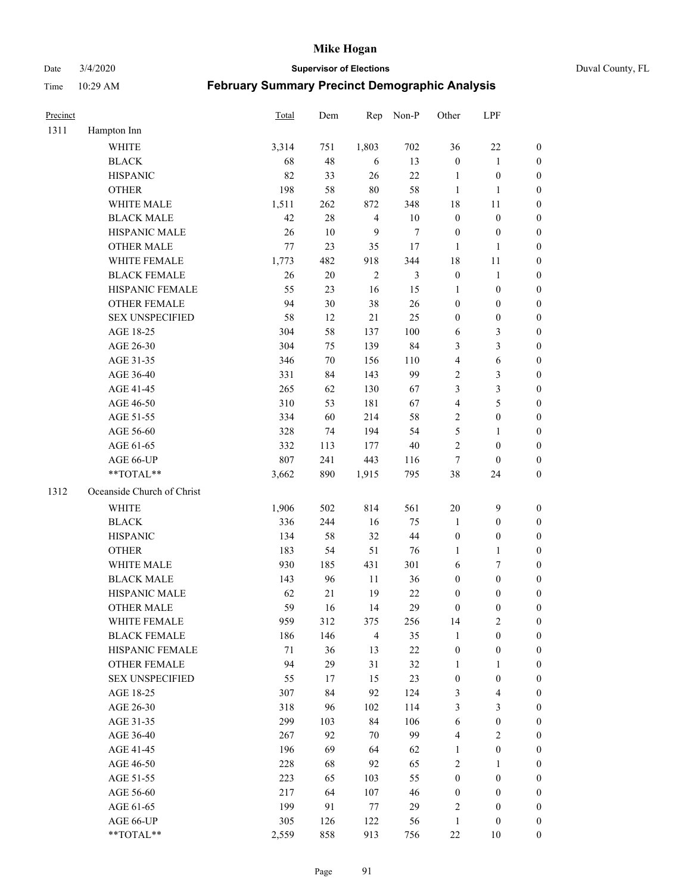# Mike Hogan

**Supervisor of Elections**

Date 3/4/2020 — Duval County, FL

Time 10:29 AM

## February Summary Precinct Demographic Analysis

| Precinct | | Total | Dem | Rep | Non-P | Other | LPF | |
|---|---|---|---|---|---|---|---|---|
| 1311 | Hampton Inn | | | | | | | |
| | WHITE | 3,314 | 751 | 1,803 | 702 | 36 | 22 | 0 |
| | BLACK | 68 | 48 | 6 | 13 | 0 | 1 | 0 |
| | HISPANIC | 82 | 33 | 26 | 22 | 1 | 0 | 0 |
| | OTHER | 198 | 58 | 80 | 58 | 1 | 1 | 0 |
| | WHITE MALE | 1,511 | 262 | 872 | 348 | 18 | 11 | 0 |
| | BLACK MALE | 42 | 28 | 4 | 10 | 0 | 0 | 0 |
| | HISPANIC MALE | 26 | 10 | 9 | 7 | 0 | 0 | 0 |
| | OTHER MALE | 77 | 23 | 35 | 17 | 1 | 1 | 0 |
| | WHITE FEMALE | 1,773 | 482 | 918 | 344 | 18 | 11 | 0 |
| | BLACK FEMALE | 26 | 20 | 2 | 3 | 0 | 1 | 0 |
| | HISPANIC FEMALE | 55 | 23 | 16 | 15 | 1 | 0 | 0 |
| | OTHER FEMALE | 94 | 30 | 38 | 26 | 0 | 0 | 0 |
| | SEX UNSPECIFIED | 58 | 12 | 21 | 25 | 0 | 0 | 0 |
| | AGE 18-25 | 304 | 58 | 137 | 100 | 6 | 3 | 0 |
| | AGE 26-30 | 304 | 75 | 139 | 84 | 3 | 3 | 0 |
| | AGE 31-35 | 346 | 70 | 156 | 110 | 4 | 6 | 0 |
| | AGE 36-40 | 331 | 84 | 143 | 99 | 2 | 3 | 0 |
| | AGE 41-45 | 265 | 62 | 130 | 67 | 3 | 3 | 0 |
| | AGE 46-50 | 310 | 53 | 181 | 67 | 4 | 5 | 0 |
| | AGE 51-55 | 334 | 60 | 214 | 58 | 2 | 0 | 0 |
| | AGE 56-60 | 328 | 74 | 194 | 54 | 5 | 1 | 0 |
| | AGE 61-65 | 332 | 113 | 177 | 40 | 2 | 0 | 0 |
| | AGE 66-UP | 807 | 241 | 443 | 116 | 7 | 0 | 0 |
| | **TOTAL** | 3,662 | 890 | 1,915 | 795 | 38 | 24 | 0 |
| 1312 | Oceanside Church of Christ | | | | | | | |
| | WHITE | 1,906 | 502 | 814 | 561 | 20 | 9 | 0 |
| | BLACK | 336 | 244 | 16 | 75 | 1 | 0 | 0 |
| | HISPANIC | 134 | 58 | 32 | 44 | 0 | 0 | 0 |
| | OTHER | 183 | 54 | 51 | 76 | 1 | 1 | 0 |
| | WHITE MALE | 930 | 185 | 431 | 301 | 6 | 7 | 0 |
| | BLACK MALE | 143 | 96 | 11 | 36 | 0 | 0 | 0 |
| | HISPANIC MALE | 62 | 21 | 19 | 22 | 0 | 0 | 0 |
| | OTHER MALE | 59 | 16 | 14 | 29 | 0 | 0 | 0 |
| | WHITE FEMALE | 959 | 312 | 375 | 256 | 14 | 2 | 0 |
| | BLACK FEMALE | 186 | 146 | 4 | 35 | 1 | 0 | 0 |
| | HISPANIC FEMALE | 71 | 36 | 13 | 22 | 0 | 0 | 0 |
| | OTHER FEMALE | 94 | 29 | 31 | 32 | 1 | 1 | 0 |
| | SEX UNSPECIFIED | 55 | 17 | 15 | 23 | 0 | 0 | 0 |
| | AGE 18-25 | 307 | 84 | 92 | 124 | 3 | 4 | 0 |
| | AGE 26-30 | 318 | 96 | 102 | 114 | 3 | 3 | 0 |
| | AGE 31-35 | 299 | 103 | 84 | 106 | 6 | 0 | 0 |
| | AGE 36-40 | 267 | 92 | 70 | 99 | 4 | 2 | 0 |
| | AGE 41-45 | 196 | 69 | 64 | 62 | 1 | 0 | 0 |
| | AGE 46-50 | 228 | 68 | 92 | 65 | 2 | 1 | 0 |
| | AGE 51-55 | 223 | 65 | 103 | 55 | 0 | 0 | 0 |
| | AGE 56-60 | 217 | 64 | 107 | 46 | 0 | 0 | 0 |
| | AGE 61-65 | 199 | 91 | 77 | 29 | 2 | 0 | 0 |
| | AGE 66-UP | 305 | 126 | 122 | 56 | 1 | 0 | 0 |
| | **TOTAL** | 2,559 | 858 | 913 | 756 | 22 | 10 | 0 |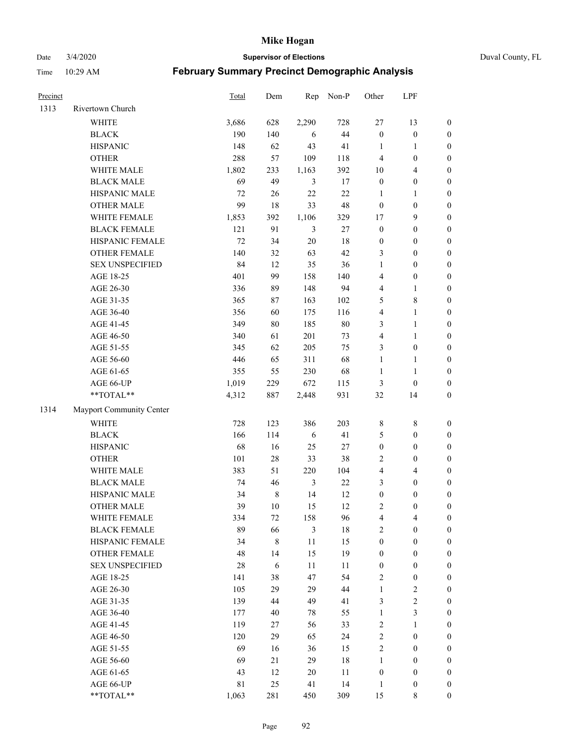# Mike Hogan

Date 3/4/2020 **Supervisor of Elections** Duval County, FL

Time 10:29 AM **February Summary Precinct Demographic Analysis**

| Precinct | | Total | Dem | Rep | Non-P | Other | LPF | |
|---|---|---|---|---|---|---|---|---|
| 1313 | Rivertown Church | | | | | | | |
| | WHITE | 3,686 | 628 | 2,290 | 728 | 27 | 13 | 0 |
| | BLACK | 190 | 140 | 6 | 44 | 0 | 0 | 0 |
| | HISPANIC | 148 | 62 | 43 | 41 | 1 | 1 | 0 |
| | OTHER | 288 | 57 | 109 | 118 | 4 | 0 | 0 |
| | WHITE MALE | 1,802 | 233 | 1,163 | 392 | 10 | 4 | 0 |
| | BLACK MALE | 69 | 49 | 3 | 17 | 0 | 0 | 0 |
| | HISPANIC MALE | 72 | 26 | 22 | 22 | 1 | 1 | 0 |
| | OTHER MALE | 99 | 18 | 33 | 48 | 0 | 0 | 0 |
| | WHITE FEMALE | 1,853 | 392 | 1,106 | 329 | 17 | 9 | 0 |
| | BLACK FEMALE | 121 | 91 | 3 | 27 | 0 | 0 | 0 |
| | HISPANIC FEMALE | 72 | 34 | 20 | 18 | 0 | 0 | 0 |
| | OTHER FEMALE | 140 | 32 | 63 | 42 | 3 | 0 | 0 |
| | SEX UNSPECIFIED | 84 | 12 | 35 | 36 | 1 | 0 | 0 |
| | AGE 18-25 | 401 | 99 | 158 | 140 | 4 | 0 | 0 |
| | AGE 26-30 | 336 | 89 | 148 | 94 | 4 | 1 | 0 |
| | AGE 31-35 | 365 | 87 | 163 | 102 | 5 | 8 | 0 |
| | AGE 36-40 | 356 | 60 | 175 | 116 | 4 | 1 | 0 |
| | AGE 41-45 | 349 | 80 | 185 | 80 | 3 | 1 | 0 |
| | AGE 46-50 | 340 | 61 | 201 | 73 | 4 | 1 | 0 |
| | AGE 51-55 | 345 | 62 | 205 | 75 | 3 | 0 | 0 |
| | AGE 56-60 | 446 | 65 | 311 | 68 | 1 | 1 | 0 |
| | AGE 61-65 | 355 | 55 | 230 | 68 | 1 | 1 | 0 |
| | AGE 66-UP | 1,019 | 229 | 672 | 115 | 3 | 0 | 0 |
| | **TOTAL** | 4,312 | 887 | 2,448 | 931 | 32 | 14 | 0 |
| 1314 | Mayport Community Center | | | | | | | |
| | WHITE | 728 | 123 | 386 | 203 | 8 | 8 | 0 |
| | BLACK | 166 | 114 | 6 | 41 | 5 | 0 | 0 |
| | HISPANIC | 68 | 16 | 25 | 27 | 0 | 0 | 0 |
| | OTHER | 101 | 28 | 33 | 38 | 2 | 0 | 0 |
| | WHITE MALE | 383 | 51 | 220 | 104 | 4 | 4 | 0 |
| | BLACK MALE | 74 | 46 | 3 | 22 | 3 | 0 | 0 |
| | HISPANIC MALE | 34 | 8 | 14 | 12 | 0 | 0 | 0 |
| | OTHER MALE | 39 | 10 | 15 | 12 | 2 | 0 | 0 |
| | WHITE FEMALE | 334 | 72 | 158 | 96 | 4 | 4 | 0 |
| | BLACK FEMALE | 89 | 66 | 3 | 18 | 2 | 0 | 0 |
| | HISPANIC FEMALE | 34 | 8 | 11 | 15 | 0 | 0 | 0 |
| | OTHER FEMALE | 48 | 14 | 15 | 19 | 0 | 0 | 0 |
| | SEX UNSPECIFIED | 28 | 6 | 11 | 11 | 0 | 0 | 0 |
| | AGE 18-25 | 141 | 38 | 47 | 54 | 2 | 0 | 0 |
| | AGE 26-30 | 105 | 29 | 29 | 44 | 1 | 2 | 0 |
| | AGE 31-35 | 139 | 44 | 49 | 41 | 3 | 2 | 0 |
| | AGE 36-40 | 177 | 40 | 78 | 55 | 1 | 3 | 0 |
| | AGE 41-45 | 119 | 27 | 56 | 33 | 2 | 1 | 0 |
| | AGE 46-50 | 120 | 29 | 65 | 24 | 2 | 0 | 0 |
| | AGE 51-55 | 69 | 16 | 36 | 15 | 2 | 0 | 0 |
| | AGE 56-60 | 69 | 21 | 29 | 18 | 1 | 0 | 0 |
| | AGE 61-65 | 43 | 12 | 20 | 11 | 0 | 0 | 0 |
| | AGE 66-UP | 81 | 25 | 41 | 14 | 1 | 0 | 0 |
| | **TOTAL** | 1,063 | 281 | 450 | 309 | 15 | 8 | 0 |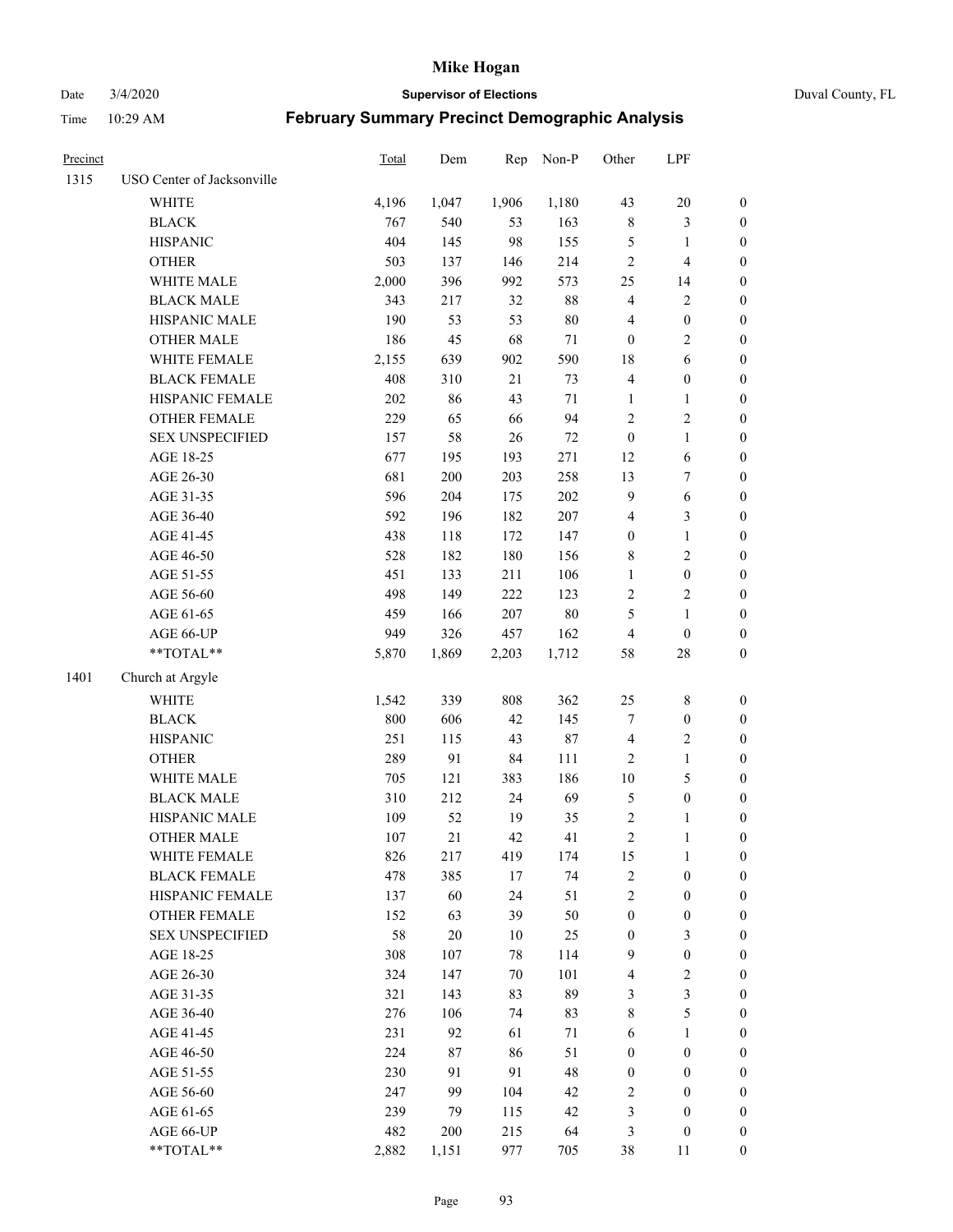# Mike Hogan

Date 3/4/2020 | **Supervisor of Elections** | Duval County, FL

Time 10:29 AM | **February Summary Precinct Demographic Analysis**

| Precinct | | Total | Dem | Rep | Non-P | Other | LPF | |
|---|---|---|---|---|---|---|---|---|
| 1315 | USO Center of Jacksonville | | | | | | | |
| | WHITE | 4,196 | 1,047 | 1,906 | 1,180 | 43 | 20 | 0 |
| | BLACK | 767 | 540 | 53 | 163 | 8 | 3 | 0 |
| | HISPANIC | 404 | 145 | 98 | 155 | 5 | 1 | 0 |
| | OTHER | 503 | 137 | 146 | 214 | 2 | 4 | 0 |
| | WHITE MALE | 2,000 | 396 | 992 | 573 | 25 | 14 | 0 |
| | BLACK MALE | 343 | 217 | 32 | 88 | 4 | 2 | 0 |
| | HISPANIC MALE | 190 | 53 | 53 | 80 | 4 | 0 | 0 |
| | OTHER MALE | 186 | 45 | 68 | 71 | 0 | 2 | 0 |
| | WHITE FEMALE | 2,155 | 639 | 902 | 590 | 18 | 6 | 0 |
| | BLACK FEMALE | 408 | 310 | 21 | 73 | 4 | 0 | 0 |
| | HISPANIC FEMALE | 202 | 86 | 43 | 71 | 1 | 1 | 0 |
| | OTHER FEMALE | 229 | 65 | 66 | 94 | 2 | 2 | 0 |
| | SEX UNSPECIFIED | 157 | 58 | 26 | 72 | 0 | 1 | 0 |
| | AGE 18-25 | 677 | 195 | 193 | 271 | 12 | 6 | 0 |
| | AGE 26-30 | 681 | 200 | 203 | 258 | 13 | 7 | 0 |
| | AGE 31-35 | 596 | 204 | 175 | 202 | 9 | 6 | 0 |
| | AGE 36-40 | 592 | 196 | 182 | 207 | 4 | 3 | 0 |
| | AGE 41-45 | 438 | 118 | 172 | 147 | 0 | 1 | 0 |
| | AGE 46-50 | 528 | 182 | 180 | 156 | 8 | 2 | 0 |
| | AGE 51-55 | 451 | 133 | 211 | 106 | 1 | 0 | 0 |
| | AGE 56-60 | 498 | 149 | 222 | 123 | 2 | 2 | 0 |
| | AGE 61-65 | 459 | 166 | 207 | 80 | 5 | 1 | 0 |
| | AGE 66-UP | 949 | 326 | 457 | 162 | 4 | 0 | 0 |
| | **TOTAL** | 5,870 | 1,869 | 2,203 | 1,712 | 58 | 28 | 0 |
| 1401 | Church at Argyle | | | | | | | |
| | WHITE | 1,542 | 339 | 808 | 362 | 25 | 8 | 0 |
| | BLACK | 800 | 606 | 42 | 145 | 7 | 0 | 0 |
| | HISPANIC | 251 | 115 | 43 | 87 | 4 | 2 | 0 |
| | OTHER | 289 | 91 | 84 | 111 | 2 | 1 | 0 |
| | WHITE MALE | 705 | 121 | 383 | 186 | 10 | 5 | 0 |
| | BLACK MALE | 310 | 212 | 24 | 69 | 5 | 0 | 0 |
| | HISPANIC MALE | 109 | 52 | 19 | 35 | 2 | 1 | 0 |
| | OTHER MALE | 107 | 21 | 42 | 41 | 2 | 1 | 0 |
| | WHITE FEMALE | 826 | 217 | 419 | 174 | 15 | 1 | 0 |
| | BLACK FEMALE | 478 | 385 | 17 | 74 | 2 | 0 | 0 |
| | HISPANIC FEMALE | 137 | 60 | 24 | 51 | 2 | 0 | 0 |
| | OTHER FEMALE | 152 | 63 | 39 | 50 | 0 | 0 | 0 |
| | SEX UNSPECIFIED | 58 | 20 | 10 | 25 | 0 | 3 | 0 |
| | AGE 18-25 | 308 | 107 | 78 | 114 | 9 | 0 | 0 |
| | AGE 26-30 | 324 | 147 | 70 | 101 | 4 | 2 | 0 |
| | AGE 31-35 | 321 | 143 | 83 | 89 | 3 | 3 | 0 |
| | AGE 36-40 | 276 | 106 | 74 | 83 | 8 | 5 | 0 |
| | AGE 41-45 | 231 | 92 | 61 | 71 | 6 | 1 | 0 |
| | AGE 46-50 | 224 | 87 | 86 | 51 | 0 | 0 | 0 |
| | AGE 51-55 | 230 | 91 | 91 | 48 | 0 | 0 | 0 |
| | AGE 56-60 | 247 | 99 | 104 | 42 | 2 | 0 | 0 |
| | AGE 61-65 | 239 | 79 | 115 | 42 | 3 | 0 | 0 |
| | AGE 66-UP | 482 | 200 | 215 | 64 | 3 | 0 | 0 |
| | **TOTAL** | 2,882 | 1,151 | 977 | 705 | 38 | 11 | 0 |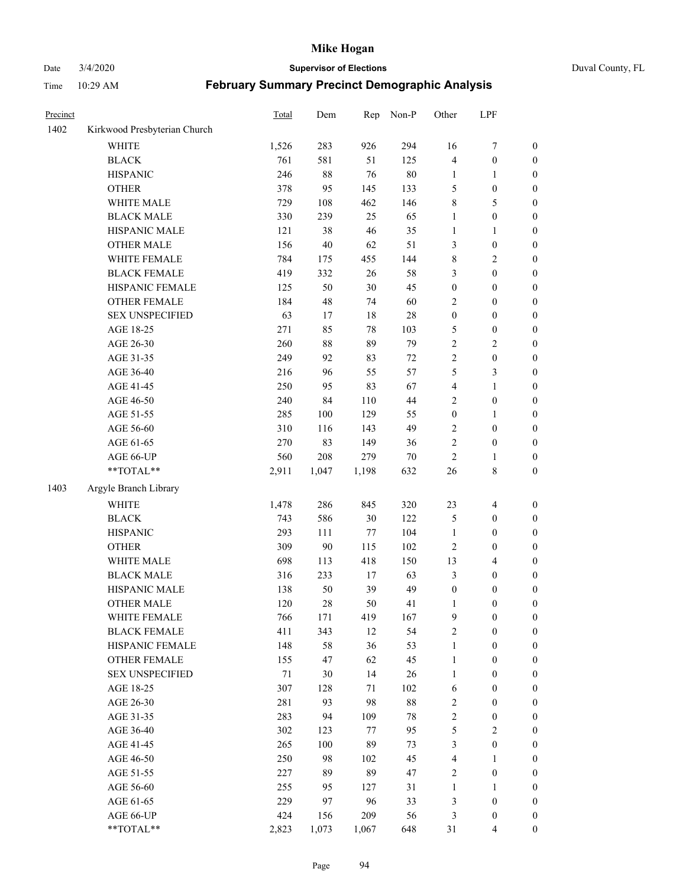# Mike Hogan

Date 3/4/2020 **Supervisor of Elections** Duval County, FL

Time 10:29 AM **February Summary Precinct Demographic Analysis**

| Precinct | | Total | Dem | Rep | Non-P | Other | LPF | |
|---|---|---|---|---|---|---|---|---|
| 1402 | Kirkwood Presbyterian Church | | | | | | | |
| | WHITE | 1,526 | 283 | 926 | 294 | 16 | 7 | 0 |
| | BLACK | 761 | 581 | 51 | 125 | 4 | 0 | 0 |
| | HISPANIC | 246 | 88 | 76 | 80 | 1 | 1 | 0 |
| | OTHER | 378 | 95 | 145 | 133 | 5 | 0 | 0 |
| | WHITE MALE | 729 | 108 | 462 | 146 | 8 | 5 | 0 |
| | BLACK MALE | 330 | 239 | 25 | 65 | 1 | 0 | 0 |
| | HISPANIC MALE | 121 | 38 | 46 | 35 | 1 | 1 | 0 |
| | OTHER MALE | 156 | 40 | 62 | 51 | 3 | 0 | 0 |
| | WHITE FEMALE | 784 | 175 | 455 | 144 | 8 | 2 | 0 |
| | BLACK FEMALE | 419 | 332 | 26 | 58 | 3 | 0 | 0 |
| | HISPANIC FEMALE | 125 | 50 | 30 | 45 | 0 | 0 | 0 |
| | OTHER FEMALE | 184 | 48 | 74 | 60 | 2 | 0 | 0 |
| | SEX UNSPECIFIED | 63 | 17 | 18 | 28 | 0 | 0 | 0 |
| | AGE 18-25 | 271 | 85 | 78 | 103 | 5 | 0 | 0 |
| | AGE 26-30 | 260 | 88 | 89 | 79 | 2 | 2 | 0 |
| | AGE 31-35 | 249 | 92 | 83 | 72 | 2 | 0 | 0 |
| | AGE 36-40 | 216 | 96 | 55 | 57 | 5 | 3 | 0 |
| | AGE 41-45 | 250 | 95 | 83 | 67 | 4 | 1 | 0 |
| | AGE 46-50 | 240 | 84 | 110 | 44 | 2 | 0 | 0 |
| | AGE 51-55 | 285 | 100 | 129 | 55 | 0 | 1 | 0 |
| | AGE 56-60 | 310 | 116 | 143 | 49 | 2 | 0 | 0 |
| | AGE 61-65 | 270 | 83 | 149 | 36 | 2 | 0 | 0 |
| | AGE 66-UP | 560 | 208 | 279 | 70 | 2 | 1 | 0 |
| | **TOTAL** | 2,911 | 1,047 | 1,198 | 632 | 26 | 8 | 0 |
| 1403 | Argyle Branch Library | | | | | | | |
| | WHITE | 1,478 | 286 | 845 | 320 | 23 | 4 | 0 |
| | BLACK | 743 | 586 | 30 | 122 | 5 | 0 | 0 |
| | HISPANIC | 293 | 111 | 77 | 104 | 1 | 0 | 0 |
| | OTHER | 309 | 90 | 115 | 102 | 2 | 0 | 0 |
| | WHITE MALE | 698 | 113 | 418 | 150 | 13 | 4 | 0 |
| | BLACK MALE | 316 | 233 | 17 | 63 | 3 | 0 | 0 |
| | HISPANIC MALE | 138 | 50 | 39 | 49 | 0 | 0 | 0 |
| | OTHER MALE | 120 | 28 | 50 | 41 | 1 | 0 | 0 |
| | WHITE FEMALE | 766 | 171 | 419 | 167 | 9 | 0 | 0 |
| | BLACK FEMALE | 411 | 343 | 12 | 54 | 2 | 0 | 0 |
| | HISPANIC FEMALE | 148 | 58 | 36 | 53 | 1 | 0 | 0 |
| | OTHER FEMALE | 155 | 47 | 62 | 45 | 1 | 0 | 0 |
| | SEX UNSPECIFIED | 71 | 30 | 14 | 26 | 1 | 0 | 0 |
| | AGE 18-25 | 307 | 128 | 71 | 102 | 6 | 0 | 0 |
| | AGE 26-30 | 281 | 93 | 98 | 88 | 2 | 0 | 0 |
| | AGE 31-35 | 283 | 94 | 109 | 78 | 2 | 0 | 0 |
| | AGE 36-40 | 302 | 123 | 77 | 95 | 5 | 2 | 0 |
| | AGE 41-45 | 265 | 100 | 89 | 73 | 3 | 0 | 0 |
| | AGE 46-50 | 250 | 98 | 102 | 45 | 4 | 1 | 0 |
| | AGE 51-55 | 227 | 89 | 89 | 47 | 2 | 0 | 0 |
| | AGE 56-60 | 255 | 95 | 127 | 31 | 1 | 1 | 0 |
| | AGE 61-65 | 229 | 97 | 96 | 33 | 3 | 0 | 0 |
| | AGE 66-UP | 424 | 156 | 209 | 56 | 3 | 0 | 0 |
| | **TOTAL** | 2,823 | 1,073 | 1,067 | 648 | 31 | 4 | 0 |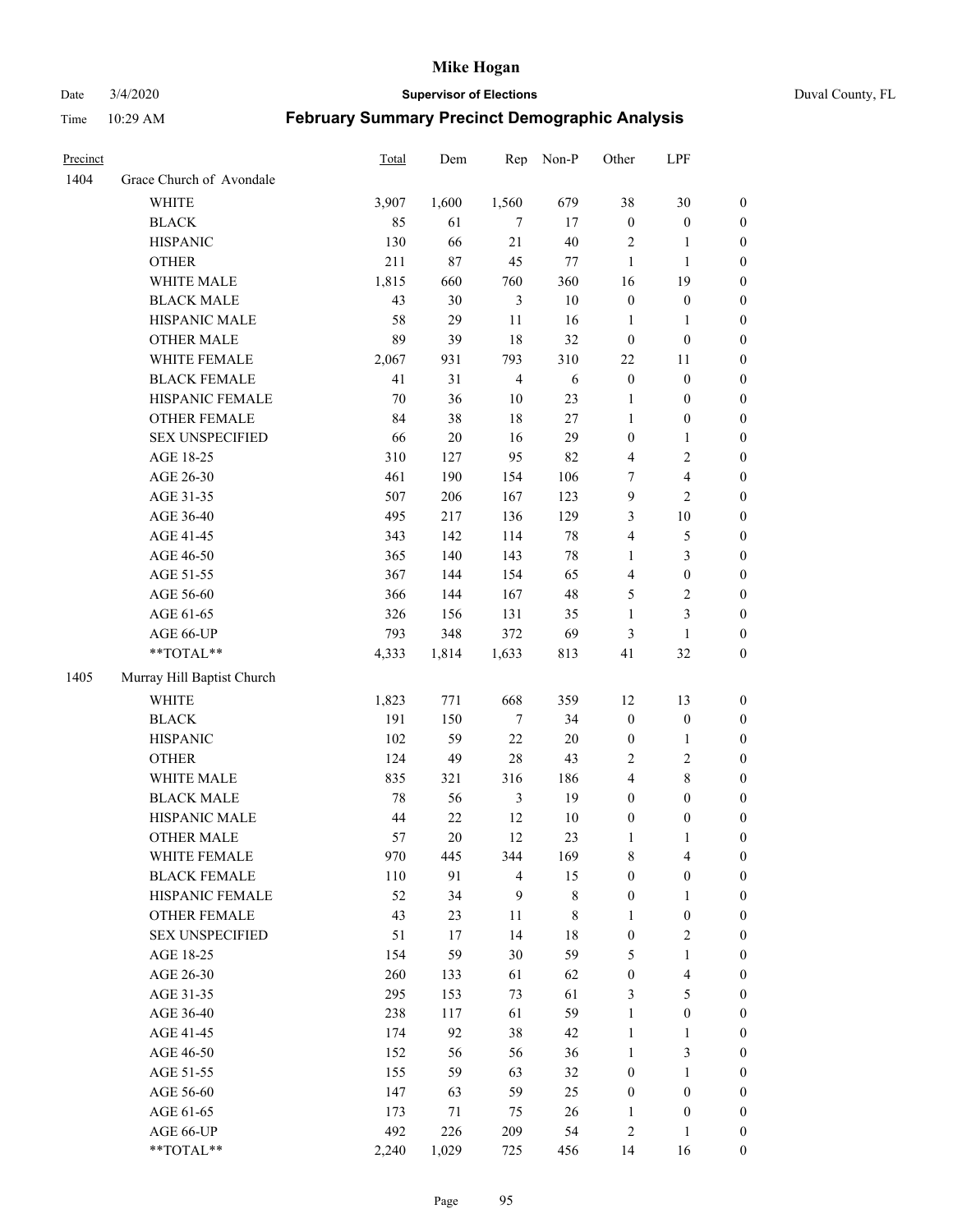# Mike Hogan

Date 3/4/2020 **Supervisor of Elections** Duval County, FL

Time 10:29 AM **February Summary Precinct Demographic Analysis**

| Precinct | | Total | Dem | Rep | Non-P | Other | LPF | |
|---|---|---|---|---|---|---|---|---|
| 1404 | Grace Church of Avondale | | | | | | | |
| | WHITE | 3,907 | 1,600 | 1,560 | 679 | 38 | 30 | 0 |
| | BLACK | 85 | 61 | 7 | 17 | 0 | 0 | 0 |
| | HISPANIC | 130 | 66 | 21 | 40 | 2 | 1 | 0 |
| | OTHER | 211 | 87 | 45 | 77 | 1 | 1 | 0 |
| | WHITE MALE | 1,815 | 660 | 760 | 360 | 16 | 19 | 0 |
| | BLACK MALE | 43 | 30 | 3 | 10 | 0 | 0 | 0 |
| | HISPANIC MALE | 58 | 29 | 11 | 16 | 1 | 1 | 0 |
| | OTHER MALE | 89 | 39 | 18 | 32 | 0 | 0 | 0 |
| | WHITE FEMALE | 2,067 | 931 | 793 | 310 | 22 | 11 | 0 |
| | BLACK FEMALE | 41 | 31 | 4 | 6 | 0 | 0 | 0 |
| | HISPANIC FEMALE | 70 | 36 | 10 | 23 | 1 | 0 | 0 |
| | OTHER FEMALE | 84 | 38 | 18 | 27 | 1 | 0 | 0 |
| | SEX UNSPECIFIED | 66 | 20 | 16 | 29 | 0 | 1 | 0 |
| | AGE 18-25 | 310 | 127 | 95 | 82 | 4 | 2 | 0 |
| | AGE 26-30 | 461 | 190 | 154 | 106 | 7 | 4 | 0 |
| | AGE 31-35 | 507 | 206 | 167 | 123 | 9 | 2 | 0 |
| | AGE 36-40 | 495 | 217 | 136 | 129 | 3 | 10 | 0 |
| | AGE 41-45 | 343 | 142 | 114 | 78 | 4 | 5 | 0 |
| | AGE 46-50 | 365 | 140 | 143 | 78 | 1 | 3 | 0 |
| | AGE 51-55 | 367 | 144 | 154 | 65 | 4 | 0 | 0 |
| | AGE 56-60 | 366 | 144 | 167 | 48 | 5 | 2 | 0 |
| | AGE 61-65 | 326 | 156 | 131 | 35 | 1 | 3 | 0 |
| | AGE 66-UP | 793 | 348 | 372 | 69 | 3 | 1 | 0 |
| | **TOTAL** | 4,333 | 1,814 | 1,633 | 813 | 41 | 32 | 0 |
| 1405 | Murray Hill Baptist Church | | | | | | | |
| | WHITE | 1,823 | 771 | 668 | 359 | 12 | 13 | 0 |
| | BLACK | 191 | 150 | 7 | 34 | 0 | 0 | 0 |
| | HISPANIC | 102 | 59 | 22 | 20 | 0 | 1 | 0 |
| | OTHER | 124 | 49 | 28 | 43 | 2 | 2 | 0 |
| | WHITE MALE | 835 | 321 | 316 | 186 | 4 | 8 | 0 |
| | BLACK MALE | 78 | 56 | 3 | 19 | 0 | 0 | 0 |
| | HISPANIC MALE | 44 | 22 | 12 | 10 | 0 | 0 | 0 |
| | OTHER MALE | 57 | 20 | 12 | 23 | 1 | 1 | 0 |
| | WHITE FEMALE | 970 | 445 | 344 | 169 | 8 | 4 | 0 |
| | BLACK FEMALE | 110 | 91 | 4 | 15 | 0 | 0 | 0 |
| | HISPANIC FEMALE | 52 | 34 | 9 | 8 | 0 | 1 | 0 |
| | OTHER FEMALE | 43 | 23 | 11 | 8 | 1 | 0 | 0 |
| | SEX UNSPECIFIED | 51 | 17 | 14 | 18 | 0 | 2 | 0 |
| | AGE 18-25 | 154 | 59 | 30 | 59 | 5 | 1 | 0 |
| | AGE 26-30 | 260 | 133 | 61 | 62 | 0 | 4 | 0 |
| | AGE 31-35 | 295 | 153 | 73 | 61 | 3 | 5 | 0 |
| | AGE 36-40 | 238 | 117 | 61 | 59 | 1 | 0 | 0 |
| | AGE 41-45 | 174 | 92 | 38 | 42 | 1 | 1 | 0 |
| | AGE 46-50 | 152 | 56 | 56 | 36 | 1 | 3 | 0 |
| | AGE 51-55 | 155 | 59 | 63 | 32 | 0 | 1 | 0 |
| | AGE 56-60 | 147 | 63 | 59 | 25 | 0 | 0 | 0 |
| | AGE 61-65 | 173 | 71 | 75 | 26 | 1 | 0 | 0 |
| | AGE 66-UP | 492 | 226 | 209 | 54 | 2 | 1 | 0 |
| | **TOTAL** | 2,240 | 1,029 | 725 | 456 | 14 | 16 | 0 |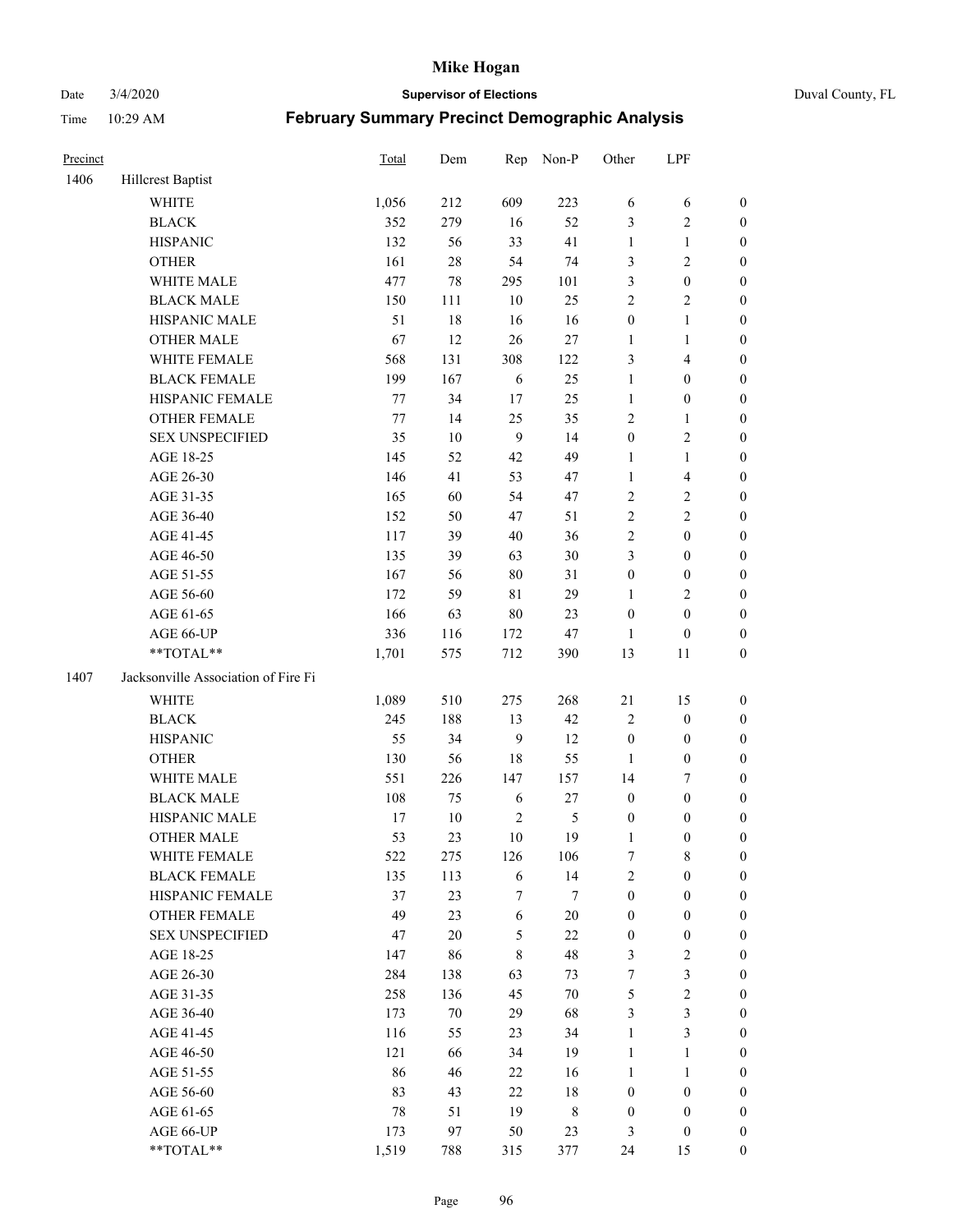# Mike Hogan

Date 3/4/2020 **Supervisor of Elections** Duval County, FL

Time 10:29 AM **February Summary Precinct Demographic Analysis**

| Precinct | | Total | Dem | Rep | Non-P | Other | LPF | |
|---|---|---|---|---|---|---|---|---|
| 1406 | Hillcrest Baptist | | | | | | | |
| | WHITE | 1,056 | 212 | 609 | 223 | 6 | 6 | 0 |
| | BLACK | 352 | 279 | 16 | 52 | 3 | 2 | 0 |
| | HISPANIC | 132 | 56 | 33 | 41 | 1 | 1 | 0 |
| | OTHER | 161 | 28 | 54 | 74 | 3 | 2 | 0 |
| | WHITE MALE | 477 | 78 | 295 | 101 | 3 | 0 | 0 |
| | BLACK MALE | 150 | 111 | 10 | 25 | 2 | 2 | 0 |
| | HISPANIC MALE | 51 | 18 | 16 | 16 | 0 | 1 | 0 |
| | OTHER MALE | 67 | 12 | 26 | 27 | 1 | 1 | 0 |
| | WHITE FEMALE | 568 | 131 | 308 | 122 | 3 | 4 | 0 |
| | BLACK FEMALE | 199 | 167 | 6 | 25 | 1 | 0 | 0 |
| | HISPANIC FEMALE | 77 | 34 | 17 | 25 | 1 | 0 | 0 |
| | OTHER FEMALE | 77 | 14 | 25 | 35 | 2 | 1 | 0 |
| | SEX UNSPECIFIED | 35 | 10 | 9 | 14 | 0 | 2 | 0 |
| | AGE 18-25 | 145 | 52 | 42 | 49 | 1 | 1 | 0 |
| | AGE 26-30 | 146 | 41 | 53 | 47 | 1 | 4 | 0 |
| | AGE 31-35 | 165 | 60 | 54 | 47 | 2 | 2 | 0 |
| | AGE 36-40 | 152 | 50 | 47 | 51 | 2 | 2 | 0 |
| | AGE 41-45 | 117 | 39 | 40 | 36 | 2 | 0 | 0 |
| | AGE 46-50 | 135 | 39 | 63 | 30 | 3 | 0 | 0 |
| | AGE 51-55 | 167 | 56 | 80 | 31 | 0 | 0 | 0 |
| | AGE 56-60 | 172 | 59 | 81 | 29 | 1 | 2 | 0 |
| | AGE 61-65 | 166 | 63 | 80 | 23 | 0 | 0 | 0 |
| | AGE 66-UP | 336 | 116 | 172 | 47 | 1 | 0 | 0 |
| | **TOTAL** | 1,701 | 575 | 712 | 390 | 13 | 11 | 0 |
| 1407 | Jacksonville Association of Fire Fi | | | | | | | |
| | WHITE | 1,089 | 510 | 275 | 268 | 21 | 15 | 0 |
| | BLACK | 245 | 188 | 13 | 42 | 2 | 0 | 0 |
| | HISPANIC | 55 | 34 | 9 | 12 | 0 | 0 | 0 |
| | OTHER | 130 | 56 | 18 | 55 | 1 | 0 | 0 |
| | WHITE MALE | 551 | 226 | 147 | 157 | 14 | 7 | 0 |
| | BLACK MALE | 108 | 75 | 6 | 27 | 0 | 0 | 0 |
| | HISPANIC MALE | 17 | 10 | 2 | 5 | 0 | 0 | 0 |
| | OTHER MALE | 53 | 23 | 10 | 19 | 1 | 0 | 0 |
| | WHITE FEMALE | 522 | 275 | 126 | 106 | 7 | 8 | 0 |
| | BLACK FEMALE | 135 | 113 | 6 | 14 | 2 | 0 | 0 |
| | HISPANIC FEMALE | 37 | 23 | 7 | 7 | 0 | 0 | 0 |
| | OTHER FEMALE | 49 | 23 | 6 | 20 | 0 | 0 | 0 |
| | SEX UNSPECIFIED | 47 | 20 | 5 | 22 | 0 | 0 | 0 |
| | AGE 18-25 | 147 | 86 | 8 | 48 | 3 | 2 | 0 |
| | AGE 26-30 | 284 | 138 | 63 | 73 | 7 | 3 | 0 |
| | AGE 31-35 | 258 | 136 | 45 | 70 | 5 | 2 | 0 |
| | AGE 36-40 | 173 | 70 | 29 | 68 | 3 | 3 | 0 |
| | AGE 41-45 | 116 | 55 | 23 | 34 | 1 | 3 | 0 |
| | AGE 46-50 | 121 | 66 | 34 | 19 | 1 | 1 | 0 |
| | AGE 51-55 | 86 | 46 | 22 | 16 | 1 | 1 | 0 |
| | AGE 56-60 | 83 | 43 | 22 | 18 | 0 | 0 | 0 |
| | AGE 61-65 | 78 | 51 | 19 | 8 | 0 | 0 | 0 |
| | AGE 66-UP | 173 | 97 | 50 | 23 | 3 | 0 | 0 |
| | **TOTAL** | 1,519 | 788 | 315 | 377 | 24 | 15 | 0 |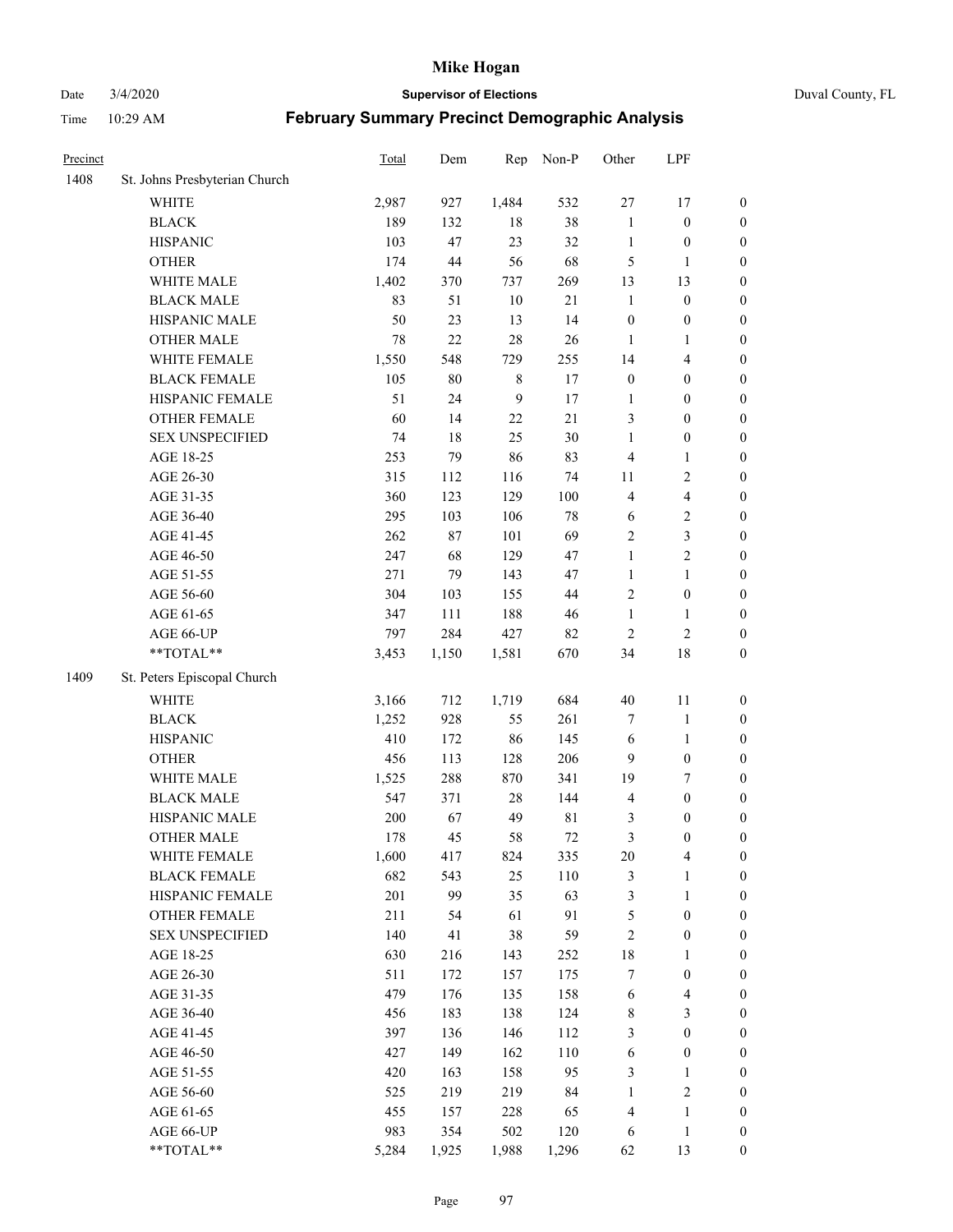# Mike Hogan

Date 3/4/2020 **Supervisor of Elections** Duval County, FL

Time 10:29 AM **February Summary Precinct Demographic Analysis**

| Precinct | | Total | Dem | Rep | Non-P | Other | LPF | |
|---|---|---|---|---|---|---|---|---|
| 1408 | St. Johns Presbyterian Church | | | | | | | |
| | WHITE | 2,987 | 927 | 1,484 | 532 | 27 | 17 | 0 |
| | BLACK | 189 | 132 | 18 | 38 | 1 | 0 | 0 |
| | HISPANIC | 103 | 47 | 23 | 32 | 1 | 0 | 0 |
| | OTHER | 174 | 44 | 56 | 68 | 5 | 1 | 0 |
| | WHITE MALE | 1,402 | 370 | 737 | 269 | 13 | 13 | 0 |
| | BLACK MALE | 83 | 51 | 10 | 21 | 1 | 0 | 0 |
| | HISPANIC MALE | 50 | 23 | 13 | 14 | 0 | 0 | 0 |
| | OTHER MALE | 78 | 22 | 28 | 26 | 1 | 1 | 0 |
| | WHITE FEMALE | 1,550 | 548 | 729 | 255 | 14 | 4 | 0 |
| | BLACK FEMALE | 105 | 80 | 8 | 17 | 0 | 0 | 0 |
| | HISPANIC FEMALE | 51 | 24 | 9 | 17 | 1 | 0 | 0 |
| | OTHER FEMALE | 60 | 14 | 22 | 21 | 3 | 0 | 0 |
| | SEX UNSPECIFIED | 74 | 18 | 25 | 30 | 1 | 0 | 0 |
| | AGE 18-25 | 253 | 79 | 86 | 83 | 4 | 1 | 0 |
| | AGE 26-30 | 315 | 112 | 116 | 74 | 11 | 2 | 0 |
| | AGE 31-35 | 360 | 123 | 129 | 100 | 4 | 4 | 0 |
| | AGE 36-40 | 295 | 103 | 106 | 78 | 6 | 2 | 0 |
| | AGE 41-45 | 262 | 87 | 101 | 69 | 2 | 3 | 0 |
| | AGE 46-50 | 247 | 68 | 129 | 47 | 1 | 2 | 0 |
| | AGE 51-55 | 271 | 79 | 143 | 47 | 1 | 1 | 0 |
| | AGE 56-60 | 304 | 103 | 155 | 44 | 2 | 0 | 0 |
| | AGE 61-65 | 347 | 111 | 188 | 46 | 1 | 1 | 0 |
| | AGE 66-UP | 797 | 284 | 427 | 82 | 2 | 2 | 0 |
| | **TOTAL** | 3,453 | 1,150 | 1,581 | 670 | 34 | 18 | 0 |
| 1409 | St. Peters Episcopal Church | | | | | | | |
| | WHITE | 3,166 | 712 | 1,719 | 684 | 40 | 11 | 0 |
| | BLACK | 1,252 | 928 | 55 | 261 | 7 | 1 | 0 |
| | HISPANIC | 410 | 172 | 86 | 145 | 6 | 1 | 0 |
| | OTHER | 456 | 113 | 128 | 206 | 9 | 0 | 0 |
| | WHITE MALE | 1,525 | 288 | 870 | 341 | 19 | 7 | 0 |
| | BLACK MALE | 547 | 371 | 28 | 144 | 4 | 0 | 0 |
| | HISPANIC MALE | 200 | 67 | 49 | 81 | 3 | 0 | 0 |
| | OTHER MALE | 178 | 45 | 58 | 72 | 3 | 0 | 0 |
| | WHITE FEMALE | 1,600 | 417 | 824 | 335 | 20 | 4 | 0 |
| | BLACK FEMALE | 682 | 543 | 25 | 110 | 3 | 1 | 0 |
| | HISPANIC FEMALE | 201 | 99 | 35 | 63 | 3 | 1 | 0 |
| | OTHER FEMALE | 211 | 54 | 61 | 91 | 5 | 0 | 0 |
| | SEX UNSPECIFIED | 140 | 41 | 38 | 59 | 2 | 0 | 0 |
| | AGE 18-25 | 630 | 216 | 143 | 252 | 18 | 1 | 0 |
| | AGE 26-30 | 511 | 172 | 157 | 175 | 7 | 0 | 0 |
| | AGE 31-35 | 479 | 176 | 135 | 158 | 6 | 4 | 0 |
| | AGE 36-40 | 456 | 183 | 138 | 124 | 8 | 3 | 0 |
| | AGE 41-45 | 397 | 136 | 146 | 112 | 3 | 0 | 0 |
| | AGE 46-50 | 427 | 149 | 162 | 110 | 6 | 0 | 0 |
| | AGE 51-55 | 420 | 163 | 158 | 95 | 3 | 1 | 0 |
| | AGE 56-60 | 525 | 219 | 219 | 84 | 1 | 2 | 0 |
| | AGE 61-65 | 455 | 157 | 228 | 65 | 4 | 1 | 0 |
| | AGE 66-UP | 983 | 354 | 502 | 120 | 6 | 1 | 0 |
| | **TOTAL** | 5,284 | 1,925 | 1,988 | 1,296 | 62 | 13 | 0 |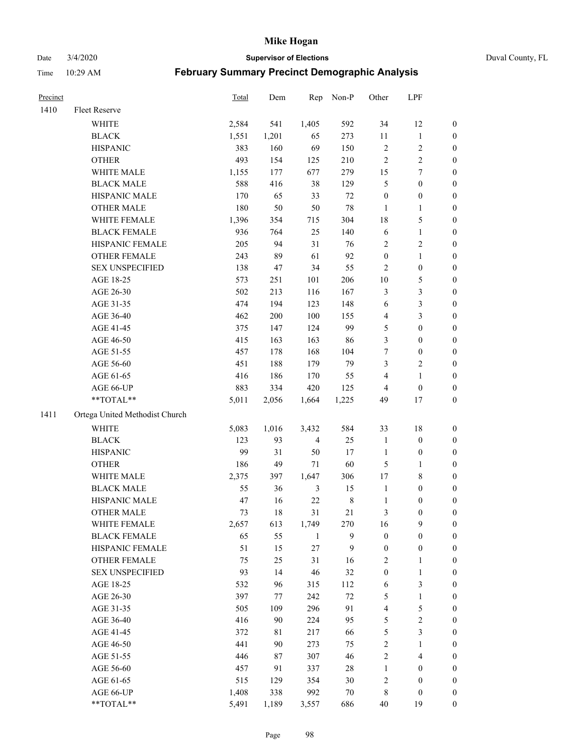# Mike Hogan

Date 3/4/2020 **Supervisor of Elections** Duval County, FL

Time 10:29 AM **February Summary Precinct Demographic Analysis**

| Precinct | | Total | Dem | Rep | Non-P | Other | LPF | |
|---|---|---|---|---|---|---|---|---|
| 1410 | Fleet Reserve | | | | | | | |
| | WHITE | 2,584 | 541 | 1,405 | 592 | 34 | 12 | 0 |
| | BLACK | 1,551 | 1,201 | 65 | 273 | 11 | 1 | 0 |
| | HISPANIC | 383 | 160 | 69 | 150 | 2 | 2 | 0 |
| | OTHER | 493 | 154 | 125 | 210 | 2 | 2 | 0 |
| | WHITE MALE | 1,155 | 177 | 677 | 279 | 15 | 7 | 0 |
| | BLACK MALE | 588 | 416 | 38 | 129 | 5 | 0 | 0 |
| | HISPANIC MALE | 170 | 65 | 33 | 72 | 0 | 0 | 0 |
| | OTHER MALE | 180 | 50 | 50 | 78 | 1 | 1 | 0 |
| | WHITE FEMALE | 1,396 | 354 | 715 | 304 | 18 | 5 | 0 |
| | BLACK FEMALE | 936 | 764 | 25 | 140 | 6 | 1 | 0 |
| | HISPANIC FEMALE | 205 | 94 | 31 | 76 | 2 | 2 | 0 |
| | OTHER FEMALE | 243 | 89 | 61 | 92 | 0 | 1 | 0 |
| | SEX UNSPECIFIED | 138 | 47 | 34 | 55 | 2 | 0 | 0 |
| | AGE 18-25 | 573 | 251 | 101 | 206 | 10 | 5 | 0 |
| | AGE 26-30 | 502 | 213 | 116 | 167 | 3 | 3 | 0 |
| | AGE 31-35 | 474 | 194 | 123 | 148 | 6 | 3 | 0 |
| | AGE 36-40 | 462 | 200 | 100 | 155 | 4 | 3 | 0 |
| | AGE 41-45 | 375 | 147 | 124 | 99 | 5 | 0 | 0 |
| | AGE 46-50 | 415 | 163 | 163 | 86 | 3 | 0 | 0 |
| | AGE 51-55 | 457 | 178 | 168 | 104 | 7 | 0 | 0 |
| | AGE 56-60 | 451 | 188 | 179 | 79 | 3 | 2 | 0 |
| | AGE 61-65 | 416 | 186 | 170 | 55 | 4 | 1 | 0 |
| | AGE 66-UP | 883 | 334 | 420 | 125 | 4 | 0 | 0 |
| | **TOTAL** | 5,011 | 2,056 | 1,664 | 1,225 | 49 | 17 | 0 |
| 1411 | Ortega United Methodist Church | | | | | | | |
| | WHITE | 5,083 | 1,016 | 3,432 | 584 | 33 | 18 | 0 |
| | BLACK | 123 | 93 | 4 | 25 | 1 | 0 | 0 |
| | HISPANIC | 99 | 31 | 50 | 17 | 1 | 0 | 0 |
| | OTHER | 186 | 49 | 71 | 60 | 5 | 1 | 0 |
| | WHITE MALE | 2,375 | 397 | 1,647 | 306 | 17 | 8 | 0 |
| | BLACK MALE | 55 | 36 | 3 | 15 | 1 | 0 | 0 |
| | HISPANIC MALE | 47 | 16 | 22 | 8 | 1 | 0 | 0 |
| | OTHER MALE | 73 | 18 | 31 | 21 | 3 | 0 | 0 |
| | WHITE FEMALE | 2,657 | 613 | 1,749 | 270 | 16 | 9 | 0 |
| | BLACK FEMALE | 65 | 55 | 1 | 9 | 0 | 0 | 0 |
| | HISPANIC FEMALE | 51 | 15 | 27 | 9 | 0 | 0 | 0 |
| | OTHER FEMALE | 75 | 25 | 31 | 16 | 2 | 1 | 0 |
| | SEX UNSPECIFIED | 93 | 14 | 46 | 32 | 0 | 1 | 0 |
| | AGE 18-25 | 532 | 96 | 315 | 112 | 6 | 3 | 0 |
| | AGE 26-30 | 397 | 77 | 242 | 72 | 5 | 1 | 0 |
| | AGE 31-35 | 505 | 109 | 296 | 91 | 4 | 5 | 0 |
| | AGE 36-40 | 416 | 90 | 224 | 95 | 5 | 2 | 0 |
| | AGE 41-45 | 372 | 81 | 217 | 66 | 5 | 3 | 0 |
| | AGE 46-50 | 441 | 90 | 273 | 75 | 2 | 1 | 0 |
| | AGE 51-55 | 446 | 87 | 307 | 46 | 2 | 4 | 0 |
| | AGE 56-60 | 457 | 91 | 337 | 28 | 1 | 0 | 0 |
| | AGE 61-65 | 515 | 129 | 354 | 30 | 2 | 0 | 0 |
| | AGE 66-UP | 1,408 | 338 | 992 | 70 | 8 | 0 | 0 |
| | **TOTAL** | 5,491 | 1,189 | 3,557 | 686 | 40 | 19 | 0 |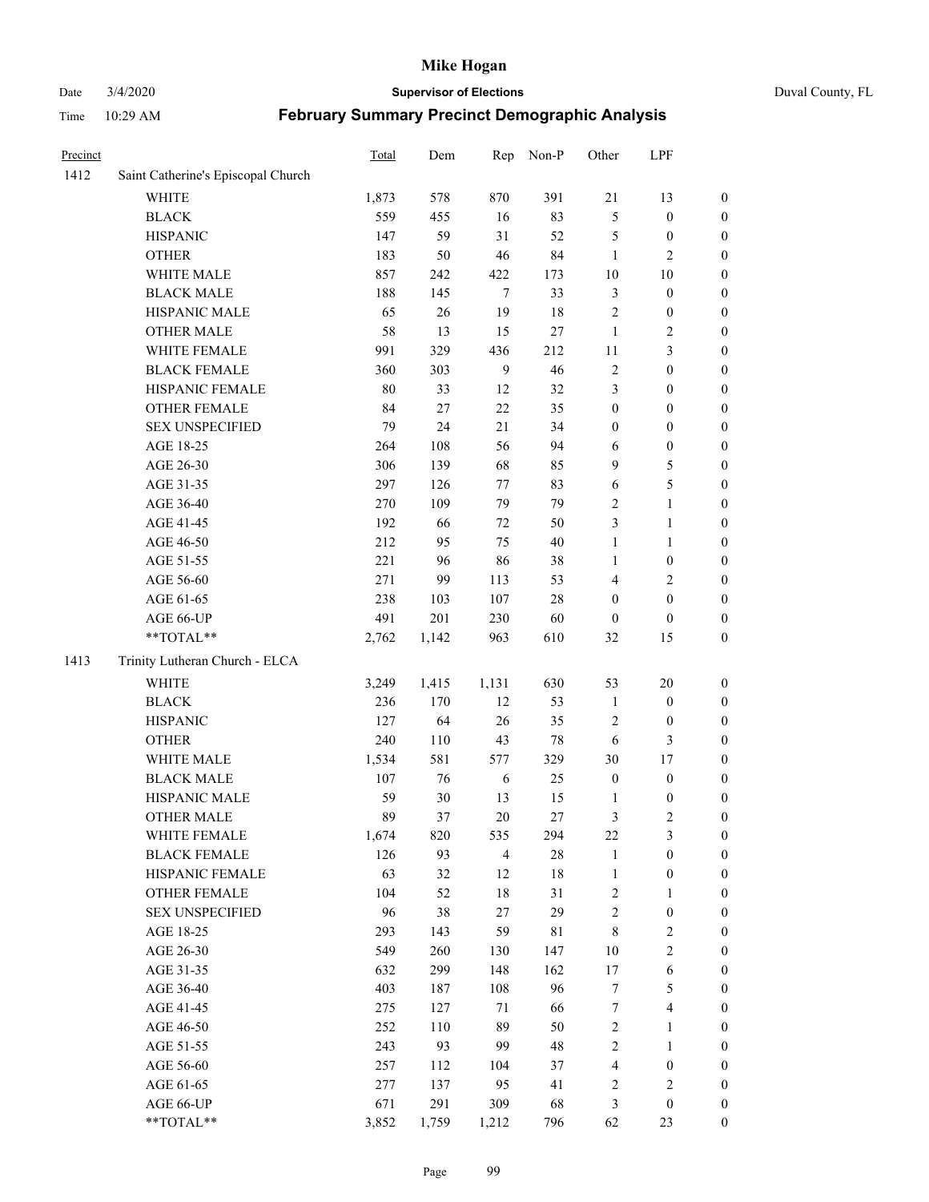| Precinct | | Total | Dem | Rep | Non-P | Other | LPF | |
|---|---|---|---|---|---|---|---|---|
| 1412 | Saint Catherine's Episcopal Church | | | | | | | |
| | WHITE | 1,873 | 578 | 870 | 391 | 21 | 13 | 0 |
| | BLACK | 559 | 455 | 16 | 83 | 5 | 0 | 0 |
| | HISPANIC | 147 | 59 | 31 | 52 | 5 | 0 | 0 |
| | OTHER | 183 | 50 | 46 | 84 | 1 | 2 | 0 |
| | WHITE MALE | 857 | 242 | 422 | 173 | 10 | 10 | 0 |
| | BLACK MALE | 188 | 145 | 7 | 33 | 3 | 0 | 0 |
| | HISPANIC MALE | 65 | 26 | 19 | 18 | 2 | 0 | 0 |
| | OTHER MALE | 58 | 13 | 15 | 27 | 1 | 2 | 0 |
| | WHITE FEMALE | 991 | 329 | 436 | 212 | 11 | 3 | 0 |
| | BLACK FEMALE | 360 | 303 | 9 | 46 | 2 | 0 | 0 |
| | HISPANIC FEMALE | 80 | 33 | 12 | 32 | 3 | 0 | 0 |
| | OTHER FEMALE | 84 | 27 | 22 | 35 | 0 | 0 | 0 |
| | SEX UNSPECIFIED | 79 | 24 | 21 | 34 | 0 | 0 | 0 |
| | AGE 18-25 | 264 | 108 | 56 | 94 | 6 | 0 | 0 |
| | AGE 26-30 | 306 | 139 | 68 | 85 | 9 | 5 | 0 |
| | AGE 31-35 | 297 | 126 | 77 | 83 | 6 | 5 | 0 |
| | AGE 36-40 | 270 | 109 | 79 | 79 | 2 | 1 | 0 |
| | AGE 41-45 | 192 | 66 | 72 | 50 | 3 | 1 | 0 |
| | AGE 46-50 | 212 | 95 | 75 | 40 | 1 | 1 | 0 |
| | AGE 51-55 | 221 | 96 | 86 | 38 | 1 | 0 | 0 |
| | AGE 56-60 | 271 | 99 | 113 | 53 | 4 | 2 | 0 |
| | AGE 61-65 | 238 | 103 | 107 | 28 | 0 | 0 | 0 |
| | AGE 66-UP | 491 | 201 | 230 | 60 | 0 | 0 | 0 |
| | **TOTAL** | 2,762 | 1,142 | 963 | 610 | 32 | 15 | 0 |
| 1413 | Trinity Lutheran Church - ELCA | | | | | | | |
| | WHITE | 3,249 | 1,415 | 1,131 | 630 | 53 | 20 | 0 |
| | BLACK | 236 | 170 | 12 | 53 | 1 | 0 | 0 |
| | HISPANIC | 127 | 64 | 26 | 35 | 2 | 0 | 0 |
| | OTHER | 240 | 110 | 43 | 78 | 6 | 3 | 0 |
| | WHITE MALE | 1,534 | 581 | 577 | 329 | 30 | 17 | 0 |
| | BLACK MALE | 107 | 76 | 6 | 25 | 0 | 0 | 0 |
| | HISPANIC MALE | 59 | 30 | 13 | 15 | 1 | 0 | 0 |
| | OTHER MALE | 89 | 37 | 20 | 27 | 3 | 2 | 0 |
| | WHITE FEMALE | 1,674 | 820 | 535 | 294 | 22 | 3 | 0 |
| | BLACK FEMALE | 126 | 93 | 4 | 28 | 1 | 0 | 0 |
| | HISPANIC FEMALE | 63 | 32 | 12 | 18 | 1 | 0 | 0 |
| | OTHER FEMALE | 104 | 52 | 18 | 31 | 2 | 1 | 0 |
| | SEX UNSPECIFIED | 96 | 38 | 27 | 29 | 2 | 0 | 0 |
| | AGE 18-25 | 293 | 143 | 59 | 81 | 8 | 2 | 0 |
| | AGE 26-30 | 549 | 260 | 130 | 147 | 10 | 2 | 0 |
| | AGE 31-35 | 632 | 299 | 148 | 162 | 17 | 6 | 0 |
| | AGE 36-40 | 403 | 187 | 108 | 96 | 7 | 5 | 0 |
| | AGE 41-45 | 275 | 127 | 71 | 66 | 7 | 4 | 0 |
| | AGE 46-50 | 252 | 110 | 89 | 50 | 2 | 1 | 0 |
| | AGE 51-55 | 243 | 93 | 99 | 48 | 2 | 1 | 0 |
| | AGE 56-60 | 257 | 112 | 104 | 37 | 4 | 0 | 0 |
| | AGE 61-65 | 277 | 137 | 95 | 41 | 2 | 2 | 0 |
| | AGE 66-UP | 671 | 291 | 309 | 68 | 3 | 0 | 0 |
| | **TOTAL** | 3,852 | 1,759 | 1,212 | 796 | 62 | 23 | 0 |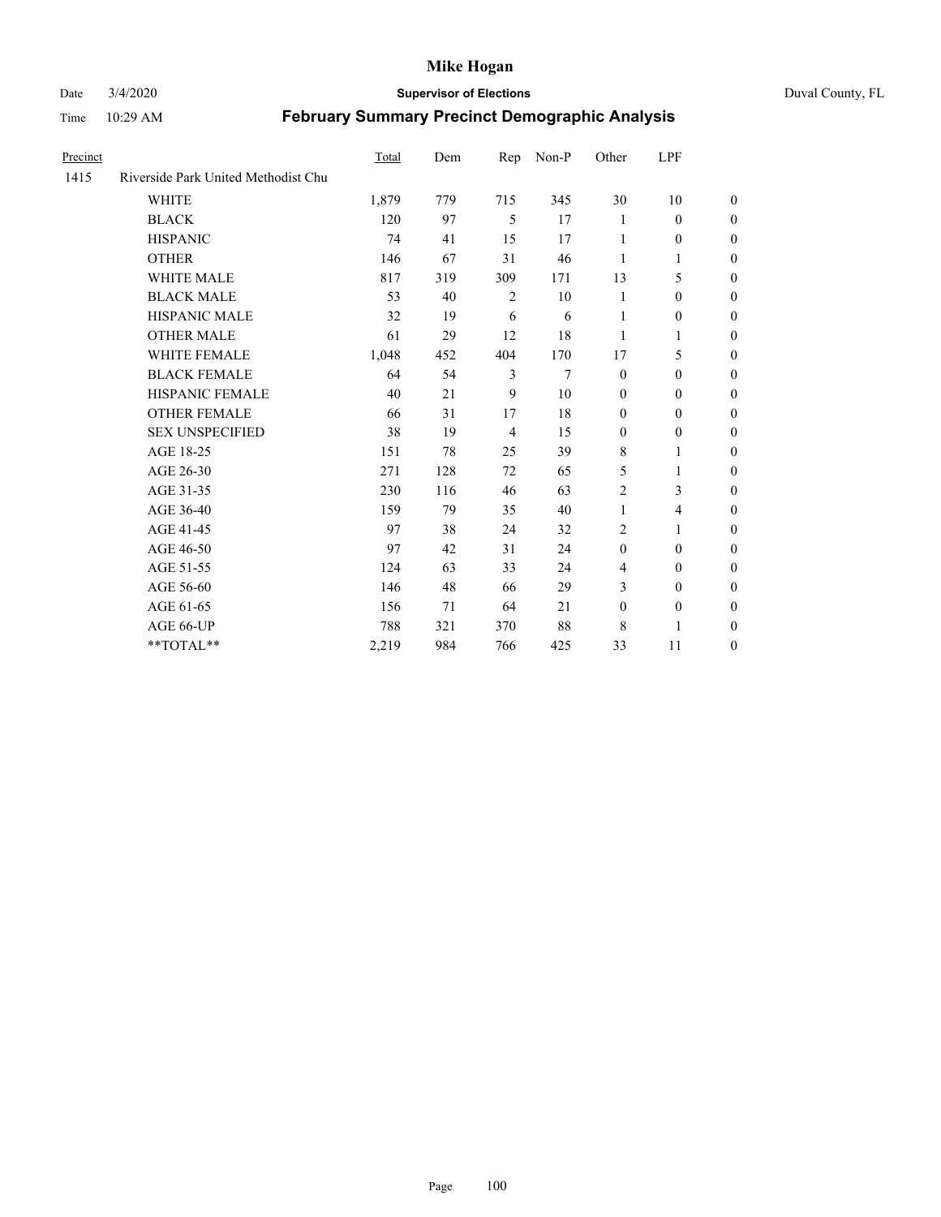# Mike Hogan

Date 3/4/2020 **Supervisor of Elections** Duval County, FL

Time 10:29 AM **February Summary Precinct Demographic Analysis**

| Precinct | | Total | Dem | Rep | Non-P | Other | LPF | |
|---|---|---|---|---|---|---|---|---|
| 1415 | Riverside Park United Methodist Chu | | | | | | | |
| | WHITE | 1,879 | 779 | 715 | 345 | 30 | 10 | 0 |
| | BLACK | 120 | 97 | 5 | 17 | 1 | 0 | 0 |
| | HISPANIC | 74 | 41 | 15 | 17 | 1 | 0 | 0 |
| | OTHER | 146 | 67 | 31 | 46 | 1 | 1 | 0 |
| | WHITE MALE | 817 | 319 | 309 | 171 | 13 | 5 | 0 |
| | BLACK MALE | 53 | 40 | 2 | 10 | 1 | 0 | 0 |
| | HISPANIC MALE | 32 | 19 | 6 | 6 | 1 | 0 | 0 |
| | OTHER MALE | 61 | 29 | 12 | 18 | 1 | 1 | 0 |
| | WHITE FEMALE | 1,048 | 452 | 404 | 170 | 17 | 5 | 0 |
| | BLACK FEMALE | 64 | 54 | 3 | 7 | 0 | 0 | 0 |
| | HISPANIC FEMALE | 40 | 21 | 9 | 10 | 0 | 0 | 0 |
| | OTHER FEMALE | 66 | 31 | 17 | 18 | 0 | 0 | 0 |
| | SEX UNSPECIFIED | 38 | 19 | 4 | 15 | 0 | 0 | 0 |
| | AGE 18-25 | 151 | 78 | 25 | 39 | 8 | 1 | 0 |
| | AGE 26-30 | 271 | 128 | 72 | 65 | 5 | 1 | 0 |
| | AGE 31-35 | 230 | 116 | 46 | 63 | 2 | 3 | 0 |
| | AGE 36-40 | 159 | 79 | 35 | 40 | 1 | 4 | 0 |
| | AGE 41-45 | 97 | 38 | 24 | 32 | 2 | 1 | 0 |
| | AGE 46-50 | 97 | 42 | 31 | 24 | 0 | 0 | 0 |
| | AGE 51-55 | 124 | 63 | 33 | 24 | 4 | 0 | 0 |
| | AGE 56-60 | 146 | 48 | 66 | 29 | 3 | 0 | 0 |
| | AGE 61-65 | 156 | 71 | 64 | 21 | 0 | 0 | 0 |
| | AGE 66-UP | 788 | 321 | 370 | 88 | 8 | 1 | 0 |
| | **TOTAL** | 2,219 | 984 | 766 | 425 | 33 | 11 | 0 |